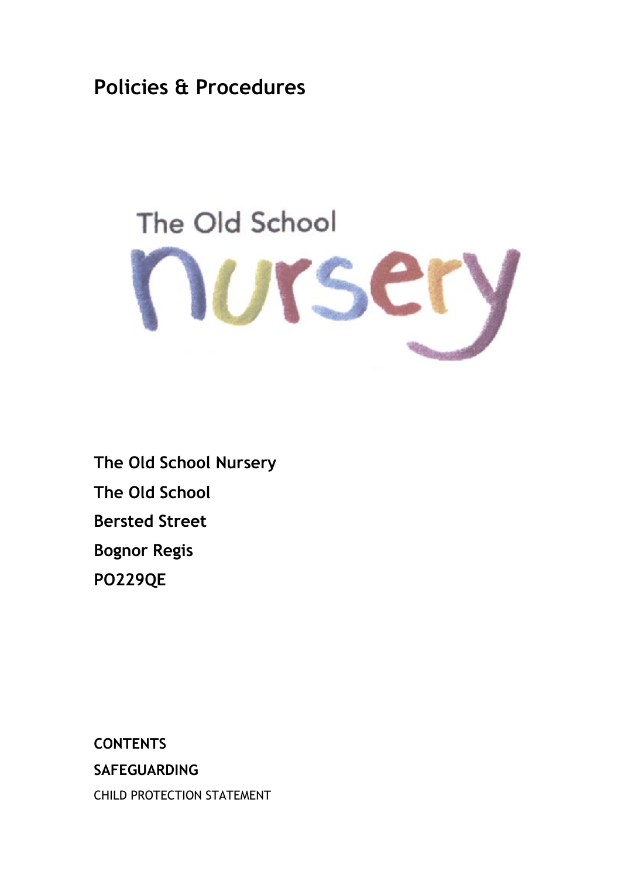# Policies & Procedures

The Old School nursery

**The Old School Nursery**

**The Old School**

**Bersted Street**

**Bognor Regis**

**PO229QE**

**CONTENTS**

**SAFEGUARDING**

CHILD PROTECTION STATEMENT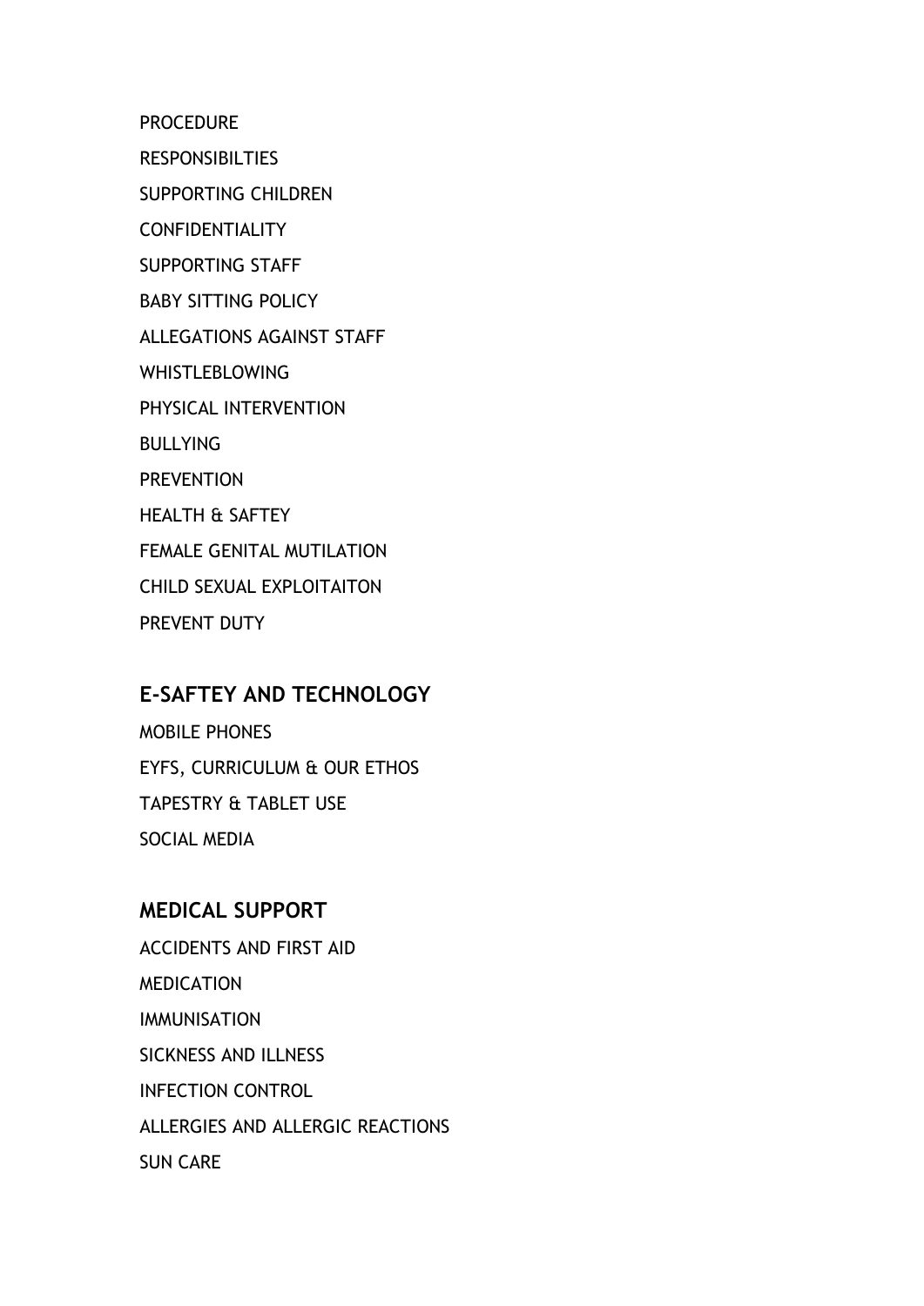PROCEDURE

RESPONSIBILTIES

SUPPORTING CHILDREN

CONFIDENTIALITY

SUPPORTING STAFF

BABY SITTING POLICY

ALLEGATIONS AGAINST STAFF

WHISTLEBLOWING

PHYSICAL INTERVENTION

BULLYING

PREVENTION

HEALTH & SAFTEY

FEMALE GENITAL MUTILATION

CHILD SEXUAL EXPLOITAITON

PREVENT DUTY

## E-SAFTEY AND TECHNOLOGY

MOBILE PHONES

EYFS, CURRICULUM & OUR ETHOS

TAPESTRY & TABLET USE

SOCIAL MEDIA

## MEDICAL SUPPORT

ACCIDENTS AND FIRST AID

MEDICATION

IMMUNISATION

SICKNESS AND ILLNESS

INFECTION CONTROL

ALLERGIES AND ALLERGIC REACTIONS

SUN CARE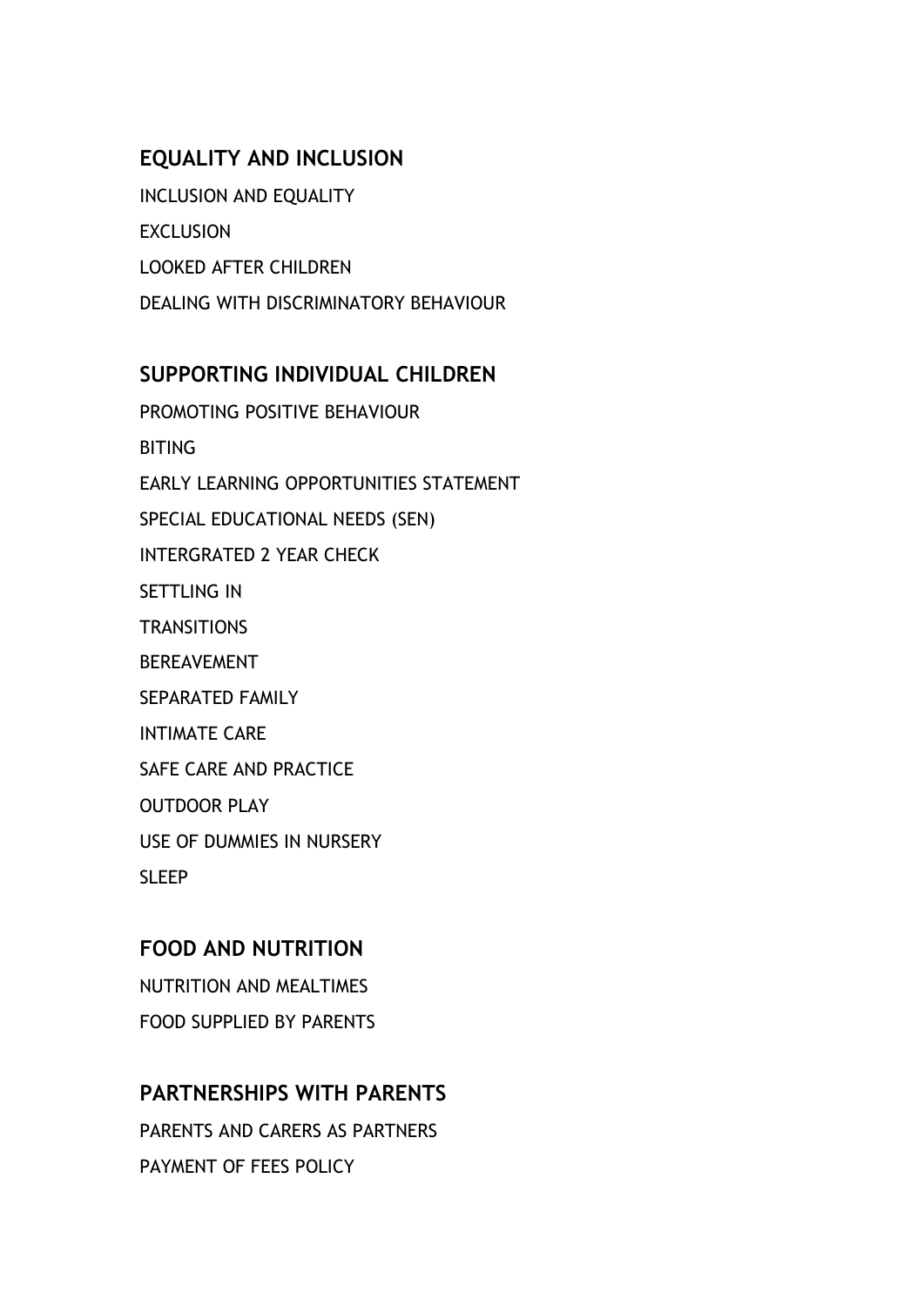## EQUALITY AND INCLUSION

INCLUSION AND EQUALITY

EXCLUSION

LOOKED AFTER CHILDREN

DEALING WITH DISCRIMINATORY BEHAVIOUR

## SUPPORTING INDIVIDUAL CHILDREN

PROMOTING POSITIVE BEHAVIOUR

BITING

EARLY LEARNING OPPORTUNITIES STATEMENT

SPECIAL EDUCATIONAL NEEDS (SEN)

INTERGRATED 2 YEAR CHECK

SETTLING IN

TRANSITIONS

BEREAVEMENT

SEPARATED FAMILY

INTIMATE CARE

SAFE CARE AND PRACTICE

OUTDOOR PLAY

USE OF DUMMIES IN NURSERY

SLEEP

## FOOD AND NUTRITION

NUTRITION AND MEALTIMES

FOOD SUPPLIED BY PARENTS

## PARTNERSHIPS WITH PARENTS

PARENTS AND CARERS AS PARTNERS

PAYMENT OF FEES POLICY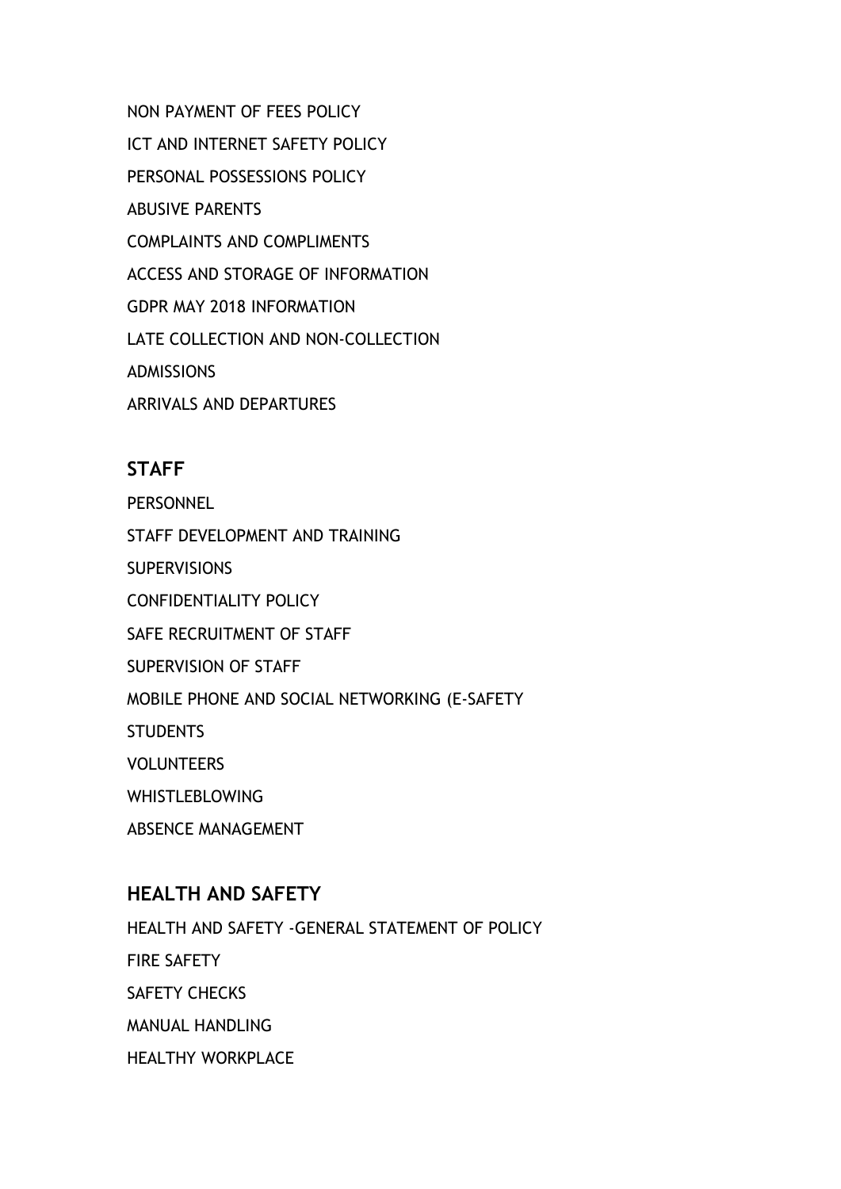NON PAYMENT OF FEES POLICY

ICT AND INTERNET SAFETY POLICY

PERSONAL POSSESSIONS POLICY

ABUSIVE PARENTS

COMPLAINTS AND COMPLIMENTS

ACCESS AND STORAGE OF INFORMATION

GDPR MAY 2018 INFORMATION

LATE COLLECTION AND NON-COLLECTION

ADMISSIONS

ARRIVALS AND DEPARTURES

## STAFF

PERSONNEL

STAFF DEVELOPMENT AND TRAINING

SUPERVISIONS

CONFIDENTIALITY POLICY

SAFE RECRUITMENT OF STAFF

SUPERVISION OF STAFF

MOBILE PHONE AND SOCIAL NETWORKING (E-SAFETY

STUDENTS

VOLUNTEERS

WHISTLEBLOWING

ABSENCE MANAGEMENT

## HEALTH AND SAFETY

HEALTH AND SAFETY -GENERAL STATEMENT OF POLICY

FIRE SAFETY

SAFETY CHECKS

MANUAL HANDLING

HEALTHY WORKPLACE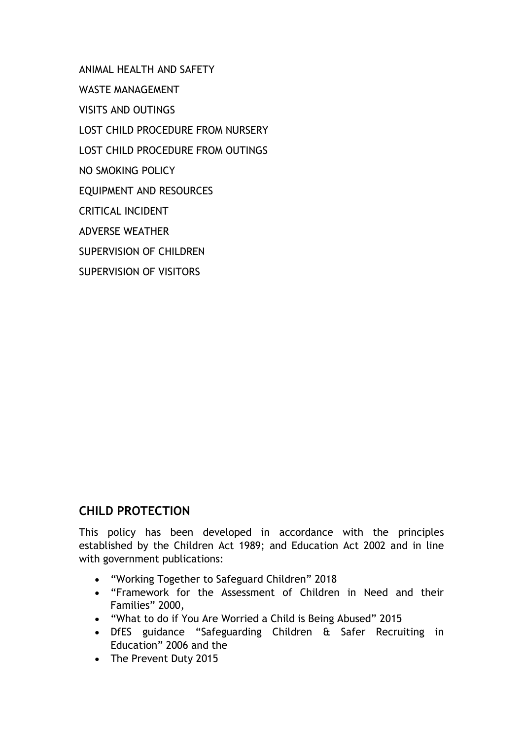ANIMAL HEALTH AND SAFETY

WASTE MANAGEMENT

VISITS AND OUTINGS

LOST CHILD PROCEDURE FROM NURSERY

LOST CHILD PROCEDURE FROM OUTINGS

NO SMOKING POLICY

EQUIPMENT AND RESOURCES

CRITICAL INCIDENT

ADVERSE WEATHER

SUPERVISION OF CHILDREN

SUPERVISION OF VISITORS

## CHILD PROTECTION

This policy has been developed in accordance with the principles established by the Children Act 1989; and Education Act 2002 and in line with government publications:

- "Working Together to Safeguard Children" 2018
- "Framework for the Assessment of Children in Need and their Families" 2000,
- "What to do if You Are Worried a Child is Being Abused" 2015
- DfES guidance "Safeguarding Children & Safer Recruiting in Education" 2006 and the
- The Prevent Duty 2015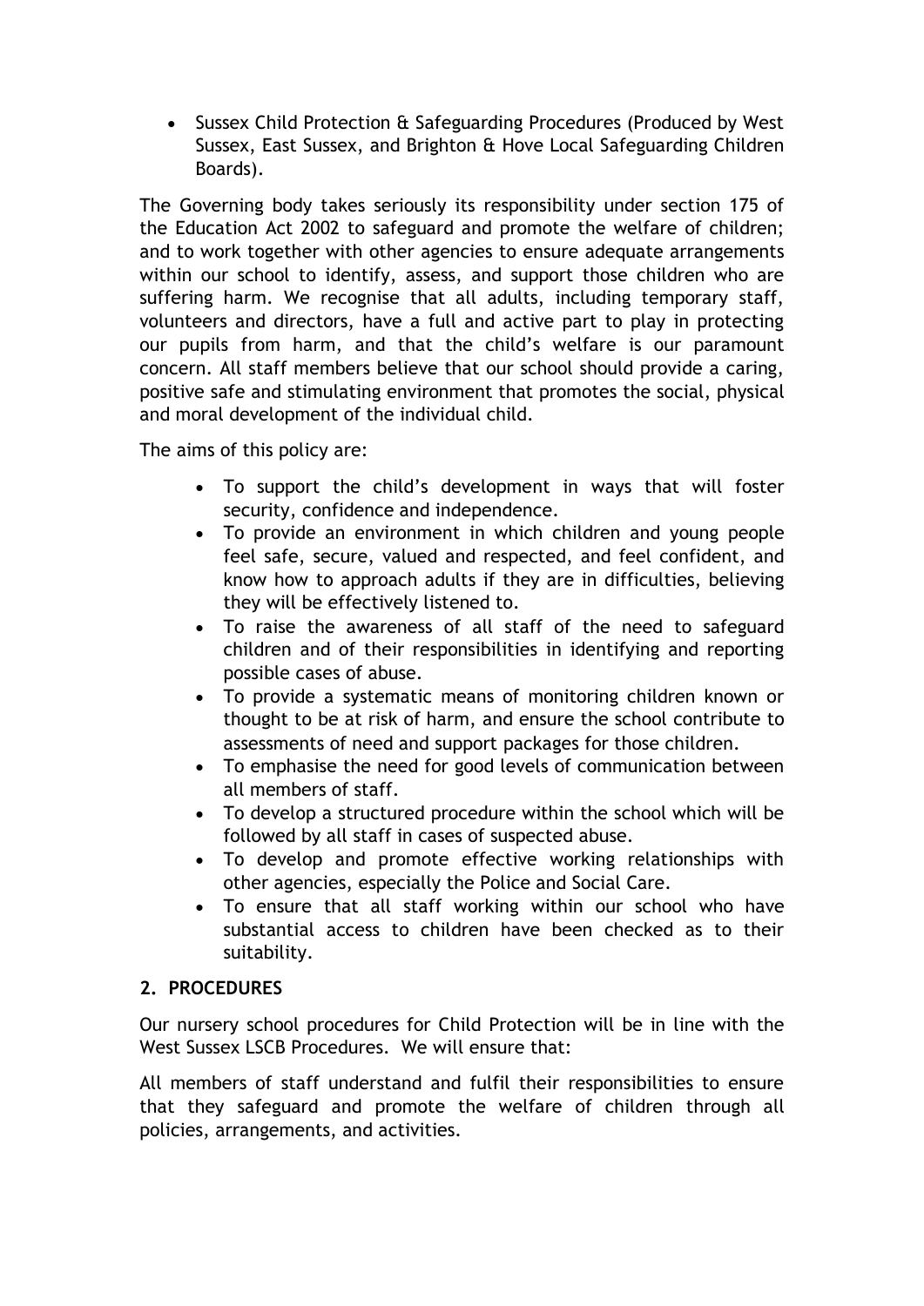- Sussex Child Protection & Safeguarding Procedures (Produced by West Sussex, East Sussex, and Brighton & Hove Local Safeguarding Children Boards).

The Governing body takes seriously its responsibility under section 175 of the Education Act 2002 to safeguard and promote the welfare of children; and to work together with other agencies to ensure adequate arrangements within our school to identify, assess, and support those children who are suffering harm. We recognise that all adults, including temporary staff, volunteers and directors, have a full and active part to play in protecting our pupils from harm, and that the child's welfare is our paramount concern. All staff members believe that our school should provide a caring, positive safe and stimulating environment that promotes the social, physical and moral development of the individual child.

The aims of this policy are:

- To support the child's development in ways that will foster security, confidence and independence.
- To provide an environment in which children and young people feel safe, secure, valued and respected, and feel confident, and know how to approach adults if they are in difficulties, believing they will be effectively listened to.
- To raise the awareness of all staff of the need to safeguard children and of their responsibilities in identifying and reporting possible cases of abuse.
- To provide a systematic means of monitoring children known or thought to be at risk of harm, and ensure the school contribute to assessments of need and support packages for those children.
- To emphasise the need for good levels of communication between all members of staff.
- To develop a structured procedure within the school which will be followed by all staff in cases of suspected abuse.
- To develop and promote effective working relationships with other agencies, especially the Police and Social Care.
- To ensure that all staff working within our school who have substantial access to children have been checked as to their suitability.

## 2. PROCEDURES

Our nursery school procedures for Child Protection will be in line with the West Sussex LSCB Procedures. We will ensure that:

All members of staff understand and fulfil their responsibilities to ensure that they safeguard and promote the welfare of children through all policies, arrangements, and activities.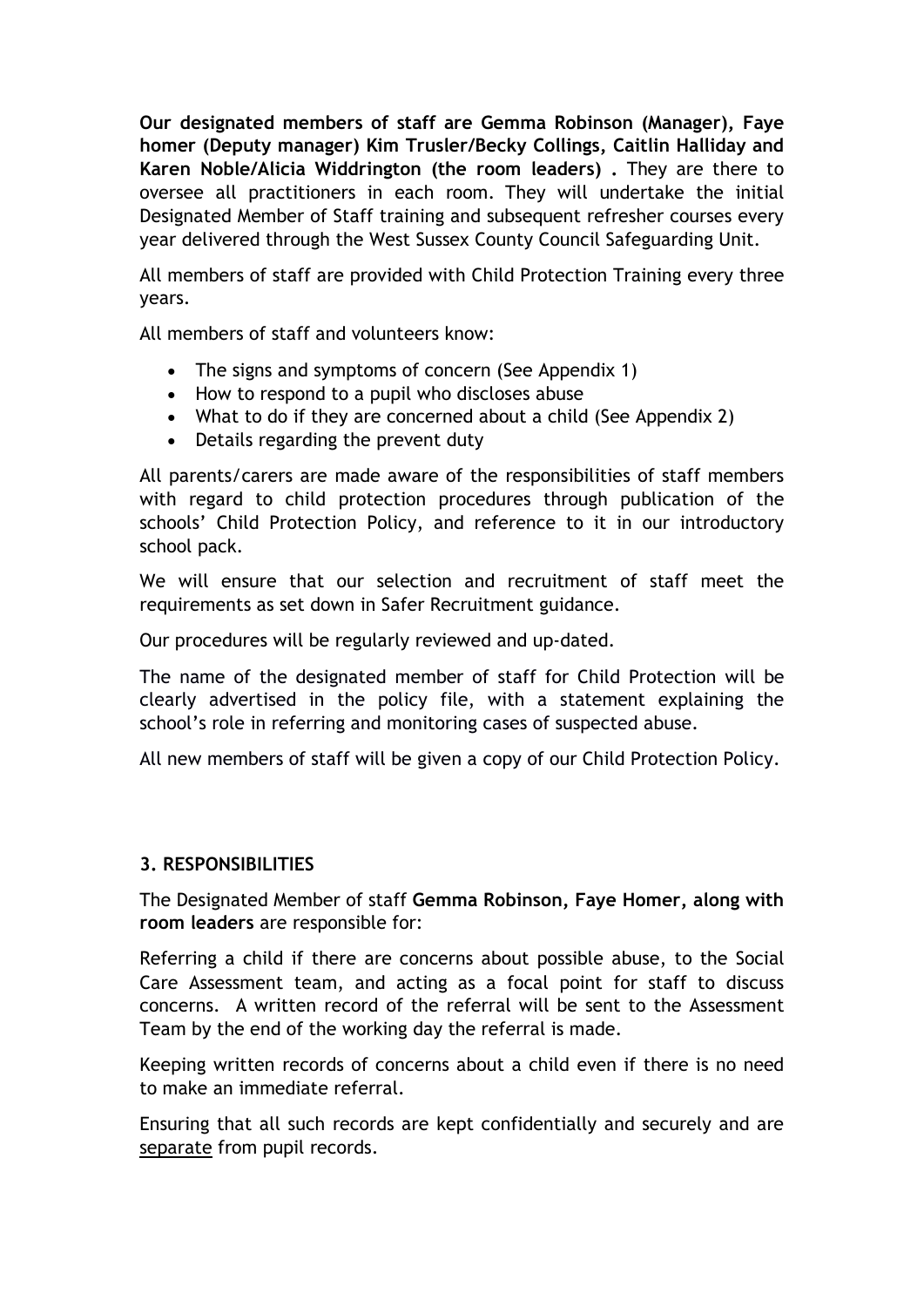**Our designated members of staff are Gemma Robinson (Manager), Faye homer (Deputy manager) Kim Trusler/Becky Collings, Caitlin Halliday and Karen Noble/Alicia Widdrington (the room leaders) .** They are there to oversee all practitioners in each room. They will undertake the initial Designated Member of Staff training and subsequent refresher courses every year delivered through the West Sussex County Council Safeguarding Unit.

All members of staff are provided with Child Protection Training every three years.

All members of staff and volunteers know:

- The signs and symptoms of concern (See Appendix 1)
- How to respond to a pupil who discloses abuse
- What to do if they are concerned about a child (See Appendix 2)
- Details regarding the prevent duty

All parents/carers are made aware of the responsibilities of staff members with regard to child protection procedures through publication of the schools' Child Protection Policy, and reference to it in our introductory school pack.

We will ensure that our selection and recruitment of staff meet the requirements as set down in Safer Recruitment guidance.

Our procedures will be regularly reviewed and up-dated.

The name of the designated member of staff for Child Protection will be clearly advertised in the policy file, with a statement explaining the school's role in referring and monitoring cases of suspected abuse.

All new members of staff will be given a copy of our Child Protection Policy.

### 3. RESPONSIBILITIES

The Designated Member of staff **Gemma Robinson, Faye Homer, along with room leaders** are responsible for:

Referring a child if there are concerns about possible abuse, to the Social Care Assessment team, and acting as a focal point for staff to discuss concerns. A written record of the referral will be sent to the Assessment Team by the end of the working day the referral is made.

Keeping written records of concerns about a child even if there is no need to make an immediate referral.

Ensuring that all such records are kept confidentially and securely and are separate from pupil records.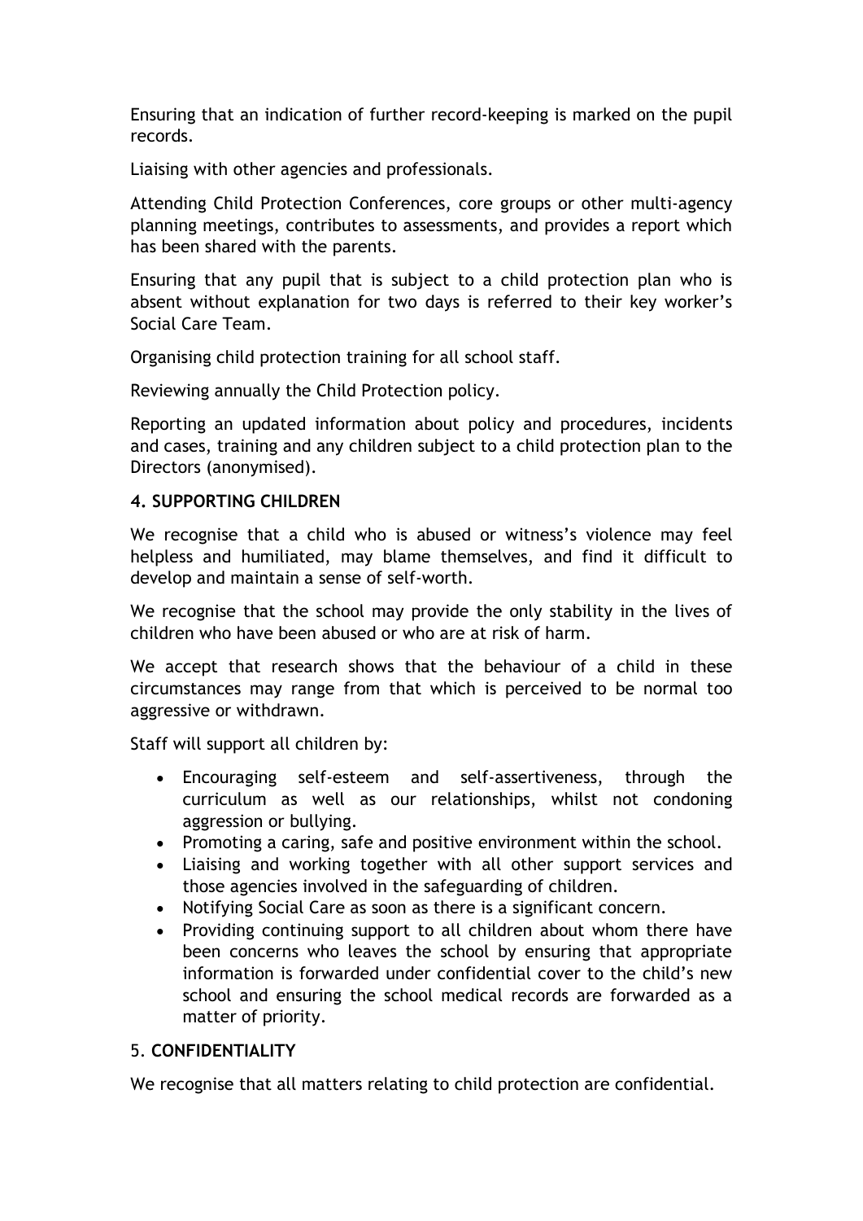Ensuring that an indication of further record-keeping is marked on the pupil records.

Liaising with other agencies and professionals.

Attending Child Protection Conferences, core groups or other multi-agency planning meetings, contributes to assessments, and provides a report which has been shared with the parents.

Ensuring that any pupil that is subject to a child protection plan who is absent without explanation for two days is referred to their key worker's Social Care Team.

Organising child protection training for all school staff.

Reviewing annually the Child Protection policy.

Reporting an updated information about policy and procedures, incidents and cases, training and any children subject to a child protection plan to the Directors (anonymised).

## 4. SUPPORTING CHILDREN

We recognise that a child who is abused or witness's violence may feel helpless and humiliated, may blame themselves, and find it difficult to develop and maintain a sense of self-worth.

We recognise that the school may provide the only stability in the lives of children who have been abused or who are at risk of harm.

We accept that research shows that the behaviour of a child in these circumstances may range from that which is perceived to be normal too aggressive or withdrawn.

Staff will support all children by:

- Encouraging self-esteem and self-assertiveness, through the curriculum as well as our relationships, whilst not condoning aggression or bullying.
- Promoting a caring, safe and positive environment within the school.
- Liaising and working together with all other support services and those agencies involved in the safeguarding of children.
- Notifying Social Care as soon as there is a significant concern.
- Providing continuing support to all children about whom there have been concerns who leaves the school by ensuring that appropriate information is forwarded under confidential cover to the child's new school and ensuring the school medical records are forwarded as a matter of priority.

## 5. CONFIDENTIALITY

We recognise that all matters relating to child protection are confidential.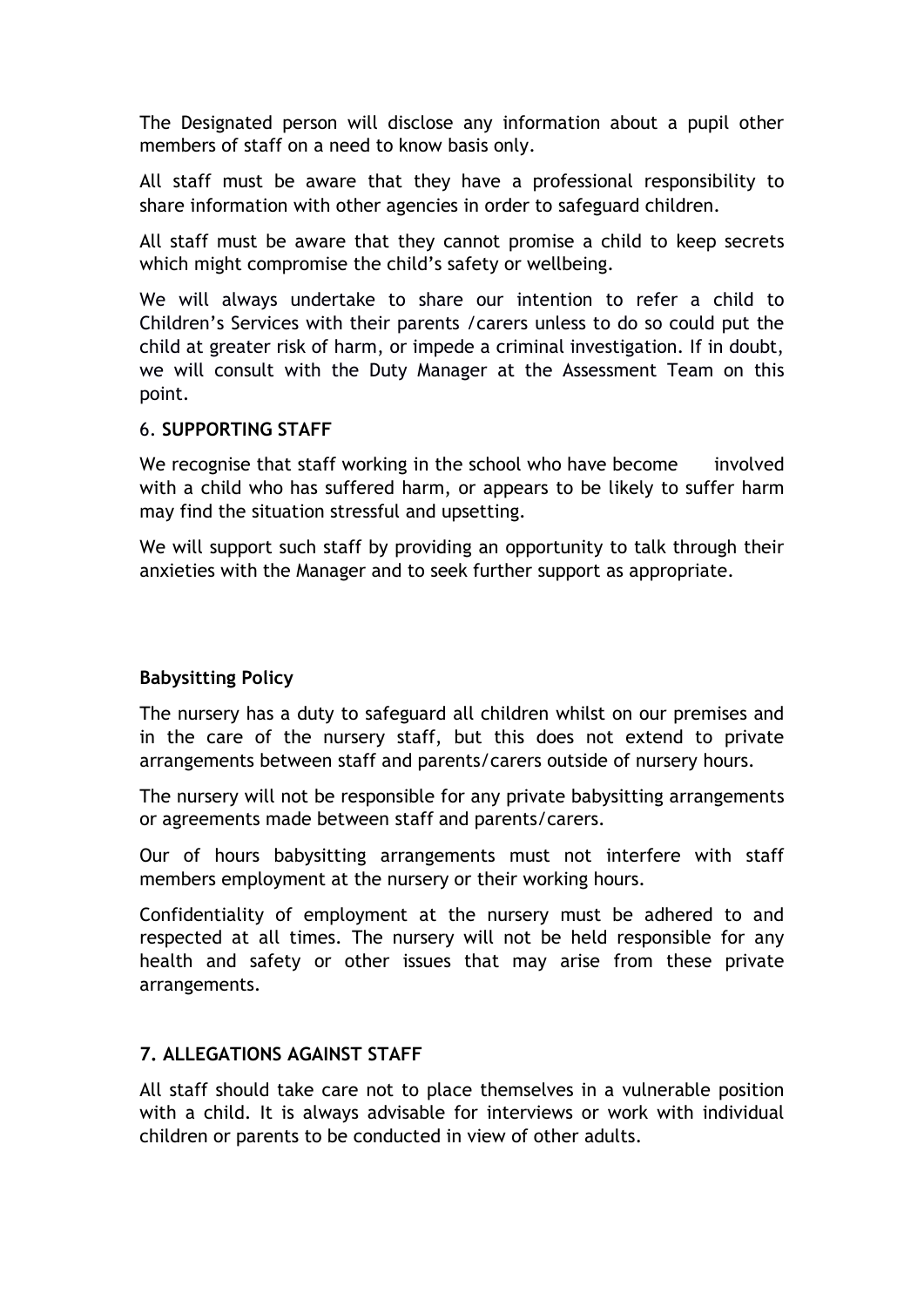The Designated person will disclose any information about a pupil other members of staff on a need to know basis only.

All staff must be aware that they have a professional responsibility to share information with other agencies in order to safeguard children.

All staff must be aware that they cannot promise a child to keep secrets which might compromise the child's safety or wellbeing.

We will always undertake to share our intention to refer a child to Children's Services with their parents /carers unless to do so could put the child at greater risk of harm, or impede a criminal investigation. If in doubt, we will consult with the Duty Manager at the Assessment Team on this point.

## 6. SUPPORTING STAFF

We recognise that staff working in the school who have become involved with a child who has suffered harm, or appears to be likely to suffer harm may find the situation stressful and upsetting.

We will support such staff by providing an opportunity to talk through their anxieties with the Manager and to seek further support as appropriate.

**Babysitting Policy**

The nursery has a duty to safeguard all children whilst on our premises and in the care of the nursery staff, but this does not extend to private arrangements between staff and parents/carers outside of nursery hours.

The nursery will not be responsible for any private babysitting arrangements or agreements made between staff and parents/carers.

Our of hours babysitting arrangements must not interfere with staff members employment at the nursery or their working hours.

Confidentiality of employment at the nursery must be adhered to and respected at all times. The nursery will not be held responsible for any health and safety or other issues that may arise from these private arrangements.

## 7. ALLEGATIONS AGAINST STAFF

All staff should take care not to place themselves in a vulnerable position with a child. It is always advisable for interviews or work with individual children or parents to be conducted in view of other adults.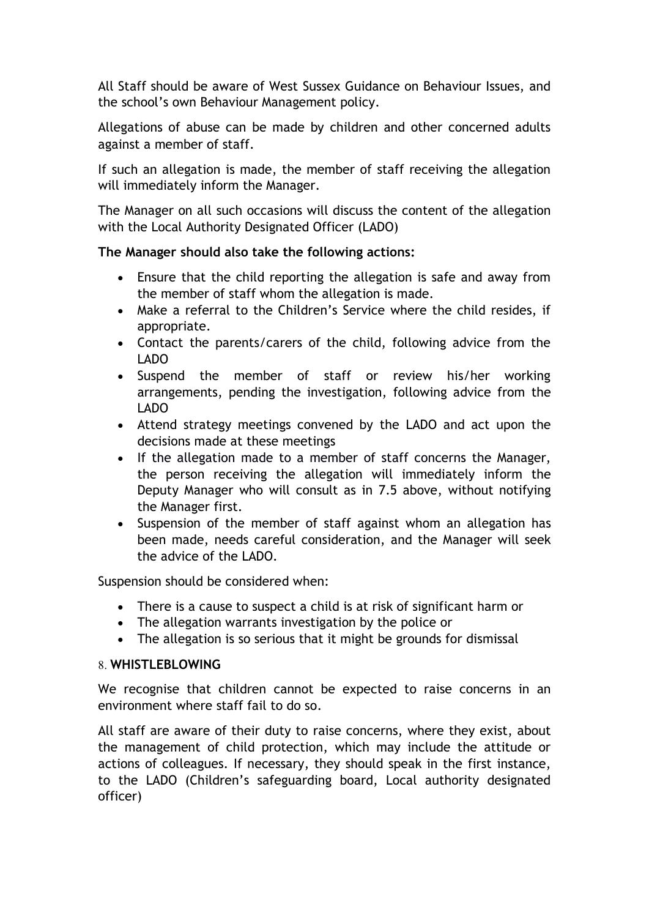All Staff should be aware of West Sussex Guidance on Behaviour Issues, and the school's own Behaviour Management policy.

Allegations of abuse can be made by children and other concerned adults against a member of staff.

If such an allegation is made, the member of staff receiving the allegation will immediately inform the Manager.

The Manager on all such occasions will discuss the content of the allegation with the Local Authority Designated Officer (LADO)

**The Manager should also take the following actions:**

- Ensure that the child reporting the allegation is safe and away from the member of staff whom the allegation is made.
- Make a referral to the Children's Service where the child resides, if appropriate.
- Contact the parents/carers of the child, following advice from the LADO
- Suspend the member of staff or review his/her working arrangements, pending the investigation, following advice from the LADO
- Attend strategy meetings convened by the LADO and act upon the decisions made at these meetings
- If the allegation made to a member of staff concerns the Manager, the person receiving the allegation will immediately inform the Deputy Manager who will consult as in 7.5 above, without notifying the Manager first.
- Suspension of the member of staff against whom an allegation has been made, needs careful consideration, and the Manager will seek the advice of the LADO.

Suspension should be considered when:

- There is a cause to suspect a child is at risk of significant harm or
- The allegation warrants investigation by the police or
- The allegation is so serious that it might be grounds for dismissal

## 8. WHISTLEBLOWING

We recognise that children cannot be expected to raise concerns in an environment where staff fail to do so.

All staff are aware of their duty to raise concerns, where they exist, about the management of child protection, which may include the attitude or actions of colleagues. If necessary, they should speak in the first instance, to the LADO (Children's safeguarding board, Local authority designated officer)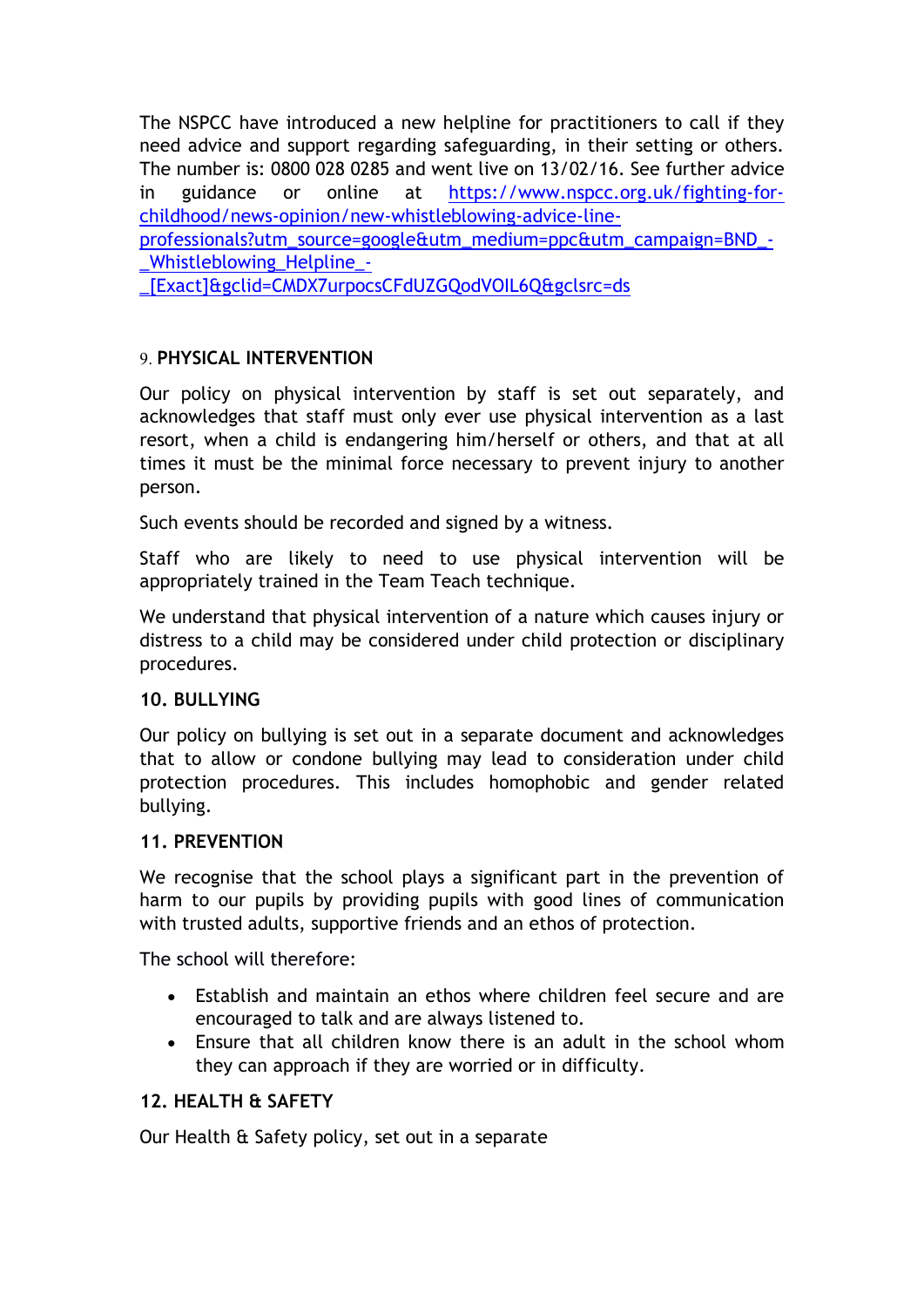The NSPCC have introduced a new helpline for practitioners to call if they need advice and support regarding safeguarding, in their setting or others. The number is: 0800 028 0285 and went live on 13/02/16. See further advice in guidance or online at https://www.nspcc.org.uk/fighting-for-childhood/news-opinion/new-whistleblowing-advice-line-professionals?utm_source=google&utm_medium=ppc&utm_campaign=BND_-_Whistleblowing_Helpline_-_[Exact]&gclid=CMDX7urpocsCFdUZGQodVOIL6Q&gclsrc=ds

## 9. PHYSICAL INTERVENTION

Our policy on physical intervention by staff is set out separately, and acknowledges that staff must only ever use physical intervention as a last resort, when a child is endangering him/herself or others, and that at all times it must be the minimal force necessary to prevent injury to another person.

Such events should be recorded and signed by a witness.

Staff who are likely to need to use physical intervention will be appropriately trained in the Team Teach technique.

We understand that physical intervention of a nature which causes injury or distress to a child may be considered under child protection or disciplinary procedures.

## 10. BULLYING

Our policy on bullying is set out in a separate document and acknowledges that to allow or condone bullying may lead to consideration under child protection procedures. This includes homophobic and gender related bullying.

## 11. PREVENTION

We recognise that the school plays a significant part in the prevention of harm to our pupils by providing pupils with good lines of communication with trusted adults, supportive friends and an ethos of protection.

The school will therefore:

- Establish and maintain an ethos where children feel secure and are encouraged to talk and are always listened to.
- Ensure that all children know there is an adult in the school whom they can approach if they are worried or in difficulty.

## 12. HEALTH & SAFETY

Our Health & Safety policy, set out in a separate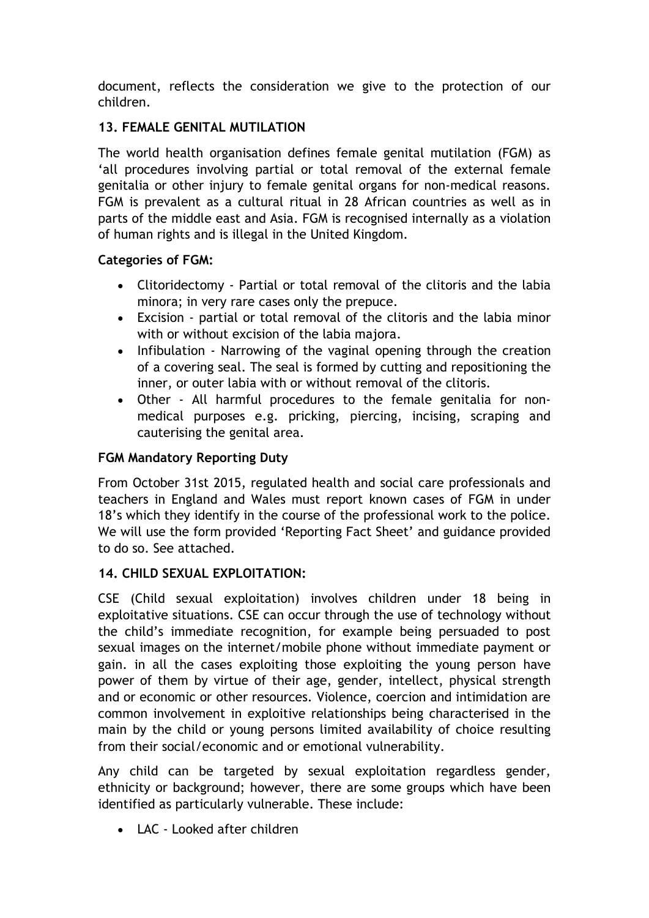document, reflects the consideration we give to the protection of our children.

### 13. FEMALE GENITAL MUTILATION

The world health organisation defines female genital mutilation (FGM) as 'all procedures involving partial or total removal of the external female genitalia or other injury to female genital organs for non-medical reasons. FGM is prevalent as a cultural ritual in 28 African countries as well as in parts of the middle east and Asia. FGM is recognised internally as a violation of human rights and is illegal in the United Kingdom.

**Categories of FGM:**

- Clitoridectomy - Partial or total removal of the clitoris and the labia minora; in very rare cases only the prepuce.
- Excision - partial or total removal of the clitoris and the labia minor with or without excision of the labia majora.
- Infibulation - Narrowing of the vaginal opening through the creation of a covering seal. The seal is formed by cutting and repositioning the inner, or outer labia with or without removal of the clitoris.
- Other - All harmful procedures to the female genitalia for non-medical purposes e.g. pricking, piercing, incising, scraping and cauterising the genital area.

**FGM Mandatory Reporting Duty**

From October 31st 2015, regulated health and social care professionals and teachers in England and Wales must report known cases of FGM in under 18's which they identify in the course of the professional work to the police. We will use the form provided 'Reporting Fact Sheet' and guidance provided to do so. See attached.

### 14. CHILD SEXUAL EXPLOITATION:

CSE (Child sexual exploitation) involves children under 18 being in exploitative situations. CSE can occur through the use of technology without the child's immediate recognition, for example being persuaded to post sexual images on the internet/mobile phone without immediate payment or gain. in all the cases exploiting those exploiting the young person have power of them by virtue of their age, gender, intellect, physical strength and or economic or other resources. Violence, coercion and intimidation are common involvement in exploitive relationships being characterised in the main by the child or young persons limited availability of choice resulting from their social/economic and or emotional vulnerability.

Any child can be targeted by sexual exploitation regardless gender, ethnicity or background; however, there are some groups which have been identified as particularly vulnerable. These include:

- LAC - Looked after children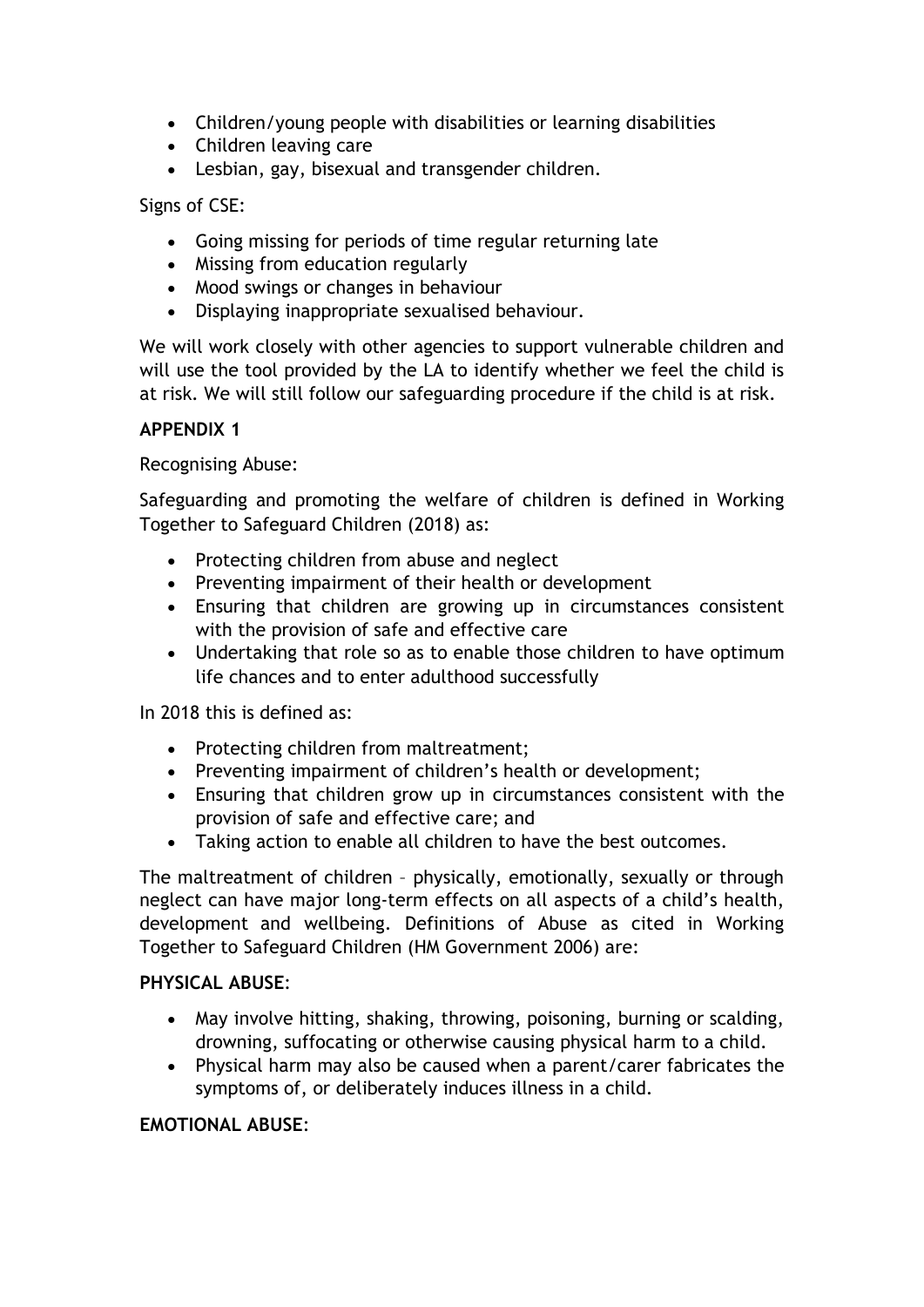- Children/young people with disabilities or learning disabilities
- Children leaving care
- Lesbian, gay, bisexual and transgender children.

Signs of CSE:

- Going missing for periods of time regular returning late
- Missing from education regularly
- Mood swings or changes in behaviour
- Displaying inappropriate sexualised behaviour.

We will work closely with other agencies to support vulnerable children and will use the tool provided by the LA to identify whether we feel the child is at risk. We will still follow our safeguarding procedure if the child is at risk.

**APPENDIX 1**

Recognising Abuse:

Safeguarding and promoting the welfare of children is defined in Working Together to Safeguard Children (2018) as:

- Protecting children from abuse and neglect
- Preventing impairment of their health or development
- Ensuring that children are growing up in circumstances consistent with the provision of safe and effective care
- Undertaking that role so as to enable those children to have optimum life chances and to enter adulthood successfully

In 2018 this is defined as:

- Protecting children from maltreatment;
- Preventing impairment of children's health or development;
- Ensuring that children grow up in circumstances consistent with the provision of safe and effective care; and
- Taking action to enable all children to have the best outcomes.

The maltreatment of children – physically, emotionally, sexually or through neglect can have major long-term effects on all aspects of a child's health, development and wellbeing. Definitions of Abuse as cited in Working Together to Safeguard Children (HM Government 2006) are:

**PHYSICAL ABUSE**:

- May involve hitting, shaking, throwing, poisoning, burning or scalding, drowning, suffocating or otherwise causing physical harm to a child.
- Physical harm may also be caused when a parent/carer fabricates the symptoms of, or deliberately induces illness in a child.

**EMOTIONAL ABUSE**: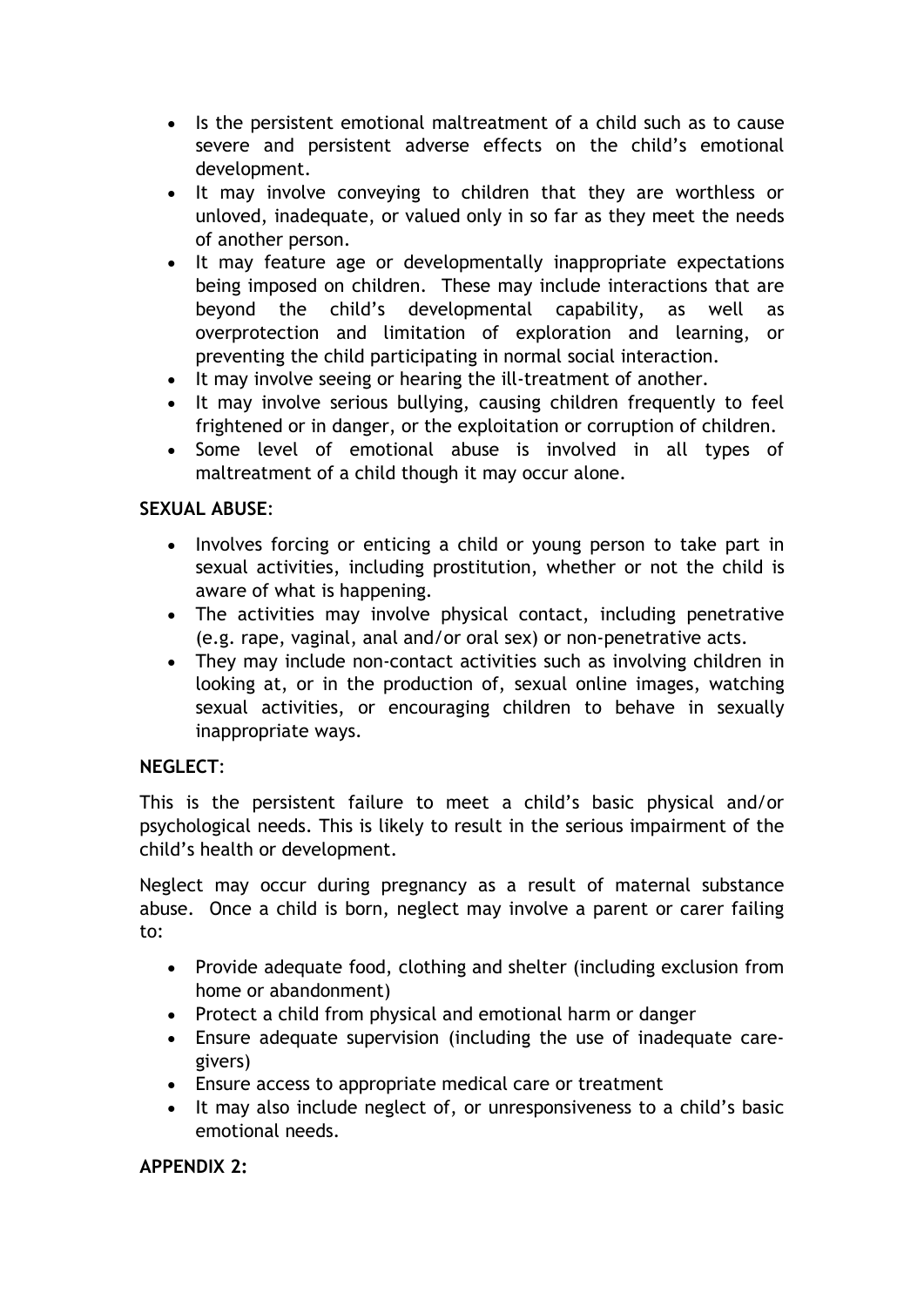- Is the persistent emotional maltreatment of a child such as to cause severe and persistent adverse effects on the child's emotional development.
- It may involve conveying to children that they are worthless or unloved, inadequate, or valued only in so far as they meet the needs of another person.
- It may feature age or developmentally inappropriate expectations being imposed on children. These may include interactions that are beyond the child's developmental capability, as well as overprotection and limitation of exploration and learning, or preventing the child participating in normal social interaction.
- It may involve seeing or hearing the ill-treatment of another.
- It may involve serious bullying, causing children frequently to feel frightened or in danger, or the exploitation or corruption of children.
- Some level of emotional abuse is involved in all types of maltreatment of a child though it may occur alone.

**SEXUAL ABUSE**:

- Involves forcing or enticing a child or young person to take part in sexual activities, including prostitution, whether or not the child is aware of what is happening.
- The activities may involve physical contact, including penetrative (e.g. rape, vaginal, anal and/or oral sex) or non-penetrative acts.
- They may include non-contact activities such as involving children in looking at, or in the production of, sexual online images, watching sexual activities, or encouraging children to behave in sexually inappropriate ways.

**NEGLECT**:

This is the persistent failure to meet a child's basic physical and/or psychological needs. This is likely to result in the serious impairment of the child's health or development.

Neglect may occur during pregnancy as a result of maternal substance abuse. Once a child is born, neglect may involve a parent or carer failing to:

- Provide adequate food, clothing and shelter (including exclusion from home or abandonment)
- Protect a child from physical and emotional harm or danger
- Ensure adequate supervision (including the use of inadequate care-givers)
- Ensure access to appropriate medical care or treatment
- It may also include neglect of, or unresponsiveness to a child's basic emotional needs.

**APPENDIX 2:**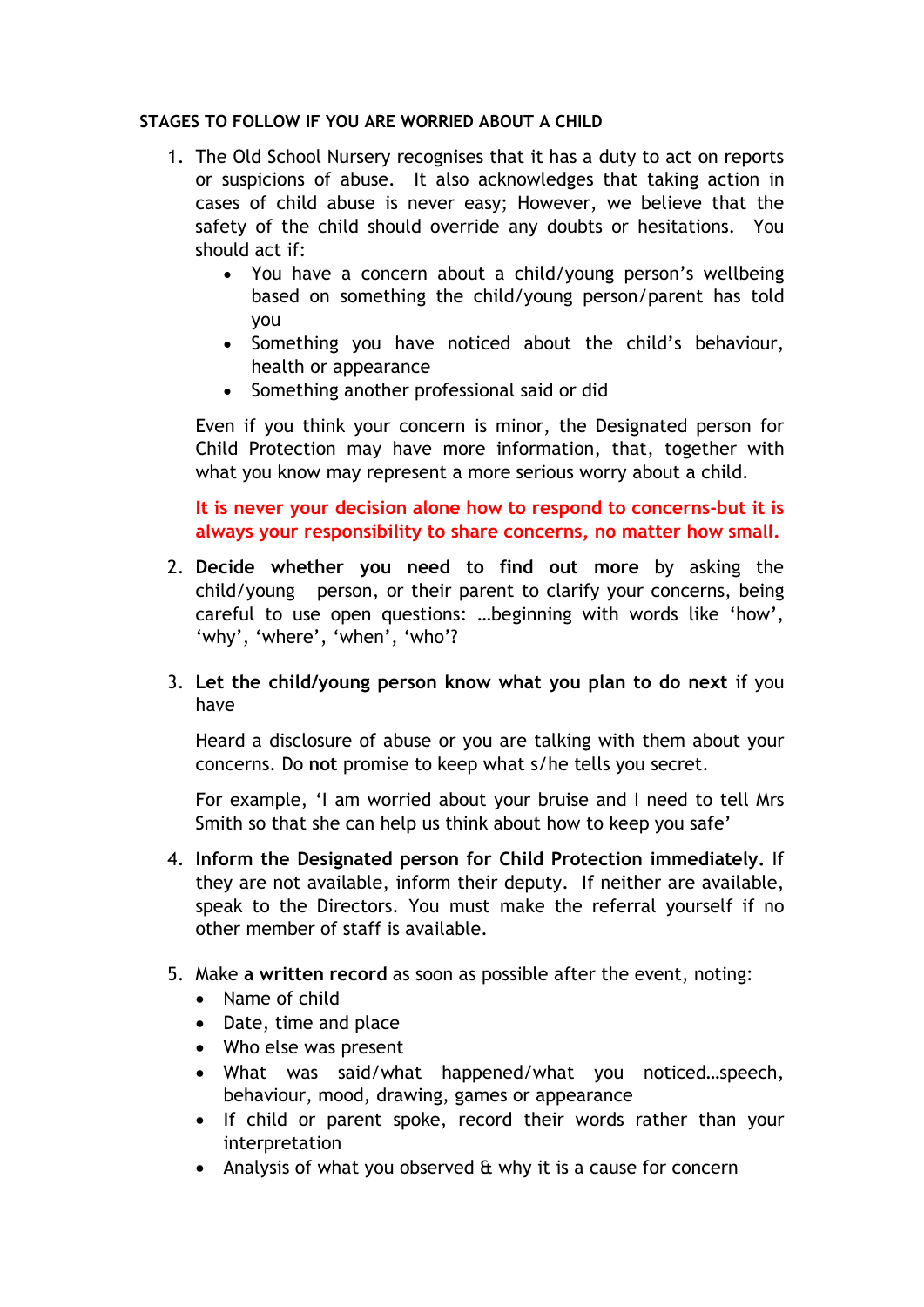**STAGES TO FOLLOW IF YOU ARE WORRIED ABOUT A CHILD**

1. The Old School Nursery recognises that it has a duty to act on reports or suspicions of abuse. It also acknowledges that taking action in cases of child abuse is never easy; However, we believe that the safety of the child should override any doubts or hesitations. You should act if:
   - You have a concern about a child/young person's wellbeing based on something the child/young person/parent has told you
   - Something you have noticed about the child's behaviour, health or appearance
   - Something another professional said or did

   Even if you think your concern is minor, the Designated person for Child Protection may have more information, that, together with what you know may represent a more serious worry about a child.

   **It is never your decision alone how to respond to concerns-but it is always your responsibility to share concerns, no matter how small.**

2. **Decide whether you need to find out more** by asking the child/young person, or their parent to clarify your concerns, being careful to use open questions: …beginning with words like 'how', 'why', 'where', 'when', 'who'?

3. **Let the child/young person know what you plan to do next** if you have

   Heard a disclosure of abuse or you are talking with them about your concerns. Do **not** promise to keep what s/he tells you secret.

   For example, 'I am worried about your bruise and I need to tell Mrs Smith so that she can help us think about how to keep you safe'

4. **Inform the Designated person for Child Protection immediately.** If they are not available, inform their deputy. If neither are available, speak to the Directors. You must make the referral yourself if no other member of staff is available.

5. Make **a written record** as soon as possible after the event, noting:
   - Name of child
   - Date, time and place
   - Who else was present
   - What was said/what happened/what you noticed…speech, behaviour, mood, drawing, games or appearance
   - If child or parent spoke, record their words rather than your interpretation
   - Analysis of what you observed & why it is a cause for concern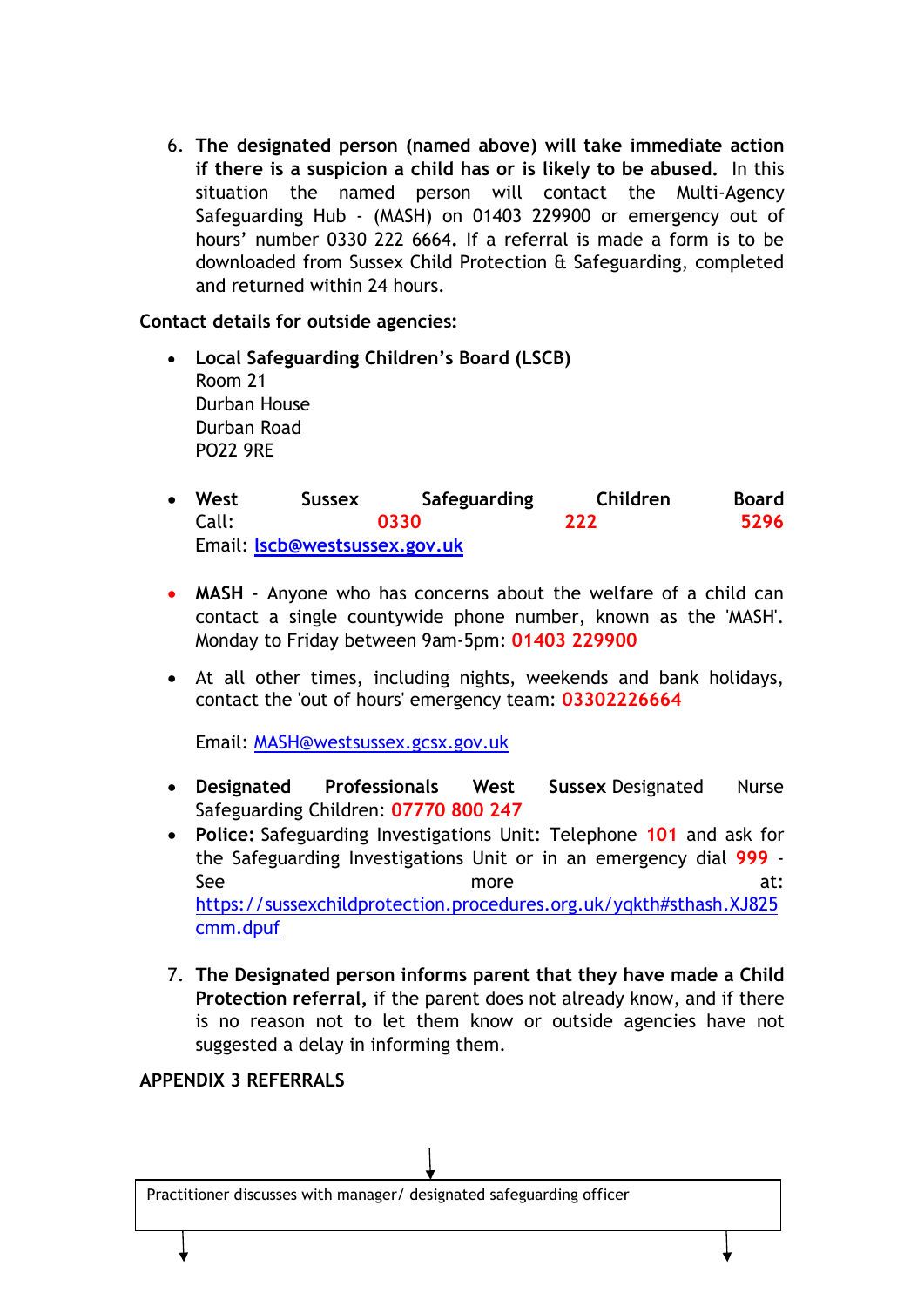6. **The designated person (named above) will take immediate action if there is a suspicion a child has or is likely to be abused.** In this situation the named person will contact the Multi-Agency Safeguarding Hub - (MASH) on 01403 229900 or emergency out of hours' number 0330 222 6664**.** If a referral is made a form is to be downloaded from Sussex Child Protection & Safeguarding, completed and returned within 24 hours.

**Contact details for outside agencies:**

- **Local Safeguarding Children's Board (LSCB)**
  Room 21
  Durban House
  Durban Road
  PO22 9RE

- **West Sussex Safeguarding Children Board**
  Call: **0330 222 5296**
  Email: lscb@westsussex.gov.uk

- **MASH** - Anyone who has concerns about the welfare of a child can contact a single countywide phone number, known as the 'MASH'. Monday to Friday between 9am-5pm: **01403 229900**

- At all other times, including nights, weekends and bank holidays, contact the 'out of hours' emergency team: **03302226664**

  Email: MASH@westsussex.gcsx.gov.uk

- **Designated Professionals West Sussex** Designated Nurse Safeguarding Children: **07770 800 247**
- **Police:** Safeguarding Investigations Unit: Telephone **101** and ask for the Safeguarding Investigations Unit or in an emergency dial **999** - See more at: https://sussexchildprotection.procedures.org.uk/yqkth#sthash.XJ825cmm.dpuf

7. **The Designated person informs parent that they have made a Child Protection referral,** if the parent does not already know, and if there is no reason not to let them know or outside agencies have not suggested a delay in informing them.

**APPENDIX 3 REFERRALS**

Practitioner discusses with manager/ designated safeguarding officer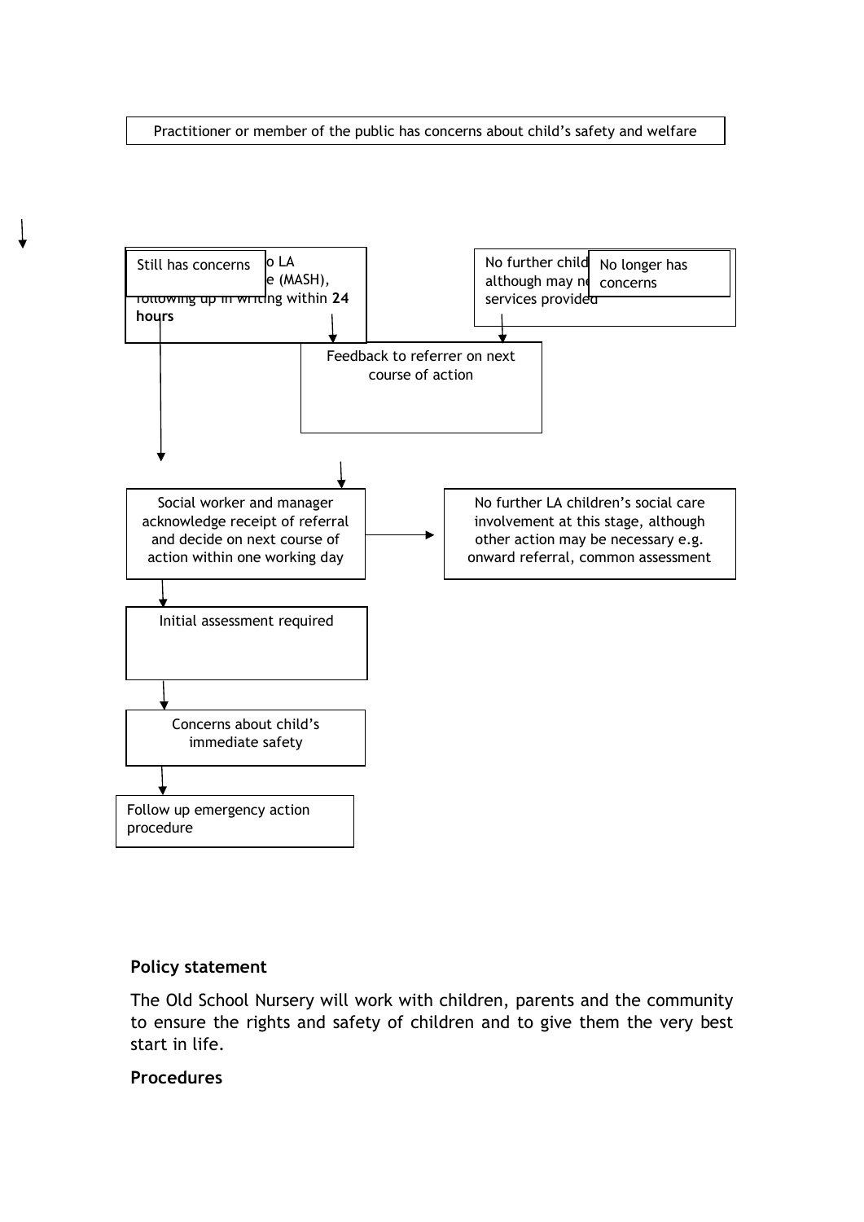Practitioner or member of the public has concerns about child's safety and welfare

Still has concerns

o LA
e (MASH),
following up in writing within **24 hours**

No further child
although may n
services provided

No longer has concerns

Feedback to referrer on next course of action

Social worker and manager acknowledge receipt of referral and decide on next course of action within one working day

No further LA children's social care involvement at this stage, although other action may be necessary e.g. onward referral, common assessment

Initial assessment required

Concerns about child's immediate safety

Follow up emergency action procedure

**Policy statement**

The Old School Nursery will work with children, parents and the community to ensure the rights and safety of children and to give them the very best start in life.

**Procedures**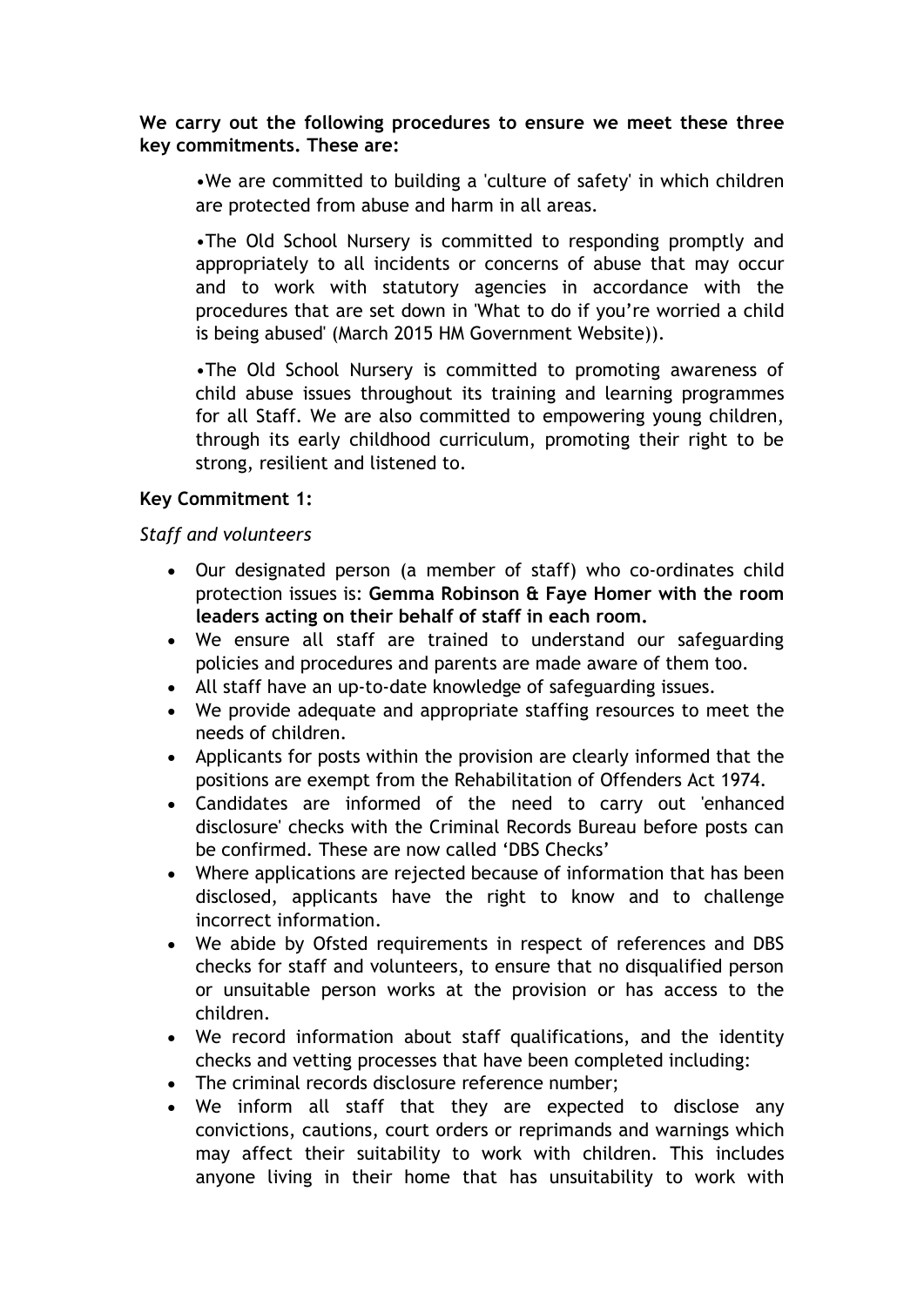**We carry out the following procedures to ensure we meet these three key commitments. These are:**

•We are committed to building a 'culture of safety' in which children are protected from abuse and harm in all areas.

•The Old School Nursery is committed to responding promptly and appropriately to all incidents or concerns of abuse that may occur and to work with statutory agencies in accordance with the procedures that are set down in 'What to do if you're worried a child is being abused' (March 2015 HM Government Website)).

•The Old School Nursery is committed to promoting awareness of child abuse issues throughout its training and learning programmes for all Staff. We are also committed to empowering young children, through its early childhood curriculum, promoting their right to be strong, resilient and listened to.

**Key Commitment 1:**

*Staff and volunteers*

- Our designated person (a member of staff) who co-ordinates child protection issues is: **Gemma Robinson & Faye Homer with the room leaders acting on their behalf of staff in each room.**
- We ensure all staff are trained to understand our safeguarding policies and procedures and parents are made aware of them too.
- All staff have an up-to-date knowledge of safeguarding issues.
- We provide adequate and appropriate staffing resources to meet the needs of children.
- Applicants for posts within the provision are clearly informed that the positions are exempt from the Rehabilitation of Offenders Act 1974.
- Candidates are informed of the need to carry out 'enhanced disclosure' checks with the Criminal Records Bureau before posts can be confirmed. These are now called 'DBS Checks'
- Where applications are rejected because of information that has been disclosed, applicants have the right to know and to challenge incorrect information.
- We abide by Ofsted requirements in respect of references and DBS checks for staff and volunteers, to ensure that no disqualified person or unsuitable person works at the provision or has access to the children.
- We record information about staff qualifications, and the identity checks and vetting processes that have been completed including:
- The criminal records disclosure reference number;
- We inform all staff that they are expected to disclose any convictions, cautions, court orders or reprimands and warnings which may affect their suitability to work with children. This includes anyone living in their home that has unsuitability to work with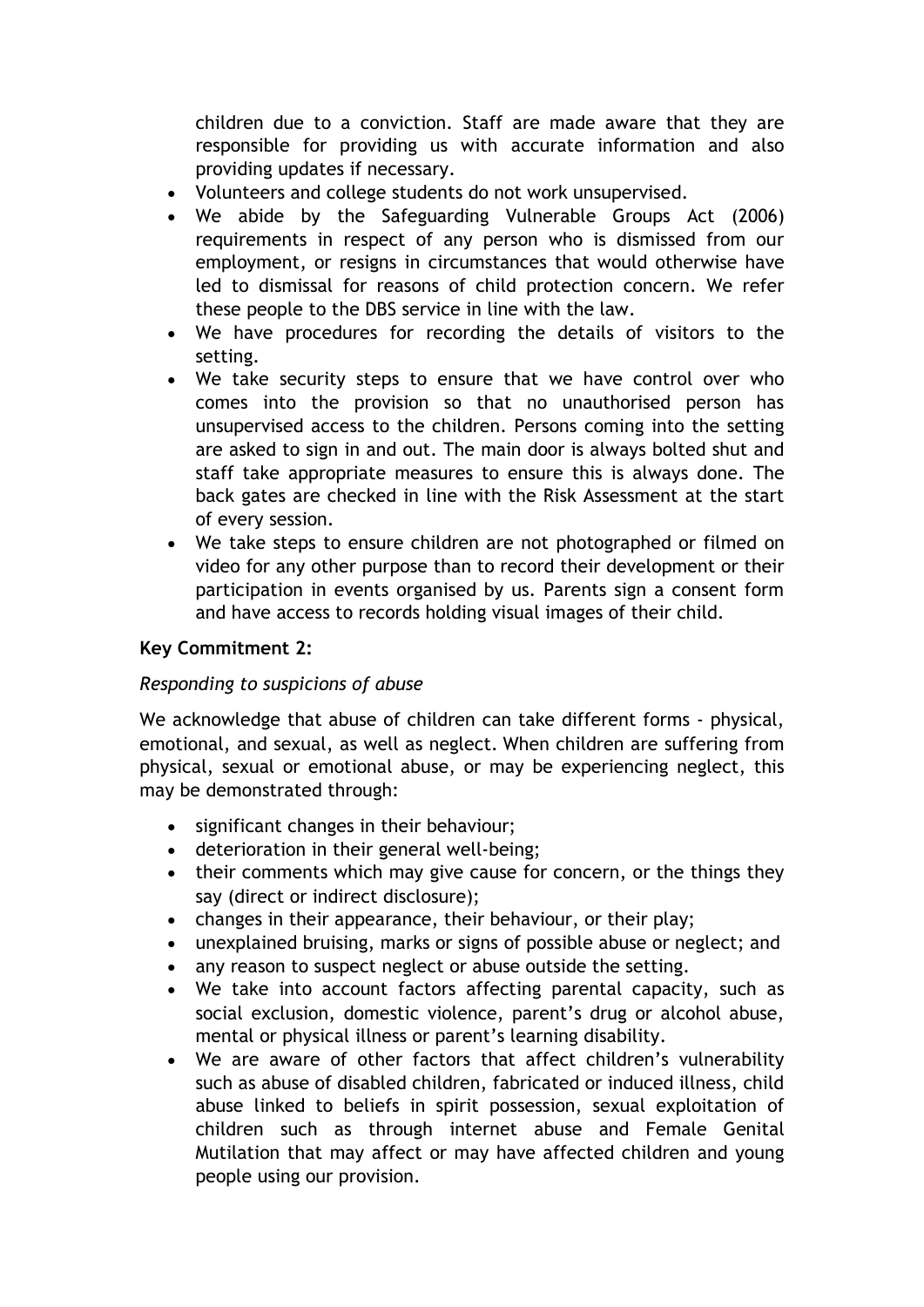children due to a conviction. Staff are made aware that they are responsible for providing us with accurate information and also providing updates if necessary.

- Volunteers and college students do not work unsupervised.
- We abide by the Safeguarding Vulnerable Groups Act (2006) requirements in respect of any person who is dismissed from our employment, or resigns in circumstances that would otherwise have led to dismissal for reasons of child protection concern. We refer these people to the DBS service in line with the law.
- We have procedures for recording the details of visitors to the setting.
- We take security steps to ensure that we have control over who comes into the provision so that no unauthorised person has unsupervised access to the children. Persons coming into the setting are asked to sign in and out. The main door is always bolted shut and staff take appropriate measures to ensure this is always done. The back gates are checked in line with the Risk Assessment at the start of every session.
- We take steps to ensure children are not photographed or filmed on video for any other purpose than to record their development or their participation in events organised by us. Parents sign a consent form and have access to records holding visual images of their child.

**Key Commitment 2:**

*Responding to suspicions of abuse*

We acknowledge that abuse of children can take different forms - physical, emotional, and sexual, as well as neglect. When children are suffering from physical, sexual or emotional abuse, or may be experiencing neglect, this may be demonstrated through:

- significant changes in their behaviour;
- deterioration in their general well-being;
- their comments which may give cause for concern, or the things they say (direct or indirect disclosure);
- changes in their appearance, their behaviour, or their play;
- unexplained bruising, marks or signs of possible abuse or neglect; and
- any reason to suspect neglect or abuse outside the setting.
- We take into account factors affecting parental capacity, such as social exclusion, domestic violence, parent's drug or alcohol abuse, mental or physical illness or parent's learning disability.
- We are aware of other factors that affect children's vulnerability such as abuse of disabled children, fabricated or induced illness, child abuse linked to beliefs in spirit possession, sexual exploitation of children such as through internet abuse and Female Genital Mutilation that may affect or may have affected children and young people using our provision.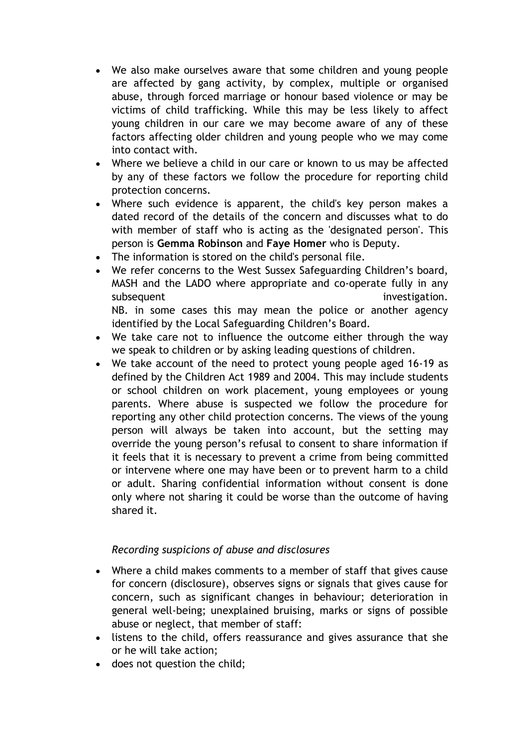- We also make ourselves aware that some children and young people are affected by gang activity, by complex, multiple or organised abuse, through forced marriage or honour based violence or may be victims of child trafficking. While this may be less likely to affect young children in our care we may become aware of any of these factors affecting older children and young people who we may come into contact with.
- Where we believe a child in our care or known to us may be affected by any of these factors we follow the procedure for reporting child protection concerns.
- Where such evidence is apparent, the child's key person makes a dated record of the details of the concern and discusses what to do with member of staff who is acting as the 'designated person'. This person is **Gemma Robinson** and **Faye Homer** who is Deputy.
- The information is stored on the child's personal file.
- We refer concerns to the West Sussex Safeguarding Children's board, MASH and the LADO where appropriate and co-operate fully in any subsequent investigation.
  NB. in some cases this may mean the police or another agency identified by the Local Safeguarding Children's Board.
- We take care not to influence the outcome either through the way we speak to children or by asking leading questions of children.
- We take account of the need to protect young people aged 16-19 as defined by the Children Act 1989 and 2004. This may include students or school children on work placement, young employees or young parents. Where abuse is suspected we follow the procedure for reporting any other child protection concerns. The views of the young person will always be taken into account, but the setting may override the young person's refusal to consent to share information if it feels that it is necessary to prevent a crime from being committed or intervene where one may have been or to prevent harm to a child or adult. Sharing confidential information without consent is done only where not sharing it could be worse than the outcome of having shared it.

*Recording suspicions of abuse and disclosures*

- Where a child makes comments to a member of staff that gives cause for concern (disclosure), observes signs or signals that gives cause for concern, such as significant changes in behaviour; deterioration in general well-being; unexplained bruising, marks or signs of possible abuse or neglect, that member of staff:
- listens to the child, offers reassurance and gives assurance that she or he will take action;
- does not question the child;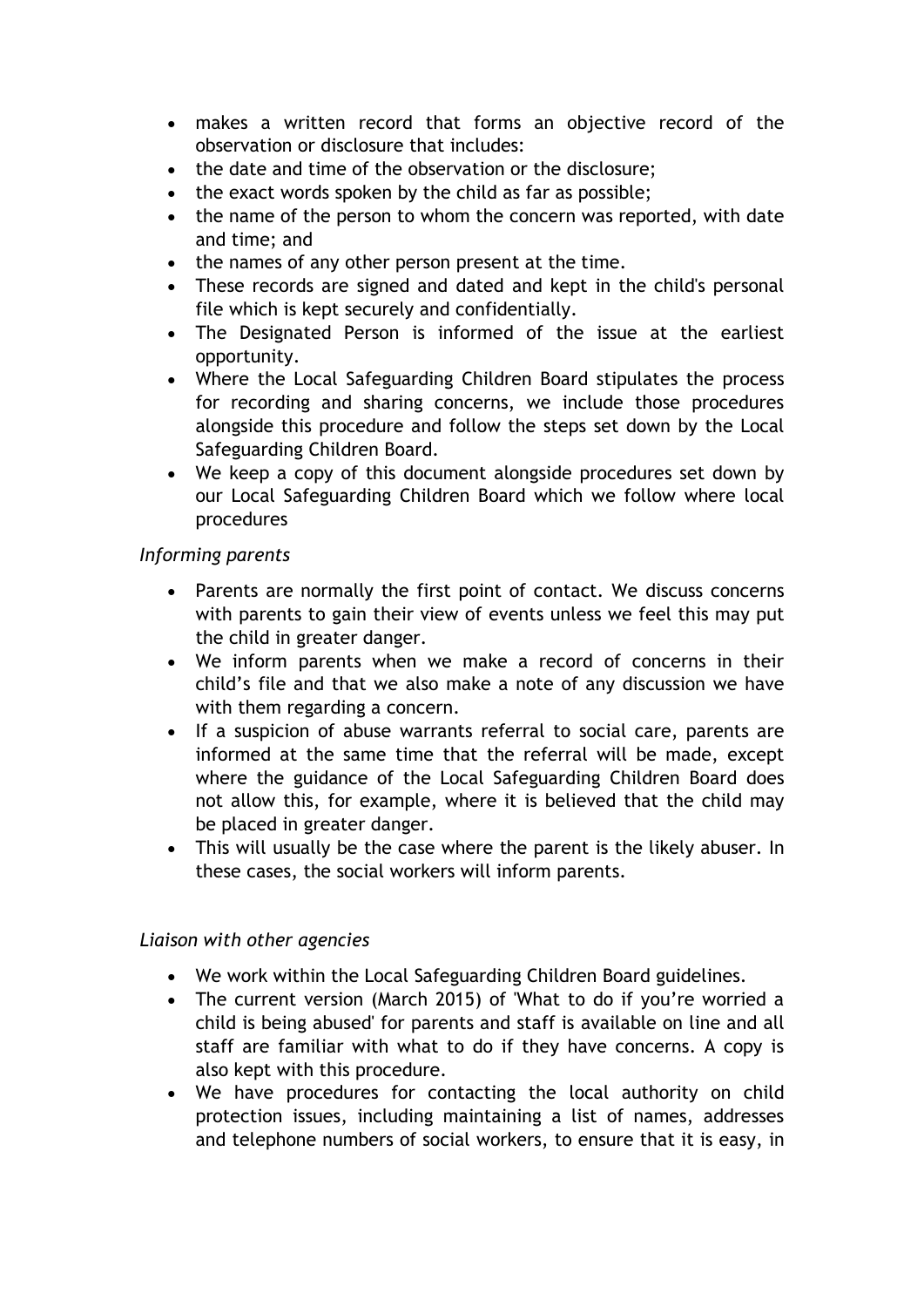- makes a written record that forms an objective record of the observation or disclosure that includes:
- the date and time of the observation or the disclosure;
- the exact words spoken by the child as far as possible;
- the name of the person to whom the concern was reported, with date and time; and
- the names of any other person present at the time.
- These records are signed and dated and kept in the child's personal file which is kept securely and confidentially.
- The Designated Person is informed of the issue at the earliest opportunity.
- Where the Local Safeguarding Children Board stipulates the process for recording and sharing concerns, we include those procedures alongside this procedure and follow the steps set down by the Local Safeguarding Children Board.
- We keep a copy of this document alongside procedures set down by our Local Safeguarding Children Board which we follow where local procedures

*Informing parents*

- Parents are normally the first point of contact. We discuss concerns with parents to gain their view of events unless we feel this may put the child in greater danger.
- We inform parents when we make a record of concerns in their child's file and that we also make a note of any discussion we have with them regarding a concern.
- If a suspicion of abuse warrants referral to social care, parents are informed at the same time that the referral will be made, except where the guidance of the Local Safeguarding Children Board does not allow this, for example, where it is believed that the child may be placed in greater danger.
- This will usually be the case where the parent is the likely abuser. In these cases, the social workers will inform parents.

*Liaison with other agencies*

- We work within the Local Safeguarding Children Board guidelines.
- The current version (March 2015) of 'What to do if you're worried a child is being abused' for parents and staff is available on line and all staff are familiar with what to do if they have concerns. A copy is also kept with this procedure.
- We have procedures for contacting the local authority on child protection issues, including maintaining a list of names, addresses and telephone numbers of social workers, to ensure that it is easy, in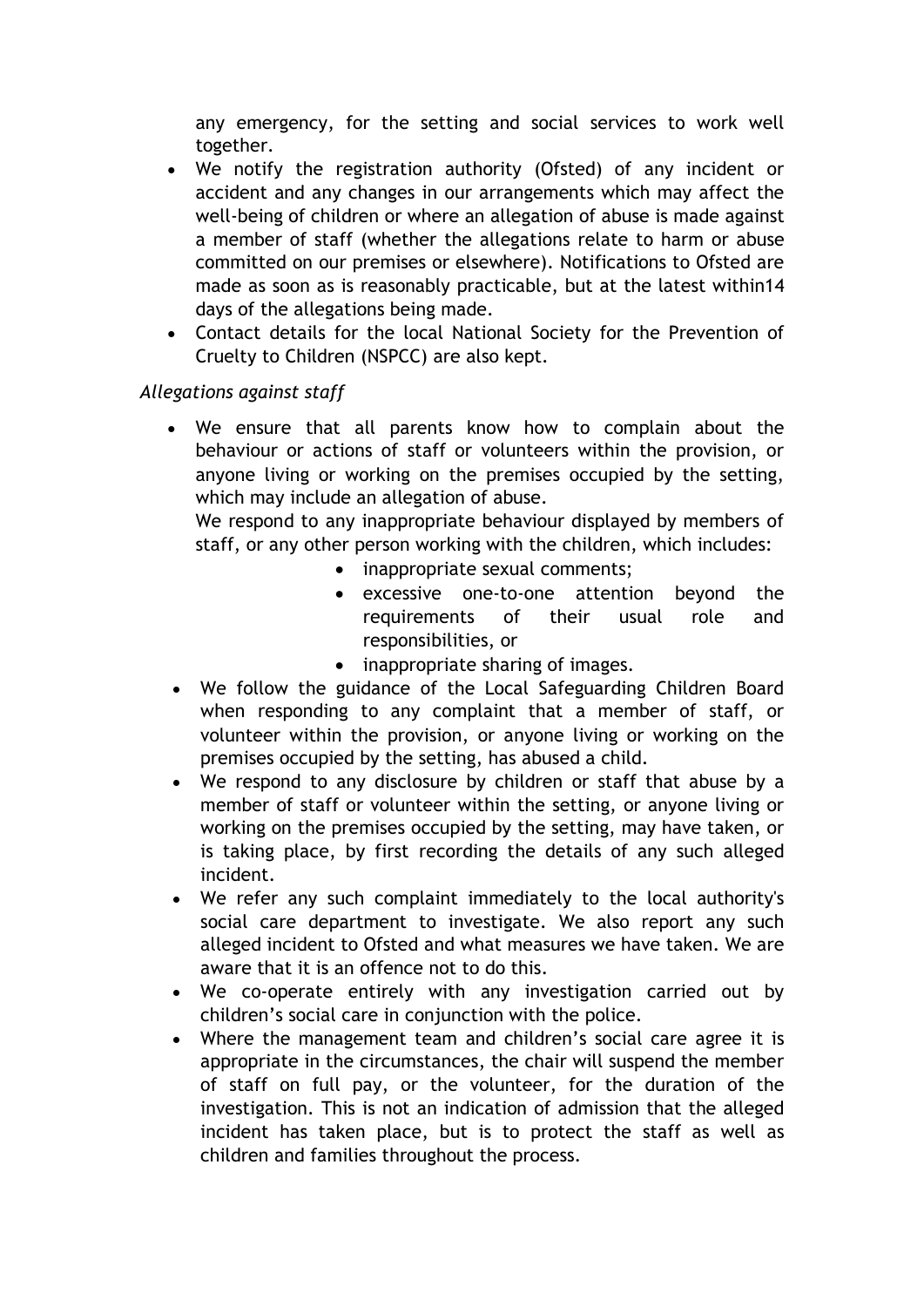any emergency, for the setting and social services to work well together.

- We notify the registration authority (Ofsted) of any incident or accident and any changes in our arrangements which may affect the well-being of children or where an allegation of abuse is made against a member of staff (whether the allegations relate to harm or abuse committed on our premises or elsewhere). Notifications to Ofsted are made as soon as is reasonably practicable, but at the latest within14 days of the allegations being made.
- Contact details for the local National Society for the Prevention of Cruelty to Children (NSPCC) are also kept.

*Allegations against staff*

- We ensure that all parents know how to complain about the behaviour or actions of staff or volunteers within the provision, or anyone living or working on the premises occupied by the setting, which may include an allegation of abuse.

  We respond to any inappropriate behaviour displayed by members of staff, or any other person working with the children, which includes:
  - inappropriate sexual comments;
  - excessive one-to-one attention beyond the requirements of their usual role and responsibilities, or
  - inappropriate sharing of images.
- We follow the guidance of the Local Safeguarding Children Board when responding to any complaint that a member of staff, or volunteer within the provision, or anyone living or working on the premises occupied by the setting, has abused a child.
- We respond to any disclosure by children or staff that abuse by a member of staff or volunteer within the setting, or anyone living or working on the premises occupied by the setting, may have taken, or is taking place, by first recording the details of any such alleged incident.
- We refer any such complaint immediately to the local authority's social care department to investigate. We also report any such alleged incident to Ofsted and what measures we have taken. We are aware that it is an offence not to do this.
- We co-operate entirely with any investigation carried out by children's social care in conjunction with the police.
- Where the management team and children's social care agree it is appropriate in the circumstances, the chair will suspend the member of staff on full pay, or the volunteer, for the duration of the investigation. This is not an indication of admission that the alleged incident has taken place, but is to protect the staff as well as children and families throughout the process.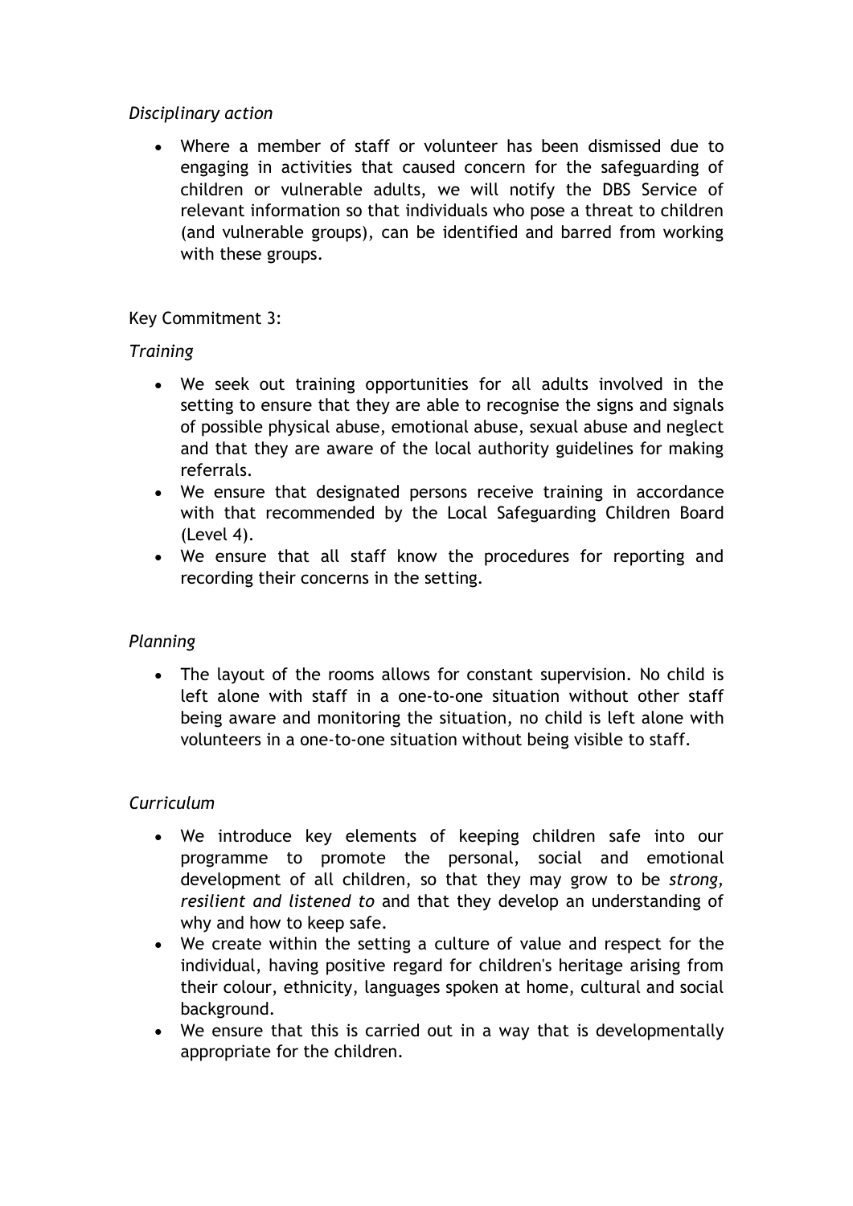*Disciplinary action*

- Where a member of staff or volunteer has been dismissed due to engaging in activities that caused concern for the safeguarding of children or vulnerable adults, we will notify the DBS Service of relevant information so that individuals who pose a threat to children (and vulnerable groups), can be identified and barred from working with these groups.

Key Commitment 3:

*Training*

- We seek out training opportunities for all adults involved in the setting to ensure that they are able to recognise the signs and signals of possible physical abuse, emotional abuse, sexual abuse and neglect and that they are aware of the local authority guidelines for making referrals.
- We ensure that designated persons receive training in accordance with that recommended by the Local Safeguarding Children Board (Level 4).
- We ensure that all staff know the procedures for reporting and recording their concerns in the setting.

*Planning*

- The layout of the rooms allows for constant supervision. No child is left alone with staff in a one-to-one situation without other staff being aware and monitoring the situation, no child is left alone with volunteers in a one-to-one situation without being visible to staff.

*Curriculum*

- We introduce key elements of keeping children safe into our programme to promote the personal, social and emotional development of all children, so that they may grow to be *strong, resilient and listened to* and that they develop an understanding of why and how to keep safe.
- We create within the setting a culture of value and respect for the individual, having positive regard for children's heritage arising from their colour, ethnicity, languages spoken at home, cultural and social background.
- We ensure that this is carried out in a way that is developmentally appropriate for the children.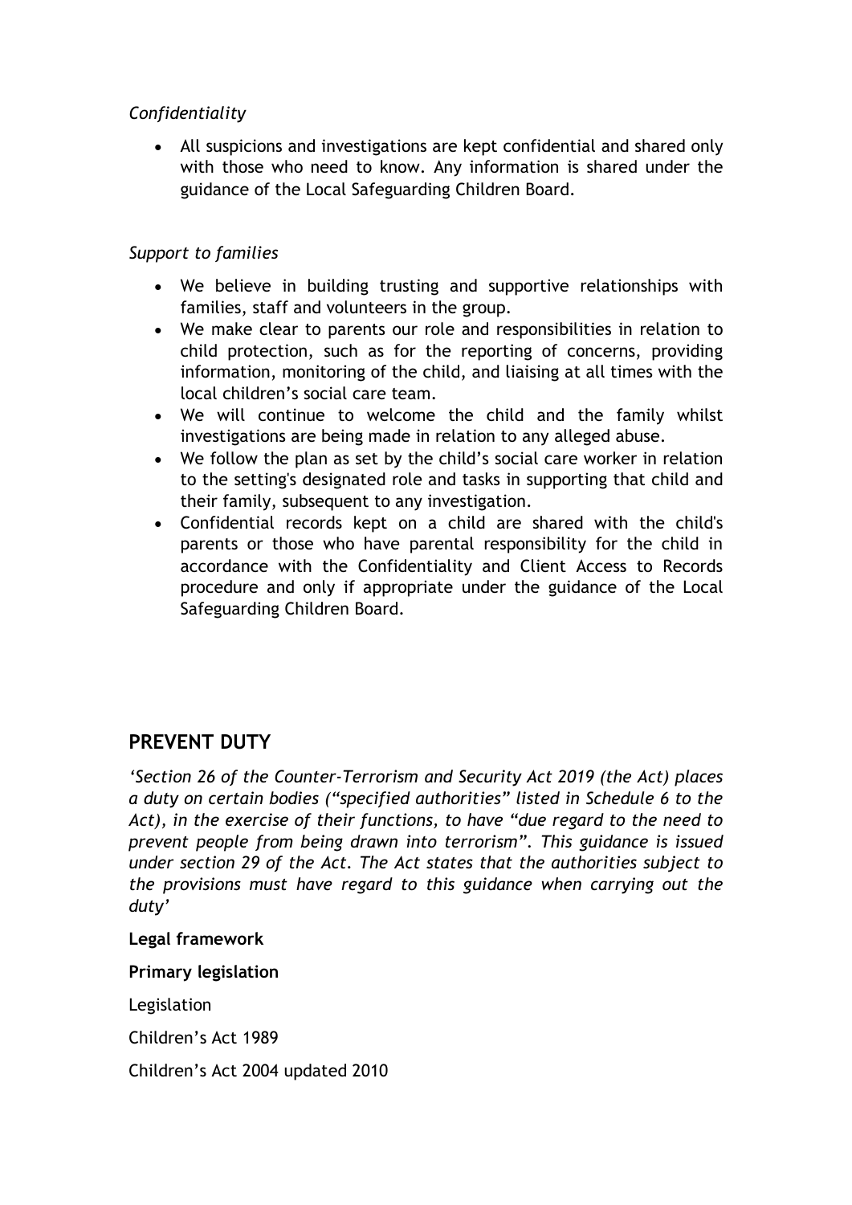*Confidentiality*

- All suspicions and investigations are kept confidential and shared only with those who need to know. Any information is shared under the guidance of the Local Safeguarding Children Board.

*Support to families*

- We believe in building trusting and supportive relationships with families, staff and volunteers in the group.
- We make clear to parents our role and responsibilities in relation to child protection, such as for the reporting of concerns, providing information, monitoring of the child, and liaising at all times with the local children's social care team.
- We will continue to welcome the child and the family whilst investigations are being made in relation to any alleged abuse.
- We follow the plan as set by the child's social care worker in relation to the setting's designated role and tasks in supporting that child and their family, subsequent to any investigation.
- Confidential records kept on a child are shared with the child's parents or those who have parental responsibility for the child in accordance with the Confidentiality and Client Access to Records procedure and only if appropriate under the guidance of the Local Safeguarding Children Board.

## PREVENT DUTY

*'Section 26 of the Counter-Terrorism and Security Act 2019 (the Act) places a duty on certain bodies ("specified authorities" listed in Schedule 6 to the Act), in the exercise of their functions, to have "due regard to the need to prevent people from being drawn into terrorism". This guidance is issued under section 29 of the Act. The Act states that the authorities subject to the provisions must have regard to this guidance when carrying out the duty'*

**Legal framework**

**Primary legislation**

Legislation

Children's Act 1989

Children's Act 2004 updated 2010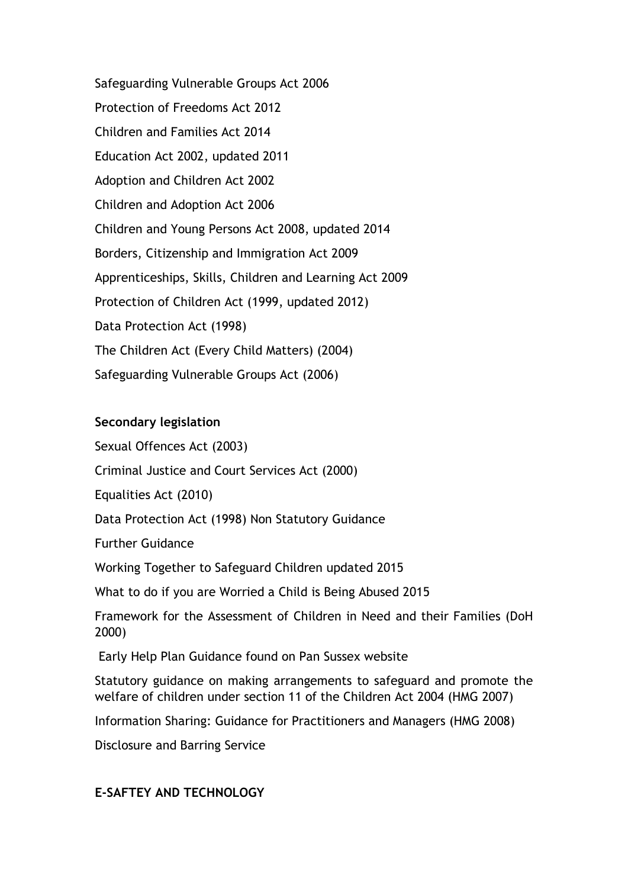Safeguarding Vulnerable Groups Act 2006

Protection of Freedoms Act 2012

Children and Families Act 2014

Education Act 2002, updated 2011

Adoption and Children Act 2002

Children and Adoption Act 2006

Children and Young Persons Act 2008, updated 2014

Borders, Citizenship and Immigration Act 2009

Apprenticeships, Skills, Children and Learning Act 2009

Protection of Children Act (1999, updated 2012)

Data Protection Act (1998)

The Children Act (Every Child Matters) (2004)

Safeguarding Vulnerable Groups Act (2006)

**Secondary legislation**

Sexual Offences Act (2003)

Criminal Justice and Court Services Act (2000)

Equalities Act (2010)

Data Protection Act (1998) Non Statutory Guidance

Further Guidance

Working Together to Safeguard Children updated 2015

What to do if you are Worried a Child is Being Abused 2015

Framework for the Assessment of Children in Need and their Families (DoH 2000)

Early Help Plan Guidance found on Pan Sussex website

Statutory guidance on making arrangements to safeguard and promote the welfare of children under section 11 of the Children Act 2004 (HMG 2007)

Information Sharing: Guidance for Practitioners and Managers (HMG 2008)

Disclosure and Barring Service

**E-SAFTEY AND TECHNOLOGY**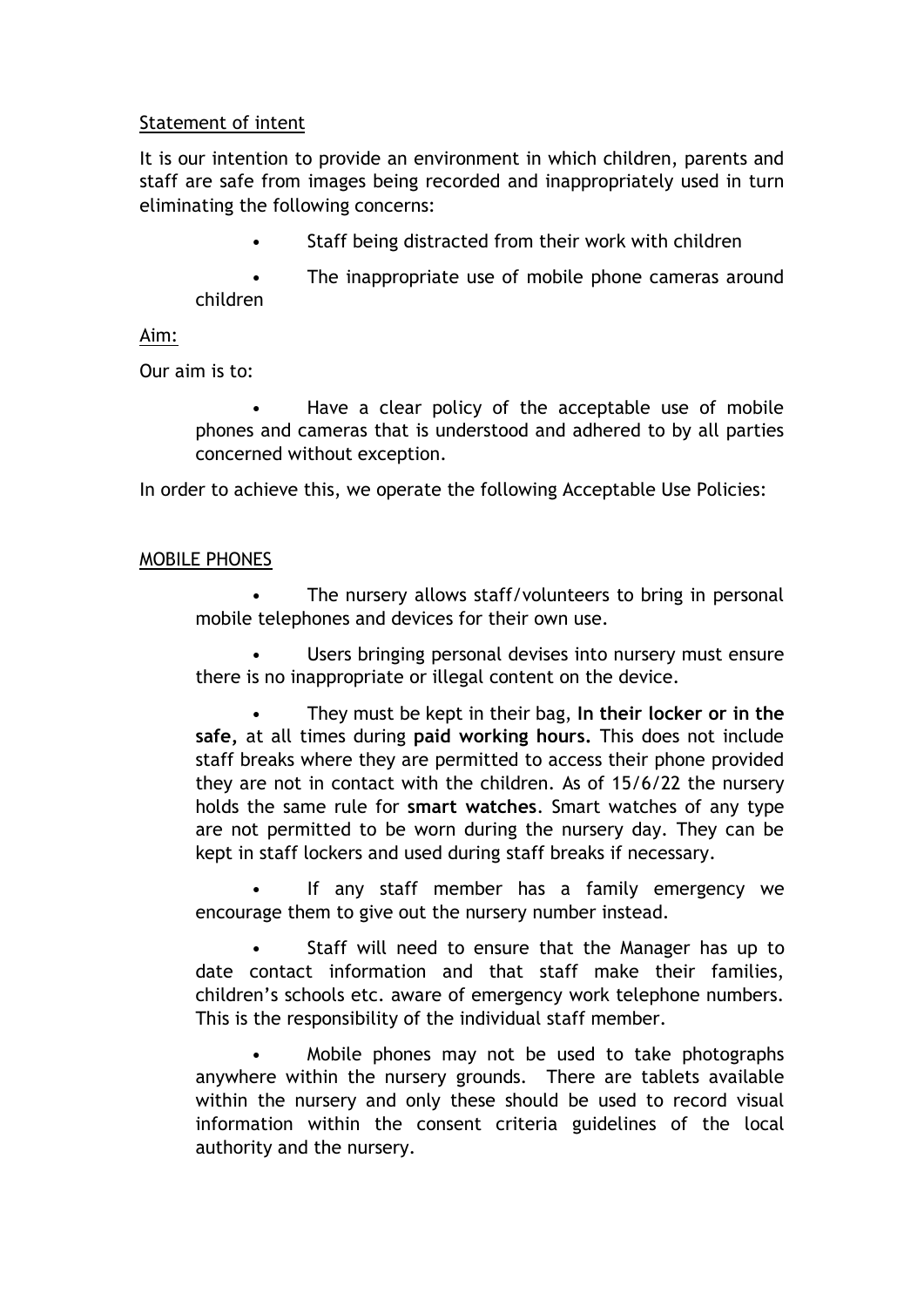Statement of intent

It is our intention to provide an environment in which children, parents and staff are safe from images being recorded and inappropriately used in turn eliminating the following concerns:

- Staff being distracted from their work with children
- The inappropriate use of mobile phone cameras around children

Aim:

Our aim is to:

- Have a clear policy of the acceptable use of mobile phones and cameras that is understood and adhered to by all parties concerned without exception.

In order to achieve this, we operate the following Acceptable Use Policies:

MOBILE PHONES

- The nursery allows staff/volunteers to bring in personal mobile telephones and devices for their own use.
- Users bringing personal devises into nursery must ensure there is no inappropriate or illegal content on the device.
- They must be kept in their bag, **In their locker or in the safe,** at all times during **paid working hours.** This does not include staff breaks where they are permitted to access their phone provided they are not in contact with the children. As of 15/6/22 the nursery holds the same rule for **smart watches**. Smart watches of any type are not permitted to be worn during the nursery day. They can be kept in staff lockers and used during staff breaks if necessary.
- If any staff member has a family emergency we encourage them to give out the nursery number instead.
- Staff will need to ensure that the Manager has up to date contact information and that staff make their families, children's schools etc. aware of emergency work telephone numbers. This is the responsibility of the individual staff member.
- Mobile phones may not be used to take photographs anywhere within the nursery grounds. There are tablets available within the nursery and only these should be used to record visual information within the consent criteria guidelines of the local authority and the nursery.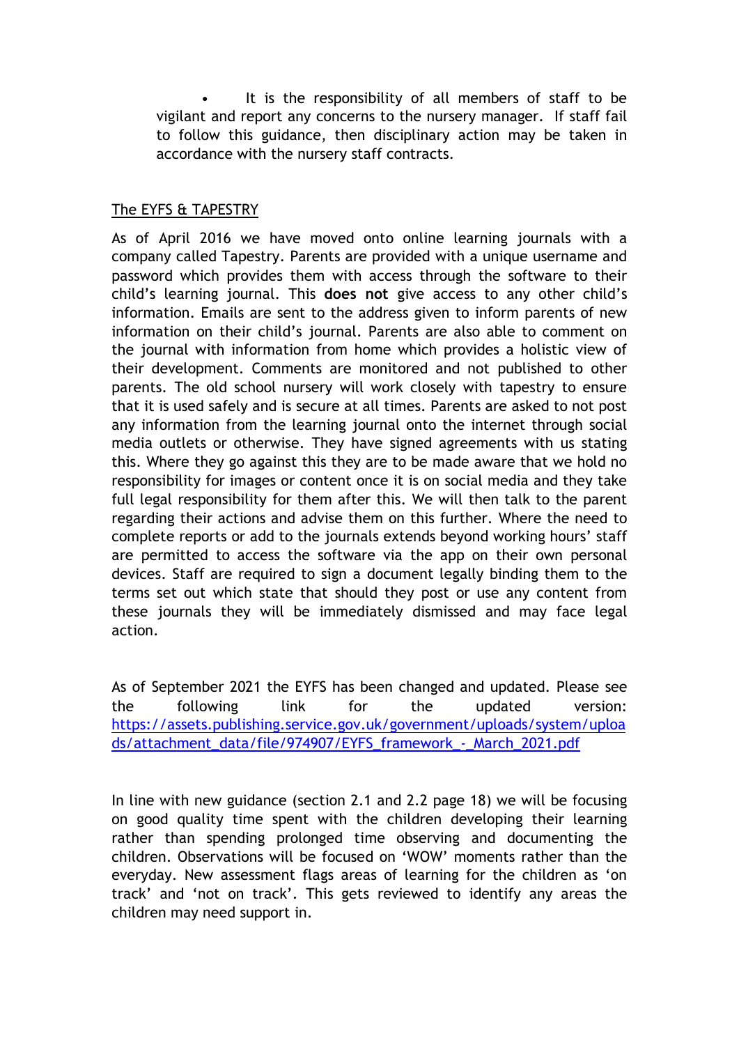- It is the responsibility of all members of staff to be vigilant and report any concerns to the nursery manager. If staff fail to follow this guidance, then disciplinary action may be taken in accordance with the nursery staff contracts.

The EYFS & TAPESTRY

As of April 2016 we have moved onto online learning journals with a company called Tapestry. Parents are provided with a unique username and password which provides them with access through the software to their child's learning journal. This **does not** give access to any other child's information. Emails are sent to the address given to inform parents of new information on their child's journal. Parents are also able to comment on the journal with information from home which provides a holistic view of their development. Comments are monitored and not published to other parents. The old school nursery will work closely with tapestry to ensure that it is used safely and is secure at all times. Parents are asked to not post any information from the learning journal onto the internet through social media outlets or otherwise. They have signed agreements with us stating this. Where they go against this they are to be made aware that we hold no responsibility for images or content once it is on social media and they take full legal responsibility for them after this. We will then talk to the parent regarding their actions and advise them on this further. Where the need to complete reports or add to the journals extends beyond working hours' staff are permitted to access the software via the app on their own personal devices. Staff are required to sign a document legally binding them to the terms set out which state that should they post or use any content from these journals they will be immediately dismissed and may face legal action.

As of September 2021 the EYFS has been changed and updated. Please see the following link for the updated version: [https://assets.publishing.service.gov.uk/government/uploads/system/uploads/attachment_data/file/974907/EYFS_framework_-_March_2021.pdf](https://assets.publishing.service.gov.uk/government/uploads/system/uploads/attachment_data/file/974907/EYFS_framework_-_March_2021.pdf)

In line with new guidance (section 2.1 and 2.2 page 18) we will be focusing on good quality time spent with the children developing their learning rather than spending prolonged time observing and documenting the children. Observations will be focused on 'WOW' moments rather than the everyday. New assessment flags areas of learning for the children as 'on track' and 'not on track'. This gets reviewed to identify any areas the children may need support in.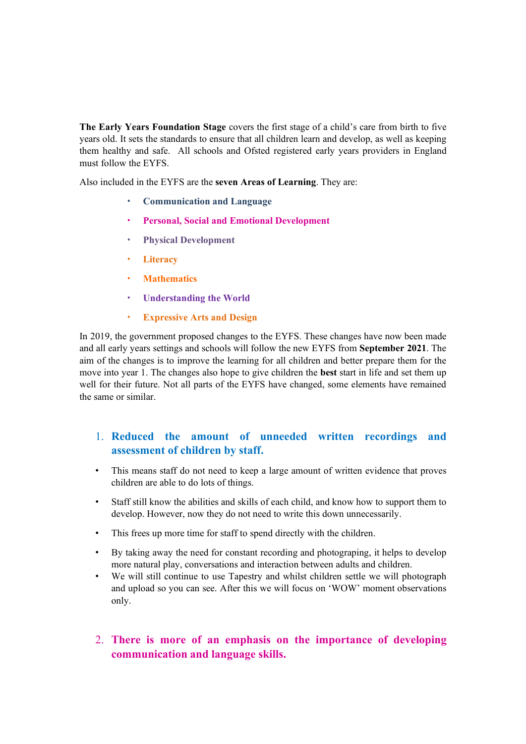**The Early Years Foundation Stage** covers the first stage of a child's care from birth to five years old. It sets the standards to ensure that all children learn and develop, as well as keeping them healthy and safe. All schools and Ofsted registered early years providers in England must follow the EYFS.

Also included in the EYFS are the **seven Areas of Learning**. They are:

- **Communication and Language**
- **Personal, Social and Emotional Development**
- **Physical Development**
- **Literacy**
- **Mathematics**
- **Understanding the World**
- **Expressive Arts and Design**

In 2019, the government proposed changes to the EYFS. These changes have now been made and all early years settings and schools will follow the new EYFS from **September 2021**. The aim of the changes is to improve the learning for all children and better prepare them for the move into year 1. The changes also hope to give children the **best** start in life and set them up well for their future. Not all parts of the EYFS have changed, some elements have remained the same or similar.

## 1. Reduced the amount of unneeded written recordings and assessment of children by staff.

- This means staff do not need to keep a large amount of written evidence that proves children are able to do lots of things.
- Staff still know the abilities and skills of each child, and know how to support them to develop. However, now they do not need to write this down unnecessarily.
- This frees up more time for staff to spend directly with the children.
- By taking away the need for constant recording and photograping, it helps to develop more natural play, conversations and interaction between adults and children.
- We will still continue to use Tapestry and whilst children settle we will photograph and upload so you can see. After this we will focus on 'WOW' moment observations only.

## 2. There is more of an emphasis on the importance of developing communication and language skills.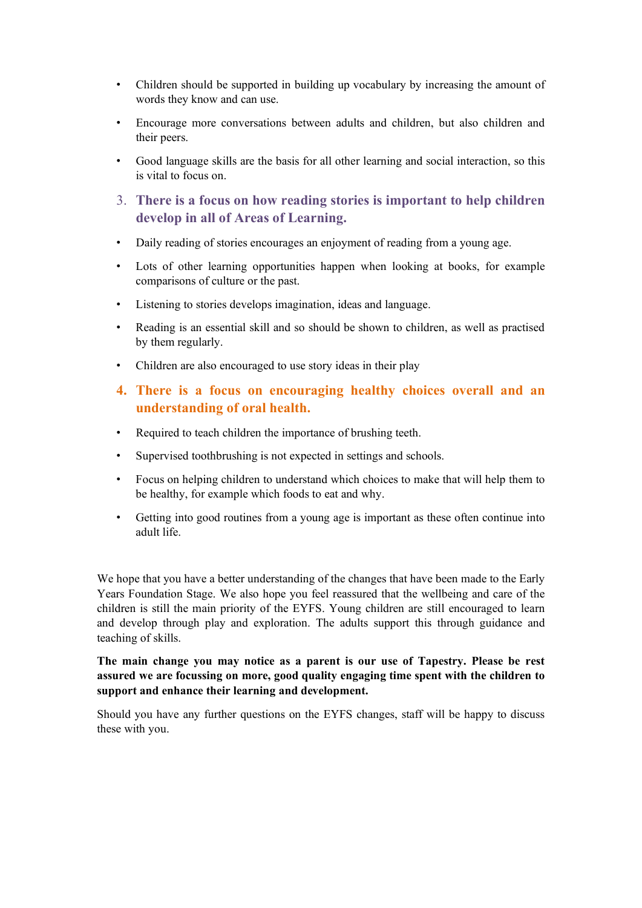- Children should be supported in building up vocabulary by increasing the amount of words they know and can use.
- Encourage more conversations between adults and children, but also children and their peers.
- Good language skills are the basis for all other learning and social interaction, so this is vital to focus on.

### 3. There is a focus on how reading stories is important to help children develop in all of Areas of Learning.

- Daily reading of stories encourages an enjoyment of reading from a young age.
- Lots of other learning opportunities happen when looking at books, for example comparisons of culture or the past.
- Listening to stories develops imagination, ideas and language.
- Reading is an essential skill and so should be shown to children, as well as practised by them regularly.
- Children are also encouraged to use story ideas in their play

### 4. There is a focus on encouraging healthy choices overall and an understanding of oral health.

- Required to teach children the importance of brushing teeth.
- Supervised toothbrushing is not expected in settings and schools.
- Focus on helping children to understand which choices to make that will help them to be healthy, for example which foods to eat and why.
- Getting into good routines from a young age is important as these often continue into adult life.

We hope that you have a better understanding of the changes that have been made to the Early Years Foundation Stage. We also hope you feel reassured that the wellbeing and care of the children is still the main priority of the EYFS. Young children are still encouraged to learn and develop through play and exploration. The adults support this through guidance and teaching of skills.

**The main change you may notice as a parent is our use of Tapestry. Please be rest assured we are focussing on more, good quality engaging time spent with the children to support and enhance their learning and development.**

Should you have any further questions on the EYFS changes, staff will be happy to discuss these with you.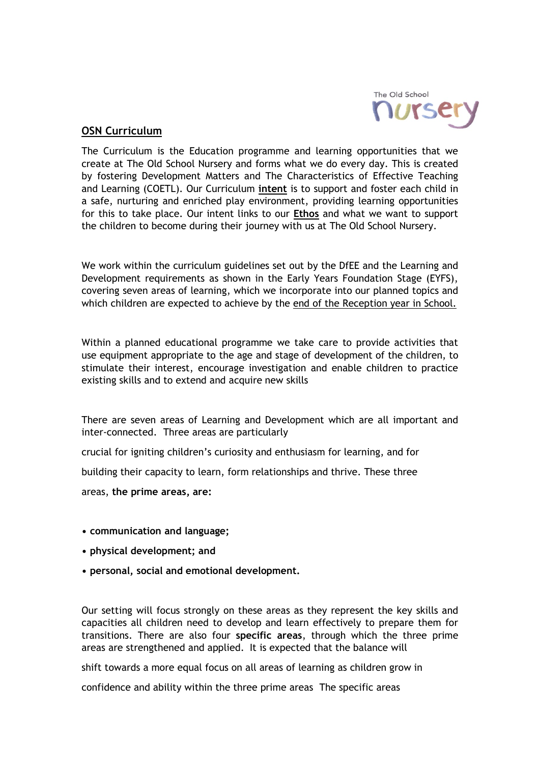The Old School nursery

## OSN Curriculum

The Curriculum is the Education programme and learning opportunities that we create at The Old School Nursery and forms what we do every day. This is created by fostering Development Matters and The Characteristics of Effective Teaching and Learning (COETL). Our Curriculum **intent** is to support and foster each child in a safe, nurturing and enriched play environment, providing learning opportunities for this to take place. Our intent links to our **Ethos** and what we want to support the children to become during their journey with us at The Old School Nursery.

We work within the curriculum guidelines set out by the DfEE and the Learning and Development requirements as shown in the Early Years Foundation Stage (EYFS), covering seven areas of learning, which we incorporate into our planned topics and which children are expected to achieve by the end of the Reception year in School.

Within a planned educational programme we take care to provide activities that use equipment appropriate to the age and stage of development of the children, to stimulate their interest, encourage investigation and enable children to practice existing skills and to extend and acquire new skills

There are seven areas of Learning and Development which are all important and inter-connected. Three areas are particularly crucial for igniting children's curiosity and enthusiasm for learning, and for building their capacity to learn, form relationships and thrive. These three areas, **the prime areas, are:**

- **communication and language;**
- **physical development; and**
- **personal, social and emotional development.**

Our setting will focus strongly on these areas as they represent the key skills and capacities all children need to develop and learn effectively to prepare them for transitions. There are also four **specific areas**, through which the three prime areas are strengthened and applied. It is expected that the balance will shift towards a more equal focus on all areas of learning as children grow in confidence and ability within the three prime areas The specific areas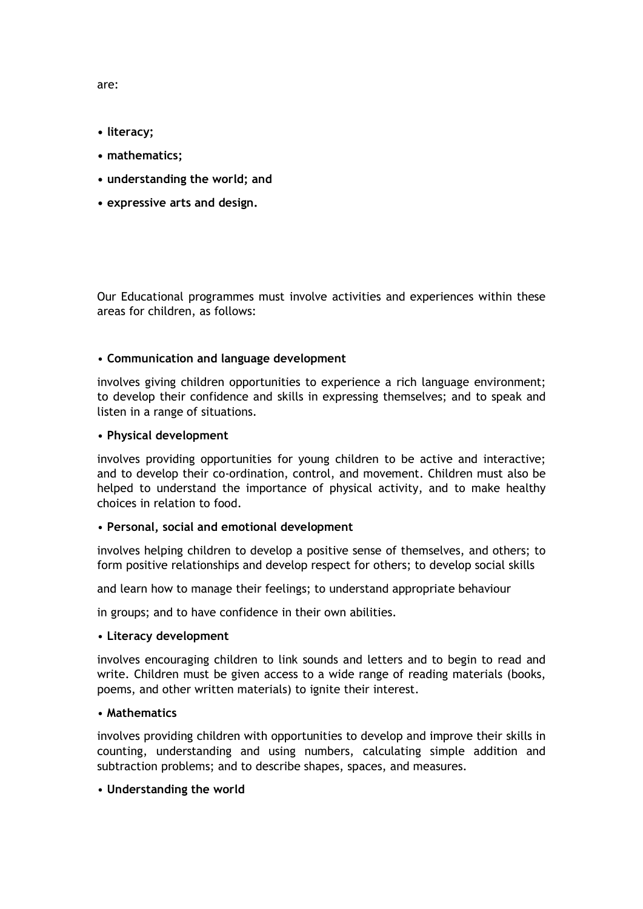are:

- **literacy;**
- **mathematics;**
- **understanding the world; and**
- **expressive arts and design.**

Our Educational programmes must involve activities and experiences within these areas for children, as follows:

• **Communication and language development**

involves giving children opportunities to experience a rich language environment; to develop their confidence and skills in expressing themselves; and to speak and listen in a range of situations.

• **Physical development**

involves providing opportunities for young children to be active and interactive; and to develop their co-ordination, control, and movement. Children must also be helped to understand the importance of physical activity, and to make healthy choices in relation to food.

• **Personal, social and emotional development**

involves helping children to develop a positive sense of themselves, and others; to form positive relationships and develop respect for others; to develop social skills and learn how to manage their feelings; to understand appropriate behaviour in groups; and to have confidence in their own abilities.

• **Literacy development**

involves encouraging children to link sounds and letters and to begin to read and write. Children must be given access to a wide range of reading materials (books, poems, and other written materials) to ignite their interest.

• **Mathematics**

involves providing children with opportunities to develop and improve their skills in counting, understanding and using numbers, calculating simple addition and subtraction problems; and to describe shapes, spaces, and measures.

• **Understanding the world**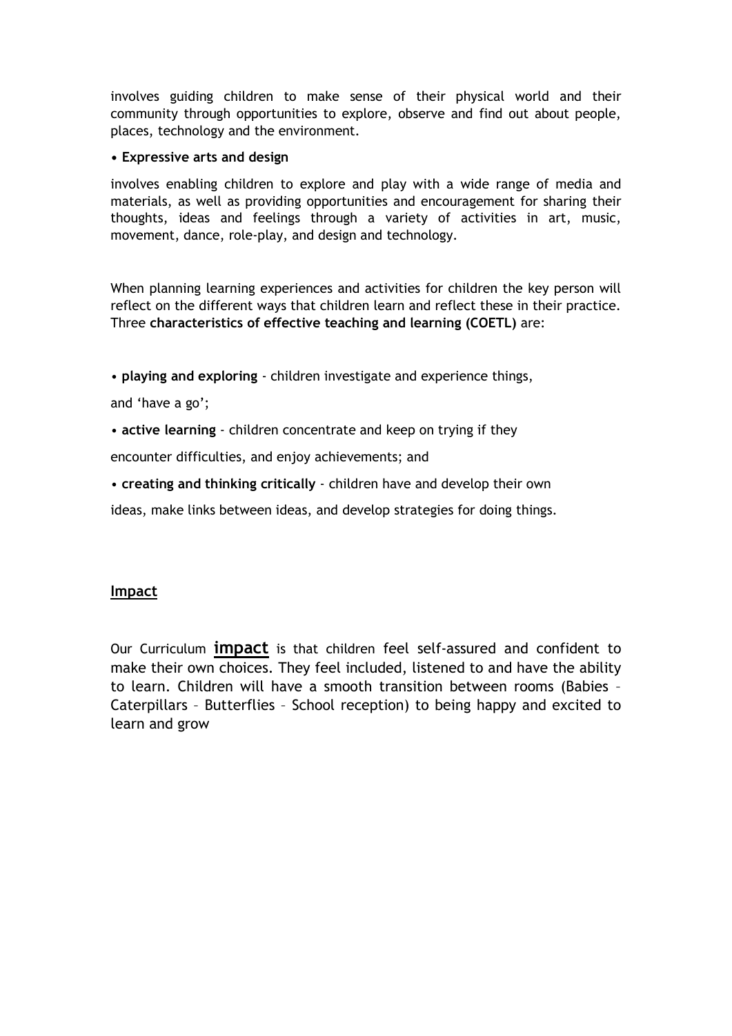involves guiding children to make sense of their physical world and their community through opportunities to explore, observe and find out about people, places, technology and the environment.

• **Expressive arts and design**

involves enabling children to explore and play with a wide range of media and materials, as well as providing opportunities and encouragement for sharing their thoughts, ideas and feelings through a variety of activities in art, music, movement, dance, role-play, and design and technology.

When planning learning experiences and activities for children the key person will reflect on the different ways that children learn and reflect these in their practice. Three **characteristics of effective teaching and learning (COETL)** are:

• **playing and exploring** - children investigate and experience things,

and 'have a go';

• **active learning** - children concentrate and keep on trying if they

encounter difficulties, and enjoy achievements; and

• **creating and thinking critically** - children have and develop their own

ideas, make links between ideas, and develop strategies for doing things.

## Impact

Our Curriculum **impact** is that children feel self-assured and confident to make their own choices. They feel included, listened to and have the ability to learn. Children will have a smooth transition between rooms (Babies – Caterpillars – Butterflies – School reception) to being happy and excited to learn and grow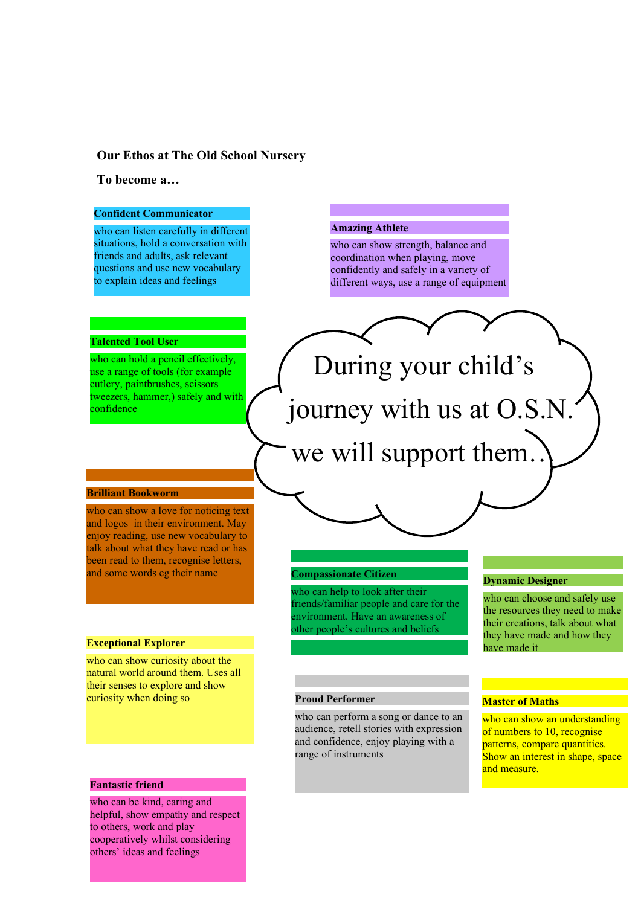**Our Ethos at The Old School Nursery**

**To become a…**

During your child's journey with us at O.S.N. we will support them…

**Confident Communicator**

who can listen carefully in different situations, hold a conversation with friends and adults, ask relevant questions and use new vocabulary to explain ideas and feelings

**Amazing Athlete**

who can show strength, balance and coordination when playing, move confidently and safely in a variety of different ways, use a range of equipment

**Talented Tool User**

who can hold a pencil effectively, use a range of tools (for example cutlery, paintbrushes, scissors tweezers, hammer,) safely and with confidence

**Brilliant Bookworm**

who can show a love for noticing text and logos in their environment. May enjoy reading, use new vocabulary to talk about what they have read or has been read to them, recognise letters, and some words eg their name

**Compassionate Citizen**

who can help to look after their friends/familiar people and care for the environment. Have an awareness of other people's cultures and beliefs

**Dynamic Designer**

who can choose and safely use the resources they need to make their creations, talk about what they have made and how they have made it

**Exceptional Explorer**

who can show curiosity about the natural world around them. Uses all their senses to explore and show curiosity when doing so

**Proud Performer**

who can perform a song or dance to an audience, retell stories with expression and confidence, enjoy playing with a range of instruments

**Master of Maths**

who can show an understanding of numbers to 10, recognise patterns, compare quantities. Show an interest in shape, space and measure.

**Fantastic friend**

who can be kind, caring and helpful, show empathy and respect to others, work and play cooperatively whilst considering others' ideas and feelings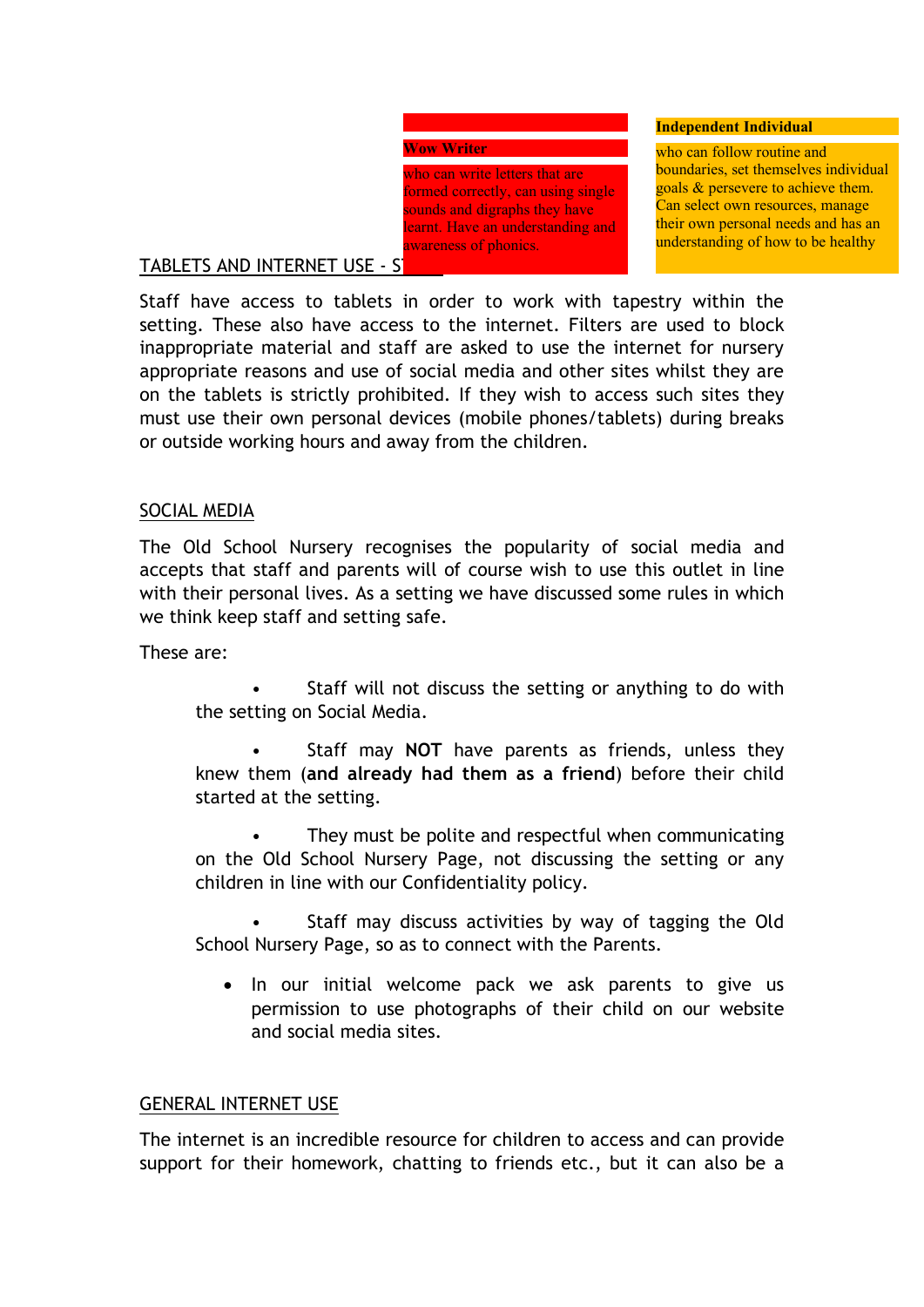**Wow Writer**

who can write letters that are formed correctly, can using single sounds and digraphs they have learnt. Have an understanding and awareness of phonics.

**Independent Individual**

who can follow routine and boundaries, set themselves individual goals & persevere to achieve them. Can select own resources, manage their own personal needs and has an understanding of how to be healthy

TABLETS AND INTERNET USE - S

Staff have access to tablets in order to work with tapestry within the setting. These also have access to the internet. Filters are used to block inappropriate material and staff are asked to use the internet for nursery appropriate reasons and use of social media and other sites whilst they are on the tablets is strictly prohibited. If they wish to access such sites they must use their own personal devices (mobile phones/tablets) during breaks or outside working hours and away from the children.

SOCIAL MEDIA

The Old School Nursery recognises the popularity of social media and accepts that staff and parents will of course wish to use this outlet in line with their personal lives. As a setting we have discussed some rules in which we think keep staff and setting safe.

These are:

- Staff will not discuss the setting or anything to do with the setting on Social Media.
- Staff may **NOT** have parents as friends, unless they knew them (**and already had them as a friend**) before their child started at the setting.
- They must be polite and respectful when communicating on the Old School Nursery Page, not discussing the setting or any children in line with our Confidentiality policy.
- Staff may discuss activities by way of tagging the Old School Nursery Page, so as to connect with the Parents.
- In our initial welcome pack we ask parents to give us permission to use photographs of their child on our website and social media sites.

GENERAL INTERNET USE

The internet is an incredible resource for children to access and can provide support for their homework, chatting to friends etc., but it can also be a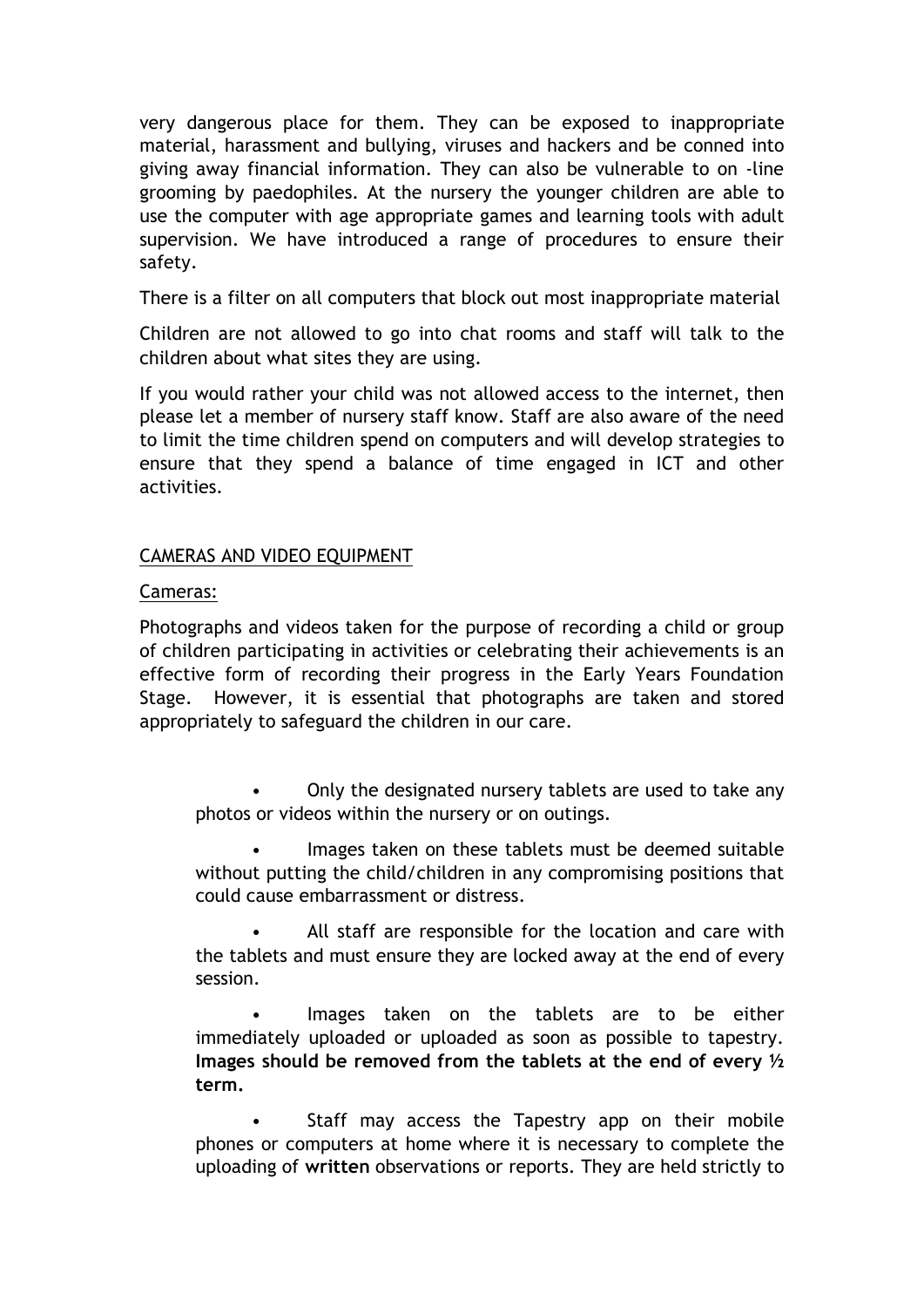very dangerous place for them. They can be exposed to inappropriate material, harassment and bullying, viruses and hackers and be conned into giving away financial information. They can also be vulnerable to on -line grooming by paedophiles. At the nursery the younger children are able to use the computer with age appropriate games and learning tools with adult supervision. We have introduced a range of procedures to ensure their safety.

There is a filter on all computers that block out most inappropriate material

Children are not allowed to go into chat rooms and staff will talk to the children about what sites they are using.

If you would rather your child was not allowed access to the internet, then please let a member of nursery staff know. Staff are also aware of the need to limit the time children spend on computers and will develop strategies to ensure that they spend a balance of time engaged in ICT and other activities.

## CAMERAS AND VIDEO EQUIPMENT

### Cameras:

Photographs and videos taken for the purpose of recording a child or group of children participating in activities or celebrating their achievements is an effective form of recording their progress in the Early Years Foundation Stage. However, it is essential that photographs are taken and stored appropriately to safeguard the children in our care.

- Only the designated nursery tablets are used to take any photos or videos within the nursery or on outings.
- Images taken on these tablets must be deemed suitable without putting the child/children in any compromising positions that could cause embarrassment or distress.
- All staff are responsible for the location and care with the tablets and must ensure they are locked away at the end of every session.
- Images taken on the tablets are to be either immediately uploaded or uploaded as soon as possible to tapestry. **Images should be removed from the tablets at the end of every ½ term.**
- Staff may access the Tapestry app on their mobile phones or computers at home where it is necessary to complete the uploading of **written** observations or reports. They are held strictly to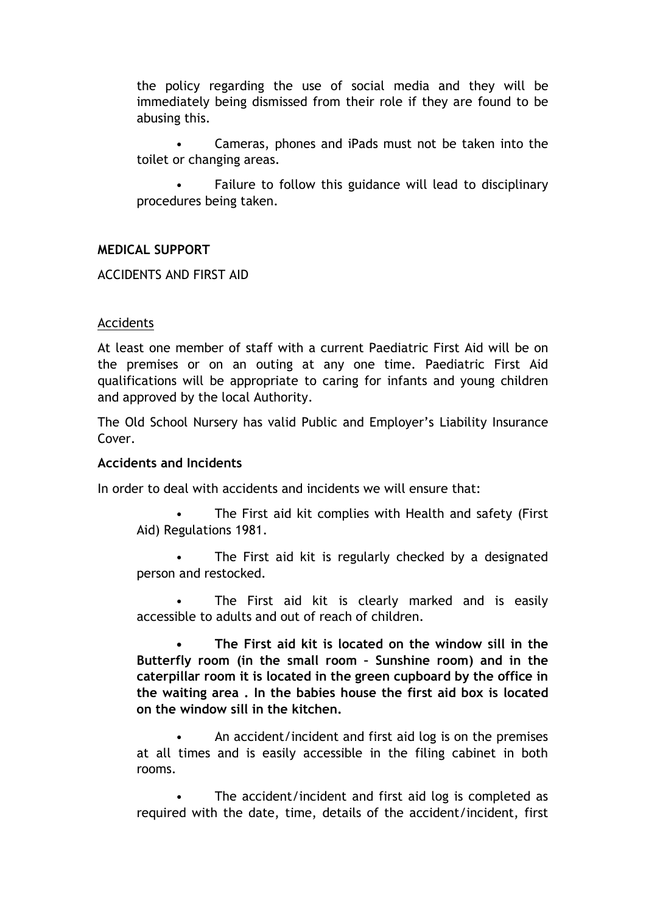the policy regarding the use of social media and they will be immediately being dismissed from their role if they are found to be abusing this.

- Cameras, phones and iPads must not be taken into the toilet or changing areas.
- Failure to follow this guidance will lead to disciplinary procedures being taken.

**MEDICAL SUPPORT**

ACCIDENTS AND FIRST AID

<u>Accidents</u>

At least one member of staff with a current Paediatric First Aid will be on the premises or on an outing at any one time. Paediatric First Aid qualifications will be appropriate to caring for infants and young children and approved by the local Authority.

The Old School Nursery has valid Public and Employer's Liability Insurance Cover.

**Accidents and Incidents**

In order to deal with accidents and incidents we will ensure that:

- The First aid kit complies with Health and safety (First Aid) Regulations 1981.
- The First aid kit is regularly checked by a designated person and restocked.
- The First aid kit is clearly marked and is easily accessible to adults and out of reach of children.
- **The First aid kit is located on the window sill in the Butterfly room (in the small room – Sunshine room) and in the caterpillar room it is located in the green cupboard by the office in the waiting area . In the babies house the first aid box is located on the window sill in the kitchen.**
- An accident/incident and first aid log is on the premises at all times and is easily accessible in the filing cabinet in both rooms.
- The accident/incident and first aid log is completed as required with the date, time, details of the accident/incident, first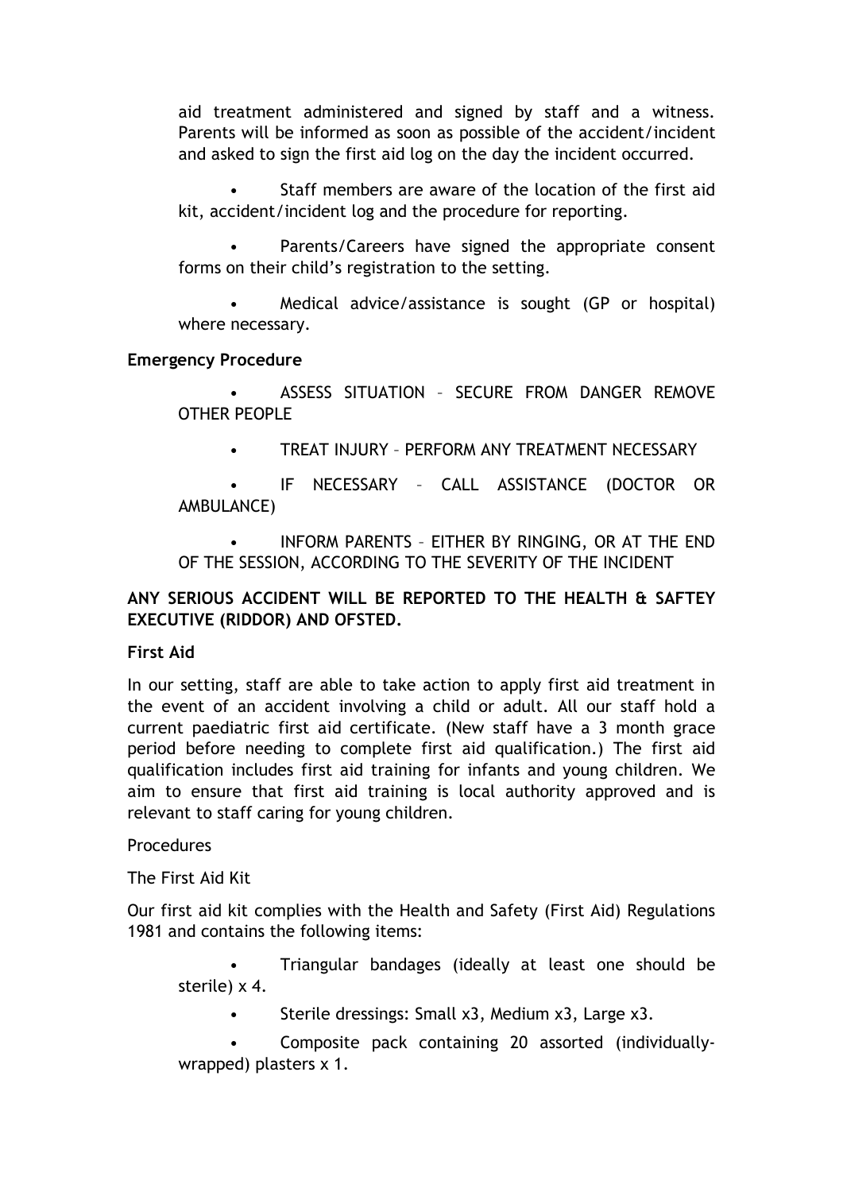aid treatment administered and signed by staff and a witness. Parents will be informed as soon as possible of the accident/incident and asked to sign the first aid log on the day the incident occurred.

- Staff members are aware of the location of the first aid kit, accident/incident log and the procedure for reporting.
- Parents/Careers have signed the appropriate consent forms on their child's registration to the setting.
- Medical advice/assistance is sought (GP or hospital) where necessary.

**Emergency Procedure**

- ASSESS SITUATION – SECURE FROM DANGER REMOVE OTHER PEOPLE
- TREAT INJURY – PERFORM ANY TREATMENT NECESSARY
- IF NECESSARY – CALL ASSISTANCE (DOCTOR OR AMBULANCE)
- INFORM PARENTS – EITHER BY RINGING, OR AT THE END OF THE SESSION, ACCORDING TO THE SEVERITY OF THE INCIDENT

**ANY SERIOUS ACCIDENT WILL BE REPORTED TO THE HEALTH & SAFTEY EXECUTIVE (RIDDOR) AND OFSTED.**

**First Aid**

In our setting, staff are able to take action to apply first aid treatment in the event of an accident involving a child or adult. All our staff hold a current paediatric first aid certificate. (New staff have a 3 month grace period before needing to complete first aid qualification.) The first aid qualification includes first aid training for infants and young children. We aim to ensure that first aid training is local authority approved and is relevant to staff caring for young children.

Procedures

The First Aid Kit

Our first aid kit complies with the Health and Safety (First Aid) Regulations 1981 and contains the following items:

- Triangular bandages (ideally at least one should be sterile) x 4.
- Sterile dressings: Small x3, Medium x3, Large x3.
- Composite pack containing 20 assorted (individually-wrapped) plasters x 1.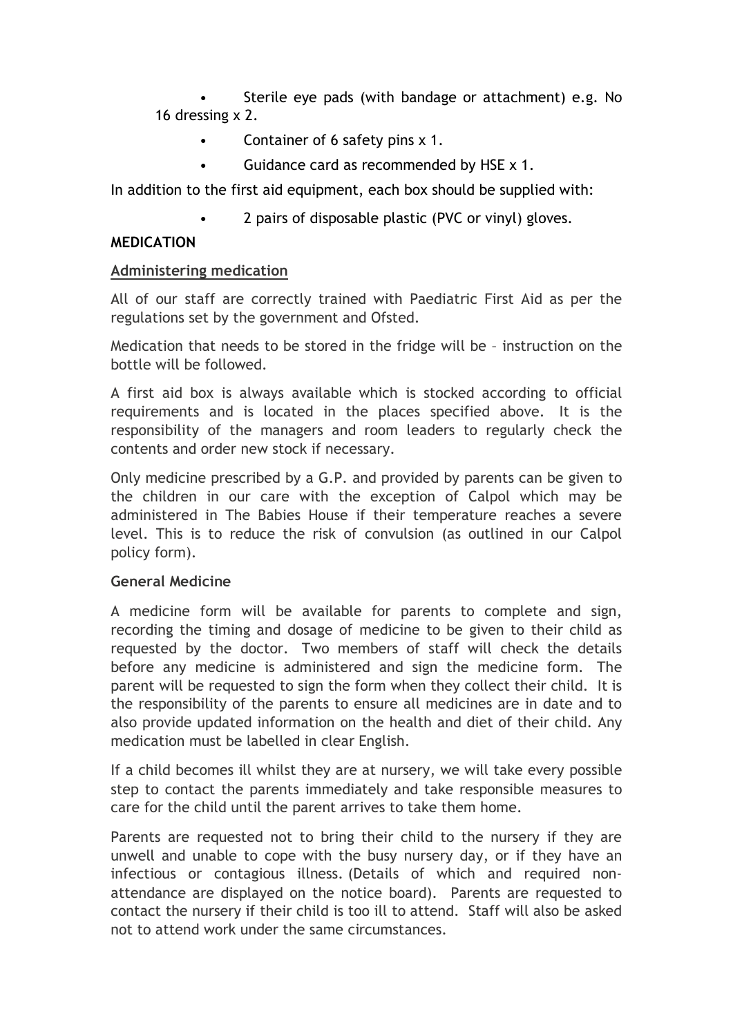- Sterile eye pads (with bandage or attachment) e.g. No 16 dressing x 2.
- Container of 6 safety pins x 1.
- Guidance card as recommended by HSE x 1.

In addition to the first aid equipment, each box should be supplied with:

- 2 pairs of disposable plastic (PVC or vinyl) gloves.

**MEDICATION**

**Administering medication**

All of our staff are correctly trained with Paediatric First Aid as per the regulations set by the government and Ofsted.

Medication that needs to be stored in the fridge will be – instruction on the bottle will be followed.

A first aid box is always available which is stocked according to official requirements and is located in the places specified above. It is the responsibility of the managers and room leaders to regularly check the contents and order new stock if necessary.

Only medicine prescribed by a G.P. and provided by parents can be given to the children in our care with the exception of Calpol which may be administered in The Babies House if their temperature reaches a severe level. This is to reduce the risk of convulsion (as outlined in our Calpol policy form).

**General Medicine**

A medicine form will be available for parents to complete and sign, recording the timing and dosage of medicine to be given to their child as requested by the doctor. Two members of staff will check the details before any medicine is administered and sign the medicine form. The parent will be requested to sign the form when they collect their child. It is the responsibility of the parents to ensure all medicines are in date and to also provide updated information on the health and diet of their child. Any medication must be labelled in clear English.

If a child becomes ill whilst they are at nursery, we will take every possible step to contact the parents immediately and take responsible measures to care for the child until the parent arrives to take them home.

Parents are requested not to bring their child to the nursery if they are unwell and unable to cope with the busy nursery day, or if they have an infectious or contagious illness. (Details of which and required non-attendance are displayed on the notice board). Parents are requested to contact the nursery if their child is too ill to attend. Staff will also be asked not to attend work under the same circumstances.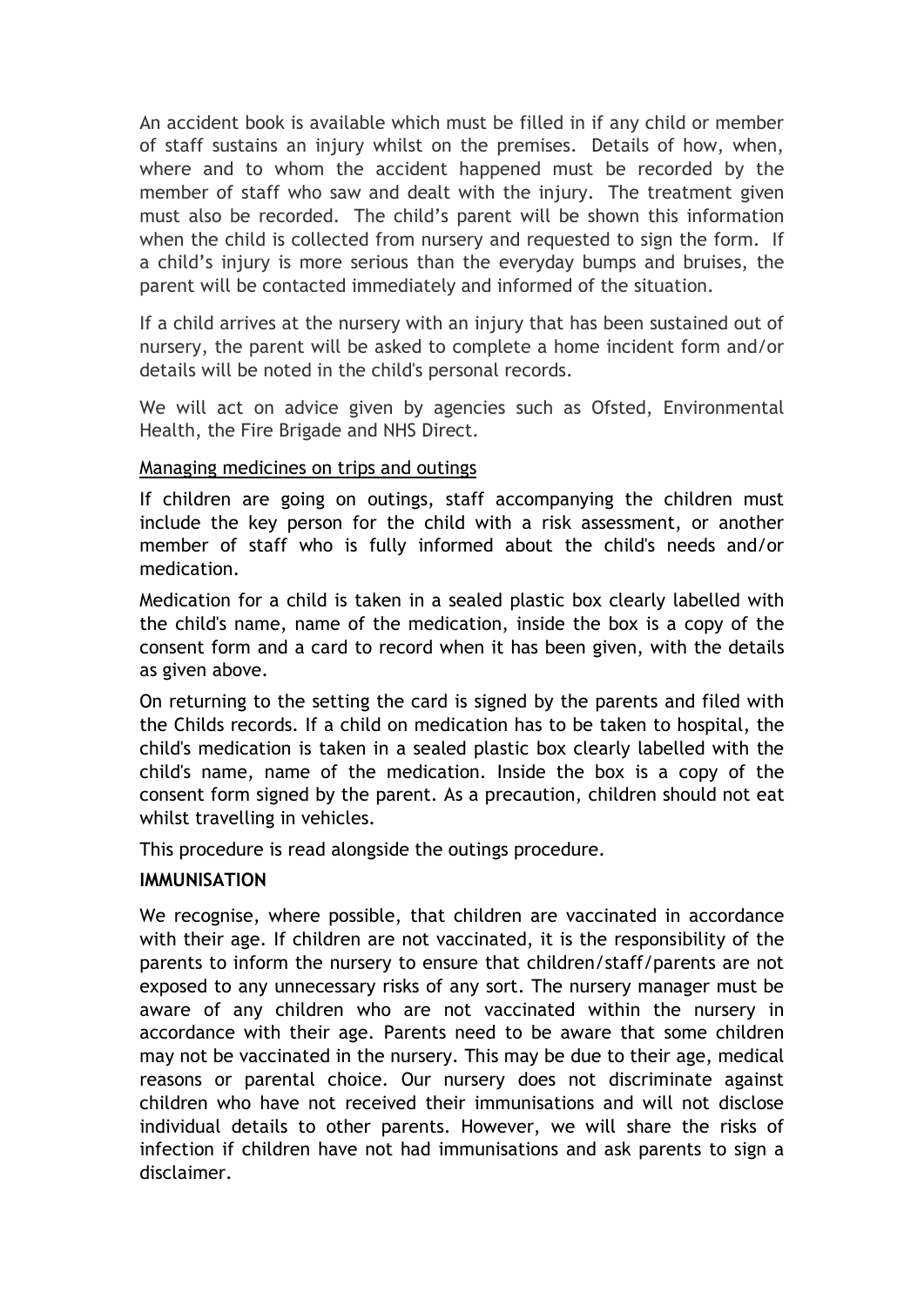An accident book is available which must be filled in if any child or member of staff sustains an injury whilst on the premises. Details of how, when, where and to whom the accident happened must be recorded by the member of staff who saw and dealt with the injury. The treatment given must also be recorded. The child's parent will be shown this information when the child is collected from nursery and requested to sign the form. If a child's injury is more serious than the everyday bumps and bruises, the parent will be contacted immediately and informed of the situation.

If a child arrives at the nursery with an injury that has been sustained out of nursery, the parent will be asked to complete a home incident form and/or details will be noted in the child's personal records.

We will act on advice given by agencies such as Ofsted, Environmental Health, the Fire Brigade and NHS Direct.

<u>Managing medicines on trips and outings</u>

If children are going on outings, staff accompanying the children must include the key person for the child with a risk assessment, or another member of staff who is fully informed about the child's needs and/or medication.

Medication for a child is taken in a sealed plastic box clearly labelled with the child's name, name of the medication, inside the box is a copy of the consent form and a card to record when it has been given, with the details as given above.

On returning to the setting the card is signed by the parents and filed with the Childs records. If a child on medication has to be taken to hospital, the child's medication is taken in a sealed plastic box clearly labelled with the child's name, name of the medication. Inside the box is a copy of the consent form signed by the parent. As a precaution, children should not eat whilst travelling in vehicles.

This procedure is read alongside the outings procedure.

**IMMUNISATION**

We recognise, where possible, that children are vaccinated in accordance with their age. If children are not vaccinated, it is the responsibility of the parents to inform the nursery to ensure that children/staff/parents are not exposed to any unnecessary risks of any sort. The nursery manager must be aware of any children who are not vaccinated within the nursery in accordance with their age. Parents need to be aware that some children may not be vaccinated in the nursery. This may be due to their age, medical reasons or parental choice. Our nursery does not discriminate against children who have not received their immunisations and will not disclose individual details to other parents. However, we will share the risks of infection if children have not had immunisations and ask parents to sign a disclaimer.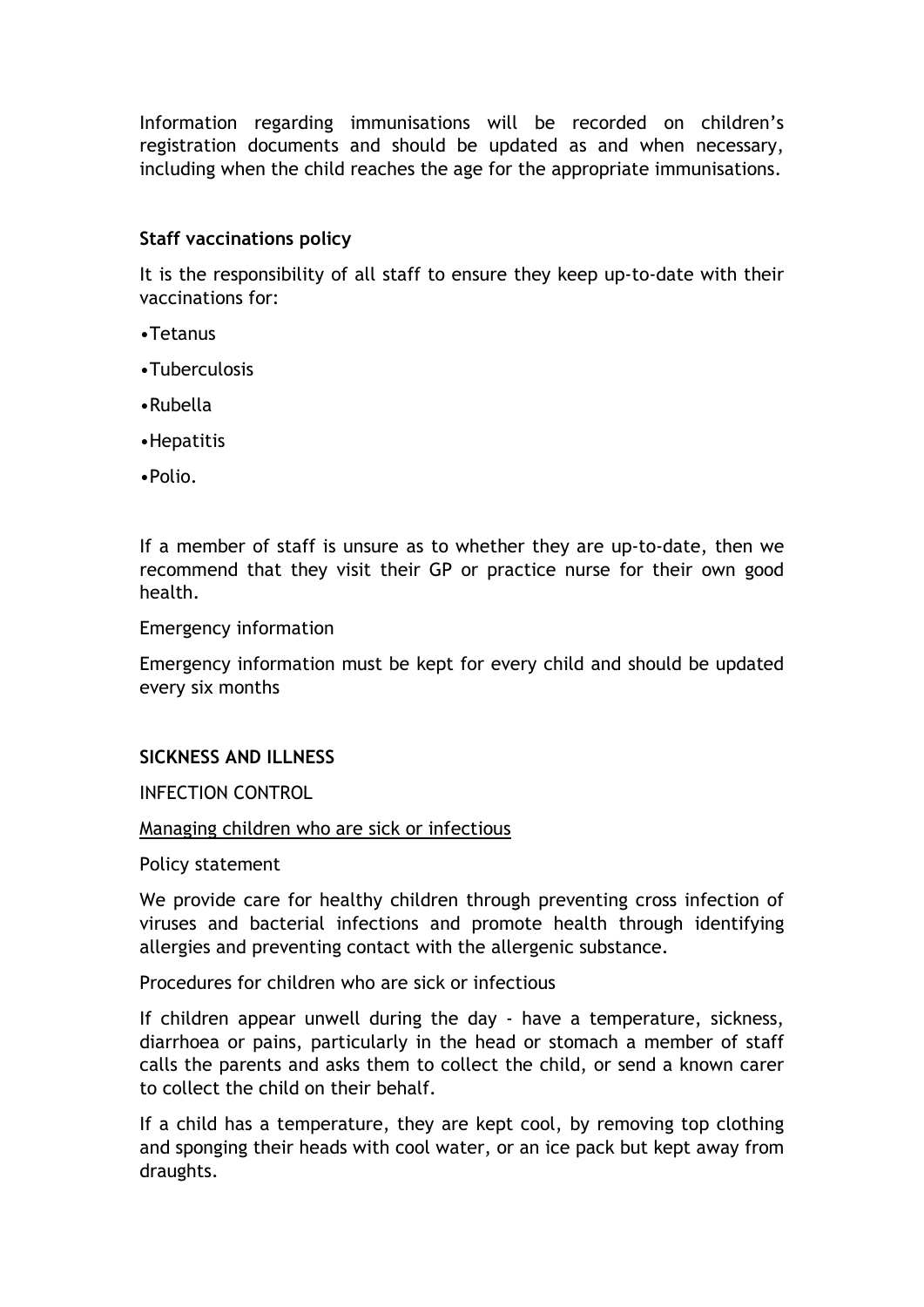Information regarding immunisations will be recorded on children's registration documents and should be updated as and when necessary, including when the child reaches the age for the appropriate immunisations.

**Staff vaccinations policy**

It is the responsibility of all staff to ensure they keep up-to-date with their vaccinations for:

- Tetanus
- Tuberculosis
- Rubella
- Hepatitis
- Polio.

If a member of staff is unsure as to whether they are up-to-date, then we recommend that they visit their GP or practice nurse for their own good health.

Emergency information

Emergency information must be kept for every child and should be updated every six months

**SICKNESS AND ILLNESS**

INFECTION CONTROL

<u>Managing children who are sick or infectious</u>

Policy statement

We provide care for healthy children through preventing cross infection of viruses and bacterial infections and promote health through identifying allergies and preventing contact with the allergenic substance.

Procedures for children who are sick or infectious

If children appear unwell during the day - have a temperature, sickness, diarrhoea or pains, particularly in the head or stomach a member of staff calls the parents and asks them to collect the child, or send a known carer to collect the child on their behalf.

If a child has a temperature, they are kept cool, by removing top clothing and sponging their heads with cool water, or an ice pack but kept away from draughts.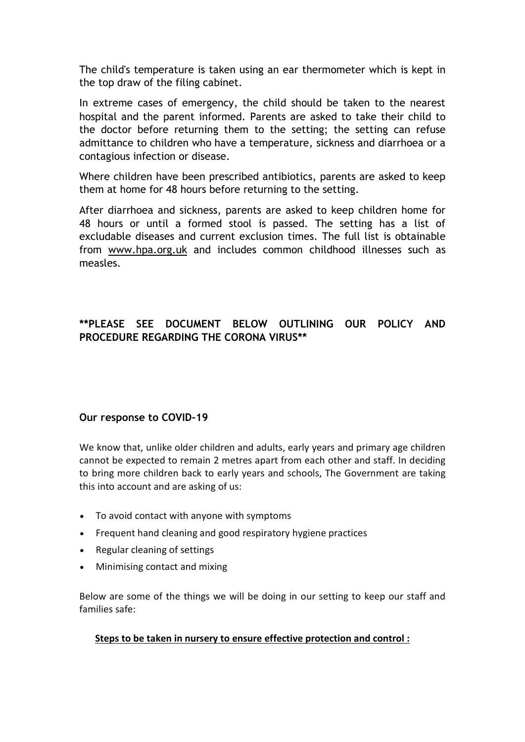The child's temperature is taken using an ear thermometer which is kept in the top draw of the filing cabinet.

In extreme cases of emergency, the child should be taken to the nearest hospital and the parent informed. Parents are asked to take their child to the doctor before returning them to the setting; the setting can refuse admittance to children who have a temperature, sickness and diarrhoea or a contagious infection or disease.

Where children have been prescribed antibiotics, parents are asked to keep them at home for 48 hours before returning to the setting.

After diarrhoea and sickness, parents are asked to keep children home for 48 hours or until a formed stool is passed. The setting has a list of excludable diseases and current exclusion times. The full list is obtainable from www.hpa.org.uk and includes common childhood illnesses such as measles.

**\*\*PLEASE SEE DOCUMENT BELOW OUTLINING OUR POLICY AND PROCEDURE REGARDING THE CORONA VIRUS\*\***

### Our response to COVID-19

We know that, unlike older children and adults, early years and primary age children cannot be expected to remain 2 metres apart from each other and staff. In deciding to bring more children back to early years and schools, The Government are taking this into account and are asking of us:

- To avoid contact with anyone with symptoms
- Frequent hand cleaning and good respiratory hygiene practices
- Regular cleaning of settings
- Minimising contact and mixing

Below are some of the things we will be doing in our setting to keep our staff and families safe:

**<u>Steps to be taken in nursery to ensure effective protection and control :</u>**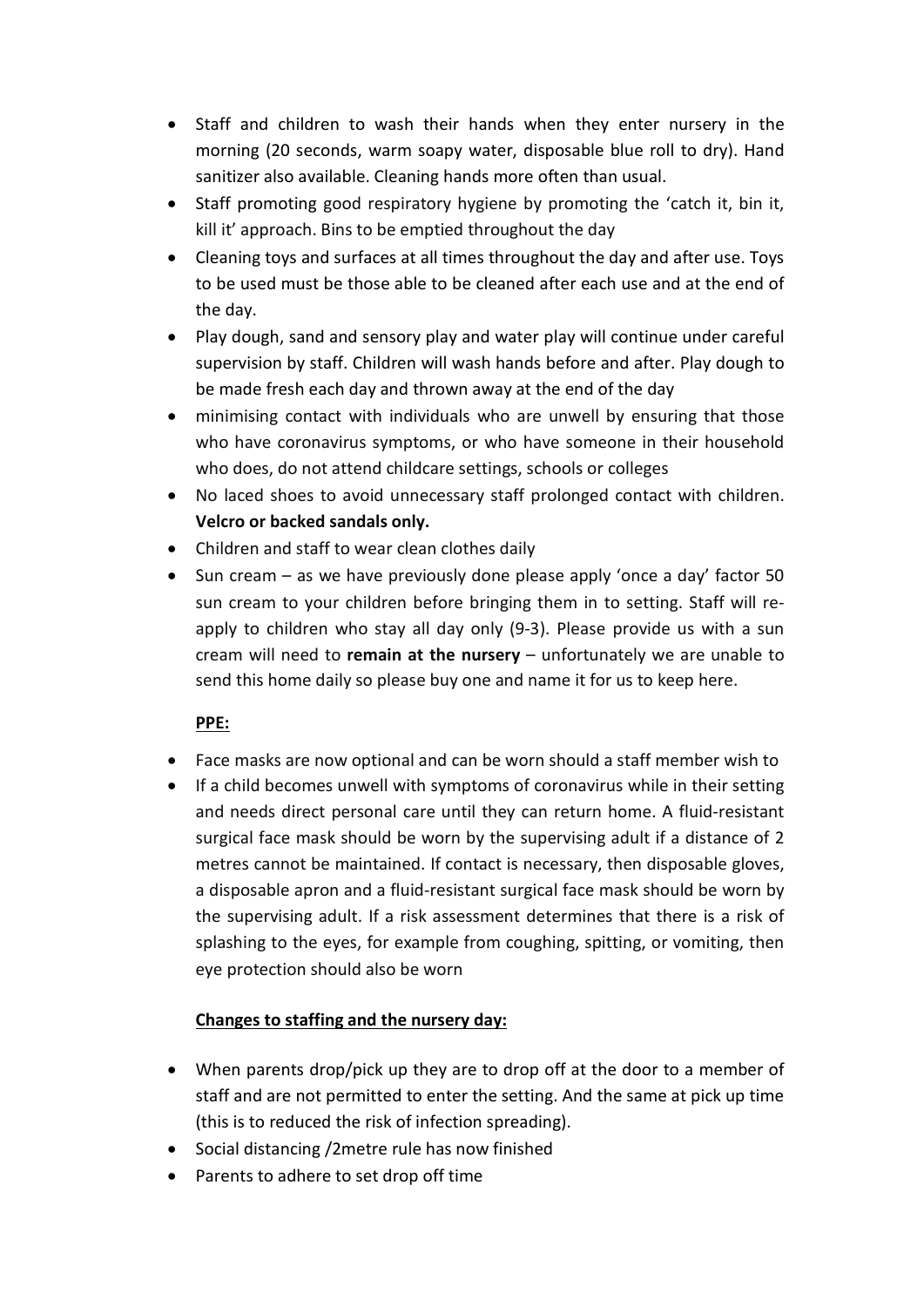- Staff and children to wash their hands when they enter nursery in the morning (20 seconds, warm soapy water, disposable blue roll to dry). Hand sanitizer also available. Cleaning hands more often than usual.
- Staff promoting good respiratory hygiene by promoting the 'catch it, bin it, kill it' approach. Bins to be emptied throughout the day
- Cleaning toys and surfaces at all times throughout the day and after use. Toys to be used must be those able to be cleaned after each use and at the end of the day.
- Play dough, sand and sensory play and water play will continue under careful supervision by staff. Children will wash hands before and after. Play dough to be made fresh each day and thrown away at the end of the day
- minimising contact with individuals who are unwell by ensuring that those who have coronavirus symptoms, or who have someone in their household who does, do not attend childcare settings, schools or colleges
- No laced shoes to avoid unnecessary staff prolonged contact with children. **Velcro or backed sandals only.**
- Children and staff to wear clean clothes daily
- Sun cream – as we have previously done please apply 'once a day' factor 50 sun cream to your children before bringing them in to setting. Staff will re-apply to children who stay all day only (9-3). Please provide us with a sun cream will need to **remain at the nursery** – unfortunately we are unable to send this home daily so please buy one and name it for us to keep here.

**PPE:**

- Face masks are now optional and can be worn should a staff member wish to
- If a child becomes unwell with symptoms of coronavirus while in their setting and needs direct personal care until they can return home. A fluid-resistant surgical face mask should be worn by the supervising adult if a distance of 2 metres cannot be maintained. If contact is necessary, then disposable gloves, a disposable apron and a fluid-resistant surgical face mask should be worn by the supervising adult. If a risk assessment determines that there is a risk of splashing to the eyes, for example from coughing, spitting, or vomiting, then eye protection should also be worn

**Changes to staffing and the nursery day:**

- When parents drop/pick up they are to drop off at the door to a member of staff and are not permitted to enter the setting. And the same at pick up time (this is to reduced the risk of infection spreading).
- Social distancing /2metre rule has now finished
- Parents to adhere to set drop off time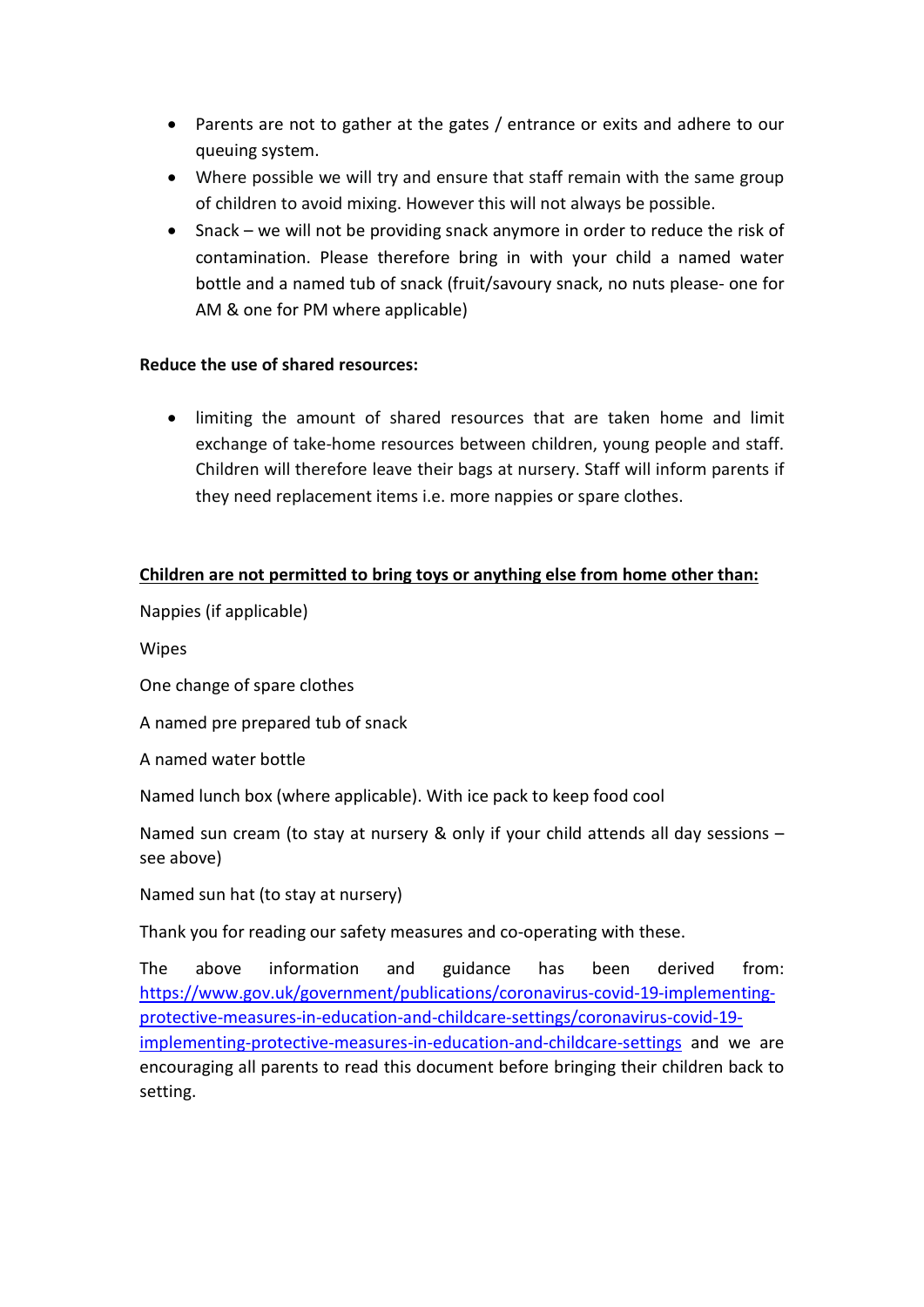- Parents are not to gather at the gates / entrance or exits and adhere to our queuing system.
- Where possible we will try and ensure that staff remain with the same group of children to avoid mixing. However this will not always be possible.
- Snack – we will not be providing snack anymore in order to reduce the risk of contamination. Please therefore bring in with your child a named water bottle and a named tub of snack (fruit/savoury snack, no nuts please- one for AM & one for PM where applicable)

**Reduce the use of shared resources:**

- limiting the amount of shared resources that are taken home and limit exchange of take-home resources between children, young people and staff. Children will therefore leave their bags at nursery. Staff will inform parents if they need replacement items i.e. more nappies or spare clothes.

**<u>Children are not permitted to bring toys or anything else from home other than:</u>**

Nappies (if applicable)

Wipes

One change of spare clothes

A named pre prepared tub of snack

A named water bottle

Named lunch box (where applicable). With ice pack to keep food cool

Named sun cream (to stay at nursery & only if your child attends all day sessions – see above)

Named sun hat (to stay at nursery)

Thank you for reading our safety measures and co-operating with these.

The above information and guidance has been derived from: [https://www.gov.uk/government/publications/coronavirus-covid-19-implementing-protective-measures-in-education-and-childcare-settings/coronavirus-covid-19-implementing-protective-measures-in-education-and-childcare-settings](https://www.gov.uk/government/publications/coronavirus-covid-19-implementing-protective-measures-in-education-and-childcare-settings/coronavirus-covid-19-implementing-protective-measures-in-education-and-childcare-settings) and we are encouraging all parents to read this document before bringing their children back to setting.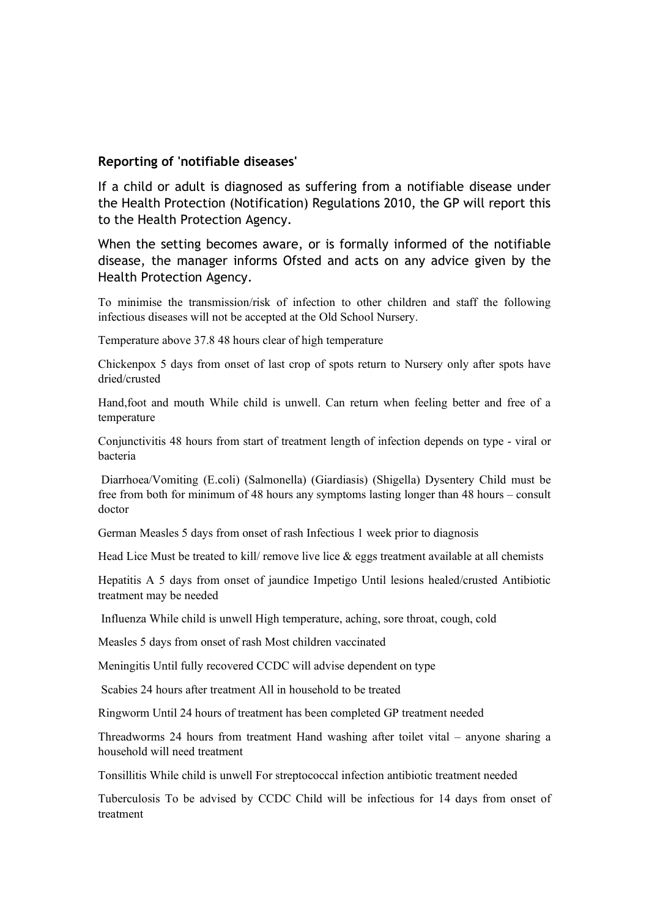### Reporting of 'notifiable diseases'

If a child or adult is diagnosed as suffering from a notifiable disease under the Health Protection (Notification) Regulations 2010, the GP will report this to the Health Protection Agency.

When the setting becomes aware, or is formally informed of the notifiable disease, the manager informs Ofsted and acts on any advice given by the Health Protection Agency.

To minimise the transmission/risk of infection to other children and staff the following infectious diseases will not be accepted at the Old School Nursery.

Temperature above 37.8 48 hours clear of high temperature

Chickenpox 5 days from onset of last crop of spots return to Nursery only after spots have dried/crusted

Hand,foot and mouth While child is unwell. Can return when feeling better and free of a temperature

Conjunctivitis 48 hours from start of treatment length of infection depends on type - viral or bacteria

Diarrhoea/Vomiting (E.coli) (Salmonella) (Giardiasis) (Shigella) Dysentery Child must be free from both for minimum of 48 hours any symptoms lasting longer than 48 hours – consult doctor

German Measles 5 days from onset of rash Infectious 1 week prior to diagnosis

Head Lice Must be treated to kill/ remove live lice & eggs treatment available at all chemists

Hepatitis A 5 days from onset of jaundice Impetigo Until lesions healed/crusted Antibiotic treatment may be needed

Influenza While child is unwell High temperature, aching, sore throat, cough, cold

Measles 5 days from onset of rash Most children vaccinated

Meningitis Until fully recovered CCDC will advise dependent on type

Scabies 24 hours after treatment All in household to be treated

Ringworm Until 24 hours of treatment has been completed GP treatment needed

Threadworms 24 hours from treatment Hand washing after toilet vital – anyone sharing a household will need treatment

Tonsillitis While child is unwell For streptococcal infection antibiotic treatment needed

Tuberculosis To be advised by CCDC Child will be infectious for 14 days from onset of treatment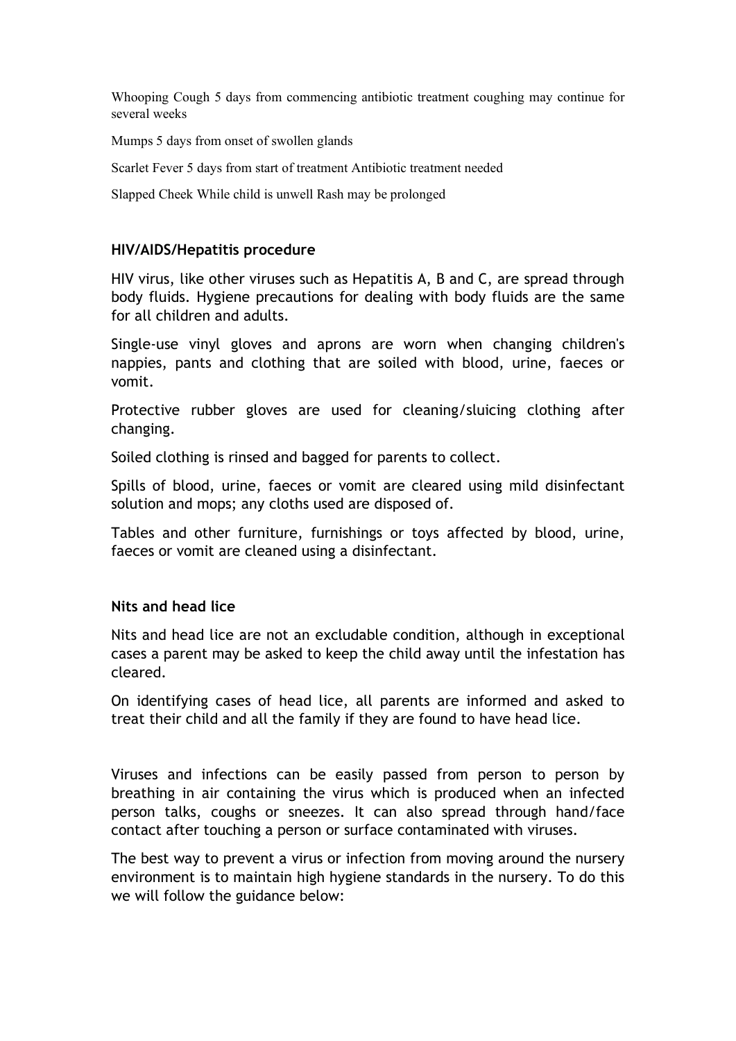Whooping Cough 5 days from commencing antibiotic treatment coughing may continue for several weeks

Mumps 5 days from onset of swollen glands

Scarlet Fever 5 days from start of treatment Antibiotic treatment needed

Slapped Cheek While child is unwell Rash may be prolonged

**HIV/AIDS/Hepatitis procedure**

HIV virus, like other viruses such as Hepatitis A, B and C, are spread through body fluids. Hygiene precautions for dealing with body fluids are the same for all children and adults.

Single-use vinyl gloves and aprons are worn when changing children's nappies, pants and clothing that are soiled with blood, urine, faeces or vomit.

Protective rubber gloves are used for cleaning/sluicing clothing after changing.

Soiled clothing is rinsed and bagged for parents to collect.

Spills of blood, urine, faeces or vomit are cleared using mild disinfectant solution and mops; any cloths used are disposed of.

Tables and other furniture, furnishings or toys affected by blood, urine, faeces or vomit are cleaned using a disinfectant.

**Nits and head lice**

Nits and head lice are not an excludable condition, although in exceptional cases a parent may be asked to keep the child away until the infestation has cleared.

On identifying cases of head lice, all parents are informed and asked to treat their child and all the family if they are found to have head lice.

Viruses and infections can be easily passed from person to person by breathing in air containing the virus which is produced when an infected person talks, coughs or sneezes. It can also spread through hand/face contact after touching a person or surface contaminated with viruses.

The best way to prevent a virus or infection from moving around the nursery environment is to maintain high hygiene standards in the nursery. To do this we will follow the guidance below: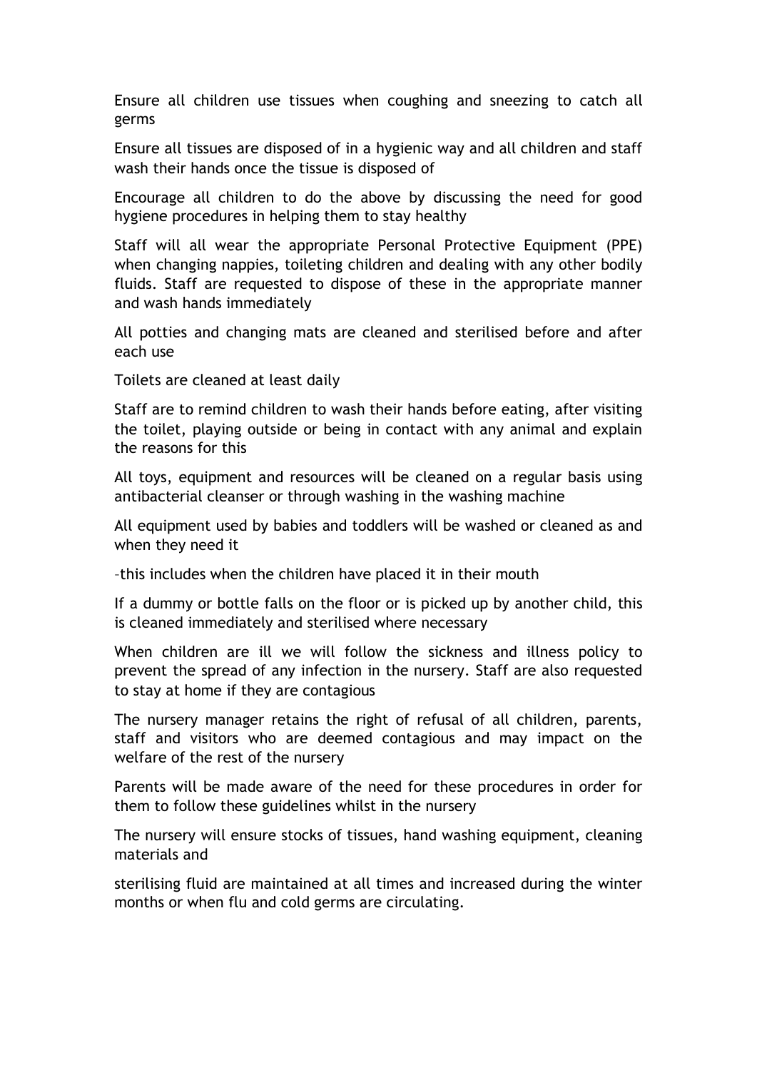Ensure all children use tissues when coughing and sneezing to catch all germs

Ensure all tissues are disposed of in a hygienic way and all children and staff wash their hands once the tissue is disposed of

Encourage all children to do the above by discussing the need for good hygiene procedures in helping them to stay healthy

Staff will all wear the appropriate Personal Protective Equipment (PPE) when changing nappies, toileting children and dealing with any other bodily fluids. Staff are requested to dispose of these in the appropriate manner and wash hands immediately

All potties and changing mats are cleaned and sterilised before and after each use

Toilets are cleaned at least daily

Staff are to remind children to wash their hands before eating, after visiting the toilet, playing outside or being in contact with any animal and explain the reasons for this

All toys, equipment and resources will be cleaned on a regular basis using antibacterial cleanser or through washing in the washing machine

All equipment used by babies and toddlers will be washed or cleaned as and when they need it

–this includes when the children have placed it in their mouth

If a dummy or bottle falls on the floor or is picked up by another child, this is cleaned immediately and sterilised where necessary

When children are ill we will follow the sickness and illness policy to prevent the spread of any infection in the nursery. Staff are also requested to stay at home if they are contagious

The nursery manager retains the right of refusal of all children, parents, staff and visitors who are deemed contagious and may impact on the welfare of the rest of the nursery

Parents will be made aware of the need for these procedures in order for them to follow these guidelines whilst in the nursery

The nursery will ensure stocks of tissues, hand washing equipment, cleaning materials and

sterilising fluid are maintained at all times and increased during the winter months or when flu and cold germs are circulating.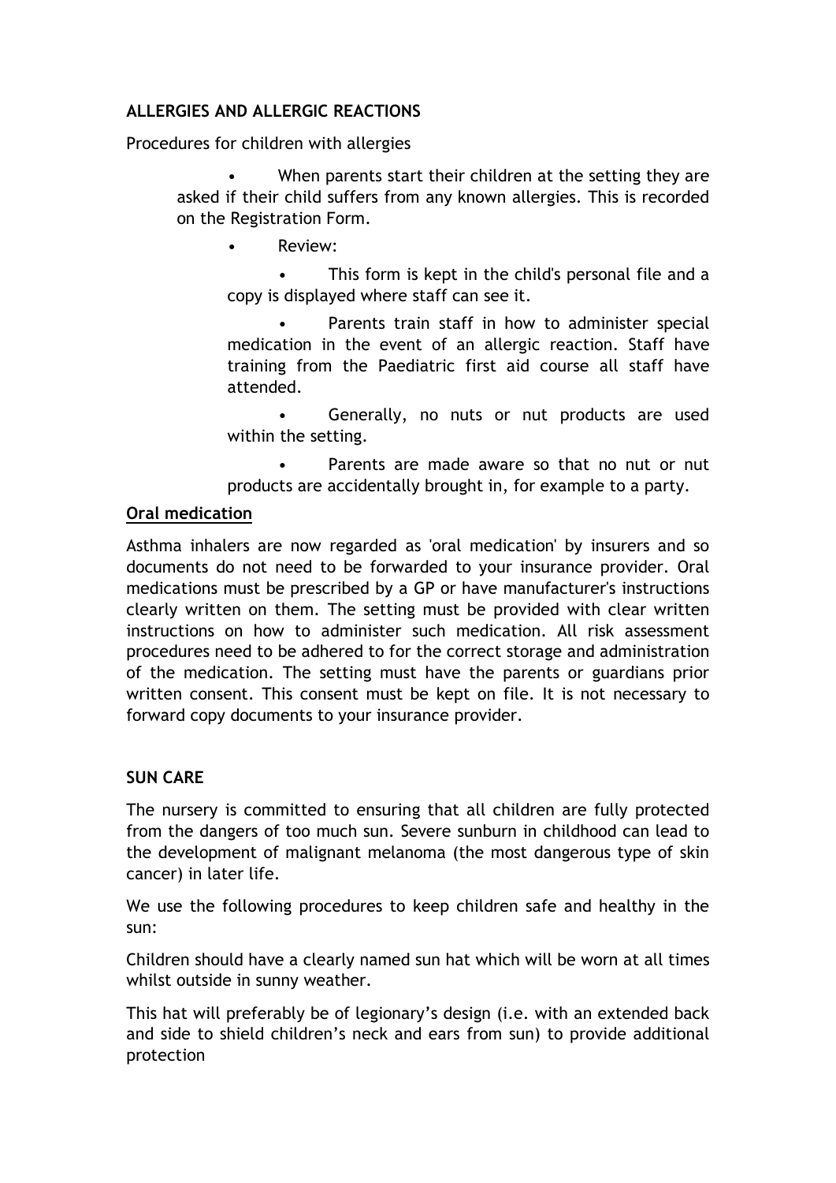**ALLERGIES AND ALLERGIC REACTIONS**

Procedures for children with allergies

- When parents start their children at the setting they are asked if their child suffers from any known allergies. This is recorded on the Registration Form.
- Review:
  - This form is kept in the child's personal file and a copy is displayed where staff can see it.
  - Parents train staff in how to administer special medication in the event of an allergic reaction. Staff have training from the Paediatric first aid course all staff have attended.
  - Generally, no nuts or nut products are used within the setting.
  - Parents are made aware so that no nut or nut products are accidentally brought in, for example to a party.

**Oral medication**

Asthma inhalers are now regarded as 'oral medication' by insurers and so documents do not need to be forwarded to your insurance provider. Oral medications must be prescribed by a GP or have manufacturer's instructions clearly written on them. The setting must be provided with clear written instructions on how to administer such medication. All risk assessment procedures need to be adhered to for the correct storage and administration of the medication. The setting must have the parents or guardians prior written consent. This consent must be kept on file. It is not necessary to forward copy documents to your insurance provider.

**SUN CARE**

The nursery is committed to ensuring that all children are fully protected from the dangers of too much sun. Severe sunburn in childhood can lead to the development of malignant melanoma (the most dangerous type of skin cancer) in later life.

We use the following procedures to keep children safe and healthy in the sun:

Children should have a clearly named sun hat which will be worn at all times whilst outside in sunny weather.

This hat will preferably be of legionary's design (i.e. with an extended back and side to shield children's neck and ears from sun) to provide additional protection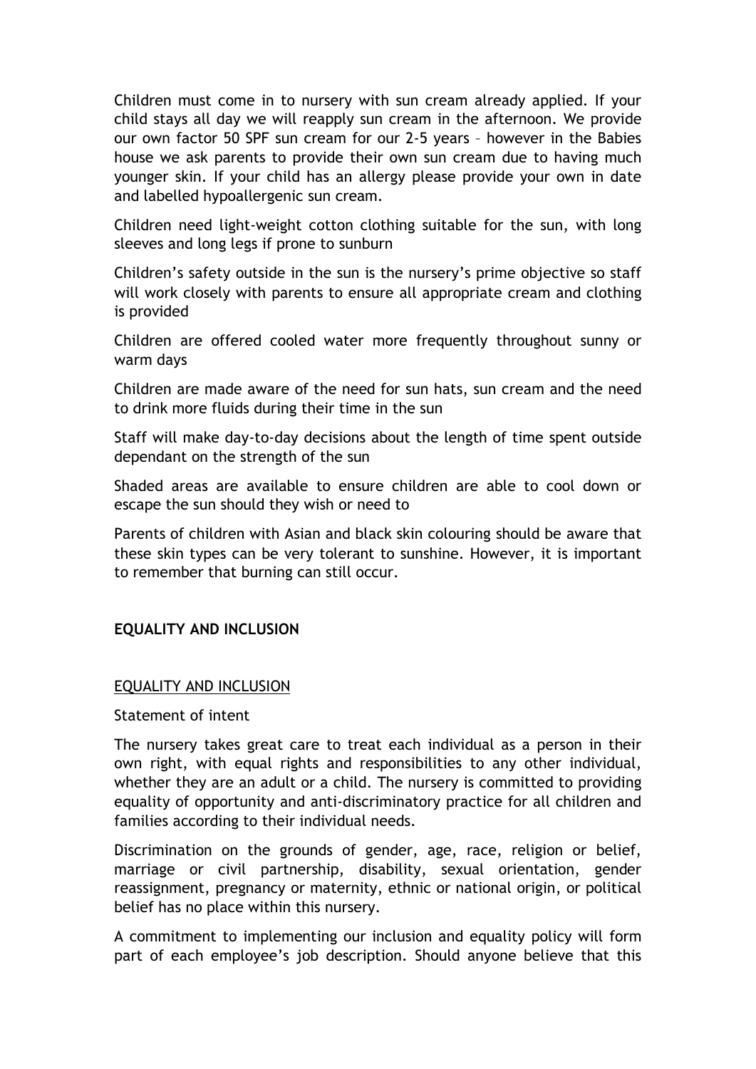Children must come in to nursery with sun cream already applied. If your child stays all day we will reapply sun cream in the afternoon. We provide our own factor 50 SPF sun cream for our 2-5 years – however in the Babies house we ask parents to provide their own sun cream due to having much younger skin. If your child has an allergy please provide your own in date and labelled hypoallergenic sun cream.

Children need light-weight cotton clothing suitable for the sun, with long sleeves and long legs if prone to sunburn

Children's safety outside in the sun is the nursery's prime objective so staff will work closely with parents to ensure all appropriate cream and clothing is provided

Children are offered cooled water more frequently throughout sunny or warm days

Children are made aware of the need for sun hats, sun cream and the need to drink more fluids during their time in the sun

Staff will make day-to-day decisions about the length of time spent outside dependant on the strength of the sun

Shaded areas are available to ensure children are able to cool down or escape the sun should they wish or need to

Parents of children with Asian and black skin colouring should be aware that these skin types can be very tolerant to sunshine. However, it is important to remember that burning can still occur.

## EQUALITY AND INCLUSION

### EQUALITY AND INCLUSION

Statement of intent

The nursery takes great care to treat each individual as a person in their own right, with equal rights and responsibilities to any other individual, whether they are an adult or a child. The nursery is committed to providing equality of opportunity and anti-discriminatory practice for all children and families according to their individual needs.

Discrimination on the grounds of gender, age, race, religion or belief, marriage or civil partnership, disability, sexual orientation, gender reassignment, pregnancy or maternity, ethnic or national origin, or political belief has no place within this nursery.

A commitment to implementing our inclusion and equality policy will form part of each employee's job description. Should anyone believe that this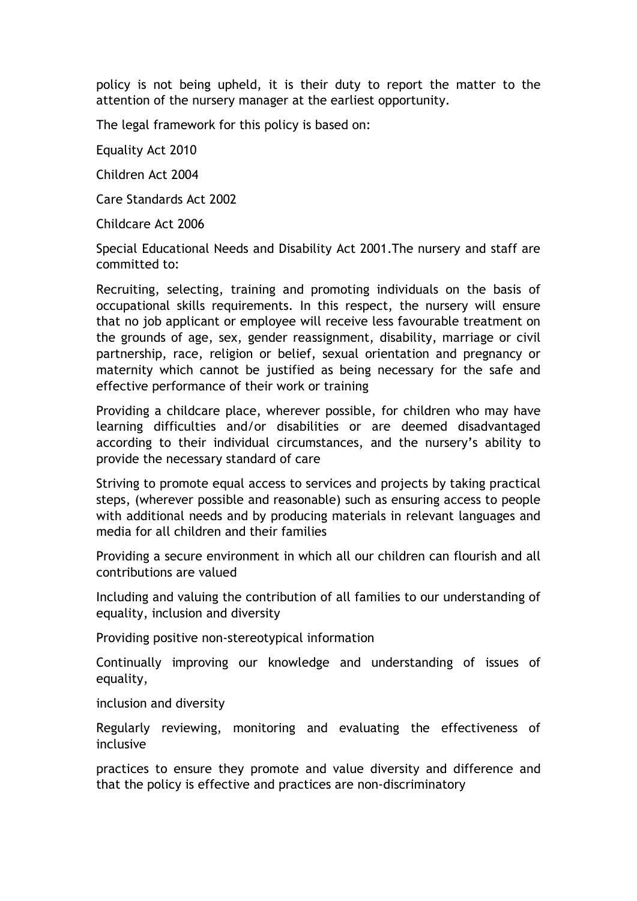policy is not being upheld, it is their duty to report the matter to the attention of the nursery manager at the earliest opportunity.

The legal framework for this policy is based on:

Equality Act 2010

Children Act 2004

Care Standards Act 2002

Childcare Act 2006

Special Educational Needs and Disability Act 2001.The nursery and staff are committed to:

Recruiting, selecting, training and promoting individuals on the basis of occupational skills requirements. In this respect, the nursery will ensure that no job applicant or employee will receive less favourable treatment on the grounds of age, sex, gender reassignment, disability, marriage or civil partnership, race, religion or belief, sexual orientation and pregnancy or maternity which cannot be justified as being necessary for the safe and effective performance of their work or training

Providing a childcare place, wherever possible, for children who may have learning difficulties and/or disabilities or are deemed disadvantaged according to their individual circumstances, and the nursery's ability to provide the necessary standard of care

Striving to promote equal access to services and projects by taking practical steps, (wherever possible and reasonable) such as ensuring access to people with additional needs and by producing materials in relevant languages and media for all children and their families

Providing a secure environment in which all our children can flourish and all contributions are valued

Including and valuing the contribution of all families to our understanding of equality, inclusion and diversity

Providing positive non-stereotypical information

Continually improving our knowledge and understanding of issues of equality,

inclusion and diversity

Regularly reviewing, monitoring and evaluating the effectiveness of inclusive

practices to ensure they promote and value diversity and difference and that the policy is effective and practices are non-discriminatory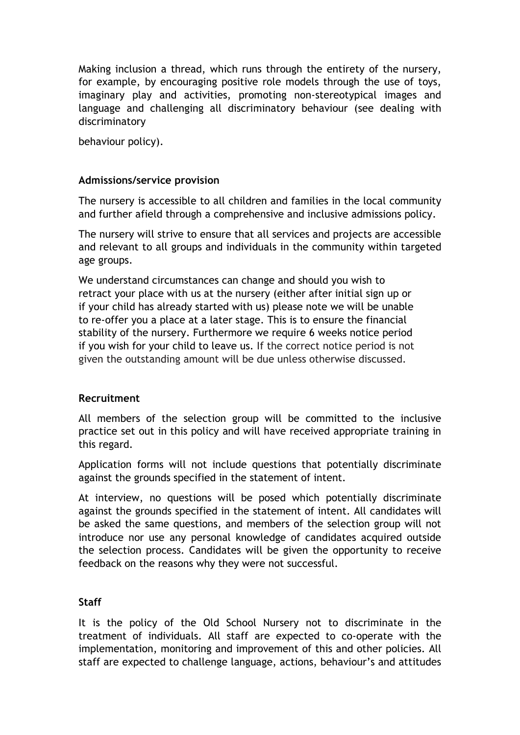Making inclusion a thread, which runs through the entirety of the nursery, for example, by encouraging positive role models through the use of toys, imaginary play and activities, promoting non-stereotypical images and language and challenging all discriminatory behaviour (see dealing with discriminatory

behaviour policy).

**Admissions/service provision**

The nursery is accessible to all children and families in the local community and further afield through a comprehensive and inclusive admissions policy.

The nursery will strive to ensure that all services and projects are accessible and relevant to all groups and individuals in the community within targeted age groups.

We understand circumstances can change and should you wish to retract your place with us at the nursery (either after initial sign up or if your child has already started with us) please note we will be unable to re-offer you a place at a later stage. This is to ensure the financial stability of the nursery. Furthermore we require 6 weeks notice period if you wish for your child to leave us. If the correct notice period is not given the outstanding amount will be due unless otherwise discussed.

**Recruitment**

All members of the selection group will be committed to the inclusive practice set out in this policy and will have received appropriate training in this regard.

Application forms will not include questions that potentially discriminate against the grounds specified in the statement of intent.

At interview, no questions will be posed which potentially discriminate against the grounds specified in the statement of intent. All candidates will be asked the same questions, and members of the selection group will not introduce nor use any personal knowledge of candidates acquired outside the selection process. Candidates will be given the opportunity to receive feedback on the reasons why they were not successful.

**Staff**

It is the policy of the Old School Nursery not to discriminate in the treatment of individuals. All staff are expected to co-operate with the implementation, monitoring and improvement of this and other policies. All staff are expected to challenge language, actions, behaviour's and attitudes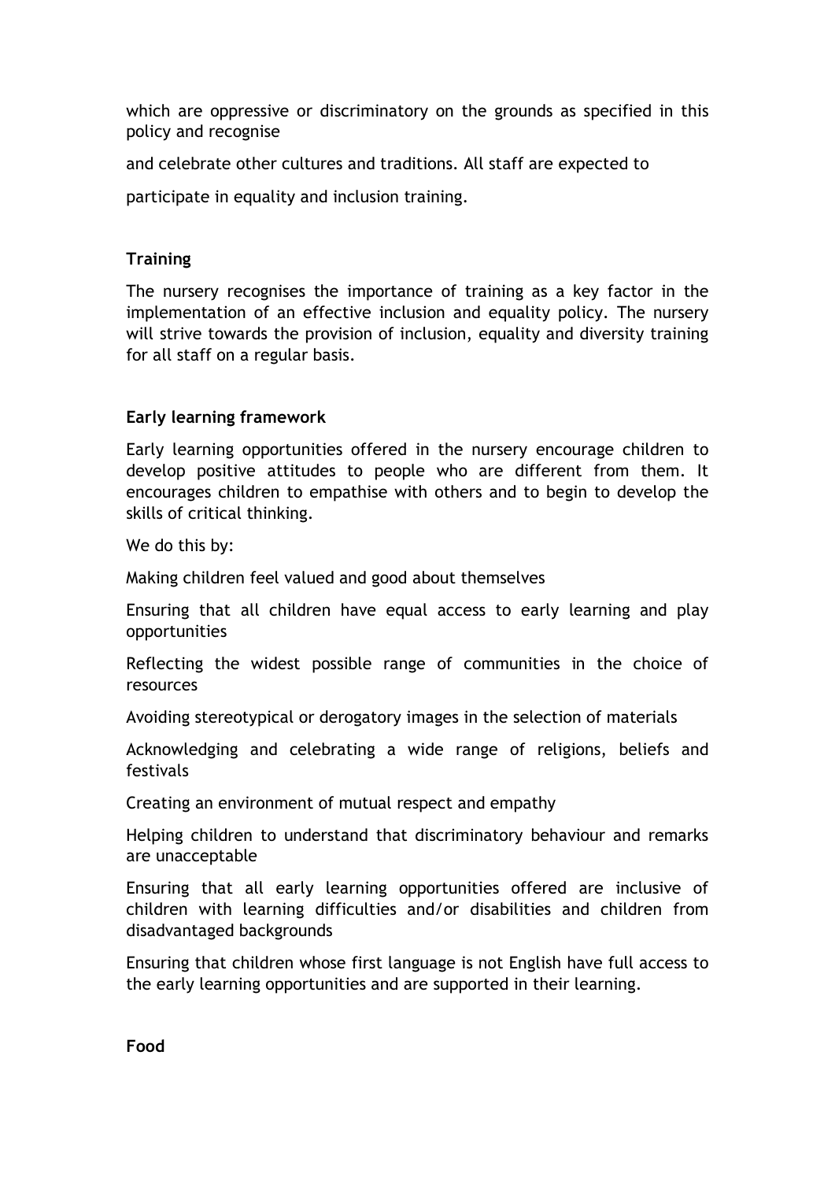which are oppressive or discriminatory on the grounds as specified in this policy and recognise

and celebrate other cultures and traditions. All staff are expected to

participate in equality and inclusion training.

**Training**

The nursery recognises the importance of training as a key factor in the implementation of an effective inclusion and equality policy. The nursery will strive towards the provision of inclusion, equality and diversity training for all staff on a regular basis.

**Early learning framework**

Early learning opportunities offered in the nursery encourage children to develop positive attitudes to people who are different from them. It encourages children to empathise with others and to begin to develop the skills of critical thinking.

We do this by:

Making children feel valued and good about themselves

Ensuring that all children have equal access to early learning and play opportunities

Reflecting the widest possible range of communities in the choice of resources

Avoiding stereotypical or derogatory images in the selection of materials

Acknowledging and celebrating a wide range of religions, beliefs and festivals

Creating an environment of mutual respect and empathy

Helping children to understand that discriminatory behaviour and remarks are unacceptable

Ensuring that all early learning opportunities offered are inclusive of children with learning difficulties and/or disabilities and children from disadvantaged backgrounds

Ensuring that children whose first language is not English have full access to the early learning opportunities and are supported in their learning.

**Food**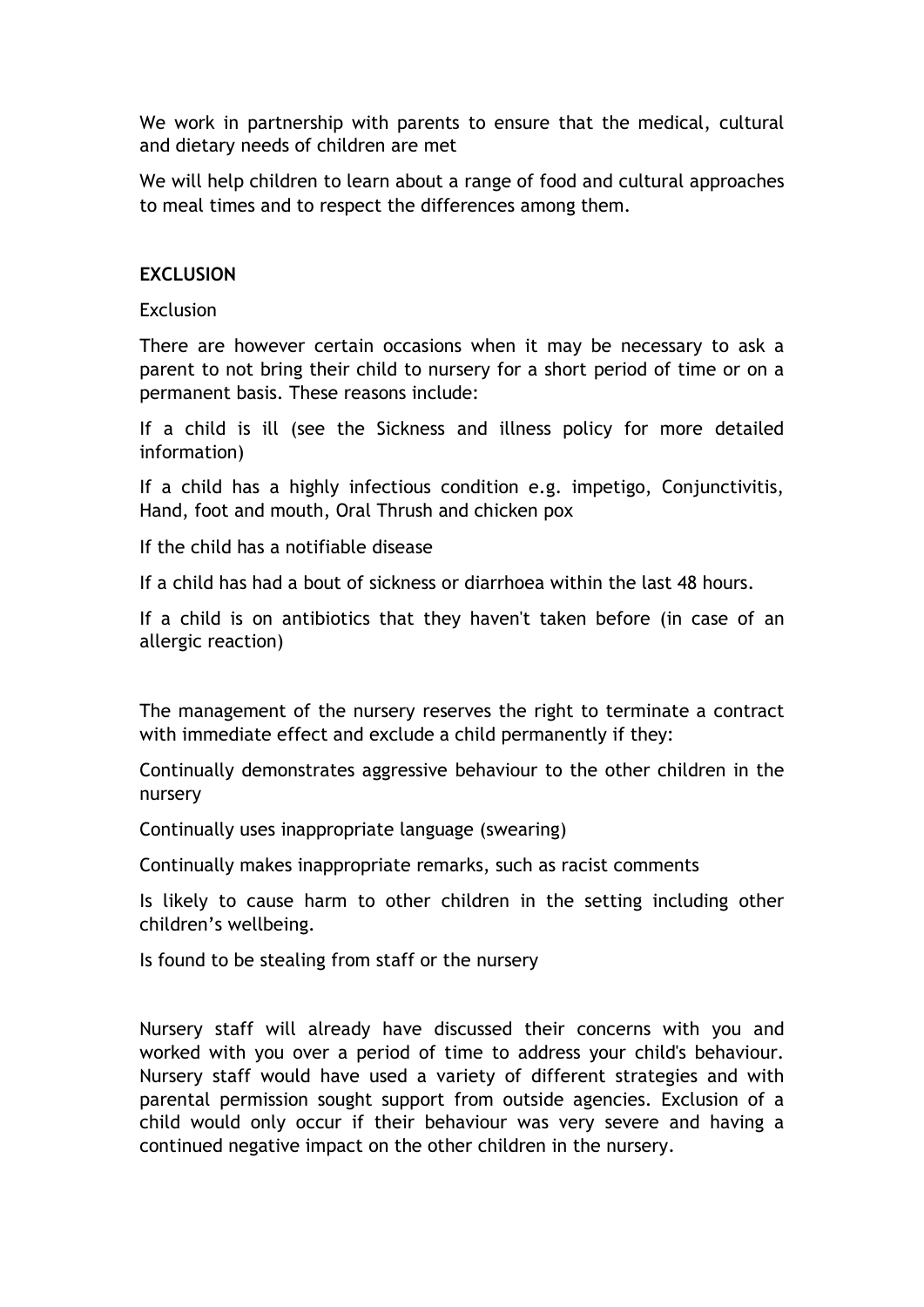We work in partnership with parents to ensure that the medical, cultural and dietary needs of children are met

We will help children to learn about a range of food and cultural approaches to meal times and to respect the differences among them.

**EXCLUSION**

Exclusion

There are however certain occasions when it may be necessary to ask a parent to not bring their child to nursery for a short period of time or on a permanent basis. These reasons include:

If a child is ill (see the Sickness and illness policy for more detailed information)

If a child has a highly infectious condition e.g. impetigo, Conjunctivitis, Hand, foot and mouth, Oral Thrush and chicken pox

If the child has a notifiable disease

If a child has had a bout of sickness or diarrhoea within the last 48 hours.

If a child is on antibiotics that they haven't taken before (in case of an allergic reaction)

The management of the nursery reserves the right to terminate a contract with immediate effect and exclude a child permanently if they:

Continually demonstrates aggressive behaviour to the other children in the nursery

Continually uses inappropriate language (swearing)

Continually makes inappropriate remarks, such as racist comments

Is likely to cause harm to other children in the setting including other children's wellbeing.

Is found to be stealing from staff or the nursery

Nursery staff will already have discussed their concerns with you and worked with you over a period of time to address your child's behaviour. Nursery staff would have used a variety of different strategies and with parental permission sought support from outside agencies. Exclusion of a child would only occur if their behaviour was very severe and having a continued negative impact on the other children in the nursery.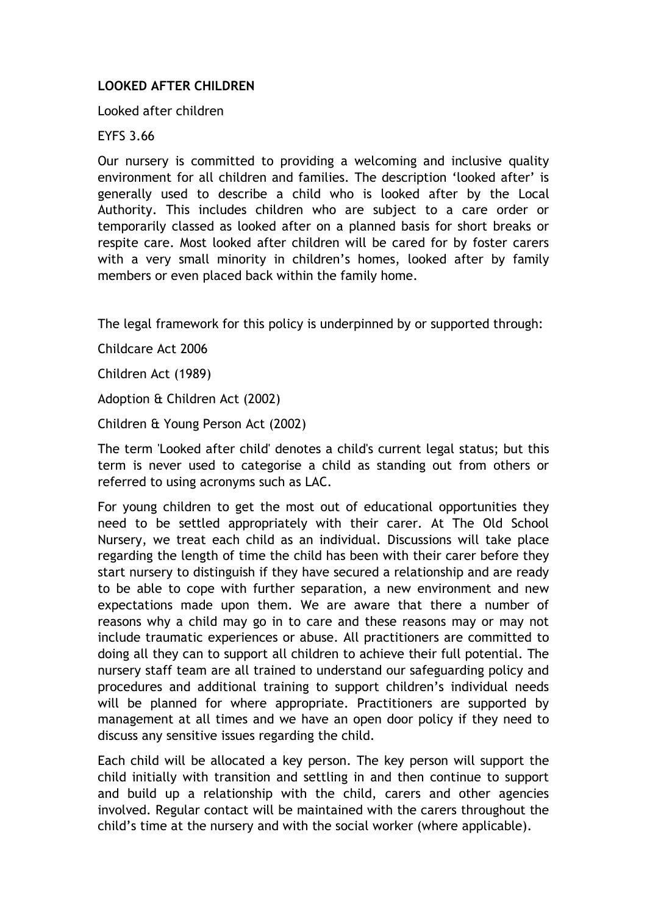**LOOKED AFTER CHILDREN**

Looked after children

EYFS 3.66

Our nursery is committed to providing a welcoming and inclusive quality environment for all children and families. The description 'looked after' is generally used to describe a child who is looked after by the Local Authority. This includes children who are subject to a care order or temporarily classed as looked after on a planned basis for short breaks or respite care. Most looked after children will be cared for by foster carers with a very small minority in children's homes, looked after by family members or even placed back within the family home.

The legal framework for this policy is underpinned by or supported through:

Childcare Act 2006

Children Act (1989)

Adoption & Children Act (2002)

Children & Young Person Act (2002)

The term 'Looked after child' denotes a child's current legal status; but this term is never used to categorise a child as standing out from others or referred to using acronyms such as LAC.

For young children to get the most out of educational opportunities they need to be settled appropriately with their carer. At The Old School Nursery, we treat each child as an individual. Discussions will take place regarding the length of time the child has been with their carer before they start nursery to distinguish if they have secured a relationship and are ready to be able to cope with further separation, a new environment and new expectations made upon them. We are aware that there a number of reasons why a child may go in to care and these reasons may or may not include traumatic experiences or abuse. All practitioners are committed to doing all they can to support all children to achieve their full potential. The nursery staff team are all trained to understand our safeguarding policy and procedures and additional training to support children's individual needs will be planned for where appropriate. Practitioners are supported by management at all times and we have an open door policy if they need to discuss any sensitive issues regarding the child.

Each child will be allocated a key person. The key person will support the child initially with transition and settling in and then continue to support and build up a relationship with the child, carers and other agencies involved. Regular contact will be maintained with the carers throughout the child's time at the nursery and with the social worker (where applicable).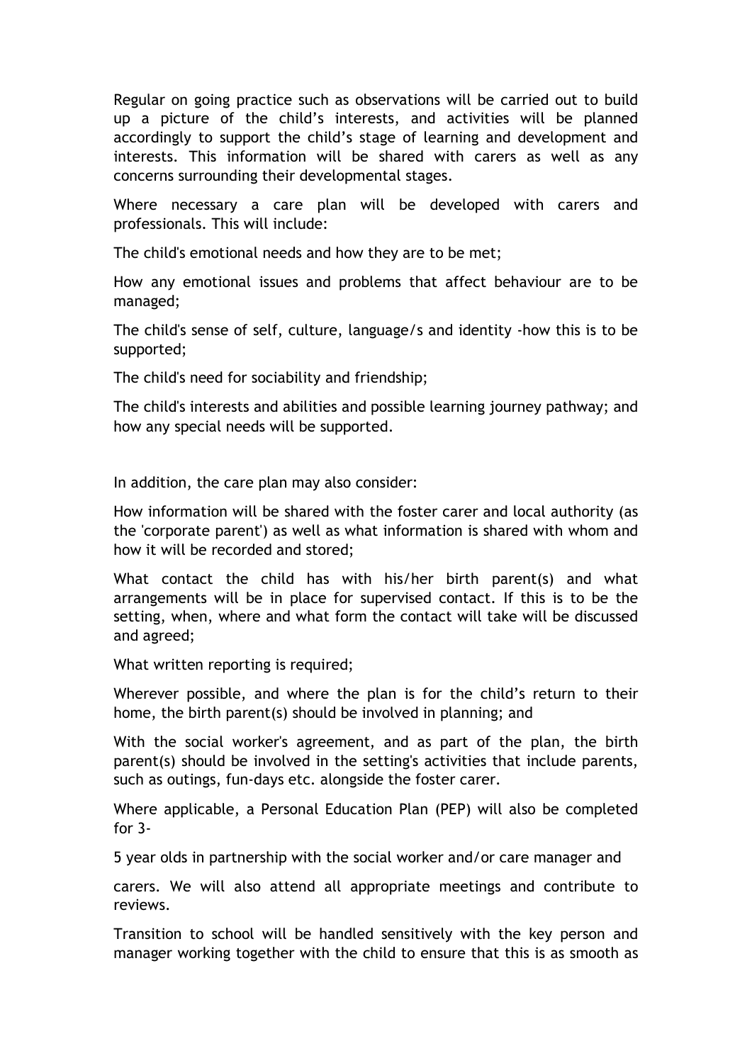Regular on going practice such as observations will be carried out to build up a picture of the child's interests, and activities will be planned accordingly to support the child's stage of learning and development and interests. This information will be shared with carers as well as any concerns surrounding their developmental stages.

Where necessary a care plan will be developed with carers and professionals. This will include:

The child's emotional needs and how they are to be met;

How any emotional issues and problems that affect behaviour are to be managed;

The child's sense of self, culture, language/s and identity -how this is to be supported;

The child's need for sociability and friendship;

The child's interests and abilities and possible learning journey pathway; and how any special needs will be supported.

In addition, the care plan may also consider:

How information will be shared with the foster carer and local authority (as the 'corporate parent') as well as what information is shared with whom and how it will be recorded and stored;

What contact the child has with his/her birth parent(s) and what arrangements will be in place for supervised contact. If this is to be the setting, when, where and what form the contact will take will be discussed and agreed;

What written reporting is required;

Wherever possible, and where the plan is for the child's return to their home, the birth parent(s) should be involved in planning; and

With the social worker's agreement, and as part of the plan, the birth parent(s) should be involved in the setting's activities that include parents, such as outings, fun-days etc. alongside the foster carer.

Where applicable, a Personal Education Plan (PEP) will also be completed for 3-

5 year olds in partnership with the social worker and/or care manager and

carers. We will also attend all appropriate meetings and contribute to reviews.

Transition to school will be handled sensitively with the key person and manager working together with the child to ensure that this is as smooth as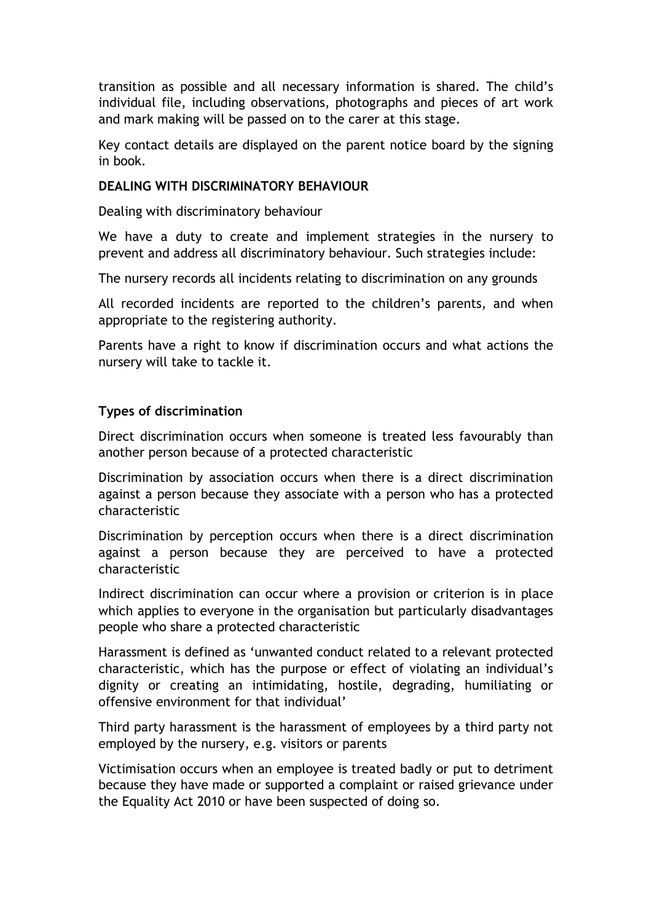transition as possible and all necessary information is shared. The child's individual file, including observations, photographs and pieces of art work and mark making will be passed on to the carer at this stage.

Key contact details are displayed on the parent notice board by the signing in book.

**DEALING WITH DISCRIMINATORY BEHAVIOUR**

Dealing with discriminatory behaviour

We have a duty to create and implement strategies in the nursery to prevent and address all discriminatory behaviour. Such strategies include:

The nursery records all incidents relating to discrimination on any grounds

All recorded incidents are reported to the children's parents, and when appropriate to the registering authority.

Parents have a right to know if discrimination occurs and what actions the nursery will take to tackle it.

**Types of discrimination**

Direct discrimination occurs when someone is treated less favourably than another person because of a protected characteristic

Discrimination by association occurs when there is a direct discrimination against a person because they associate with a person who has a protected characteristic

Discrimination by perception occurs when there is a direct discrimination against a person because they are perceived to have a protected characteristic

Indirect discrimination can occur where a provision or criterion is in place which applies to everyone in the organisation but particularly disadvantages people who share a protected characteristic

Harassment is defined as 'unwanted conduct related to a relevant protected characteristic, which has the purpose or effect of violating an individual's dignity or creating an intimidating, hostile, degrading, humiliating or offensive environment for that individual'

Third party harassment is the harassment of employees by a third party not employed by the nursery, e.g. visitors or parents

Victimisation occurs when an employee is treated badly or put to detriment because they have made or supported a complaint or raised grievance under the Equality Act 2010 or have been suspected of doing so.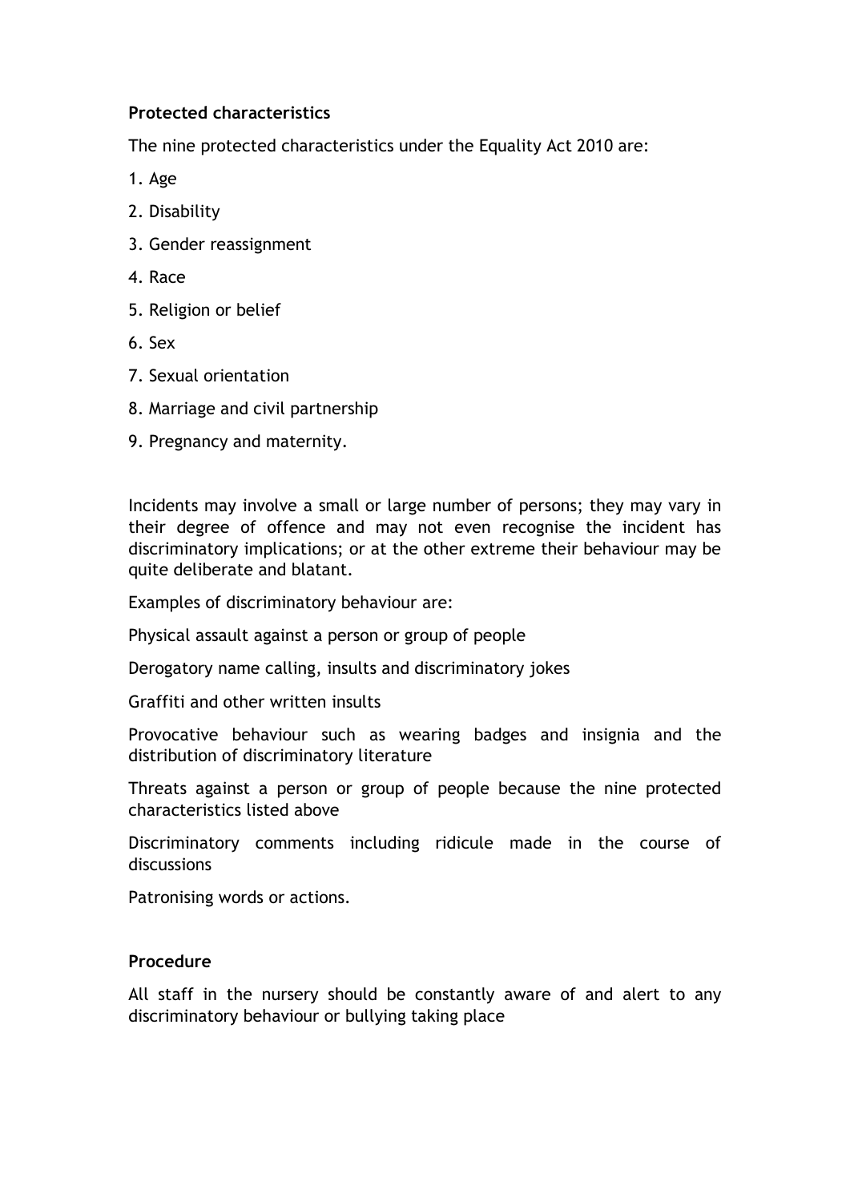**Protected characteristics**

The nine protected characteristics under the Equality Act 2010 are:

1. Age
2. Disability
3. Gender reassignment
4. Race
5. Religion or belief
6. Sex
7. Sexual orientation
8. Marriage and civil partnership
9. Pregnancy and maternity.

Incidents may involve a small or large number of persons; they may vary in their degree of offence and may not even recognise the incident has discriminatory implications; or at the other extreme their behaviour may be quite deliberate and blatant.

Examples of discriminatory behaviour are:

Physical assault against a person or group of people

Derogatory name calling, insults and discriminatory jokes

Graffiti and other written insults

Provocative behaviour such as wearing badges and insignia and the distribution of discriminatory literature

Threats against a person or group of people because the nine protected characteristics listed above

Discriminatory comments including ridicule made in the course of discussions

Patronising words or actions.

**Procedure**

All staff in the nursery should be constantly aware of and alert to any discriminatory behaviour or bullying taking place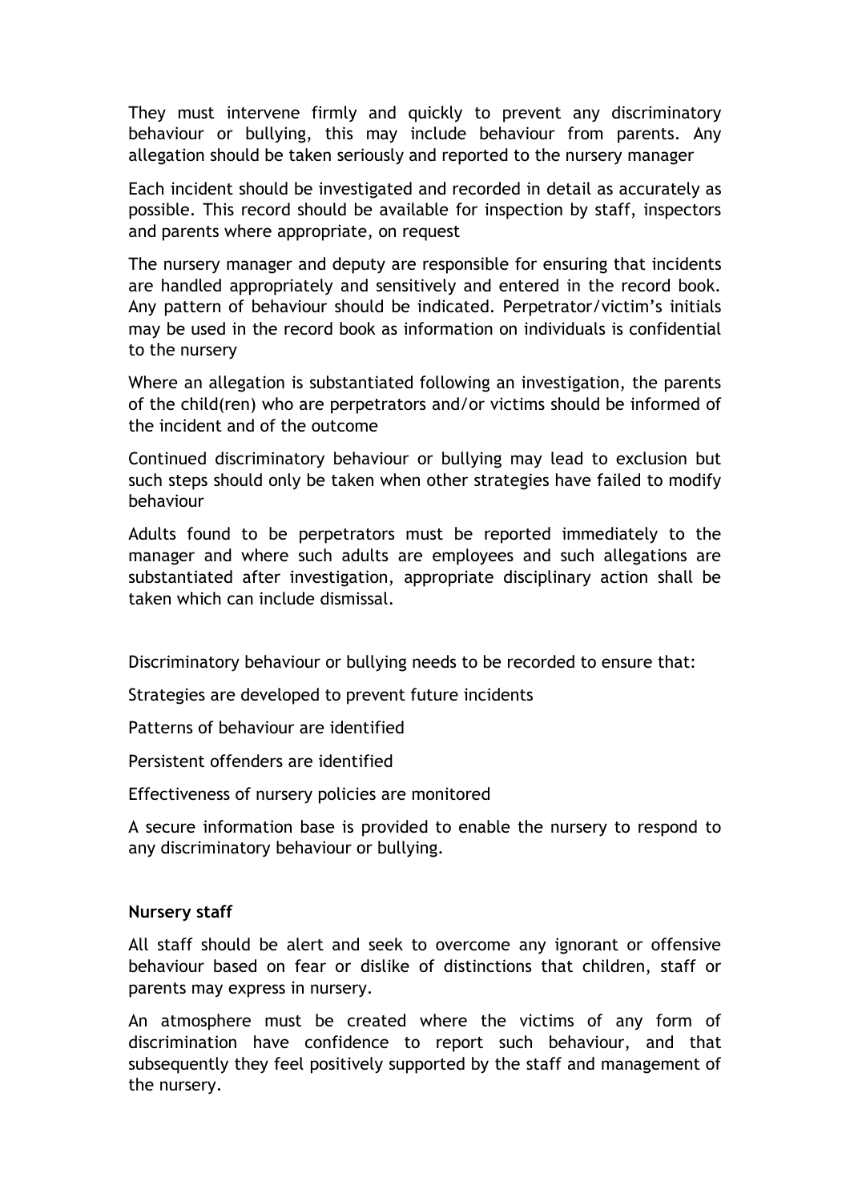They must intervene firmly and quickly to prevent any discriminatory behaviour or bullying, this may include behaviour from parents. Any allegation should be taken seriously and reported to the nursery manager

Each incident should be investigated and recorded in detail as accurately as possible. This record should be available for inspection by staff, inspectors and parents where appropriate, on request

The nursery manager and deputy are responsible for ensuring that incidents are handled appropriately and sensitively and entered in the record book. Any pattern of behaviour should be indicated. Perpetrator/victim's initials may be used in the record book as information on individuals is confidential to the nursery

Where an allegation is substantiated following an investigation, the parents of the child(ren) who are perpetrators and/or victims should be informed of the incident and of the outcome

Continued discriminatory behaviour or bullying may lead to exclusion but such steps should only be taken when other strategies have failed to modify behaviour

Adults found to be perpetrators must be reported immediately to the manager and where such adults are employees and such allegations are substantiated after investigation, appropriate disciplinary action shall be taken which can include dismissal.

Discriminatory behaviour or bullying needs to be recorded to ensure that:

Strategies are developed to prevent future incidents

Patterns of behaviour are identified

Persistent offenders are identified

Effectiveness of nursery policies are monitored

A secure information base is provided to enable the nursery to respond to any discriminatory behaviour or bullying.

**Nursery staff**

All staff should be alert and seek to overcome any ignorant or offensive behaviour based on fear or dislike of distinctions that children, staff or parents may express in nursery.

An atmosphere must be created where the victims of any form of discrimination have confidence to report such behaviour, and that subsequently they feel positively supported by the staff and management of the nursery.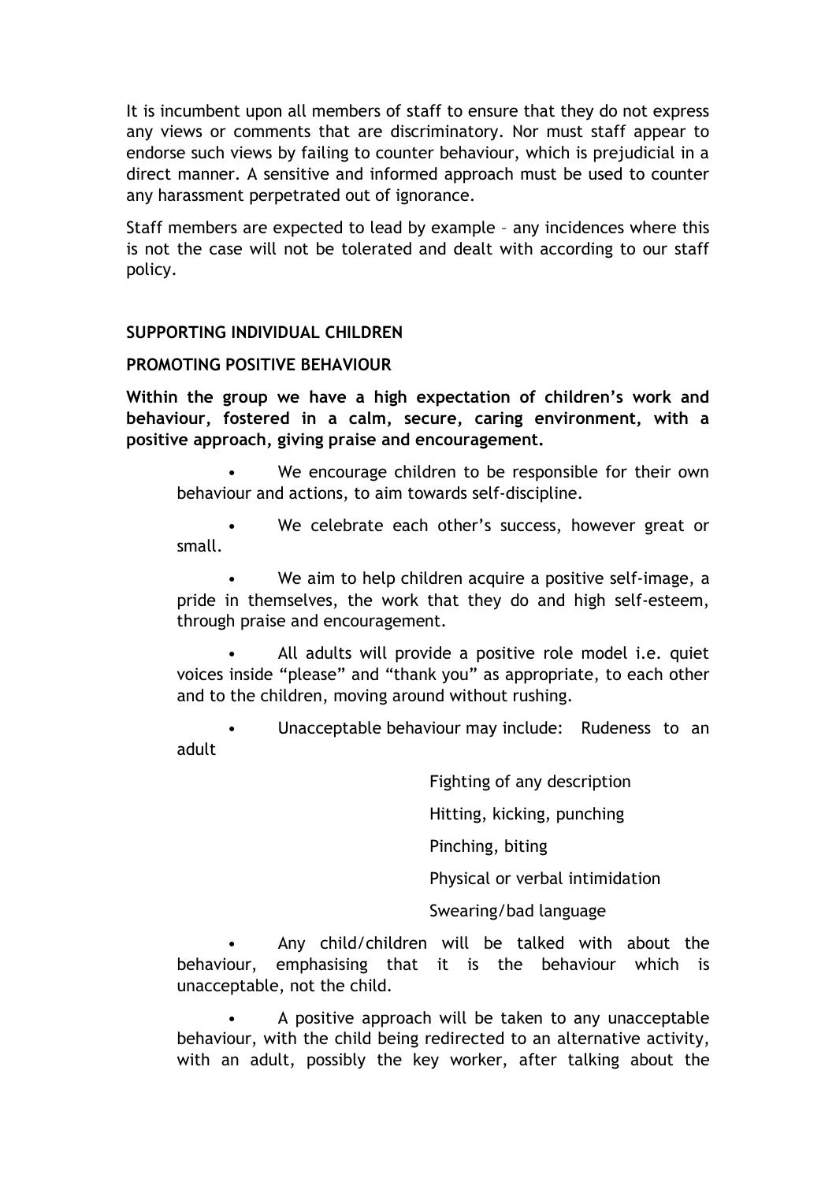It is incumbent upon all members of staff to ensure that they do not express any views or comments that are discriminatory. Nor must staff appear to endorse such views by failing to counter behaviour, which is prejudicial in a direct manner. A sensitive and informed approach must be used to counter any harassment perpetrated out of ignorance.

Staff members are expected to lead by example – any incidences where this is not the case will not be tolerated and dealt with according to our staff policy.

**SUPPORTING INDIVIDUAL CHILDREN**

**PROMOTING POSITIVE BEHAVIOUR**

**Within the group we have a high expectation of children's work and behaviour, fostered in a calm, secure, caring environment, with a positive approach, giving praise and encouragement.**

- We encourage children to be responsible for their own behaviour and actions, to aim towards self-discipline.
- We celebrate each other's success, however great or small.
- We aim to help children acquire a positive self-image, a pride in themselves, the work that they do and high self-esteem, through praise and encouragement.
- All adults will provide a positive role model i.e. quiet voices inside "please" and "thank you" as appropriate, to each other and to the children, moving around without rushing.
- Unacceptable behaviour may include: Rudeness to an adult

  Fighting of any description

  Hitting, kicking, punching

  Pinching, biting

  Physical or verbal intimidation

  Swearing/bad language
- Any child/children will be talked with about the behaviour, emphasising that it is the behaviour which is unacceptable, not the child.
- A positive approach will be taken to any unacceptable behaviour, with the child being redirected to an alternative activity, with an adult, possibly the key worker, after talking about the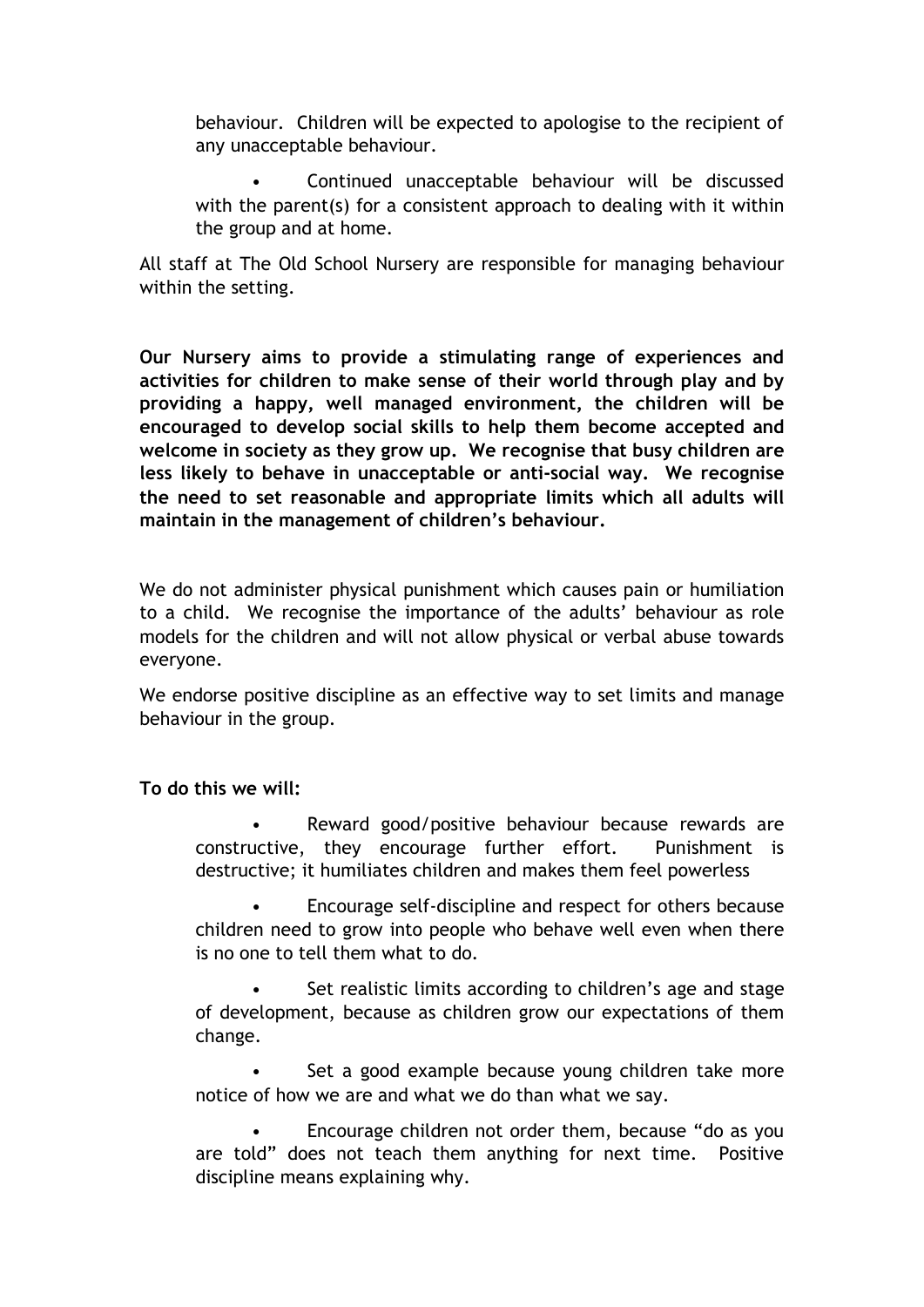behaviour. Children will be expected to apologise to the recipient of any unacceptable behaviour.

- Continued unacceptable behaviour will be discussed with the parent(s) for a consistent approach to dealing with it within the group and at home.

All staff at The Old School Nursery are responsible for managing behaviour within the setting.

**Our Nursery aims to provide a stimulating range of experiences and activities for children to make sense of their world through play and by providing a happy, well managed environment, the children will be encouraged to develop social skills to help them become accepted and welcome in society as they grow up. We recognise that busy children are less likely to behave in unacceptable or anti-social way. We recognise the need to set reasonable and appropriate limits which all adults will maintain in the management of children's behaviour.**

We do not administer physical punishment which causes pain or humiliation to a child. We recognise the importance of the adults' behaviour as role models for the children and will not allow physical or verbal abuse towards everyone.

We endorse positive discipline as an effective way to set limits and manage behaviour in the group.

**To do this we will:**

- Reward good/positive behaviour because rewards are constructive, they encourage further effort. Punishment is destructive; it humiliates children and makes them feel powerless
- Encourage self-discipline and respect for others because children need to grow into people who behave well even when there is no one to tell them what to do.
- Set realistic limits according to children's age and stage of development, because as children grow our expectations of them change.
- Set a good example because young children take more notice of how we are and what we do than what we say.
- Encourage children not order them, because "do as you are told" does not teach them anything for next time. Positive discipline means explaining why.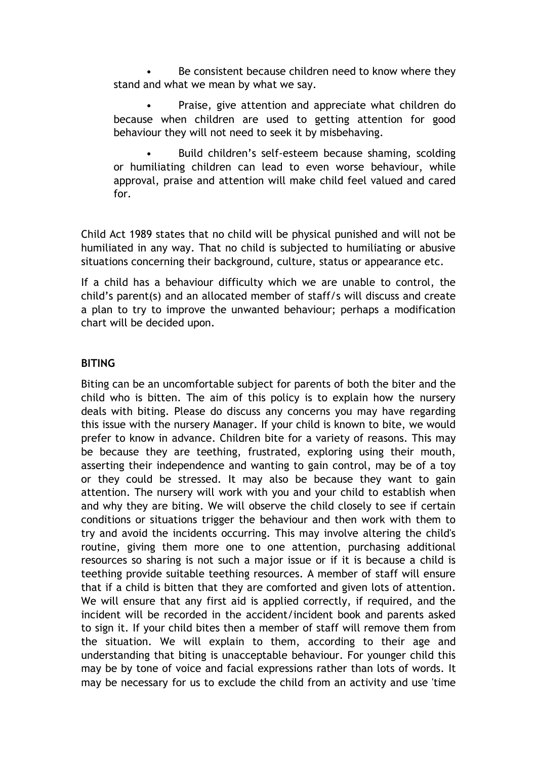- Be consistent because children need to know where they stand and what we mean by what we say.
- Praise, give attention and appreciate what children do because when children are used to getting attention for good behaviour they will not need to seek it by misbehaving.
- Build children's self-esteem because shaming, scolding or humiliating children can lead to even worse behaviour, while approval, praise and attention will make child feel valued and cared for.

Child Act 1989 states that no child will be physical punished and will not be humiliated in any way. That no child is subjected to humiliating or abusive situations concerning their background, culture, status or appearance etc.

If a child has a behaviour difficulty which we are unable to control, the child's parent(s) and an allocated member of staff/s will discuss and create a plan to try to improve the unwanted behaviour; perhaps a modification chart will be decided upon.

**BITING**

Biting can be an uncomfortable subject for parents of both the biter and the child who is bitten. The aim of this policy is to explain how the nursery deals with biting. Please do discuss any concerns you may have regarding this issue with the nursery Manager. If your child is known to bite, we would prefer to know in advance. Children bite for a variety of reasons. This may be because they are teething, frustrated, exploring using their mouth, asserting their independence and wanting to gain control, may be of a toy or they could be stressed. It may also be because they want to gain attention. The nursery will work with you and your child to establish when and why they are biting. We will observe the child closely to see if certain conditions or situations trigger the behaviour and then work with them to try and avoid the incidents occurring. This may involve altering the child's routine, giving them more one to one attention, purchasing additional resources so sharing is not such a major issue or if it is because a child is teething provide suitable teething resources. A member of staff will ensure that if a child is bitten that they are comforted and given lots of attention. We will ensure that any first aid is applied correctly, if required, and the incident will be recorded in the accident/incident book and parents asked to sign it. If your child bites then a member of staff will remove them from the situation. We will explain to them, according to their age and understanding that biting is unacceptable behaviour. For younger child this may be by tone of voice and facial expressions rather than lots of words. It may be necessary for us to exclude the child from an activity and use 'time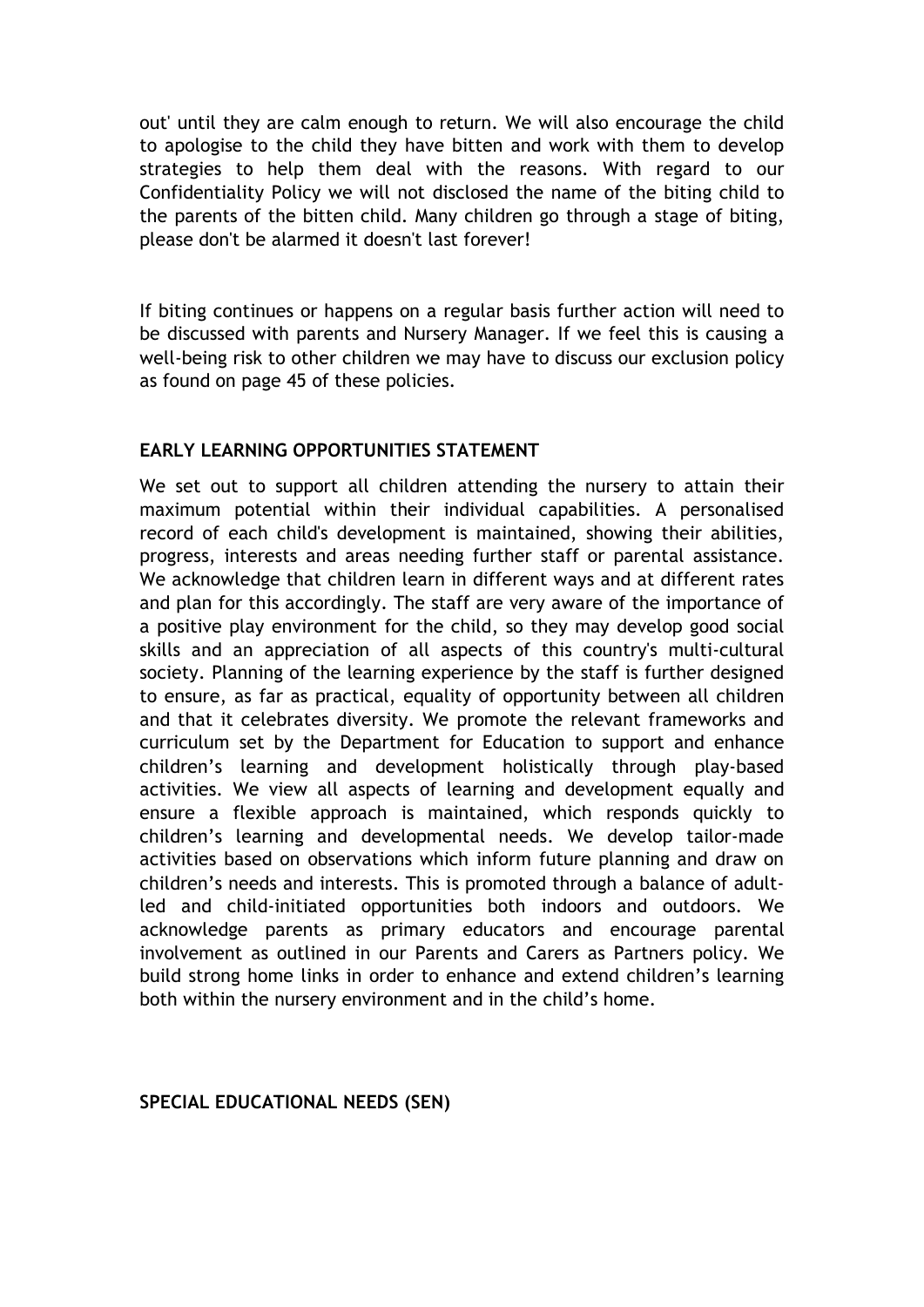out' until they are calm enough to return. We will also encourage the child to apologise to the child they have bitten and work with them to develop strategies to help them deal with the reasons. With regard to our Confidentiality Policy we will not disclosed the name of the biting child to the parents of the bitten child. Many children go through a stage of biting, please don't be alarmed it doesn't last forever!

If biting continues or happens on a regular basis further action will need to be discussed with parents and Nursery Manager. If we feel this is causing a well-being risk to other children we may have to discuss our exclusion policy as found on page 45 of these policies.

**EARLY LEARNING OPPORTUNITIES STATEMENT**

We set out to support all children attending the nursery to attain their maximum potential within their individual capabilities. A personalised record of each child's development is maintained, showing their abilities, progress, interests and areas needing further staff or parental assistance. We acknowledge that children learn in different ways and at different rates and plan for this accordingly. The staff are very aware of the importance of a positive play environment for the child, so they may develop good social skills and an appreciation of all aspects of this country's multi-cultural society. Planning of the learning experience by the staff is further designed to ensure, as far as practical, equality of opportunity between all children and that it celebrates diversity. We promote the relevant frameworks and curriculum set by the Department for Education to support and enhance children's learning and development holistically through play-based activities. We view all aspects of learning and development equally and ensure a flexible approach is maintained, which responds quickly to children's learning and developmental needs. We develop tailor-made activities based on observations which inform future planning and draw on children's needs and interests. This is promoted through a balance of adult-led and child-initiated opportunities both indoors and outdoors. We acknowledge parents as primary educators and encourage parental involvement as outlined in our Parents and Carers as Partners policy. We build strong home links in order to enhance and extend children's learning both within the nursery environment and in the child's home.

**SPECIAL EDUCATIONAL NEEDS (SEN)**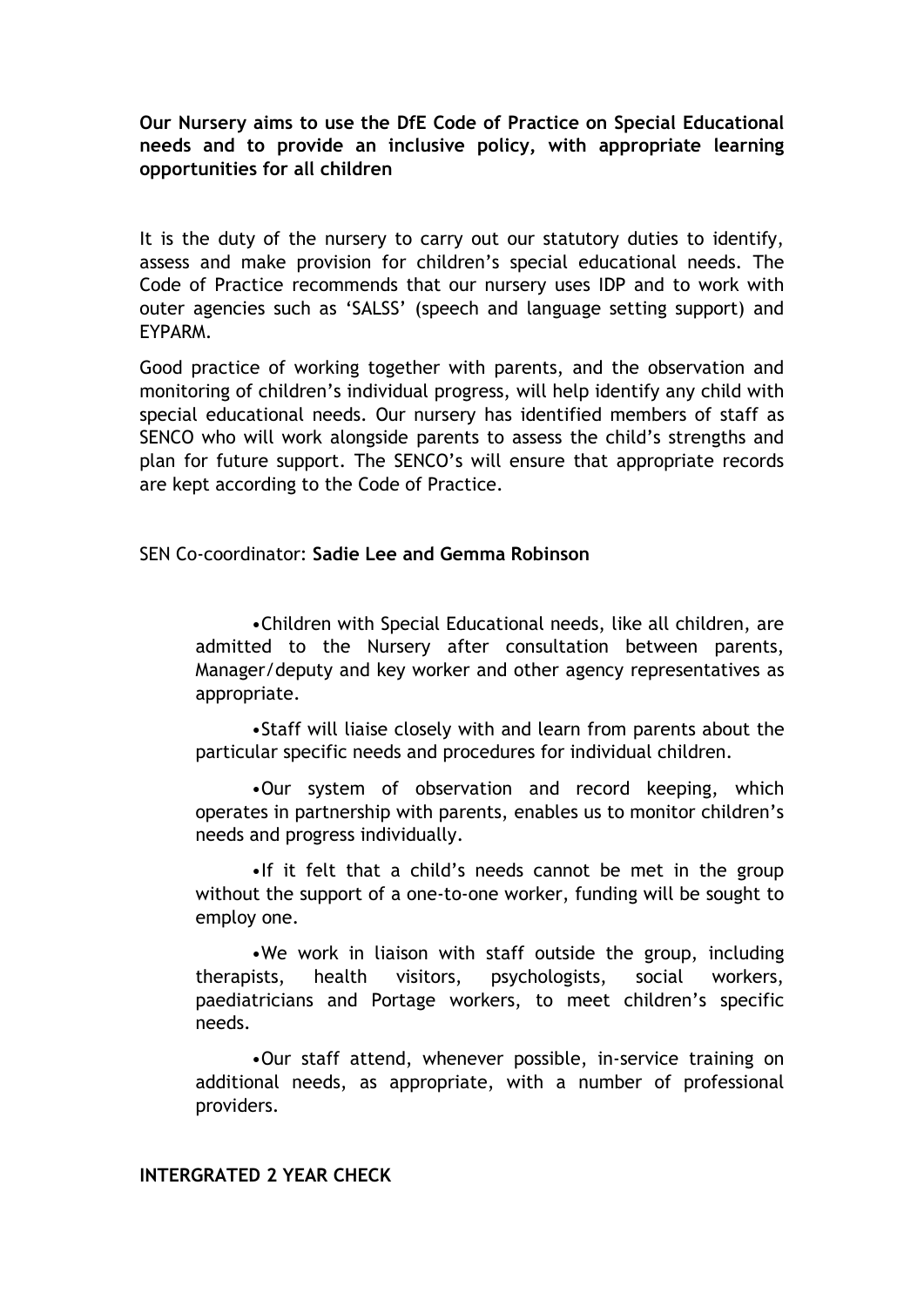**Our Nursery aims to use the DfE Code of Practice on Special Educational needs and to provide an inclusive policy, with appropriate learning opportunities for all children**

It is the duty of the nursery to carry out our statutory duties to identify, assess and make provision for children's special educational needs. The Code of Practice recommends that our nursery uses IDP and to work with outer agencies such as 'SALSS' (speech and language setting support) and EYPARM.

Good practice of working together with parents, and the observation and monitoring of children's individual progress, will help identify any child with special educational needs. Our nursery has identified members of staff as SENCO who will work alongside parents to assess the child's strengths and plan for future support. The SENCO's will ensure that appropriate records are kept according to the Code of Practice.

SEN Co-coordinator: **Sadie Lee and Gemma Robinson**

- Children with Special Educational needs, like all children, are admitted to the Nursery after consultation between parents, Manager/deputy and key worker and other agency representatives as appropriate.
- Staff will liaise closely with and learn from parents about the particular specific needs and procedures for individual children.
- Our system of observation and record keeping, which operates in partnership with parents, enables us to monitor children's needs and progress individually.
- If it felt that a child's needs cannot be met in the group without the support of a one-to-one worker, funding will be sought to employ one.
- We work in liaison with staff outside the group, including therapists, health visitors, psychologists, social workers, paediatricians and Portage workers, to meet children's specific needs.
- Our staff attend, whenever possible, in-service training on additional needs, as appropriate, with a number of professional providers.

**INTERGRATED 2 YEAR CHECK**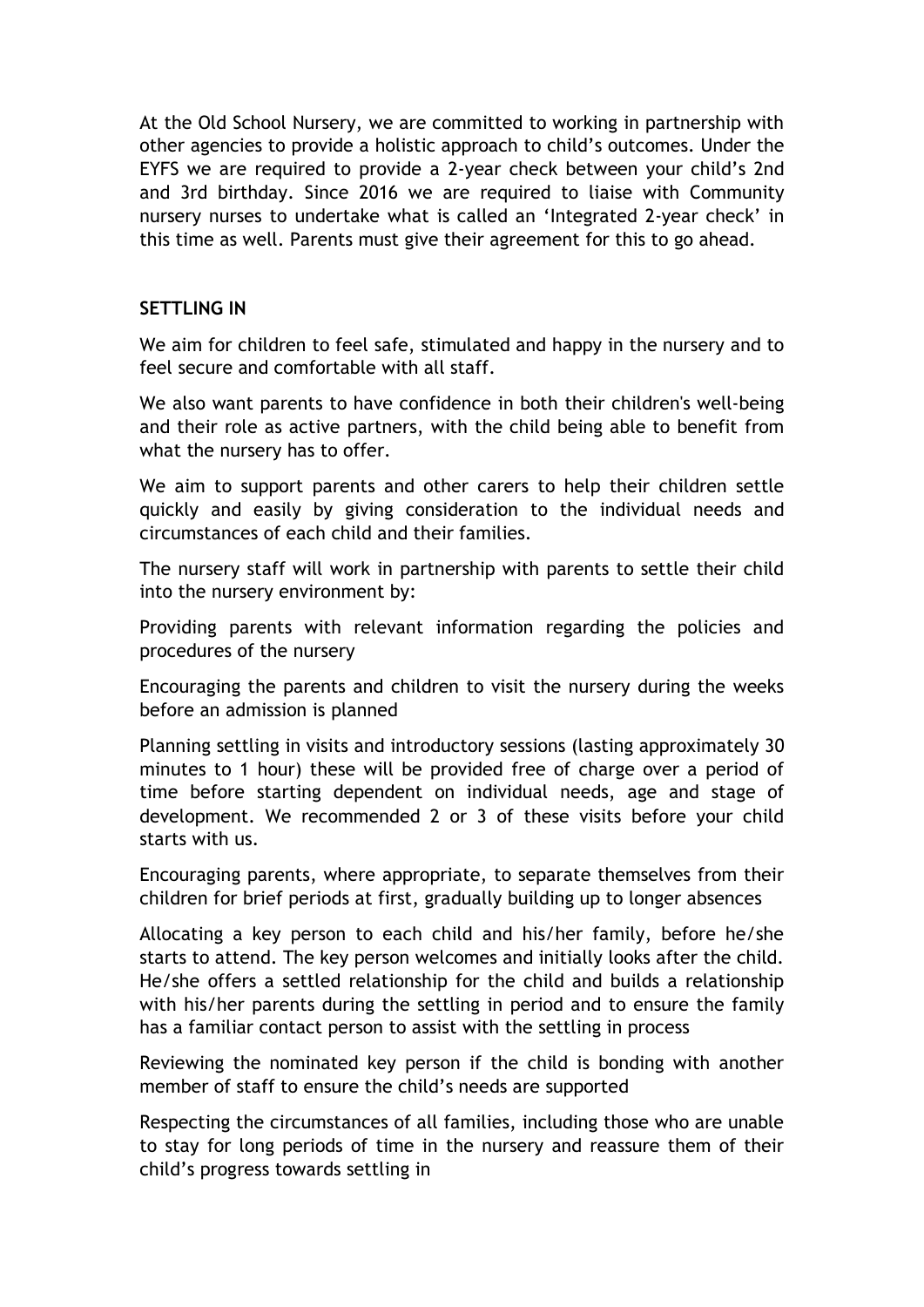At the Old School Nursery, we are committed to working in partnership with other agencies to provide a holistic approach to child's outcomes. Under the EYFS we are required to provide a 2-year check between your child's 2nd and 3rd birthday. Since 2016 we are required to liaise with Community nursery nurses to undertake what is called an 'Integrated 2-year check' in this time as well. Parents must give their agreement for this to go ahead.

**SETTLING IN**

We aim for children to feel safe, stimulated and happy in the nursery and to feel secure and comfortable with all staff.

We also want parents to have confidence in both their children's well-being and their role as active partners, with the child being able to benefit from what the nursery has to offer.

We aim to support parents and other carers to help their children settle quickly and easily by giving consideration to the individual needs and circumstances of each child and their families.

The nursery staff will work in partnership with parents to settle their child into the nursery environment by:

Providing parents with relevant information regarding the policies and procedures of the nursery

Encouraging the parents and children to visit the nursery during the weeks before an admission is planned

Planning settling in visits and introductory sessions (lasting approximately 30 minutes to 1 hour) these will be provided free of charge over a period of time before starting dependent on individual needs, age and stage of development. We recommended 2 or 3 of these visits before your child starts with us.

Encouraging parents, where appropriate, to separate themselves from their children for brief periods at first, gradually building up to longer absences

Allocating a key person to each child and his/her family, before he/she starts to attend. The key person welcomes and initially looks after the child. He/she offers a settled relationship for the child and builds a relationship with his/her parents during the settling in period and to ensure the family has a familiar contact person to assist with the settling in process

Reviewing the nominated key person if the child is bonding with another member of staff to ensure the child's needs are supported

Respecting the circumstances of all families, including those who are unable to stay for long periods of time in the nursery and reassure them of their child's progress towards settling in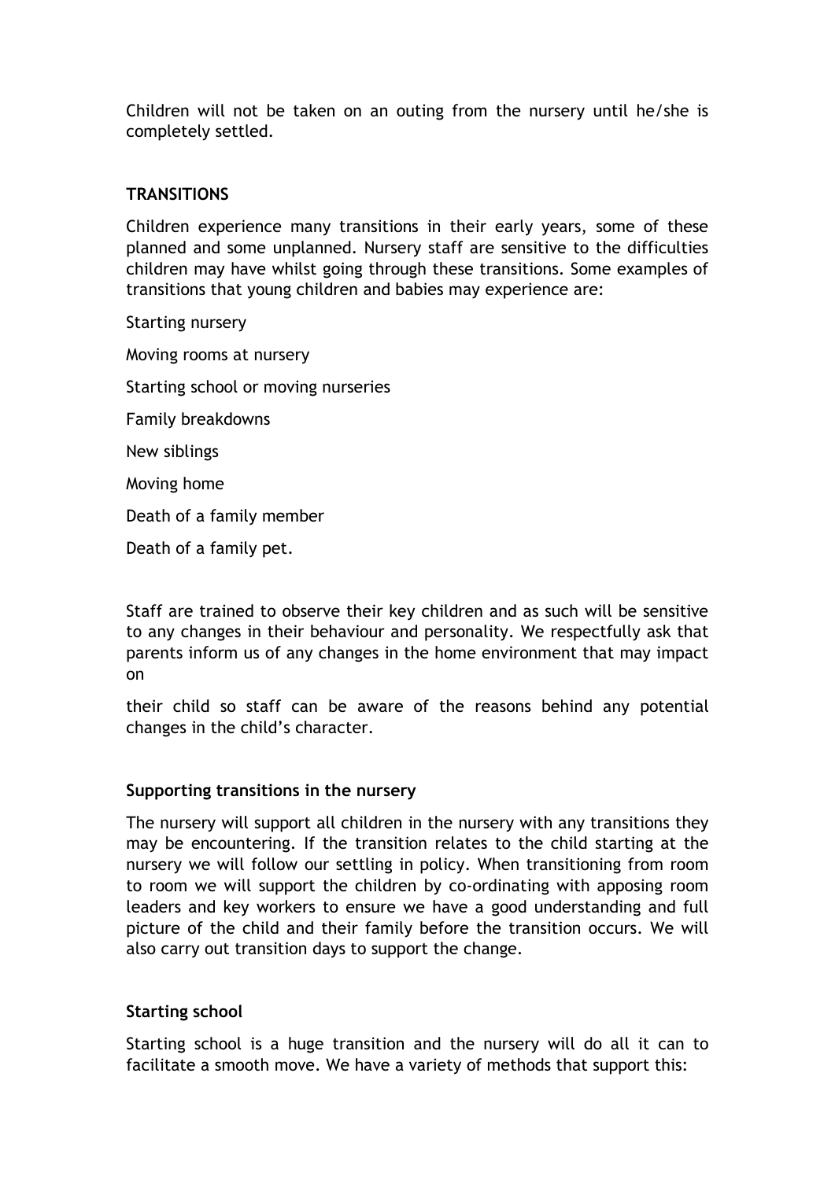Children will not be taken on an outing from the nursery until he/she is completely settled.

## TRANSITIONS

Children experience many transitions in their early years, some of these planned and some unplanned. Nursery staff are sensitive to the difficulties children may have whilst going through these transitions. Some examples of transitions that young children and babies may experience are:

Starting nursery

Moving rooms at nursery

Starting school or moving nurseries

Family breakdowns

New siblings

Moving home

Death of a family member

Death of a family pet.

Staff are trained to observe their key children and as such will be sensitive to any changes in their behaviour and personality. We respectfully ask that parents inform us of any changes in the home environment that may impact on

their child so staff can be aware of the reasons behind any potential changes in the child's character.

### Supporting transitions in the nursery

The nursery will support all children in the nursery with any transitions they may be encountering. If the transition relates to the child starting at the nursery we will follow our settling in policy. When transitioning from room to room we will support the children by co-ordinating with apposing room leaders and key workers to ensure we have a good understanding and full picture of the child and their family before the transition occurs. We will also carry out transition days to support the change.

### Starting school

Starting school is a huge transition and the nursery will do all it can to facilitate a smooth move. We have a variety of methods that support this: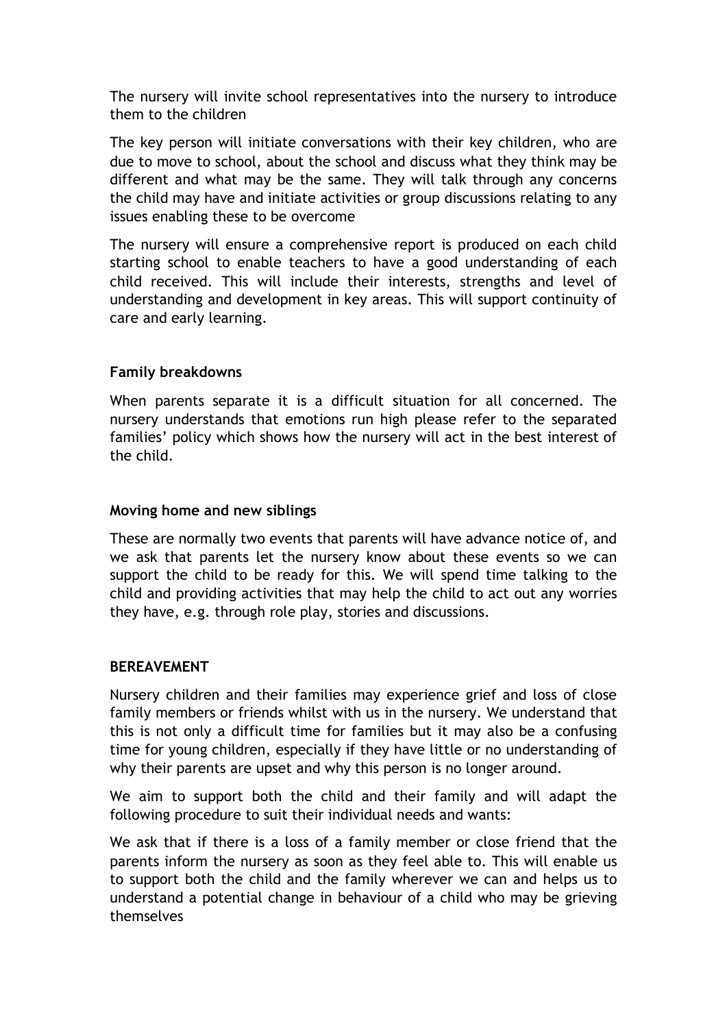The nursery will invite school representatives into the nursery to introduce them to the children

The key person will initiate conversations with their key children, who are due to move to school, about the school and discuss what they think may be different and what may be the same. They will talk through any concerns the child may have and initiate activities or group discussions relating to any issues enabling these to be overcome

The nursery will ensure a comprehensive report is produced on each child starting school to enable teachers to have a good understanding of each child received. This will include their interests, strengths and level of understanding and development in key areas. This will support continuity of care and early learning.

**Family breakdowns**

When parents separate it is a difficult situation for all concerned. The nursery understands that emotions run high please refer to the separated families' policy which shows how the nursery will act in the best interest of the child.

**Moving home and new siblings**

These are normally two events that parents will have advance notice of, and we ask that parents let the nursery know about these events so we can support the child to be ready for this. We will spend time talking to the child and providing activities that may help the child to act out any worries they have, e.g. through role play, stories and discussions.

**BEREAVEMENT**

Nursery children and their families may experience grief and loss of close family members or friends whilst with us in the nursery. We understand that this is not only a difficult time for families but it may also be a confusing time for young children, especially if they have little or no understanding of why their parents are upset and why this person is no longer around.

We aim to support both the child and their family and will adapt the following procedure to suit their individual needs and wants:

We ask that if there is a loss of a family member or close friend that the parents inform the nursery as soon as they feel able to. This will enable us to support both the child and the family wherever we can and helps us to understand a potential change in behaviour of a child who may be grieving themselves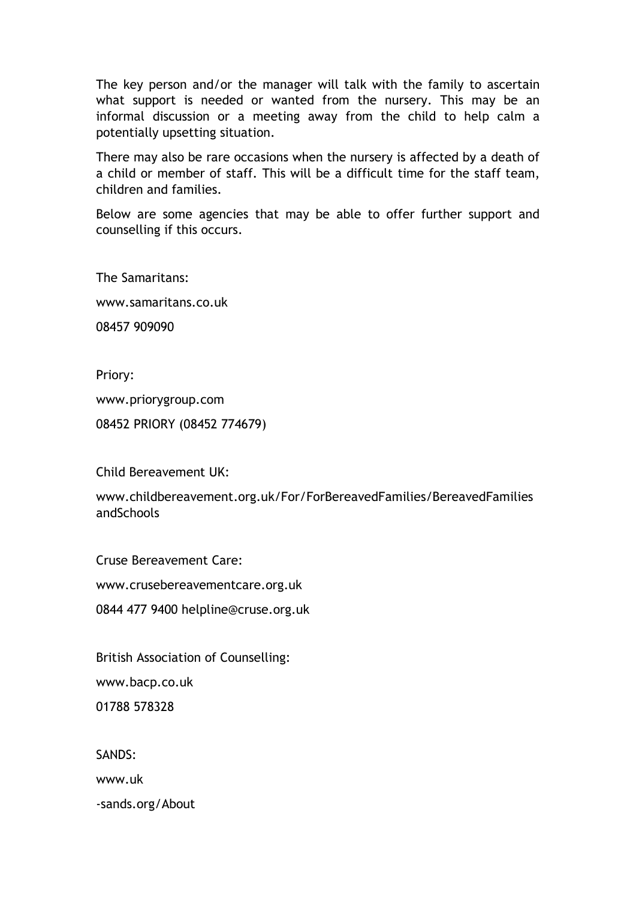The key person and/or the manager will talk with the family to ascertain what support is needed or wanted from the nursery. This may be an informal discussion or a meeting away from the child to help calm a potentially upsetting situation.

There may also be rare occasions when the nursery is affected by a death of a child or member of staff. This will be a difficult time for the staff team, children and families.

Below are some agencies that may be able to offer further support and counselling if this occurs.

The Samaritans:

www.samaritans.co.uk

08457 909090

Priory:

www.priorygroup.com

08452 PRIORY (08452 774679)

Child Bereavement UK:

www.childbereavement.org.uk/For/ForBereavedFamilies/BereavedFamilies andSchools

Cruse Bereavement Care:

www.crusebereavementcare.org.uk

0844 477 9400 helpline@cruse.org.uk

British Association of Counselling:

www.bacp.co.uk

01788 578328

SANDS:

www.uk

-sands.org/About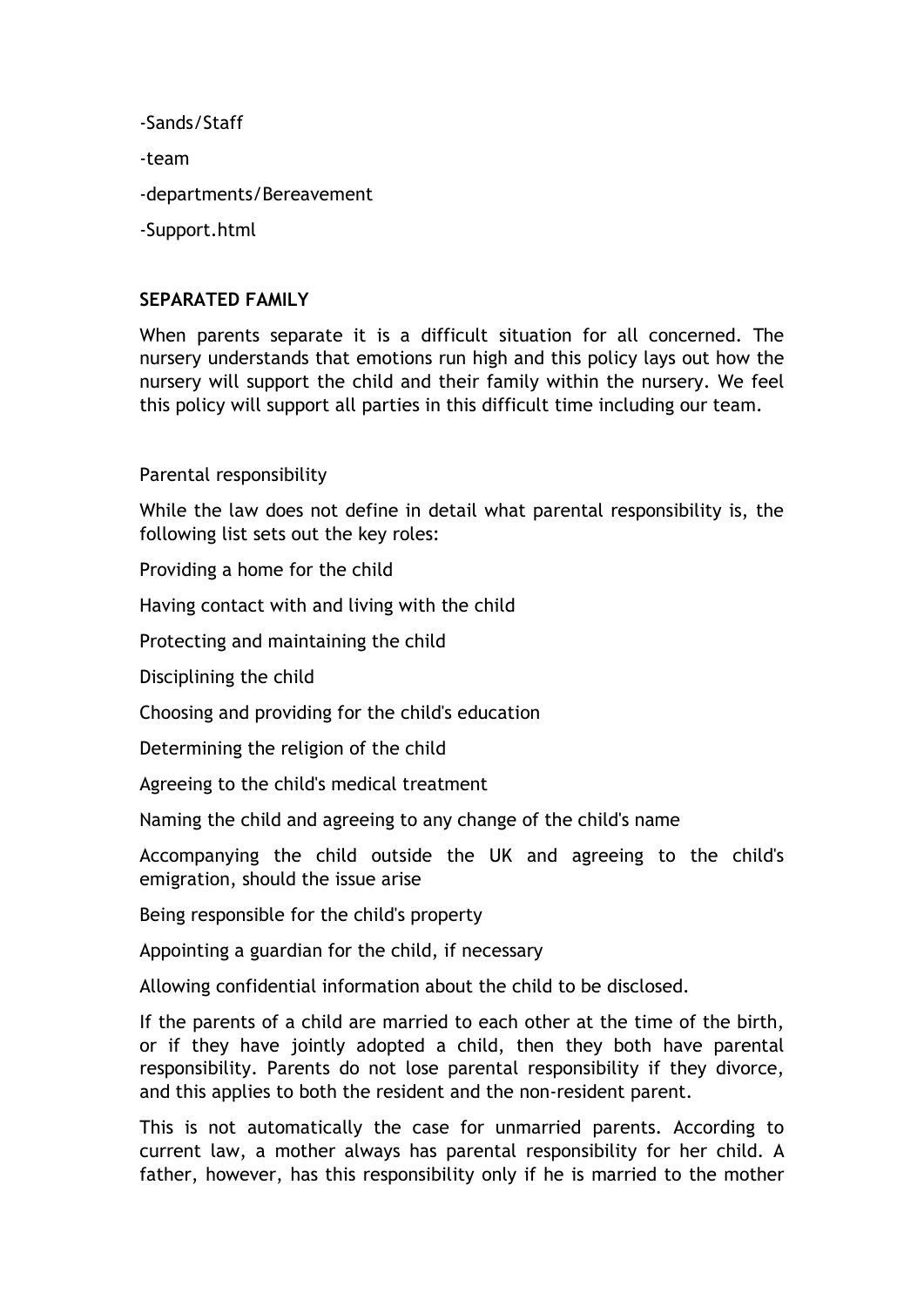-Sands/Staff

-team

-departments/Bereavement

-Support.html

**SEPARATED FAMILY**

When parents separate it is a difficult situation for all concerned. The nursery understands that emotions run high and this policy lays out how the nursery will support the child and their family within the nursery. We feel this policy will support all parties in this difficult time including our team.

Parental responsibility

While the law does not define in detail what parental responsibility is, the following list sets out the key roles:

Providing a home for the child

Having contact with and living with the child

Protecting and maintaining the child

Disciplining the child

Choosing and providing for the child's education

Determining the religion of the child

Agreeing to the child's medical treatment

Naming the child and agreeing to any change of the child's name

Accompanying the child outside the UK and agreeing to the child's emigration, should the issue arise

Being responsible for the child's property

Appointing a guardian for the child, if necessary

Allowing confidential information about the child to be disclosed.

If the parents of a child are married to each other at the time of the birth, or if they have jointly adopted a child, then they both have parental responsibility. Parents do not lose parental responsibility if they divorce, and this applies to both the resident and the non-resident parent.

This is not automatically the case for unmarried parents. According to current law, a mother always has parental responsibility for her child. A father, however, has this responsibility only if he is married to the mother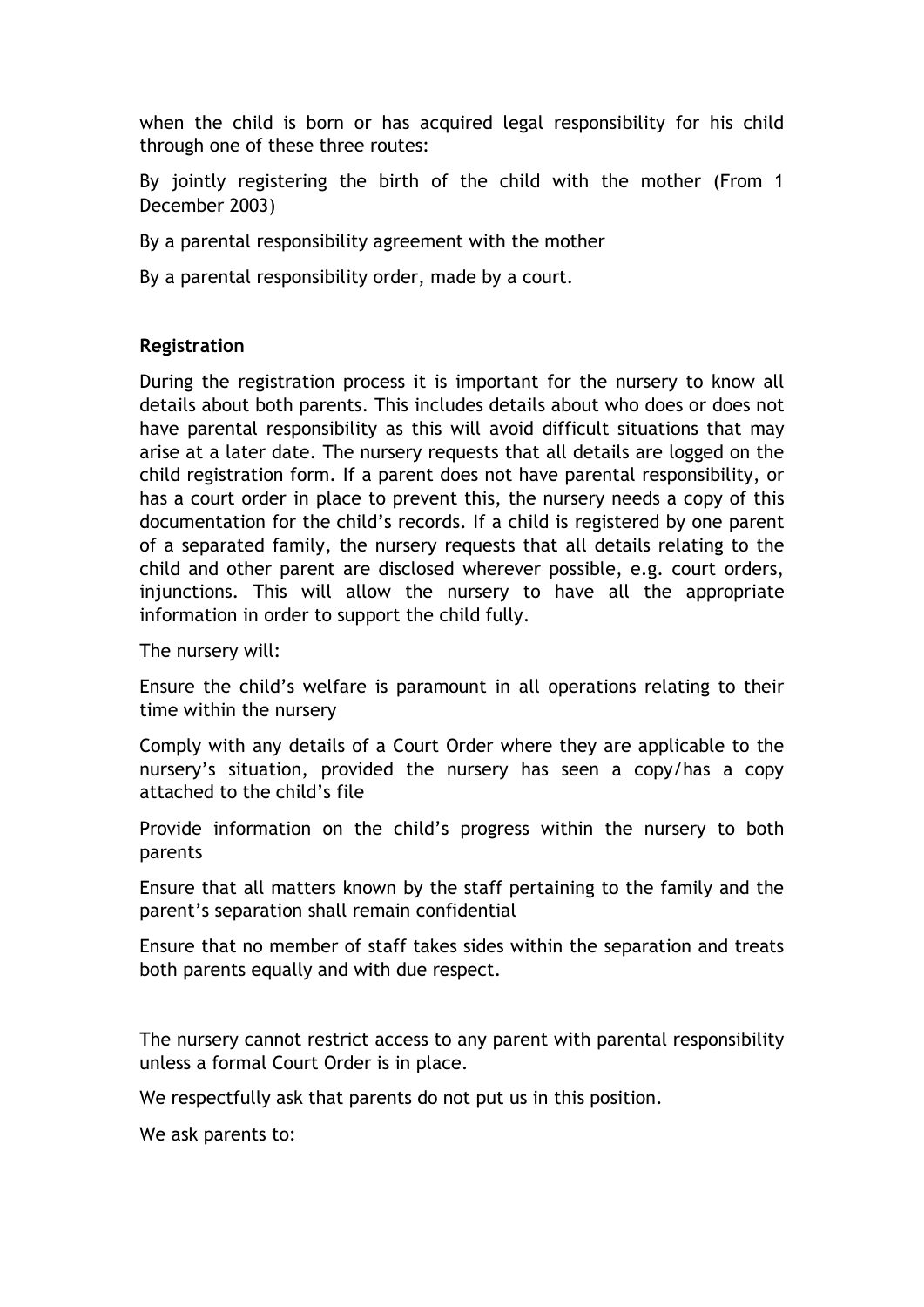when the child is born or has acquired legal responsibility for his child through one of these three routes:

By jointly registering the birth of the child with the mother (From 1 December 2003)

By a parental responsibility agreement with the mother

By a parental responsibility order, made by a court.

**Registration**

During the registration process it is important for the nursery to know all details about both parents. This includes details about who does or does not have parental responsibility as this will avoid difficult situations that may arise at a later date. The nursery requests that all details are logged on the child registration form. If a parent does not have parental responsibility, or has a court order in place to prevent this, the nursery needs a copy of this documentation for the child's records. If a child is registered by one parent of a separated family, the nursery requests that all details relating to the child and other parent are disclosed wherever possible, e.g. court orders, injunctions. This will allow the nursery to have all the appropriate information in order to support the child fully.

The nursery will:

Ensure the child's welfare is paramount in all operations relating to their time within the nursery

Comply with any details of a Court Order where they are applicable to the nursery's situation, provided the nursery has seen a copy/has a copy attached to the child's file

Provide information on the child's progress within the nursery to both parents

Ensure that all matters known by the staff pertaining to the family and the parent's separation shall remain confidential

Ensure that no member of staff takes sides within the separation and treats both parents equally and with due respect.

The nursery cannot restrict access to any parent with parental responsibility unless a formal Court Order is in place.

We respectfully ask that parents do not put us in this position.

We ask parents to: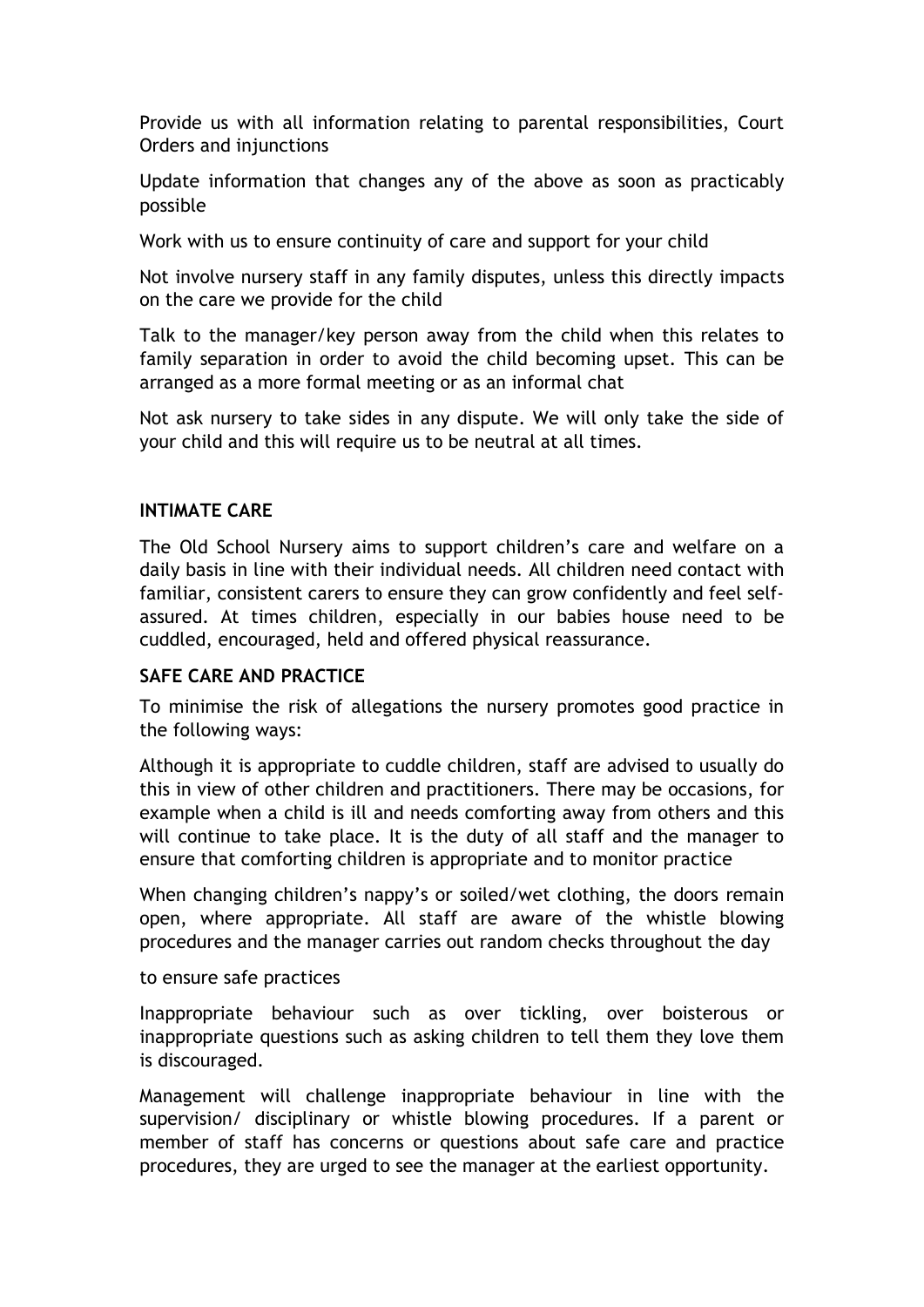Provide us with all information relating to parental responsibilities, Court Orders and injunctions

Update information that changes any of the above as soon as practicably possible

Work with us to ensure continuity of care and support for your child

Not involve nursery staff in any family disputes, unless this directly impacts on the care we provide for the child

Talk to the manager/key person away from the child when this relates to family separation in order to avoid the child becoming upset. This can be arranged as a more formal meeting or as an informal chat

Not ask nursery to take sides in any dispute. We will only take the side of your child and this will require us to be neutral at all times.

**INTIMATE CARE**

The Old School Nursery aims to support children's care and welfare on a daily basis in line with their individual needs. All children need contact with familiar, consistent carers to ensure they can grow confidently and feel self-assured. At times children, especially in our babies house need to be cuddled, encouraged, held and offered physical reassurance.

**SAFE CARE AND PRACTICE**

To minimise the risk of allegations the nursery promotes good practice in the following ways:

Although it is appropriate to cuddle children, staff are advised to usually do this in view of other children and practitioners. There may be occasions, for example when a child is ill and needs comforting away from others and this will continue to take place. It is the duty of all staff and the manager to ensure that comforting children is appropriate and to monitor practice

When changing children's nappy's or soiled/wet clothing, the doors remain open, where appropriate. All staff are aware of the whistle blowing procedures and the manager carries out random checks throughout the day

to ensure safe practices

Inappropriate behaviour such as over tickling, over boisterous or inappropriate questions such as asking children to tell them they love them is discouraged.

Management will challenge inappropriate behaviour in line with the supervision/ disciplinary or whistle blowing procedures. If a parent or member of staff has concerns or questions about safe care and practice procedures, they are urged to see the manager at the earliest opportunity.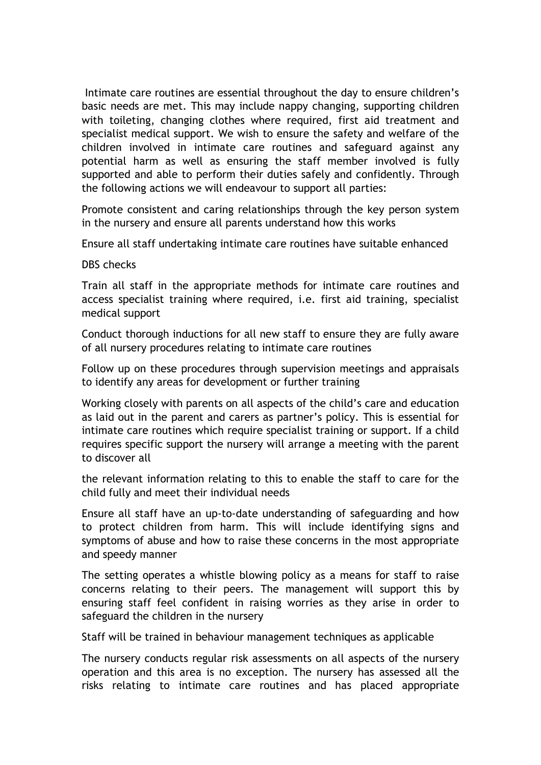Intimate care routines are essential throughout the day to ensure children's basic needs are met. This may include nappy changing, supporting children with toileting, changing clothes where required, first aid treatment and specialist medical support. We wish to ensure the safety and welfare of the children involved in intimate care routines and safeguard against any potential harm as well as ensuring the staff member involved is fully supported and able to perform their duties safely and confidently. Through the following actions we will endeavour to support all parties:

Promote consistent and caring relationships through the key person system in the nursery and ensure all parents understand how this works

Ensure all staff undertaking intimate care routines have suitable enhanced

DBS checks

Train all staff in the appropriate methods for intimate care routines and access specialist training where required, i.e. first aid training, specialist medical support

Conduct thorough inductions for all new staff to ensure they are fully aware of all nursery procedures relating to intimate care routines

Follow up on these procedures through supervision meetings and appraisals to identify any areas for development or further training

Working closely with parents on all aspects of the child's care and education as laid out in the parent and carers as partner's policy. This is essential for intimate care routines which require specialist training or support. If a child requires specific support the nursery will arrange a meeting with the parent to discover all

the relevant information relating to this to enable the staff to care for the child fully and meet their individual needs

Ensure all staff have an up-to-date understanding of safeguarding and how to protect children from harm. This will include identifying signs and symptoms of abuse and how to raise these concerns in the most appropriate and speedy manner

The setting operates a whistle blowing policy as a means for staff to raise concerns relating to their peers. The management will support this by ensuring staff feel confident in raising worries as they arise in order to safeguard the children in the nursery

Staff will be trained in behaviour management techniques as applicable

The nursery conducts regular risk assessments on all aspects of the nursery operation and this area is no exception. The nursery has assessed all the risks relating to intimate care routines and has placed appropriate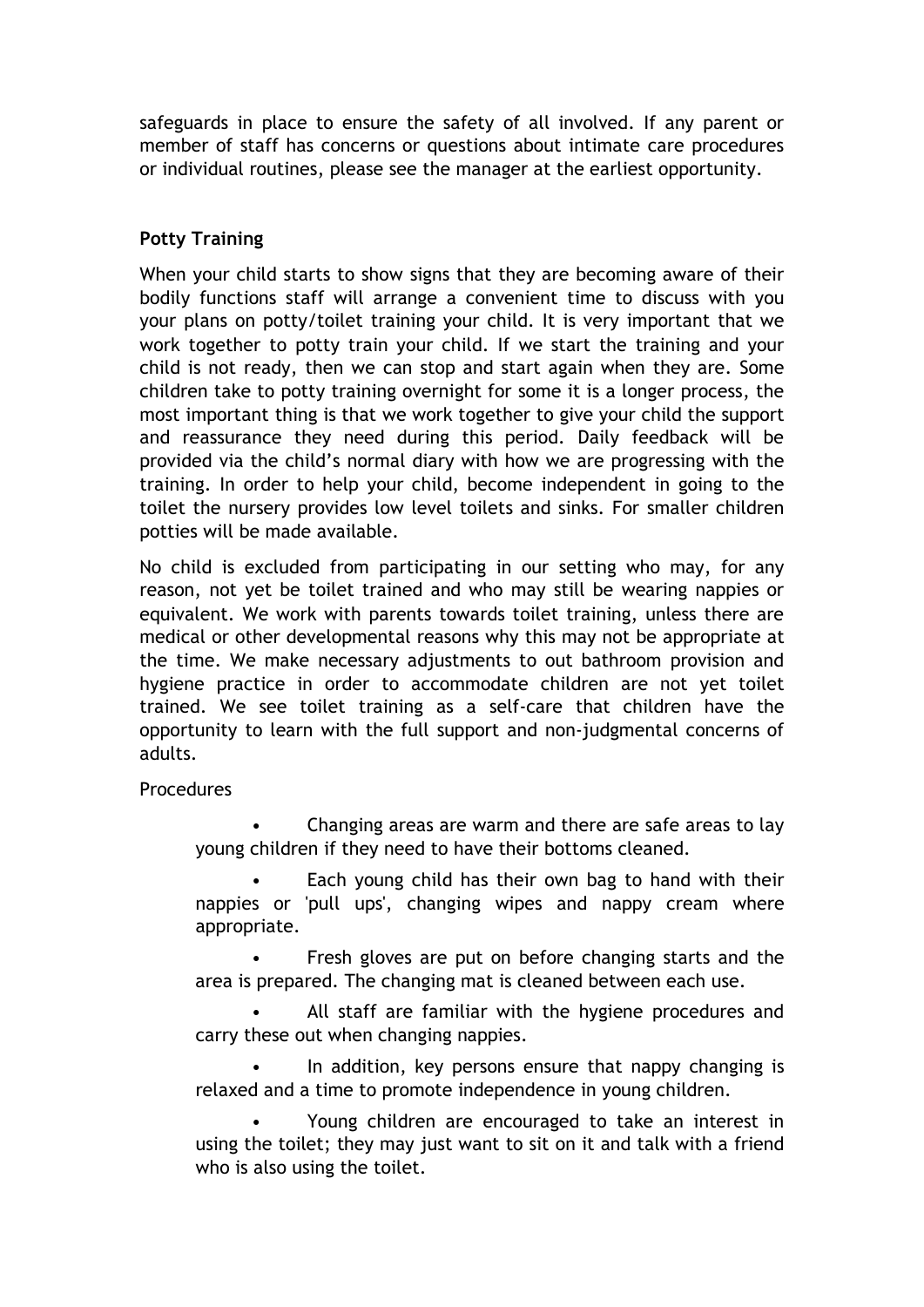safeguards in place to ensure the safety of all involved. If any parent or member of staff has concerns or questions about intimate care procedures or individual routines, please see the manager at the earliest opportunity.

**Potty Training**

When your child starts to show signs that they are becoming aware of their bodily functions staff will arrange a convenient time to discuss with you your plans on potty/toilet training your child. It is very important that we work together to potty train your child. If we start the training and your child is not ready, then we can stop and start again when they are. Some children take to potty training overnight for some it is a longer process, the most important thing is that we work together to give your child the support and reassurance they need during this period. Daily feedback will be provided via the child's normal diary with how we are progressing with the training. In order to help your child, become independent in going to the toilet the nursery provides low level toilets and sinks. For smaller children potties will be made available.

No child is excluded from participating in our setting who may, for any reason, not yet be toilet trained and who may still be wearing nappies or equivalent. We work with parents towards toilet training, unless there are medical or other developmental reasons why this may not be appropriate at the time. We make necessary adjustments to out bathroom provision and hygiene practice in order to accommodate children are not yet toilet trained. We see toilet training as a self-care that children have the opportunity to learn with the full support and non-judgmental concerns of adults.

Procedures

- Changing areas are warm and there are safe areas to lay young children if they need to have their bottoms cleaned.
- Each young child has their own bag to hand with their nappies or 'pull ups', changing wipes and nappy cream where appropriate.
- Fresh gloves are put on before changing starts and the area is prepared. The changing mat is cleaned between each use.
- All staff are familiar with the hygiene procedures and carry these out when changing nappies.
- In addition, key persons ensure that nappy changing is relaxed and a time to promote independence in young children.
- Young children are encouraged to take an interest in using the toilet; they may just want to sit on it and talk with a friend who is also using the toilet.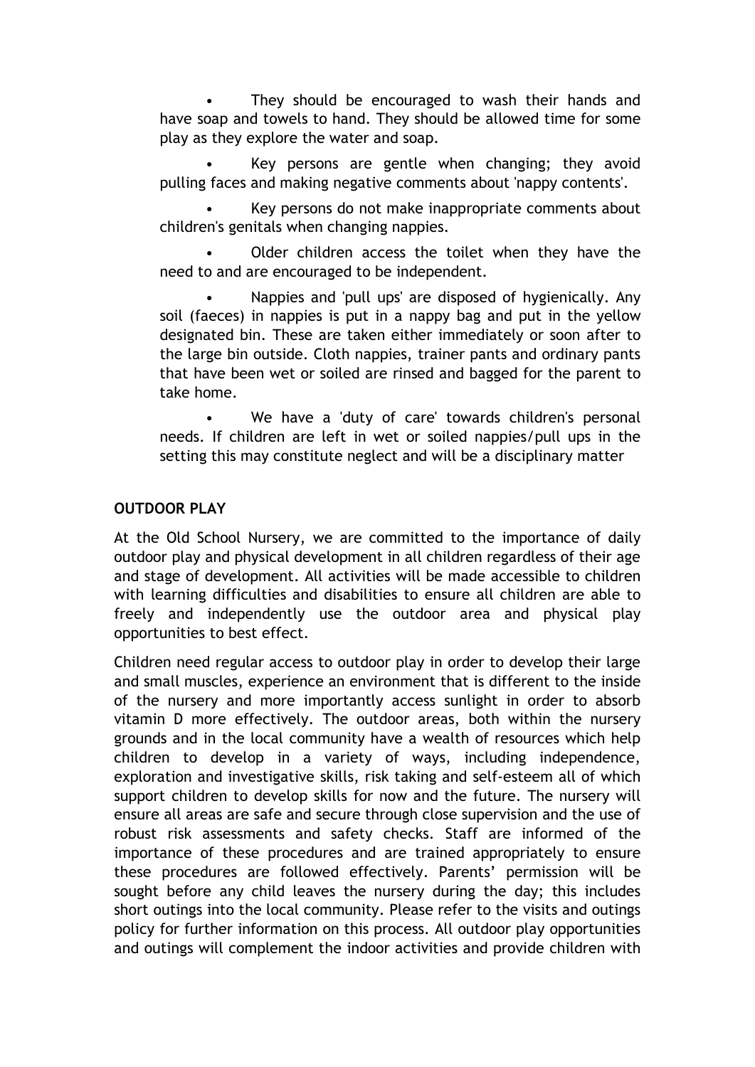- They should be encouraged to wash their hands and have soap and towels to hand. They should be allowed time for some play as they explore the water and soap.
- Key persons are gentle when changing; they avoid pulling faces and making negative comments about 'nappy contents'.
- Key persons do not make inappropriate comments about children's genitals when changing nappies.
- Older children access the toilet when they have the need to and are encouraged to be independent.
- Nappies and 'pull ups' are disposed of hygienically. Any soil (faeces) in nappies is put in a nappy bag and put in the yellow designated bin. These are taken either immediately or soon after to the large bin outside. Cloth nappies, trainer pants and ordinary pants that have been wet or soiled are rinsed and bagged for the parent to take home.
- We have a 'duty of care' towards children's personal needs. If children are left in wet or soiled nappies/pull ups in the setting this may constitute neglect and will be a disciplinary matter

**OUTDOOR PLAY**

At the Old School Nursery, we are committed to the importance of daily outdoor play and physical development in all children regardless of their age and stage of development. All activities will be made accessible to children with learning difficulties and disabilities to ensure all children are able to freely and independently use the outdoor area and physical play opportunities to best effect.

Children need regular access to outdoor play in order to develop their large and small muscles, experience an environment that is different to the inside of the nursery and more importantly access sunlight in order to absorb vitamin D more effectively. The outdoor areas, both within the nursery grounds and in the local community have a wealth of resources which help children to develop in a variety of ways, including independence, exploration and investigative skills, risk taking and self-esteem all of which support children to develop skills for now and the future. The nursery will ensure all areas are safe and secure through close supervision and the use of robust risk assessments and safety checks. Staff are informed of the importance of these procedures and are trained appropriately to ensure these procedures are followed effectively. Parents' permission will be sought before any child leaves the nursery during the day; this includes short outings into the local community. Please refer to the visits and outings policy for further information on this process. All outdoor play opportunities and outings will complement the indoor activities and provide children with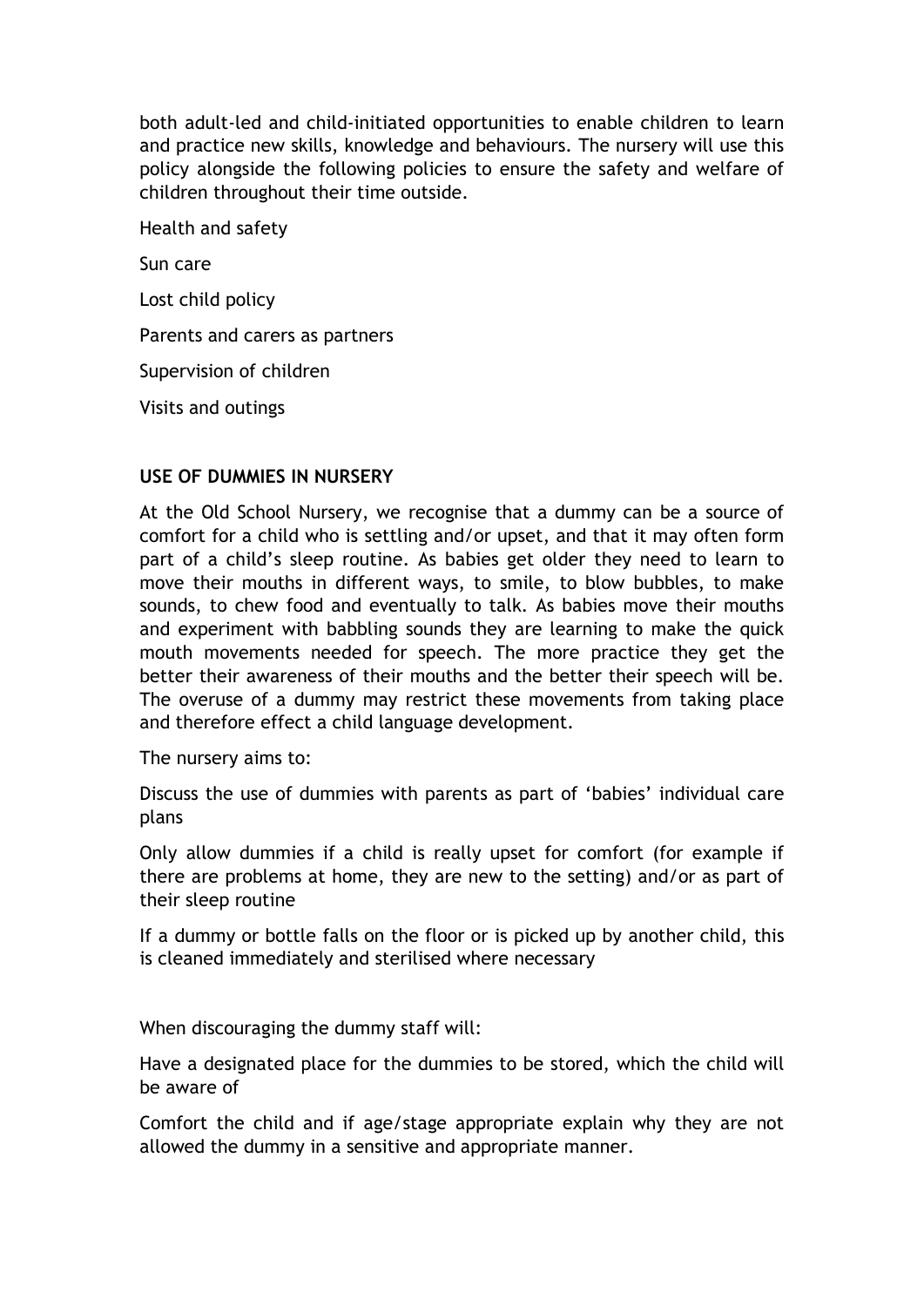both adult-led and child-initiated opportunities to enable children to learn and practice new skills, knowledge and behaviours. The nursery will use this policy alongside the following policies to ensure the safety and welfare of children throughout their time outside.

Health and safety

Sun care

Lost child policy

Parents and carers as partners

Supervision of children

Visits and outings

**USE OF DUMMIES IN NURSERY**

At the Old School Nursery, we recognise that a dummy can be a source of comfort for a child who is settling and/or upset, and that it may often form part of a child's sleep routine. As babies get older they need to learn to move their mouths in different ways, to smile, to blow bubbles, to make sounds, to chew food and eventually to talk. As babies move their mouths and experiment with babbling sounds they are learning to make the quick mouth movements needed for speech. The more practice they get the better their awareness of their mouths and the better their speech will be. The overuse of a dummy may restrict these movements from taking place and therefore effect a child language development.

The nursery aims to:

Discuss the use of dummies with parents as part of 'babies' individual care plans

Only allow dummies if a child is really upset for comfort (for example if there are problems at home, they are new to the setting) and/or as part of their sleep routine

If a dummy or bottle falls on the floor or is picked up by another child, this is cleaned immediately and sterilised where necessary

When discouraging the dummy staff will:

Have a designated place for the dummies to be stored, which the child will be aware of

Comfort the child and if age/stage appropriate explain why they are not allowed the dummy in a sensitive and appropriate manner.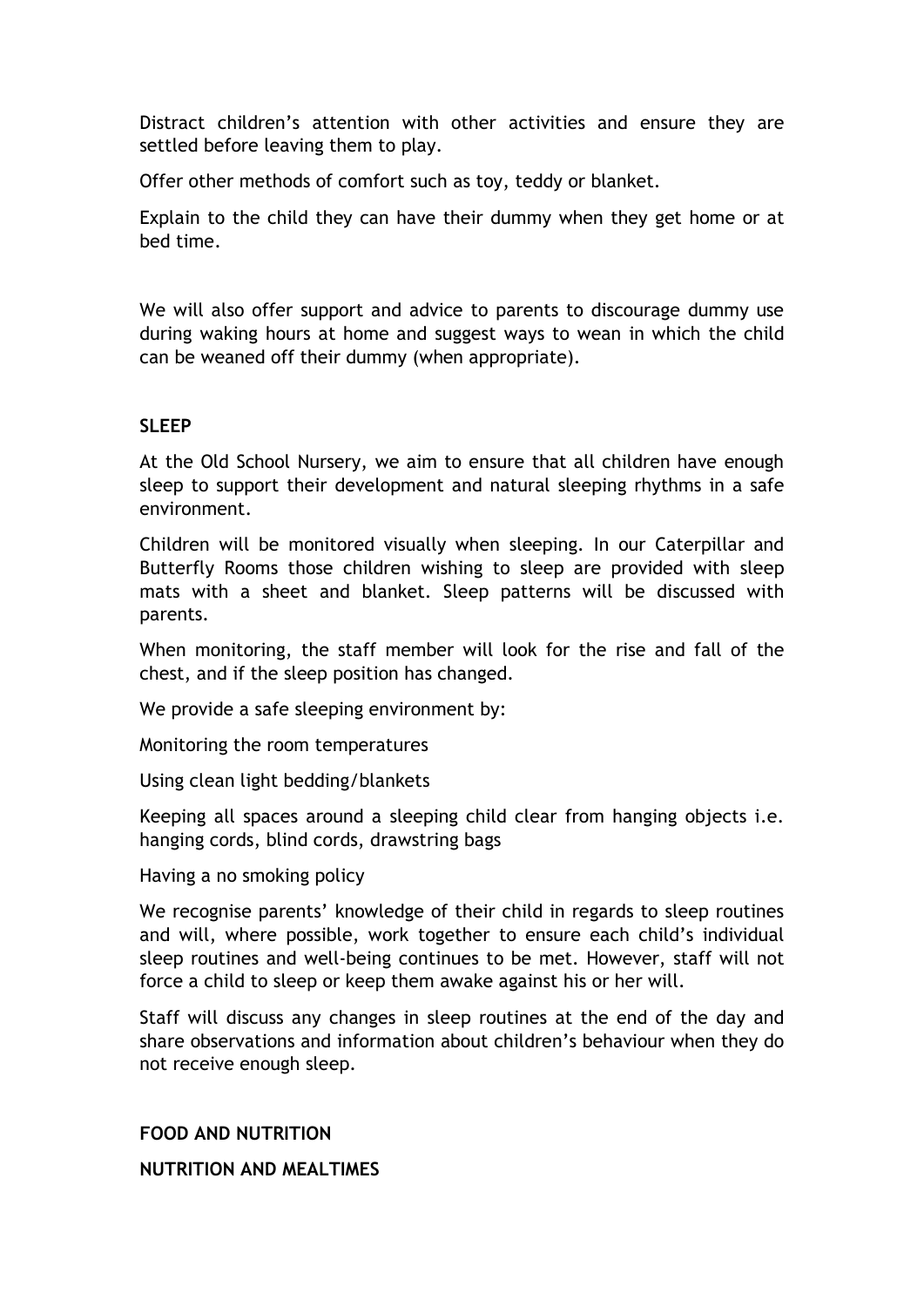Distract children's attention with other activities and ensure they are settled before leaving them to play.

Offer other methods of comfort such as toy, teddy or blanket.

Explain to the child they can have their dummy when they get home or at bed time.

We will also offer support and advice to parents to discourage dummy use during waking hours at home and suggest ways to wean in which the child can be weaned off their dummy (when appropriate).

**SLEEP**

At the Old School Nursery, we aim to ensure that all children have enough sleep to support their development and natural sleeping rhythms in a safe environment.

Children will be monitored visually when sleeping. In our Caterpillar and Butterfly Rooms those children wishing to sleep are provided with sleep mats with a sheet and blanket. Sleep patterns will be discussed with parents.

When monitoring, the staff member will look for the rise and fall of the chest, and if the sleep position has changed.

We provide a safe sleeping environment by:

Monitoring the room temperatures

Using clean light bedding/blankets

Keeping all spaces around a sleeping child clear from hanging objects i.e. hanging cords, blind cords, drawstring bags

Having a no smoking policy

We recognise parents' knowledge of their child in regards to sleep routines and will, where possible, work together to ensure each child's individual sleep routines and well-being continues to be met. However, staff will not force a child to sleep or keep them awake against his or her will.

Staff will discuss any changes in sleep routines at the end of the day and share observations and information about children's behaviour when they do not receive enough sleep.

**FOOD AND NUTRITION**

**NUTRITION AND MEALTIMES**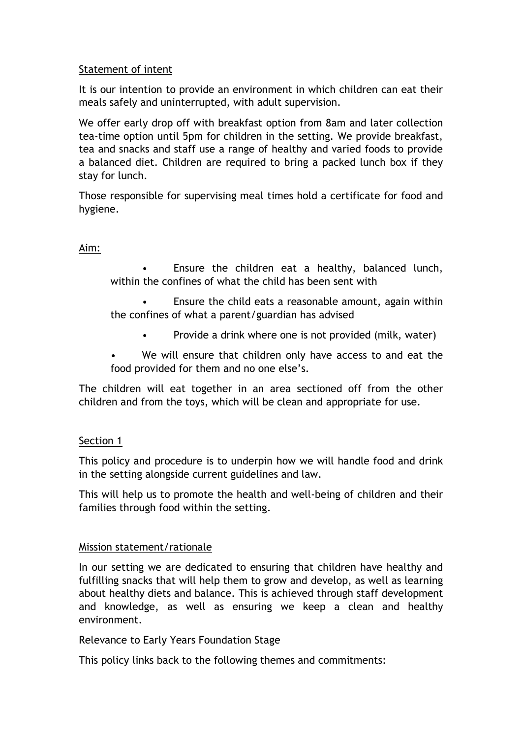Statement of intent

It is our intention to provide an environment in which children can eat their meals safely and uninterrupted, with adult supervision.

We offer early drop off with breakfast option from 8am and later collection tea-time option until 5pm for children in the setting. We provide breakfast, tea and snacks and staff use a range of healthy and varied foods to provide a balanced diet. Children are required to bring a packed lunch box if they stay for lunch.

Those responsible for supervising meal times hold a certificate for food and hygiene.

Aim:

- Ensure the children eat a healthy, balanced lunch, within the confines of what the child has been sent with
- Ensure the child eats a reasonable amount, again within the confines of what a parent/guardian has advised
- Provide a drink where one is not provided (milk, water)
- We will ensure that children only have access to and eat the food provided for them and no one else's.

The children will eat together in an area sectioned off from the other children and from the toys, which will be clean and appropriate for use.

Section 1

This policy and procedure is to underpin how we will handle food and drink in the setting alongside current guidelines and law.

This will help us to promote the health and well-being of children and their families through food within the setting.

Mission statement/rationale

In our setting we are dedicated to ensuring that children have healthy and fulfilling snacks that will help them to grow and develop, as well as learning about healthy diets and balance. This is achieved through staff development and knowledge, as well as ensuring we keep a clean and healthy environment.

Relevance to Early Years Foundation Stage

This policy links back to the following themes and commitments: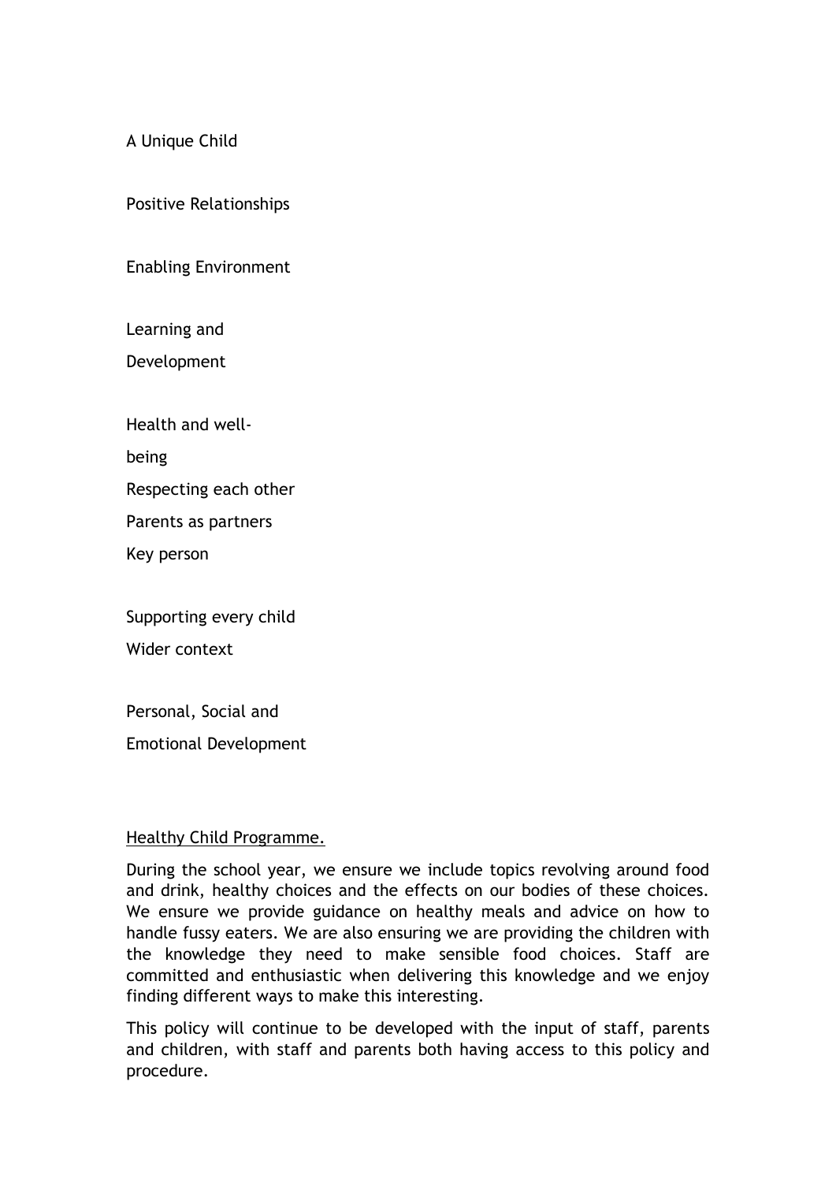A Unique Child

Positive Relationships

Enabling Environment

Learning and
Development

Health and well-
being
Respecting each other
Parents as partners
Key person

Supporting every child
Wider context

Personal, Social and
Emotional Development

<u>Healthy Child Programme.</u>

During the school year, we ensure we include topics revolving around food and drink, healthy choices and the effects on our bodies of these choices. We ensure we provide guidance on healthy meals and advice on how to handle fussy eaters. We are also ensuring we are providing the children with the knowledge they need to make sensible food choices. Staff are committed and enthusiastic when delivering this knowledge and we enjoy finding different ways to make this interesting.

This policy will continue to be developed with the input of staff, parents and children, with staff and parents both having access to this policy and procedure.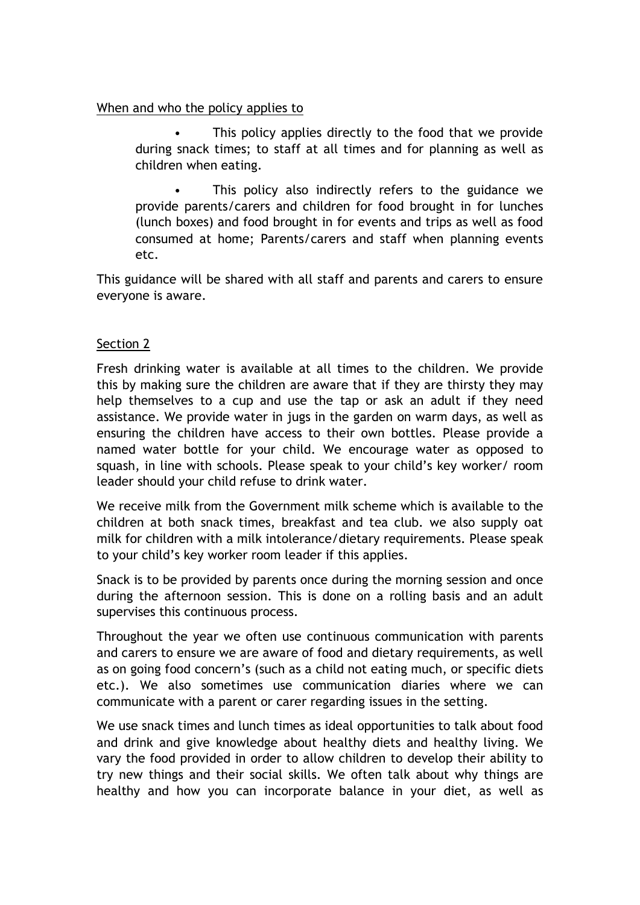When and who the policy applies to

- This policy applies directly to the food that we provide during snack times; to staff at all times and for planning as well as children when eating.
- This policy also indirectly refers to the guidance we provide parents/carers and children for food brought in for lunches (lunch boxes) and food brought in for events and trips as well as food consumed at home; Parents/carers and staff when planning events etc.

This guidance will be shared with all staff and parents and carers to ensure everyone is aware.

Section 2

Fresh drinking water is available at all times to the children. We provide this by making sure the children are aware that if they are thirsty they may help themselves to a cup and use the tap or ask an adult if they need assistance. We provide water in jugs in the garden on warm days, as well as ensuring the children have access to their own bottles. Please provide a named water bottle for your child. We encourage water as opposed to squash, in line with schools. Please speak to your child's key worker/ room leader should your child refuse to drink water.

We receive milk from the Government milk scheme which is available to the children at both snack times, breakfast and tea club. we also supply oat milk for children with a milk intolerance/dietary requirements. Please speak to your child's key worker room leader if this applies.

Snack is to be provided by parents once during the morning session and once during the afternoon session. This is done on a rolling basis and an adult supervises this continuous process.

Throughout the year we often use continuous communication with parents and carers to ensure we are aware of food and dietary requirements, as well as on going food concern's (such as a child not eating much, or specific diets etc.). We also sometimes use communication diaries where we can communicate with a parent or carer regarding issues in the setting.

We use snack times and lunch times as ideal opportunities to talk about food and drink and give knowledge about healthy diets and healthy living. We vary the food provided in order to allow children to develop their ability to try new things and their social skills. We often talk about why things are healthy and how you can incorporate balance in your diet, as well as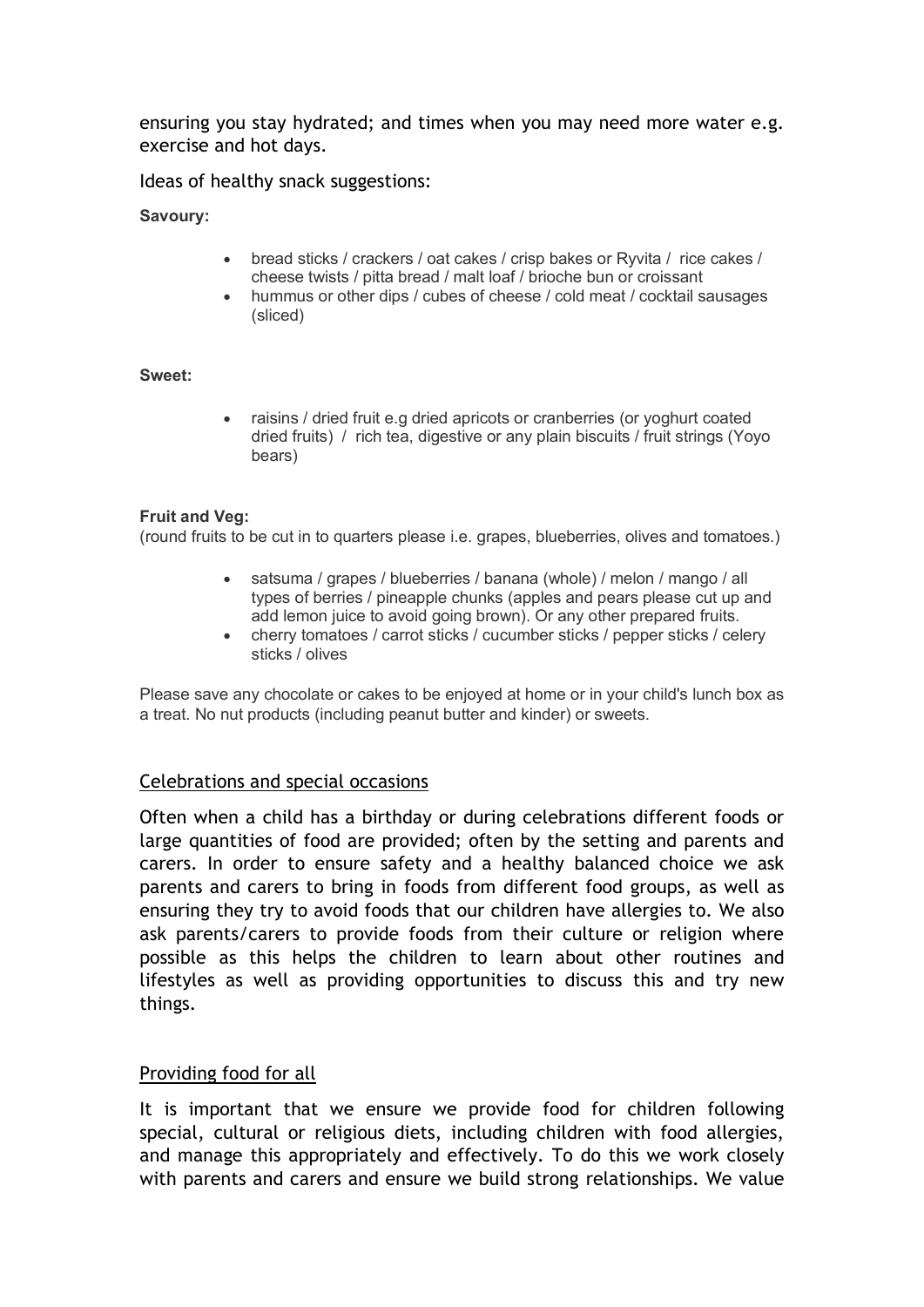ensuring you stay hydrated; and times when you may need more water e.g. exercise and hot days.

Ideas of healthy snack suggestions:

**Savoury:**

- bread sticks / crackers / oat cakes / crisp bakes or Ryvita / rice cakes / cheese twists / pitta bread / malt loaf / brioche bun or croissant
- hummus or other dips / cubes of cheese / cold meat / cocktail sausages (sliced)

**Sweet:**

- raisins / dried fruit e.g dried apricots or cranberries (or yoghurt coated dried fruits) / rich tea, digestive or any plain biscuits / fruit strings (Yoyo bears)

**Fruit and Veg:**

(round fruits to be cut in to quarters please i.e. grapes, blueberries, olives and tomatoes.)

- satsuma / grapes / blueberries / banana (whole) / melon / mango / all types of berries / pineapple chunks (apples and pears please cut up and add lemon juice to avoid going brown). Or any other prepared fruits.
- cherry tomatoes / carrot sticks / cucumber sticks / pepper sticks / celery sticks / olives

Please save any chocolate or cakes to be enjoyed at home or in your child's lunch box as a treat. No nut products (including peanut butter and kinder) or sweets.

## Celebrations and special occasions

Often when a child has a birthday or during celebrations different foods or large quantities of food are provided; often by the setting and parents and carers. In order to ensure safety and a healthy balanced choice we ask parents and carers to bring in foods from different food groups, as well as ensuring they try to avoid foods that our children have allergies to. We also ask parents/carers to provide foods from their culture or religion where possible as this helps the children to learn about other routines and lifestyles as well as providing opportunities to discuss this and try new things.

## Providing food for all

It is important that we ensure we provide food for children following special, cultural or religious diets, including children with food allergies, and manage this appropriately and effectively. To do this we work closely with parents and carers and ensure we build strong relationships. We value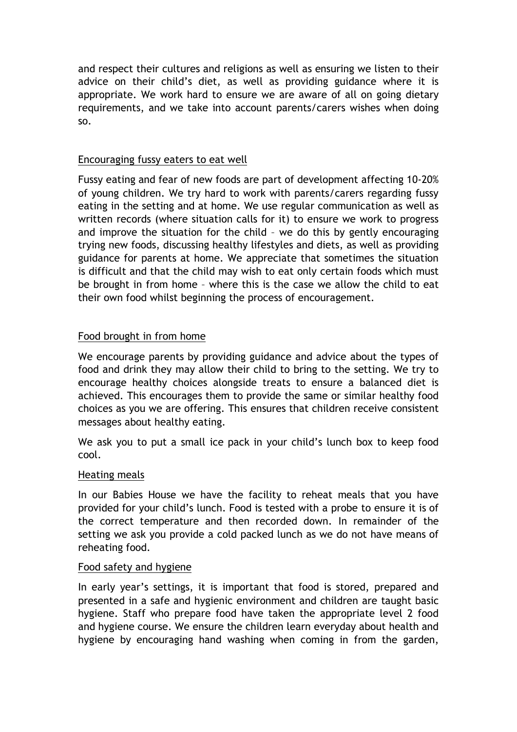and respect their cultures and religions as well as ensuring we listen to their advice on their child's diet, as well as providing guidance where it is appropriate. We work hard to ensure we are aware of all on going dietary requirements, and we take into account parents/carers wishes when doing so.

## Encouraging fussy eaters to eat well

Fussy eating and fear of new foods are part of development affecting 10-20% of young children. We try hard to work with parents/carers regarding fussy eating in the setting and at home. We use regular communication as well as written records (where situation calls for it) to ensure we work to progress and improve the situation for the child – we do this by gently encouraging trying new foods, discussing healthy lifestyles and diets, as well as providing guidance for parents at home. We appreciate that sometimes the situation is difficult and that the child may wish to eat only certain foods which must be brought in from home – where this is the case we allow the child to eat their own food whilst beginning the process of encouragement.

## Food brought in from home

We encourage parents by providing guidance and advice about the types of food and drink they may allow their child to bring to the setting. We try to encourage healthy choices alongside treats to ensure a balanced diet is achieved. This encourages them to provide the same or similar healthy food choices as you we are offering. This ensures that children receive consistent messages about healthy eating.

We ask you to put a small ice pack in your child's lunch box to keep food cool.

## Heating meals

In our Babies House we have the facility to reheat meals that you have provided for your child's lunch. Food is tested with a probe to ensure it is of the correct temperature and then recorded down. In remainder of the setting we ask you provide a cold packed lunch as we do not have means of reheating food.

## Food safety and hygiene

In early year's settings, it is important that food is stored, prepared and presented in a safe and hygienic environment and children are taught basic hygiene. Staff who prepare food have taken the appropriate level 2 food and hygiene course. We ensure the children learn everyday about health and hygiene by encouraging hand washing when coming in from the garden,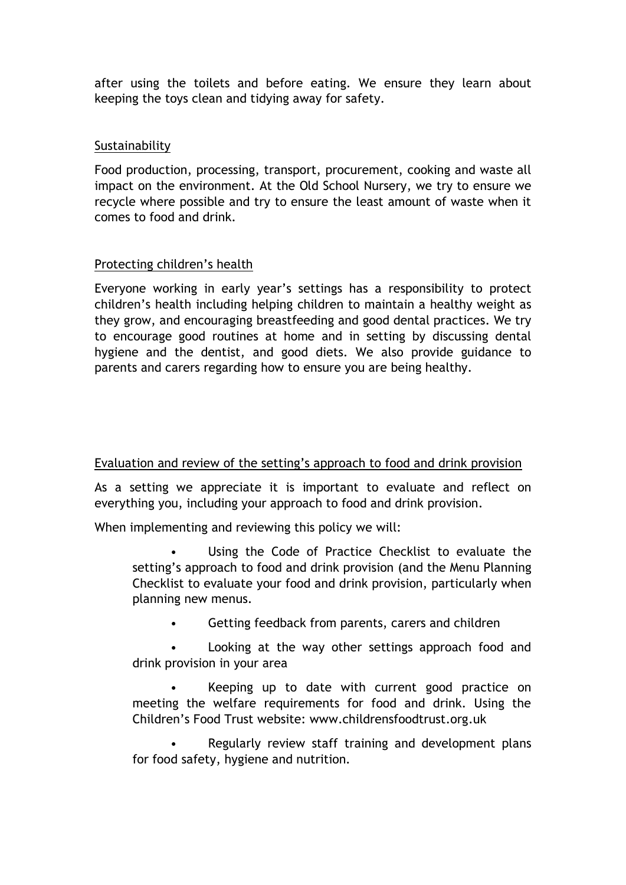after using the toilets and before eating. We ensure they learn about keeping the toys clean and tidying away for safety.

<u>Sustainability</u>

Food production, processing, transport, procurement, cooking and waste all impact on the environment. At the Old School Nursery, we try to ensure we recycle where possible and try to ensure the least amount of waste when it comes to food and drink.

<u>Protecting children's health</u>

Everyone working in early year's settings has a responsibility to protect children's health including helping children to maintain a healthy weight as they grow, and encouraging breastfeeding and good dental practices. We try to encourage good routines at home and in setting by discussing dental hygiene and the dentist, and good diets. We also provide guidance to parents and carers regarding how to ensure you are being healthy.

<u>Evaluation and review of the setting's approach to food and drink provision</u>

As a setting we appreciate it is important to evaluate and reflect on everything you, including your approach to food and drink provision.

When implementing and reviewing this policy we will:

- Using the Code of Practice Checklist to evaluate the setting's approach to food and drink provision (and the Menu Planning Checklist to evaluate your food and drink provision, particularly when planning new menus.
- Getting feedback from parents, carers and children
- Looking at the way other settings approach food and drink provision in your area
- Keeping up to date with current good practice on meeting the welfare requirements for food and drink. Using the Children's Food Trust website: www.childrensfoodtrust.org.uk
- Regularly review staff training and development plans for food safety, hygiene and nutrition.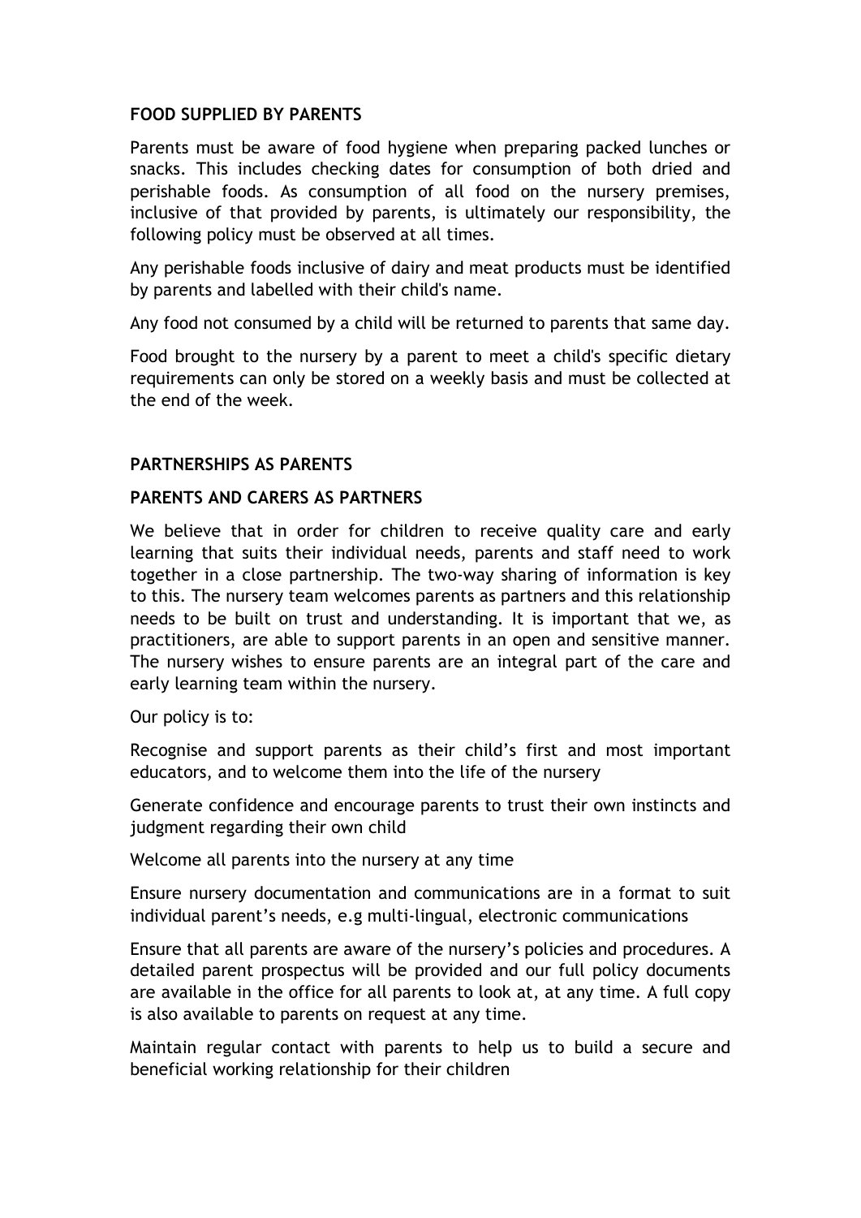**FOOD SUPPLIED BY PARENTS**

Parents must be aware of food hygiene when preparing packed lunches or snacks. This includes checking dates for consumption of both dried and perishable foods. As consumption of all food on the nursery premises, inclusive of that provided by parents, is ultimately our responsibility, the following policy must be observed at all times.

Any perishable foods inclusive of dairy and meat products must be identified by parents and labelled with their child's name.

Any food not consumed by a child will be returned to parents that same day.

Food brought to the nursery by a parent to meet a child's specific dietary requirements can only be stored on a weekly basis and must be collected at the end of the week.

**PARTNERSHIPS AS PARENTS**

**PARENTS AND CARERS AS PARTNERS**

We believe that in order for children to receive quality care and early learning that suits their individual needs, parents and staff need to work together in a close partnership. The two-way sharing of information is key to this. The nursery team welcomes parents as partners and this relationship needs to be built on trust and understanding. It is important that we, as practitioners, are able to support parents in an open and sensitive manner. The nursery wishes to ensure parents are an integral part of the care and early learning team within the nursery.

Our policy is to:

Recognise and support parents as their child's first and most important educators, and to welcome them into the life of the nursery

Generate confidence and encourage parents to trust their own instincts and judgment regarding their own child

Welcome all parents into the nursery at any time

Ensure nursery documentation and communications are in a format to suit individual parent's needs, e.g multi-lingual, electronic communications

Ensure that all parents are aware of the nursery's policies and procedures. A detailed parent prospectus will be provided and our full policy documents are available in the office for all parents to look at, at any time. A full copy is also available to parents on request at any time.

Maintain regular contact with parents to help us to build a secure and beneficial working relationship for their children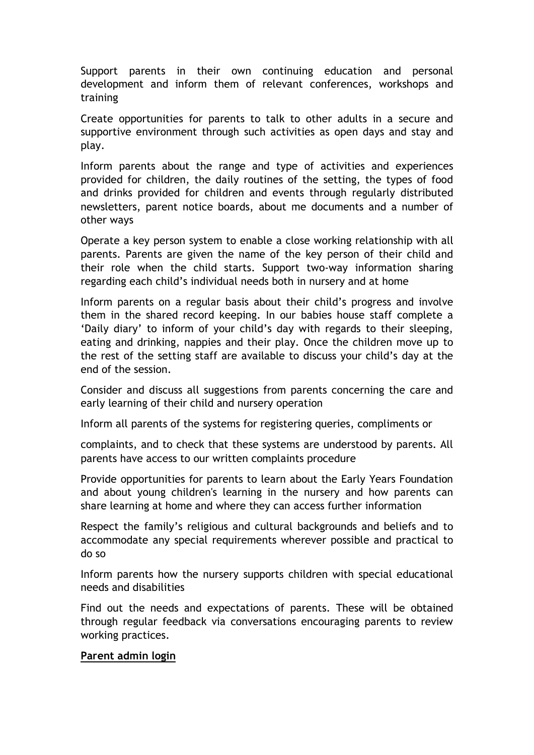Support parents in their own continuing education and personal development and inform them of relevant conferences, workshops and training

Create opportunities for parents to talk to other adults in a secure and supportive environment through such activities as open days and stay and play.

Inform parents about the range and type of activities and experiences provided for children, the daily routines of the setting, the types of food and drinks provided for children and events through regularly distributed newsletters, parent notice boards, about me documents and a number of other ways

Operate a key person system to enable a close working relationship with all parents. Parents are given the name of the key person of their child and their role when the child starts. Support two-way information sharing regarding each child's individual needs both in nursery and at home

Inform parents on a regular basis about their child's progress and involve them in the shared record keeping. In our babies house staff complete a 'Daily diary' to inform of your child's day with regards to their sleeping, eating and drinking, nappies and their play. Once the children move up to the rest of the setting staff are available to discuss your child's day at the end of the session.

Consider and discuss all suggestions from parents concerning the care and early learning of their child and nursery operation

Inform all parents of the systems for registering queries, compliments or

complaints, and to check that these systems are understood by parents. All parents have access to our written complaints procedure

Provide opportunities for parents to learn about the Early Years Foundation and about young children's learning in the nursery and how parents can share learning at home and where they can access further information

Respect the family's religious and cultural backgrounds and beliefs and to accommodate any special requirements wherever possible and practical to do so

Inform parents how the nursery supports children with special educational needs and disabilities

Find out the needs and expectations of parents. These will be obtained through regular feedback via conversations encouraging parents to review working practices.

**Parent admin login**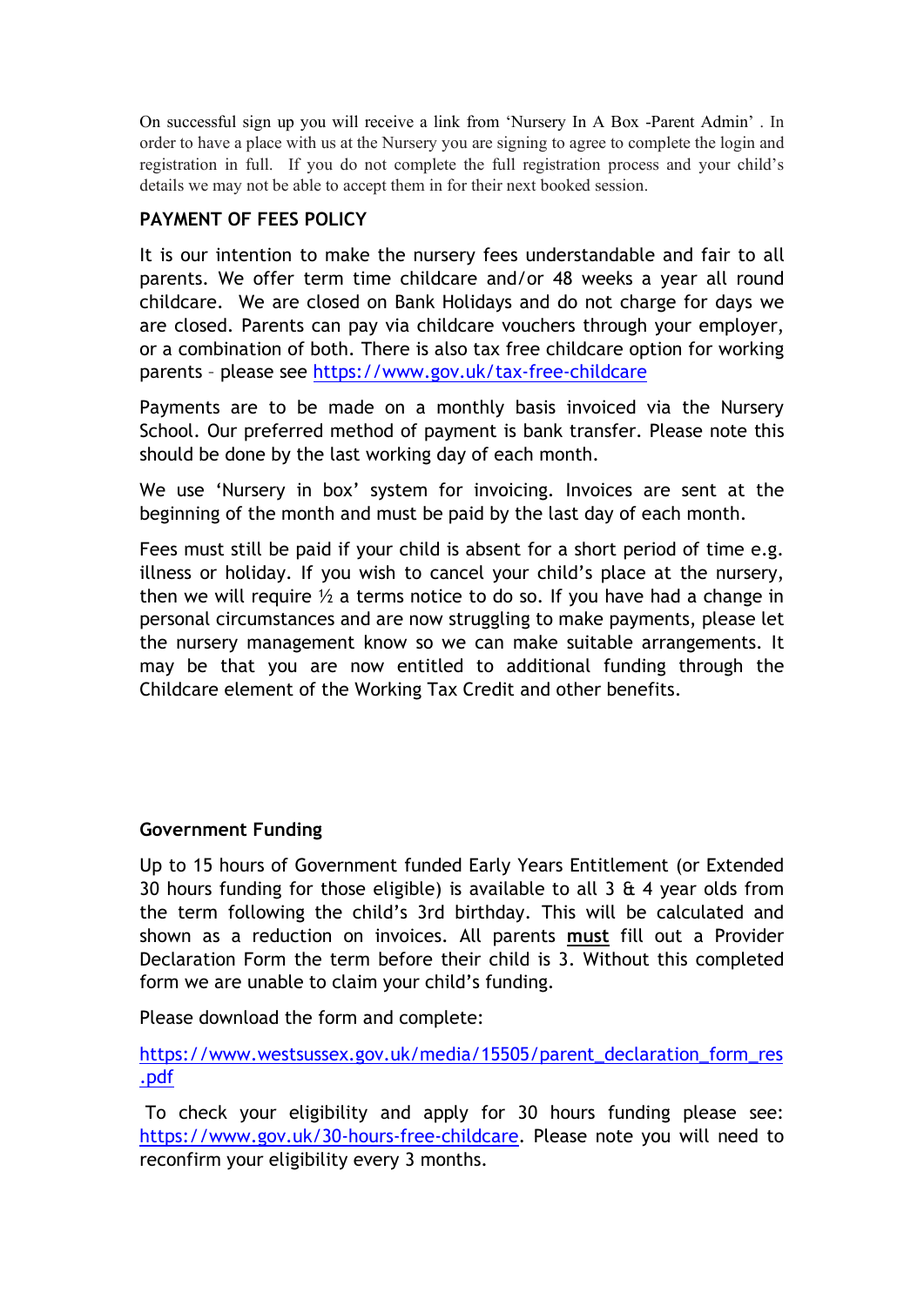On successful sign up you will receive a link from 'Nursery In A Box -Parent Admin' . In order to have a place with us at the Nursery you are signing to agree to complete the login and registration in full. If you do not complete the full registration process and your child's details we may not be able to accept them in for their next booked session.

## PAYMENT OF FEES POLICY

It is our intention to make the nursery fees understandable and fair to all parents. We offer term time childcare and/or 48 weeks a year all round childcare. We are closed on Bank Holidays and do not charge for days we are closed. Parents can pay via childcare vouchers through your employer, or a combination of both. There is also tax free childcare option for working parents – please see https://www.gov.uk/tax-free-childcare

Payments are to be made on a monthly basis invoiced via the Nursery School. Our preferred method of payment is bank transfer. Please note this should be done by the last working day of each month.

We use 'Nursery in box' system for invoicing. Invoices are sent at the beginning of the month and must be paid by the last day of each month.

Fees must still be paid if your child is absent for a short period of time e.g. illness or holiday. If you wish to cancel your child's place at the nursery, then we will require ½ a terms notice to do so. If you have had a change in personal circumstances and are now struggling to make payments, please let the nursery management know so we can make suitable arrangements. It may be that you are now entitled to additional funding through the Childcare element of the Working Tax Credit and other benefits.

### Government Funding

Up to 15 hours of Government funded Early Years Entitlement (or Extended 30 hours funding for those eligible) is available to all 3 & 4 year olds from the term following the child's 3rd birthday. This will be calculated and shown as a reduction on invoices. All parents **must** fill out a Provider Declaration Form the term before their child is 3. Without this completed form we are unable to claim your child's funding.

Please download the form and complete:

https://www.westsussex.gov.uk/media/15505/parent_declaration_form_res.pdf

To check your eligibility and apply for 30 hours funding please see: https://www.gov.uk/30-hours-free-childcare. Please note you will need to reconfirm your eligibility every 3 months.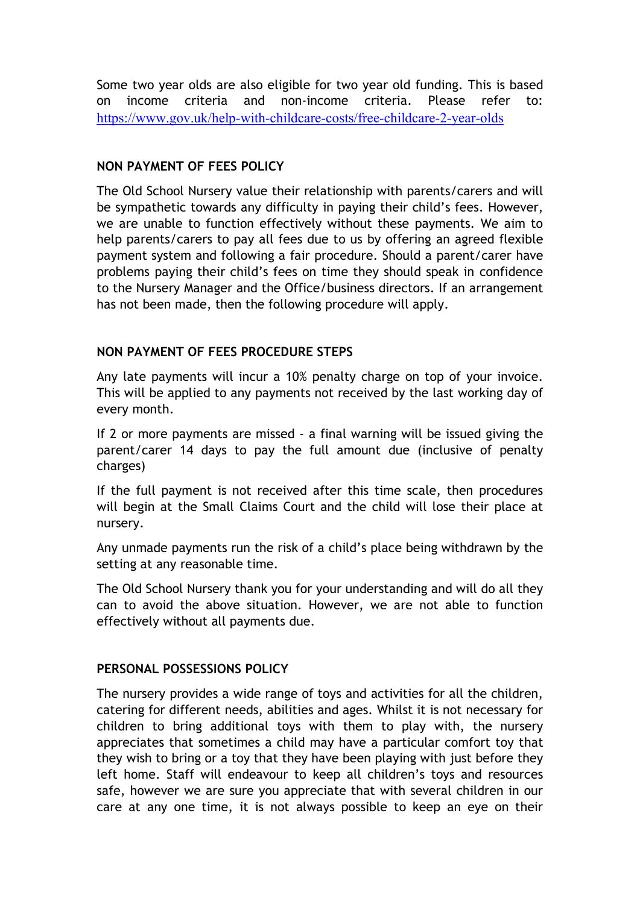Some two year olds are also eligible for two year old funding. This is based on income criteria and non-income criteria. Please refer to: https://www.gov.uk/help-with-childcare-costs/free-childcare-2-year-olds

**NON PAYMENT OF FEES POLICY**

The Old School Nursery value their relationship with parents/carers and will be sympathetic towards any difficulty in paying their child's fees. However, we are unable to function effectively without these payments. We aim to help parents/carers to pay all fees due to us by offering an agreed flexible payment system and following a fair procedure. Should a parent/carer have problems paying their child's fees on time they should speak in confidence to the Nursery Manager and the Office/business directors. If an arrangement has not been made, then the following procedure will apply.

**NON PAYMENT OF FEES PROCEDURE STEPS**

Any late payments will incur a 10% penalty charge on top of your invoice. This will be applied to any payments not received by the last working day of every month.

If 2 or more payments are missed - a final warning will be issued giving the parent/carer 14 days to pay the full amount due (inclusive of penalty charges)

If the full payment is not received after this time scale, then procedures will begin at the Small Claims Court and the child will lose their place at nursery.

Any unmade payments run the risk of a child's place being withdrawn by the setting at any reasonable time.

The Old School Nursery thank you for your understanding and will do all they can to avoid the above situation. However, we are not able to function effectively without all payments due.

**PERSONAL POSSESSIONS POLICY**

The nursery provides a wide range of toys and activities for all the children, catering for different needs, abilities and ages. Whilst it is not necessary for children to bring additional toys with them to play with, the nursery appreciates that sometimes a child may have a particular comfort toy that they wish to bring or a toy that they have been playing with just before they left home. Staff will endeavour to keep all children's toys and resources safe, however we are sure you appreciate that with several children in our care at any one time, it is not always possible to keep an eye on their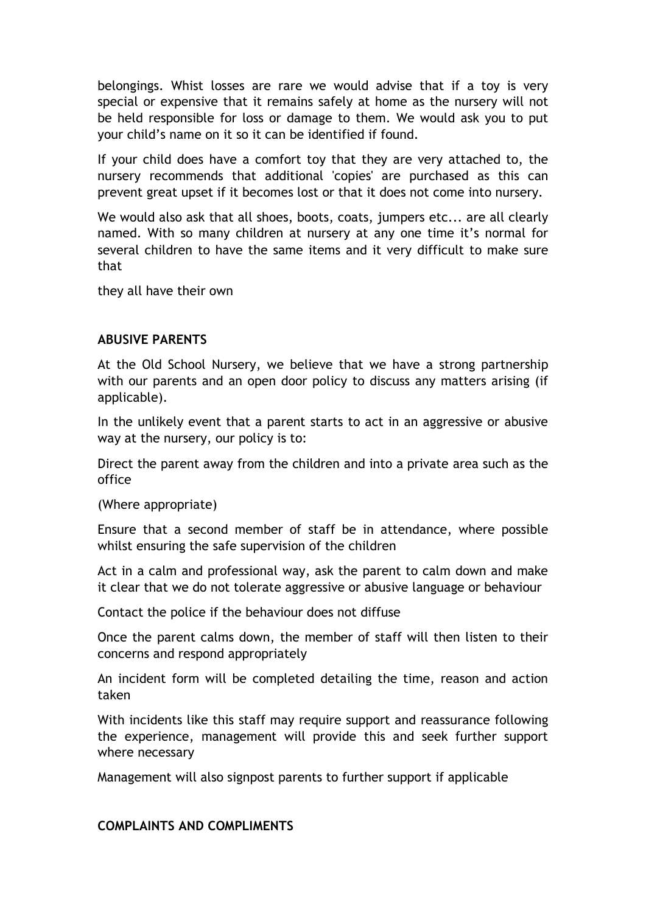belongings. Whist losses are rare we would advise that if a toy is very special or expensive that it remains safely at home as the nursery will not be held responsible for loss or damage to them. We would ask you to put your child's name on it so it can be identified if found.

If your child does have a comfort toy that they are very attached to, the nursery recommends that additional 'copies' are purchased as this can prevent great upset if it becomes lost or that it does not come into nursery.

We would also ask that all shoes, boots, coats, jumpers etc... are all clearly named. With so many children at nursery at any one time it's normal for several children to have the same items and it very difficult to make sure that

they all have their own

**ABUSIVE PARENTS**

At the Old School Nursery, we believe that we have a strong partnership with our parents and an open door policy to discuss any matters arising (if applicable).

In the unlikely event that a parent starts to act in an aggressive or abusive way at the nursery, our policy is to:

Direct the parent away from the children and into a private area such as the office

(Where appropriate)

Ensure that a second member of staff be in attendance, where possible whilst ensuring the safe supervision of the children

Act in a calm and professional way, ask the parent to calm down and make it clear that we do not tolerate aggressive or abusive language or behaviour

Contact the police if the behaviour does not diffuse

Once the parent calms down, the member of staff will then listen to their concerns and respond appropriately

An incident form will be completed detailing the time, reason and action taken

With incidents like this staff may require support and reassurance following the experience, management will provide this and seek further support where necessary

Management will also signpost parents to further support if applicable

**COMPLAINTS AND COMPLIMENTS**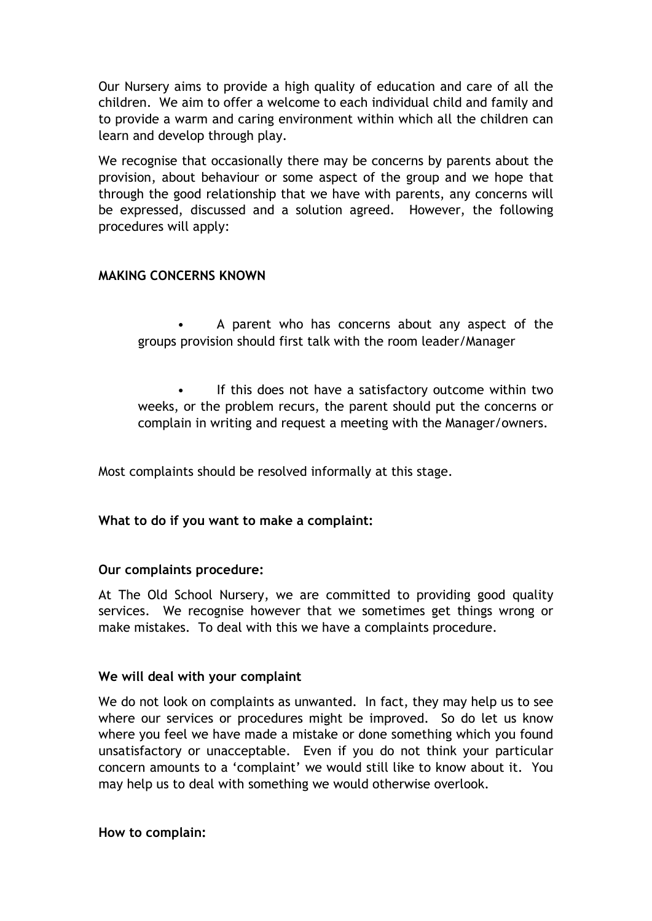Our Nursery aims to provide a high quality of education and care of all the children. We aim to offer a welcome to each individual child and family and to provide a warm and caring environment within which all the children can learn and develop through play.

We recognise that occasionally there may be concerns by parents about the provision, about behaviour or some aspect of the group and we hope that through the good relationship that we have with parents, any concerns will be expressed, discussed and a solution agreed. However, the following procedures will apply:

**MAKING CONCERNS KNOWN**

- A parent who has concerns about any aspect of the groups provision should first talk with the room leader/Manager
- If this does not have a satisfactory outcome within two weeks, or the problem recurs, the parent should put the concerns or complain in writing and request a meeting with the Manager/owners.

Most complaints should be resolved informally at this stage.

**What to do if you want to make a complaint:**

**Our complaints procedure:**

At The Old School Nursery, we are committed to providing good quality services. We recognise however that we sometimes get things wrong or make mistakes. To deal with this we have a complaints procedure.

**We will deal with your complaint**

We do not look on complaints as unwanted. In fact, they may help us to see where our services or procedures might be improved. So do let us know where you feel we have made a mistake or done something which you found unsatisfactory or unacceptable. Even if you do not think your particular concern amounts to a 'complaint' we would still like to know about it. You may help us to deal with something we would otherwise overlook.

**How to complain:**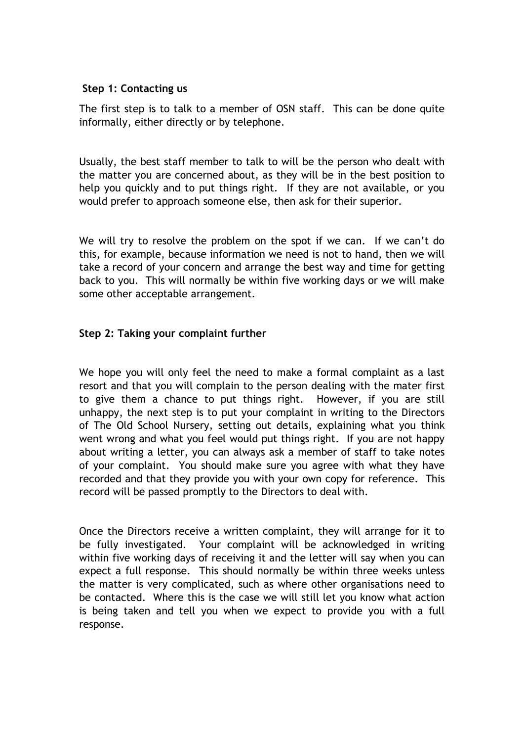**Step 1: Contacting us**

The first step is to talk to a member of OSN staff. This can be done quite informally, either directly or by telephone.

Usually, the best staff member to talk to will be the person who dealt with the matter you are concerned about, as they will be in the best position to help you quickly and to put things right. If they are not available, or you would prefer to approach someone else, then ask for their superior.

We will try to resolve the problem on the spot if we can. If we can't do this, for example, because information we need is not to hand, then we will take a record of your concern and arrange the best way and time for getting back to you. This will normally be within five working days or we will make some other acceptable arrangement.

**Step 2: Taking your complaint further**

We hope you will only feel the need to make a formal complaint as a last resort and that you will complain to the person dealing with the mater first to give them a chance to put things right. However, if you are still unhappy, the next step is to put your complaint in writing to the Directors of The Old School Nursery, setting out details, explaining what you think went wrong and what you feel would put things right. If you are not happy about writing a letter, you can always ask a member of staff to take notes of your complaint. You should make sure you agree with what they have recorded and that they provide you with your own copy for reference. This record will be passed promptly to the Directors to deal with.

Once the Directors receive a written complaint, they will arrange for it to be fully investigated. Your complaint will be acknowledged in writing within five working days of receiving it and the letter will say when you can expect a full response. This should normally be within three weeks unless the matter is very complicated, such as where other organisations need to be contacted. Where this is the case we will still let you know what action is being taken and tell you when we expect to provide you with a full response.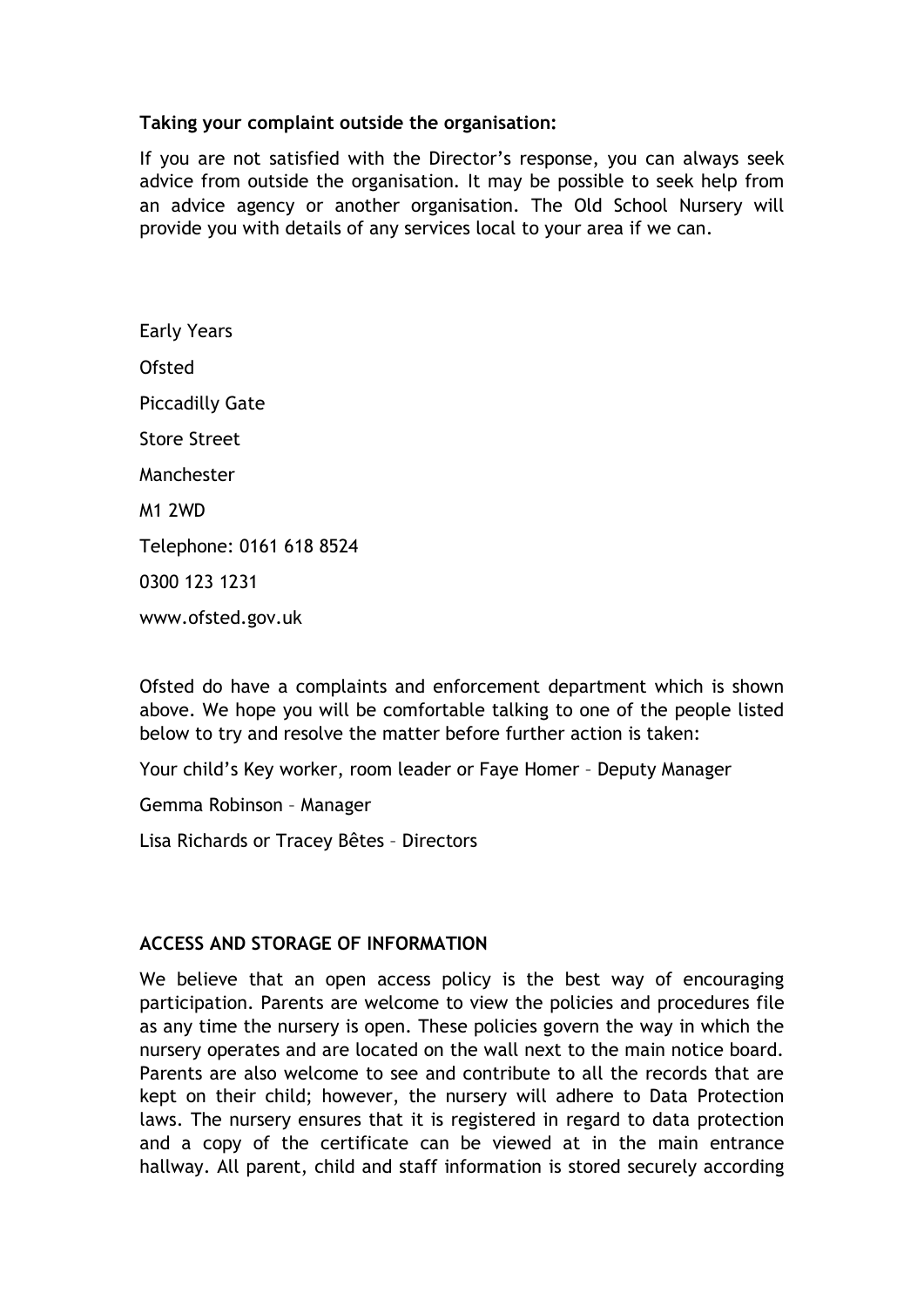**Taking your complaint outside the organisation:**

If you are not satisfied with the Director's response, you can always seek advice from outside the organisation. It may be possible to seek help from an advice agency or another organisation. The Old School Nursery will provide you with details of any services local to your area if we can.

Early Years

Ofsted

Piccadilly Gate

Store Street

Manchester

M1 2WD

Telephone: 0161 618 8524

0300 123 1231

www.ofsted.gov.uk

Ofsted do have a complaints and enforcement department which is shown above. We hope you will be comfortable talking to one of the people listed below to try and resolve the matter before further action is taken:

Your child's Key worker, room leader or Faye Homer – Deputy Manager

Gemma Robinson – Manager

Lisa Richards or Tracey Bêtes – Directors

**ACCESS AND STORAGE OF INFORMATION**

We believe that an open access policy is the best way of encouraging participation. Parents are welcome to view the policies and procedures file as any time the nursery is open. These policies govern the way in which the nursery operates and are located on the wall next to the main notice board. Parents are also welcome to see and contribute to all the records that are kept on their child; however, the nursery will adhere to Data Protection laws. The nursery ensures that it is registered in regard to data protection and a copy of the certificate can be viewed at in the main entrance hallway. All parent, child and staff information is stored securely according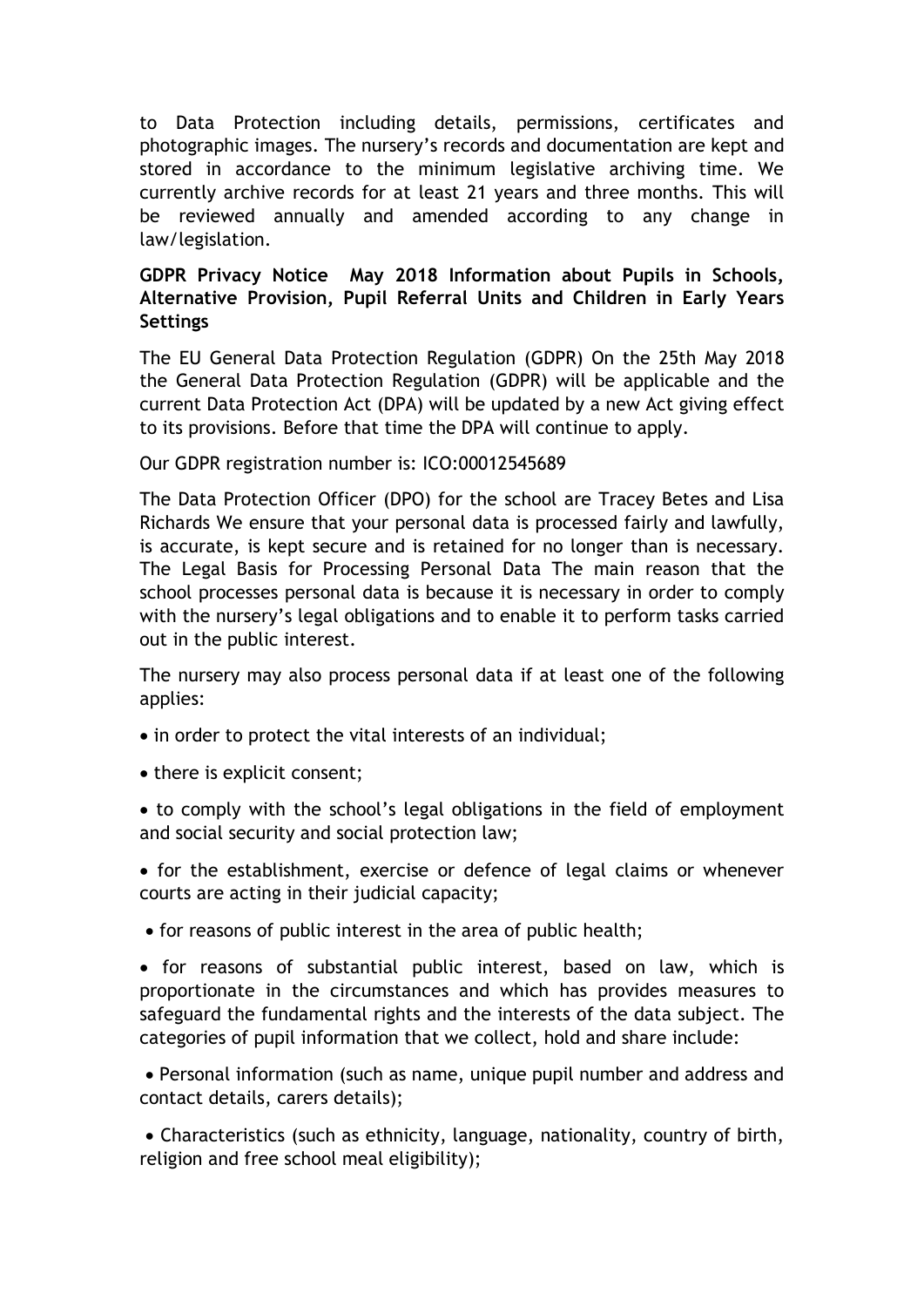to Data Protection including details, permissions, certificates and photographic images. The nursery's records and documentation are kept and stored in accordance to the minimum legislative archiving time. We currently archive records for at least 21 years and three months. This will be reviewed annually and amended according to any change in law/legislation.

**GDPR Privacy Notice May 2018 Information about Pupils in Schools, Alternative Provision, Pupil Referral Units and Children in Early Years Settings**

The EU General Data Protection Regulation (GDPR) On the 25th May 2018 the General Data Protection Regulation (GDPR) will be applicable and the current Data Protection Act (DPA) will be updated by a new Act giving effect to its provisions. Before that time the DPA will continue to apply.

Our GDPR registration number is: ICO:00012545689

The Data Protection Officer (DPO) for the school are Tracey Betes and Lisa Richards We ensure that your personal data is processed fairly and lawfully, is accurate, is kept secure and is retained for no longer than is necessary. The Legal Basis for Processing Personal Data The main reason that the school processes personal data is because it is necessary in order to comply with the nursery's legal obligations and to enable it to perform tasks carried out in the public interest.

The nursery may also process personal data if at least one of the following applies:

- in order to protect the vital interests of an individual;
- there is explicit consent;
- to comply with the school's legal obligations in the field of employment and social security and social protection law;
- for the establishment, exercise or defence of legal claims or whenever courts are acting in their judicial capacity;
- for reasons of public interest in the area of public health;
- for reasons of substantial public interest, based on law, which is proportionate in the circumstances and which has provides measures to safeguard the fundamental rights and the interests of the data subject. The categories of pupil information that we collect, hold and share include:
- Personal information (such as name, unique pupil number and address and contact details, carers details);
- Characteristics (such as ethnicity, language, nationality, country of birth, religion and free school meal eligibility);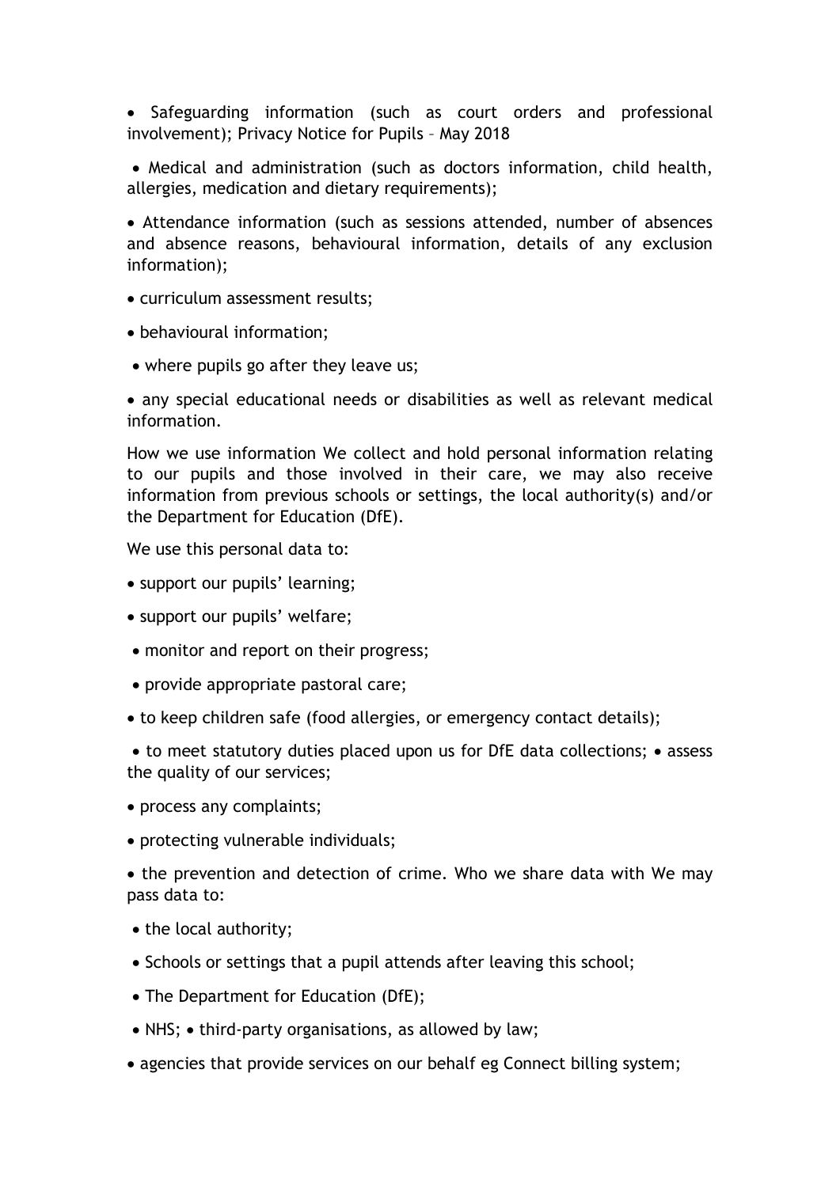- Safeguarding information (such as court orders and professional involvement); Privacy Notice for Pupils – May 2018
- Medical and administration (such as doctors information, child health, allergies, medication and dietary requirements);
- Attendance information (such as sessions attended, number of absences and absence reasons, behavioural information, details of any exclusion information);
- curriculum assessment results;
- behavioural information;
- where pupils go after they leave us;
- any special educational needs or disabilities as well as relevant medical information.

How we use information We collect and hold personal information relating to our pupils and those involved in their care, we may also receive information from previous schools or settings, the local authority(s) and/or the Department for Education (DfE).

We use this personal data to:

- support our pupils' learning;
- support our pupils' welfare;
- monitor and report on their progress;
- provide appropriate pastoral care;
- to keep children safe (food allergies, or emergency contact details);
- to meet statutory duties placed upon us for DfE data collections; • assess the quality of our services;
- process any complaints;
- protecting vulnerable individuals;
- the prevention and detection of crime. Who we share data with We may pass data to:
- the local authority;
- Schools or settings that a pupil attends after leaving this school;
- The Department for Education (DfE);
- NHS; • third-party organisations, as allowed by law;
- agencies that provide services on our behalf eg Connect billing system;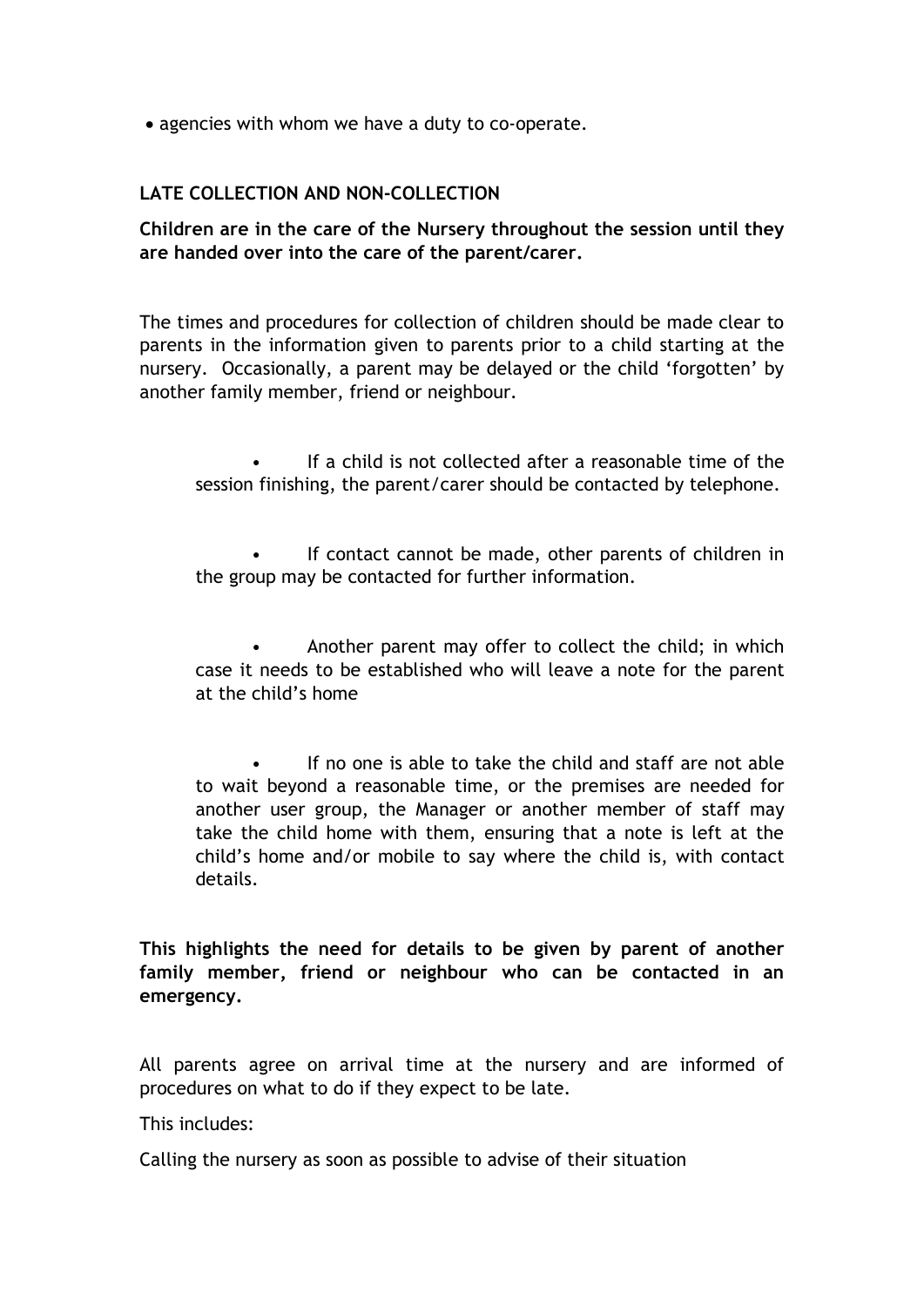- agencies with whom we have a duty to co-operate.

**LATE COLLECTION AND NON-COLLECTION**

**Children are in the care of the Nursery throughout the session until they are handed over into the care of the parent/carer.**

The times and procedures for collection of children should be made clear to parents in the information given to parents prior to a child starting at the nursery. Occasionally, a parent may be delayed or the child 'forgotten' by another family member, friend or neighbour.

- If a child is not collected after a reasonable time of the session finishing, the parent/carer should be contacted by telephone.
- If contact cannot be made, other parents of children in the group may be contacted for further information.
- Another parent may offer to collect the child; in which case it needs to be established who will leave a note for the parent at the child's home
- If no one is able to take the child and staff are not able to wait beyond a reasonable time, or the premises are needed for another user group, the Manager or another member of staff may take the child home with them, ensuring that a note is left at the child's home and/or mobile to say where the child is, with contact details.

**This highlights the need for details to be given by parent of another family member, friend or neighbour who can be contacted in an emergency.**

All parents agree on arrival time at the nursery and are informed of procedures on what to do if they expect to be late.

This includes:

Calling the nursery as soon as possible to advise of their situation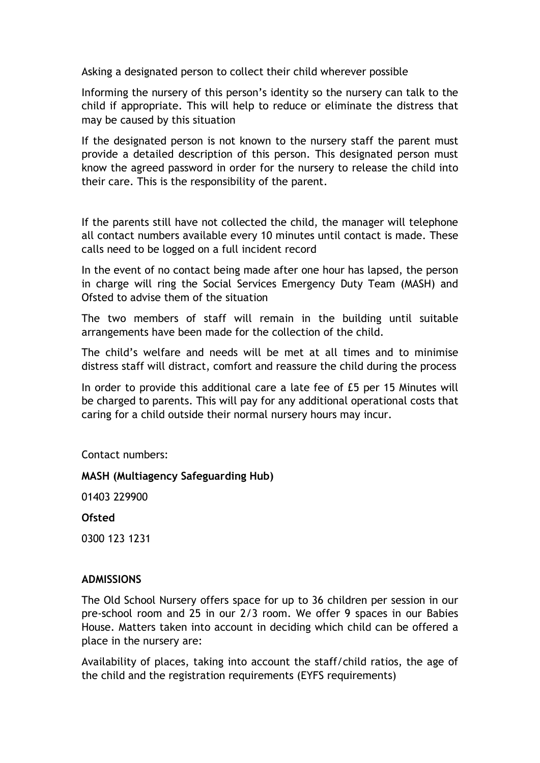Asking a designated person to collect their child wherever possible

Informing the nursery of this person's identity so the nursery can talk to the child if appropriate. This will help to reduce or eliminate the distress that may be caused by this situation

If the designated person is not known to the nursery staff the parent must provide a detailed description of this person. This designated person must know the agreed password in order for the nursery to release the child into their care. This is the responsibility of the parent.

If the parents still have not collected the child, the manager will telephone all contact numbers available every 10 minutes until contact is made. These calls need to be logged on a full incident record

In the event of no contact being made after one hour has lapsed, the person in charge will ring the Social Services Emergency Duty Team (MASH) and Ofsted to advise them of the situation

The two members of staff will remain in the building until suitable arrangements have been made for the collection of the child.

The child's welfare and needs will be met at all times and to minimise distress staff will distract, comfort and reassure the child during the process

In order to provide this additional care a late fee of £5 per 15 Minutes will be charged to parents. This will pay for any additional operational costs that caring for a child outside their normal nursery hours may incur.

Contact numbers:

**MASH (Multiagency Safeguarding Hub)**

01403 229900

**Ofsted**

0300 123 1231

**ADMISSIONS**

The Old School Nursery offers space for up to 36 children per session in our pre-school room and 25 in our 2/3 room. We offer 9 spaces in our Babies House. Matters taken into account in deciding which child can be offered a place in the nursery are:

Availability of places, taking into account the staff/child ratios, the age of the child and the registration requirements (EYFS requirements)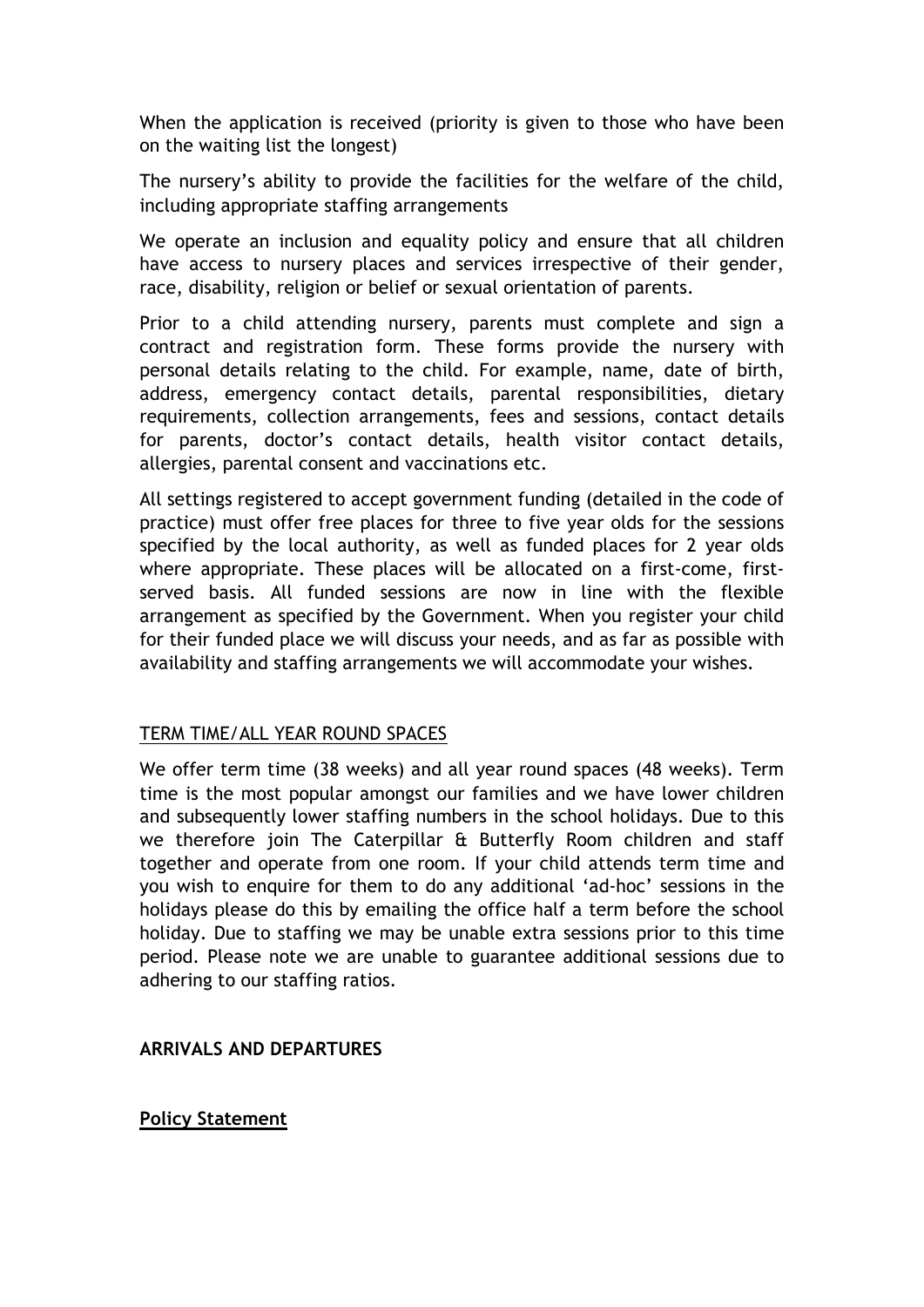When the application is received (priority is given to those who have been on the waiting list the longest)

The nursery's ability to provide the facilities for the welfare of the child, including appropriate staffing arrangements

We operate an inclusion and equality policy and ensure that all children have access to nursery places and services irrespective of their gender, race, disability, religion or belief or sexual orientation of parents.

Prior to a child attending nursery, parents must complete and sign a contract and registration form. These forms provide the nursery with personal details relating to the child. For example, name, date of birth, address, emergency contact details, parental responsibilities, dietary requirements, collection arrangements, fees and sessions, contact details for parents, doctor's contact details, health visitor contact details, allergies, parental consent and vaccinations etc.

All settings registered to accept government funding (detailed in the code of practice) must offer free places for three to five year olds for the sessions specified by the local authority, as well as funded places for 2 year olds where appropriate. These places will be allocated on a first-come, first-served basis. All funded sessions are now in line with the flexible arrangement as specified by the Government. When you register your child for their funded place we will discuss your needs, and as far as possible with availability and staffing arrangements we will accommodate your wishes.

TERM TIME/ALL YEAR ROUND SPACES

We offer term time (38 weeks) and all year round spaces (48 weeks). Term time is the most popular amongst our families and we have lower children and subsequently lower staffing numbers in the school holidays. Due to this we therefore join The Caterpillar & Butterfly Room children and staff together and operate from one room. If your child attends term time and you wish to enquire for them to do any additional 'ad-hoc' sessions in the holidays please do this by emailing the office half a term before the school holiday. Due to staffing we may be unable extra sessions prior to this time period. Please note we are unable to guarantee additional sessions due to adhering to our staffing ratios.

## ARRIVALS AND DEPARTURES

### Policy Statement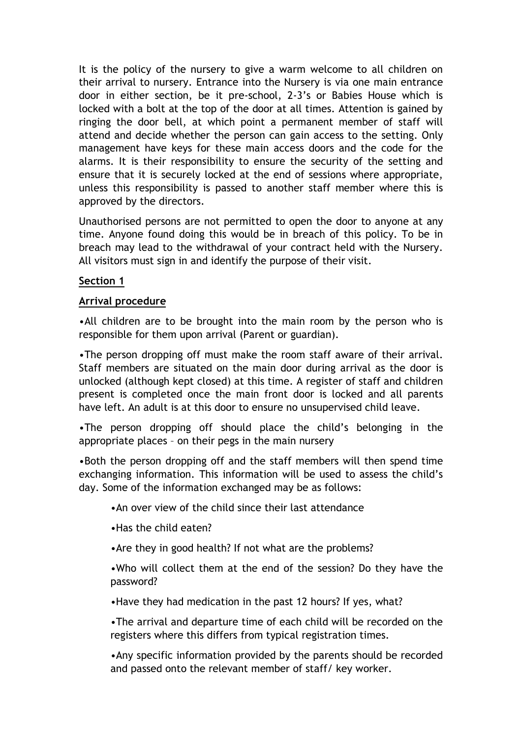It is the policy of the nursery to give a warm welcome to all children on their arrival to nursery. Entrance into the Nursery is via one main entrance door in either section, be it pre-school, 2-3's or Babies House which is locked with a bolt at the top of the door at all times. Attention is gained by ringing the door bell, at which point a permanent member of staff will attend and decide whether the person can gain access to the setting. Only management have keys for these main access doors and the code for the alarms. It is their responsibility to ensure the security of the setting and ensure that it is securely locked at the end of sessions where appropriate, unless this responsibility is passed to another staff member where this is approved by the directors.

Unauthorised persons are not permitted to open the door to anyone at any time. Anyone found doing this would be in breach of this policy. To be in breach may lead to the withdrawal of your contract held with the Nursery. All visitors must sign in and identify the purpose of their visit.

**Section 1**

**Arrival procedure**

•All children are to be brought into the main room by the person who is responsible for them upon arrival (Parent or guardian).

•The person dropping off must make the room staff aware of their arrival. Staff members are situated on the main door during arrival as the door is unlocked (although kept closed) at this time. A register of staff and children present is completed once the main front door is locked and all parents have left. An adult is at this door to ensure no unsupervised child leave.

•The person dropping off should place the child's belonging in the appropriate places – on their pegs in the main nursery

•Both the person dropping off and the staff members will then spend time exchanging information. This information will be used to assess the child's day. Some of the information exchanged may be as follows:

- •An over view of the child since their last attendance
- •Has the child eaten?
- •Are they in good health? If not what are the problems?
- •Who will collect them at the end of the session? Do they have the password?
- •Have they had medication in the past 12 hours? If yes, what?
- •The arrival and departure time of each child will be recorded on the registers where this differs from typical registration times.
- •Any specific information provided by the parents should be recorded and passed onto the relevant member of staff/ key worker.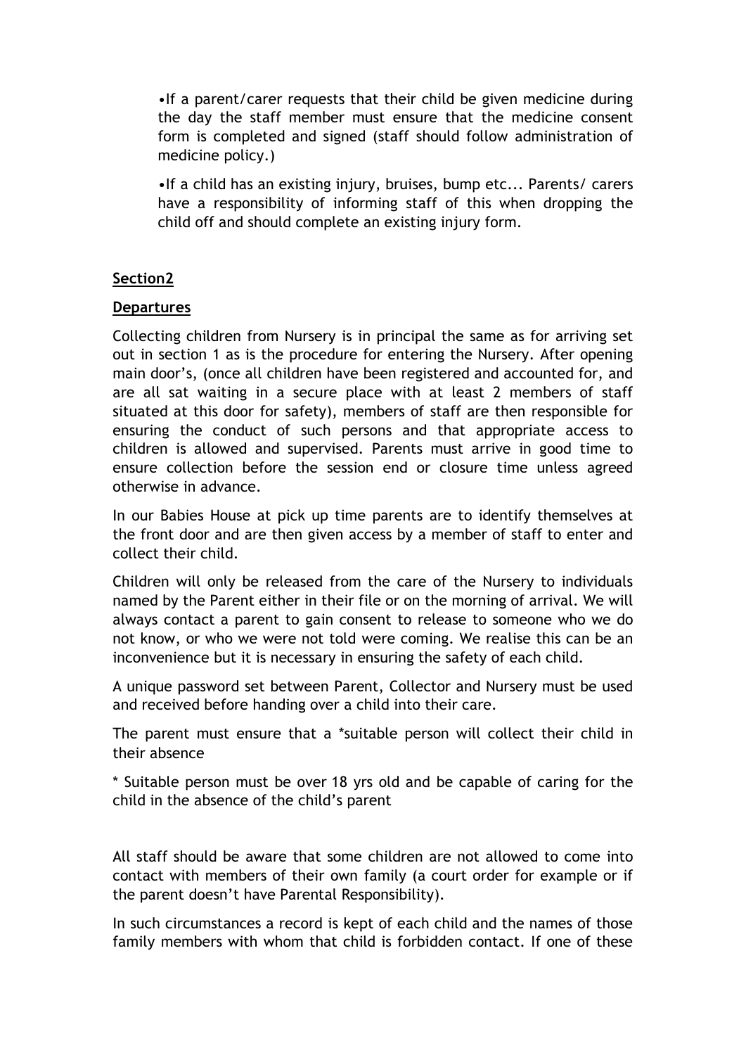•If a parent/carer requests that their child be given medicine during the day the staff member must ensure that the medicine consent form is completed and signed (staff should follow administration of medicine policy.)

•If a child has an existing injury, bruises, bump etc... Parents/ carers have a responsibility of informing staff of this when dropping the child off and should complete an existing injury form.

**Section2**

**Departures**

Collecting children from Nursery is in principal the same as for arriving set out in section 1 as is the procedure for entering the Nursery. After opening main door's, (once all children have been registered and accounted for, and are all sat waiting in a secure place with at least 2 members of staff situated at this door for safety), members of staff are then responsible for ensuring the conduct of such persons and that appropriate access to children is allowed and supervised. Parents must arrive in good time to ensure collection before the session end or closure time unless agreed otherwise in advance.

In our Babies House at pick up time parents are to identify themselves at the front door and are then given access by a member of staff to enter and collect their child.

Children will only be released from the care of the Nursery to individuals named by the Parent either in their file or on the morning of arrival. We will always contact a parent to gain consent to release to someone who we do not know, or who we were not told were coming. We realise this can be an inconvenience but it is necessary in ensuring the safety of each child.

A unique password set between Parent, Collector and Nursery must be used and received before handing over a child into their care.

The parent must ensure that a *suitable person will collect their child in their absence

* Suitable person must be over 18 yrs old and be capable of caring for the child in the absence of the child's parent

All staff should be aware that some children are not allowed to come into contact with members of their own family (a court order for example or if the parent doesn't have Parental Responsibility).

In such circumstances a record is kept of each child and the names of those family members with whom that child is forbidden contact. If one of these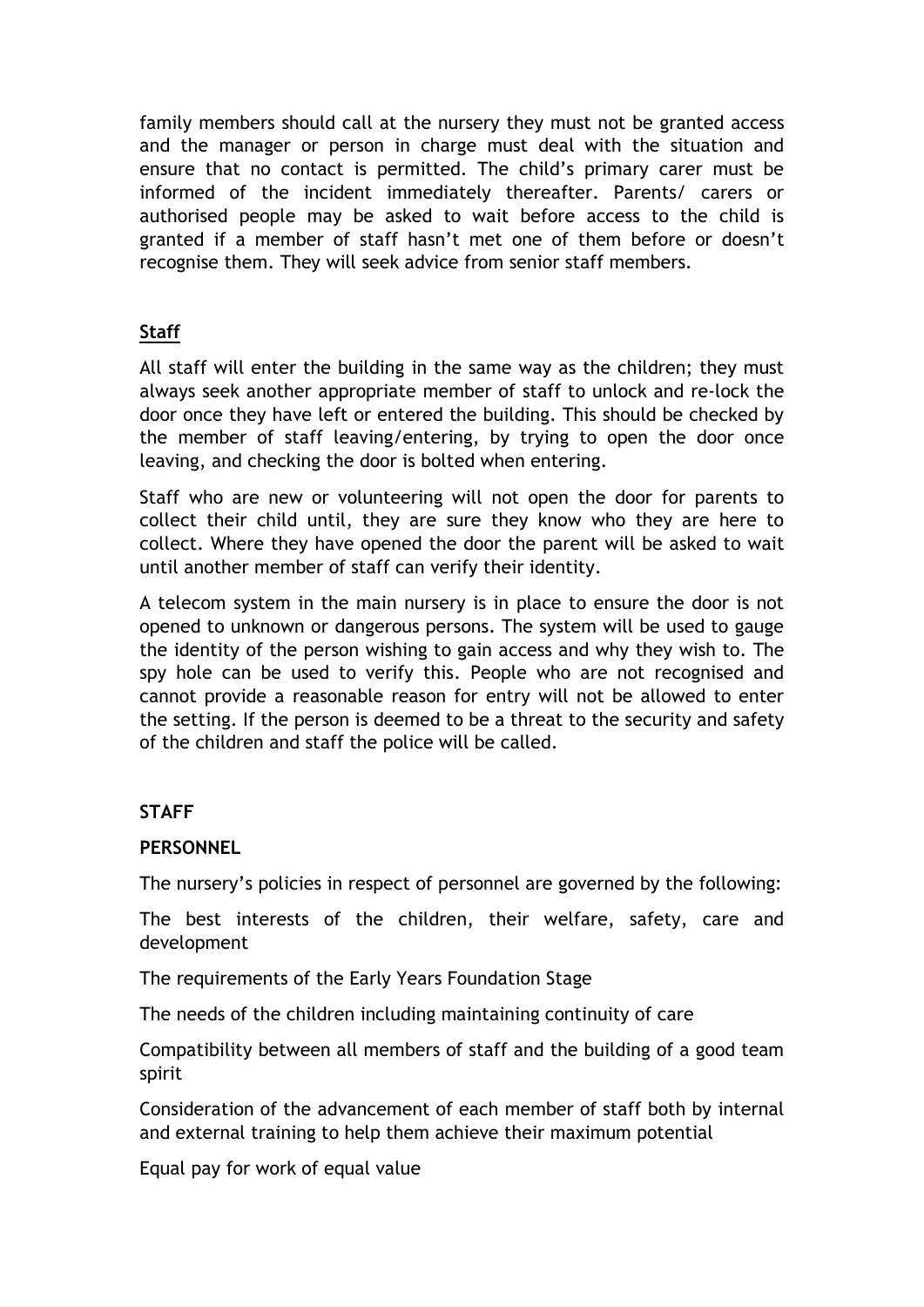family members should call at the nursery they must not be granted access and the manager or person in charge must deal with the situation and ensure that no contact is permitted. The child's primary carer must be informed of the incident immediately thereafter. Parents/ carers or authorised people may be asked to wait before access to the child is granted if a member of staff hasn't met one of them before or doesn't recognise them. They will seek advice from senior staff members.

## Staff

All staff will enter the building in the same way as the children; they must always seek another appropriate member of staff to unlock and re-lock the door once they have left or entered the building. This should be checked by the member of staff leaving/entering, by trying to open the door once leaving, and checking the door is bolted when entering.

Staff who are new or volunteering will not open the door for parents to collect their child until, they are sure they know who they are here to collect. Where they have opened the door the parent will be asked to wait until another member of staff can verify their identity.

A telecom system in the main nursery is in place to ensure the door is not opened to unknown or dangerous persons. The system will be used to gauge the identity of the person wishing to gain access and why they wish to. The spy hole can be used to verify this. People who are not recognised and cannot provide a reasonable reason for entry will not be allowed to enter the setting. If the person is deemed to be a threat to the security and safety of the children and staff the police will be called.

## STAFF

### PERSONNEL

The nursery's policies in respect of personnel are governed by the following:

The best interests of the children, their welfare, safety, care and development

The requirements of the Early Years Foundation Stage

The needs of the children including maintaining continuity of care

Compatibility between all members of staff and the building of a good team spirit

Consideration of the advancement of each member of staff both by internal and external training to help them achieve their maximum potential

Equal pay for work of equal value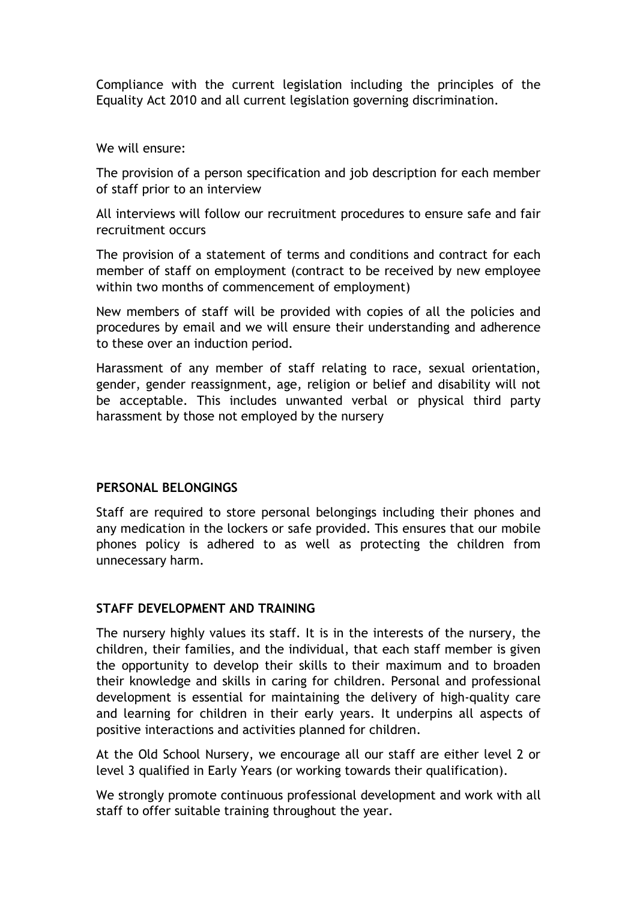Compliance with the current legislation including the principles of the Equality Act 2010 and all current legislation governing discrimination.

We will ensure:

The provision of a person specification and job description for each member of staff prior to an interview

All interviews will follow our recruitment procedures to ensure safe and fair recruitment occurs

The provision of a statement of terms and conditions and contract for each member of staff on employment (contract to be received by new employee within two months of commencement of employment)

New members of staff will be provided with copies of all the policies and procedures by email and we will ensure their understanding and adherence to these over an induction period.

Harassment of any member of staff relating to race, sexual orientation, gender, gender reassignment, age, religion or belief and disability will not be acceptable. This includes unwanted verbal or physical third party harassment by those not employed by the nursery

## PERSONAL BELONGINGS

Staff are required to store personal belongings including their phones and any medication in the lockers or safe provided. This ensures that our mobile phones policy is adhered to as well as protecting the children from unnecessary harm.

## STAFF DEVELOPMENT AND TRAINING

The nursery highly values its staff. It is in the interests of the nursery, the children, their families, and the individual, that each staff member is given the opportunity to develop their skills to their maximum and to broaden their knowledge and skills in caring for children. Personal and professional development is essential for maintaining the delivery of high-quality care and learning for children in their early years. It underpins all aspects of positive interactions and activities planned for children.

At the Old School Nursery, we encourage all our staff are either level 2 or level 3 qualified in Early Years (or working towards their qualification).

We strongly promote continuous professional development and work with all staff to offer suitable training throughout the year.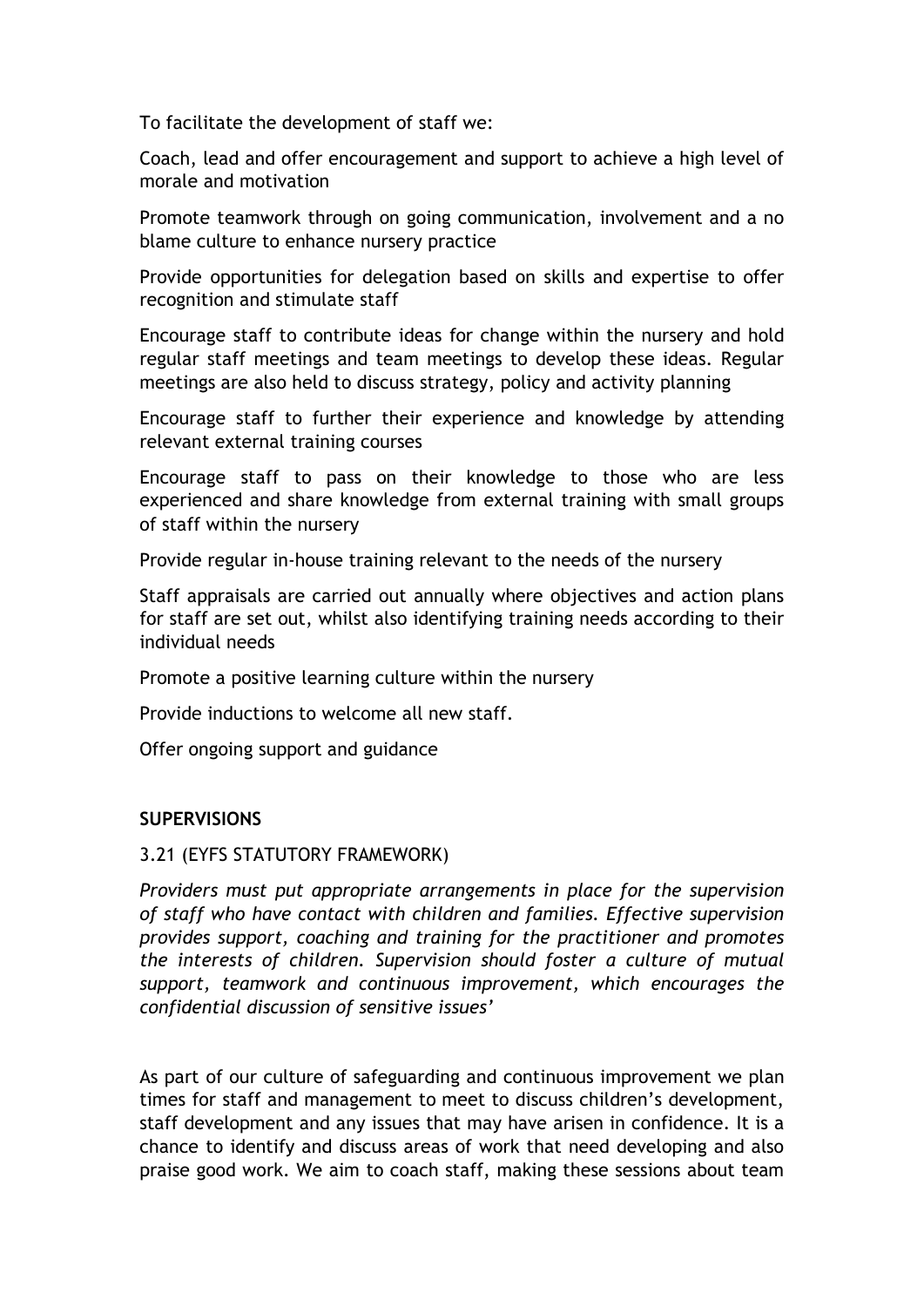To facilitate the development of staff we:

Coach, lead and offer encouragement and support to achieve a high level of morale and motivation

Promote teamwork through on going communication, involvement and a no blame culture to enhance nursery practice

Provide opportunities for delegation based on skills and expertise to offer recognition and stimulate staff

Encourage staff to contribute ideas for change within the nursery and hold regular staff meetings and team meetings to develop these ideas. Regular meetings are also held to discuss strategy, policy and activity planning

Encourage staff to further their experience and knowledge by attending relevant external training courses

Encourage staff to pass on their knowledge to those who are less experienced and share knowledge from external training with small groups of staff within the nursery

Provide regular in-house training relevant to the needs of the nursery

Staff appraisals are carried out annually where objectives and action plans for staff are set out, whilst also identifying training needs according to their individual needs

Promote a positive learning culture within the nursery

Provide inductions to welcome all new staff.

Offer ongoing support and guidance

**SUPERVISIONS**

3.21 (EYFS STATUTORY FRAMEWORK)

*Providers must put appropriate arrangements in place for the supervision of staff who have contact with children and families. Effective supervision provides support, coaching and training for the practitioner and promotes the interests of children. Supervision should foster a culture of mutual support, teamwork and continuous improvement, which encourages the confidential discussion of sensitive issues'*

As part of our culture of safeguarding and continuous improvement we plan times for staff and management to meet to discuss children's development, staff development and any issues that may have arisen in confidence. It is a chance to identify and discuss areas of work that need developing and also praise good work. We aim to coach staff, making these sessions about team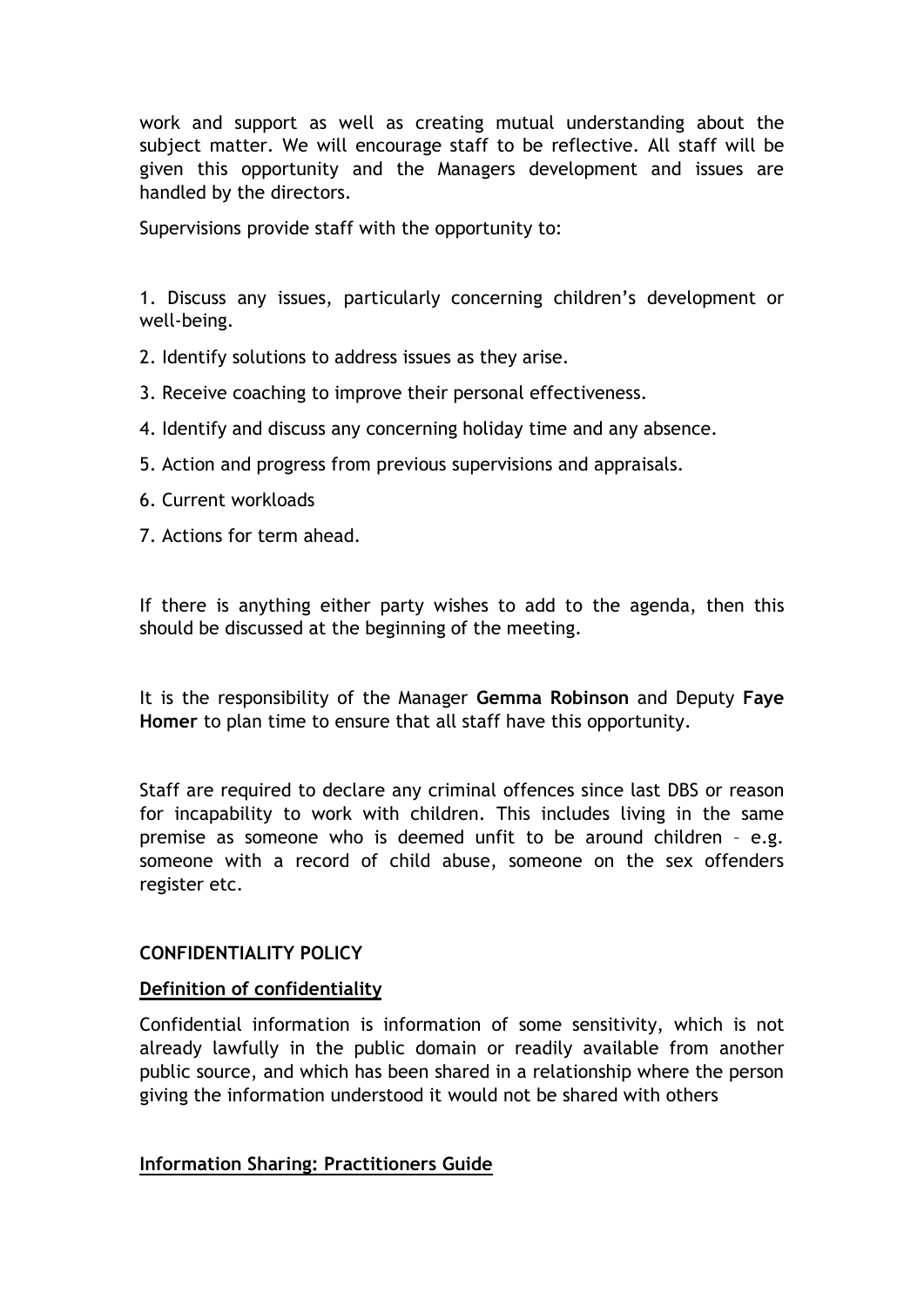work and support as well as creating mutual understanding about the subject matter. We will encourage staff to be reflective. All staff will be given this opportunity and the Managers development and issues are handled by the directors.

Supervisions provide staff with the opportunity to:

1. Discuss any issues, particularly concerning children's development or well-being.
2. Identify solutions to address issues as they arise.
3. Receive coaching to improve their personal effectiveness.
4. Identify and discuss any concerning holiday time and any absence.
5. Action and progress from previous supervisions and appraisals.
6. Current workloads
7. Actions for term ahead.

If there is anything either party wishes to add to the agenda, then this should be discussed at the beginning of the meeting.

It is the responsibility of the Manager **Gemma Robinson** and Deputy **Faye Homer** to plan time to ensure that all staff have this opportunity.

Staff are required to declare any criminal offences since last DBS or reason for incapability to work with children. This includes living in the same premise as someone who is deemed unfit to be around children – e.g. someone with a record of child abuse, someone on the sex offenders register etc.

## CONFIDENTIALITY POLICY

### Definition of confidentiality

Confidential information is information of some sensitivity, which is not already lawfully in the public domain or readily available from another public source, and which has been shared in a relationship where the person giving the information understood it would not be shared with others

### Information Sharing: Practitioners Guide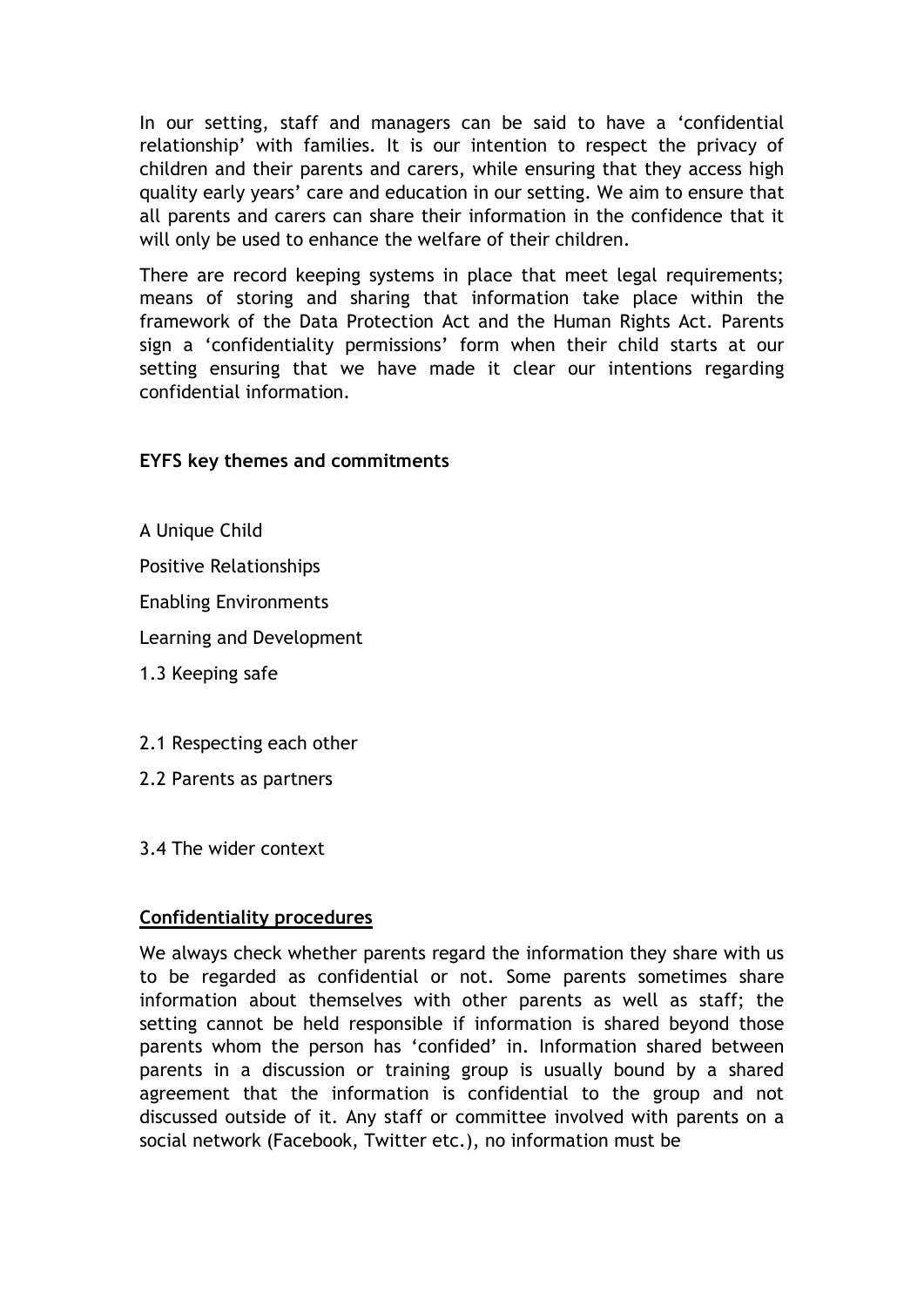In our setting, staff and managers can be said to have a 'confidential relationship' with families. It is our intention to respect the privacy of children and their parents and carers, while ensuring that they access high quality early years' care and education in our setting. We aim to ensure that all parents and carers can share their information in the confidence that it will only be used to enhance the welfare of their children.

There are record keeping systems in place that meet legal requirements; means of storing and sharing that information take place within the framework of the Data Protection Act and the Human Rights Act. Parents sign a 'confidentiality permissions' form when their child starts at our setting ensuring that we have made it clear our intentions regarding confidential information.

**EYFS key themes and commitments**

A Unique Child

Positive Relationships

Enabling Environments

Learning and Development

1.3 Keeping safe

2.1 Respecting each other

2.2 Parents as partners

3.4 The wider context

**Confidentiality procedures**

We always check whether parents regard the information they share with us to be regarded as confidential or not. Some parents sometimes share information about themselves with other parents as well as staff; the setting cannot be held responsible if information is shared beyond those parents whom the person has 'confided' in. Information shared between parents in a discussion or training group is usually bound by a shared agreement that the information is confidential to the group and not discussed outside of it. Any staff or committee involved with parents on a social network (Facebook, Twitter etc.), no information must be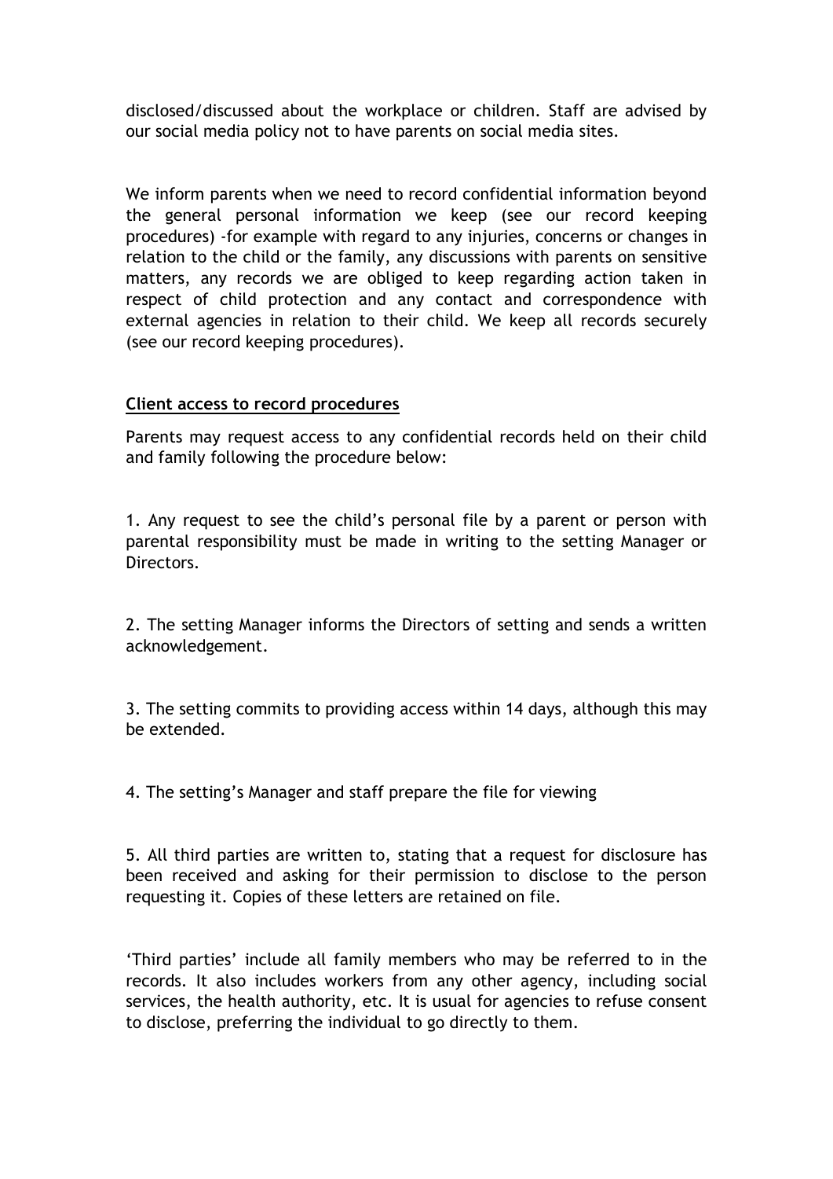disclosed/discussed about the workplace or children. Staff are advised by our social media policy not to have parents on social media sites.

We inform parents when we need to record confidential information beyond the general personal information we keep (see our record keeping procedures) -for example with regard to any injuries, concerns or changes in relation to the child or the family, any discussions with parents on sensitive matters, any records we are obliged to keep regarding action taken in respect of child protection and any contact and correspondence with external agencies in relation to their child. We keep all records securely (see our record keeping procedures).

**Client access to record procedures**

Parents may request access to any confidential records held on their child and family following the procedure below:

1. Any request to see the child's personal file by a parent or person with parental responsibility must be made in writing to the setting Manager or Directors.

2. The setting Manager informs the Directors of setting and sends a written acknowledgement.

3. The setting commits to providing access within 14 days, although this may be extended.

4. The setting's Manager and staff prepare the file for viewing

5. All third parties are written to, stating that a request for disclosure has been received and asking for their permission to disclose to the person requesting it. Copies of these letters are retained on file.

'Third parties' include all family members who may be referred to in the records. It also includes workers from any other agency, including social services, the health authority, etc. It is usual for agencies to refuse consent to disclose, preferring the individual to go directly to them.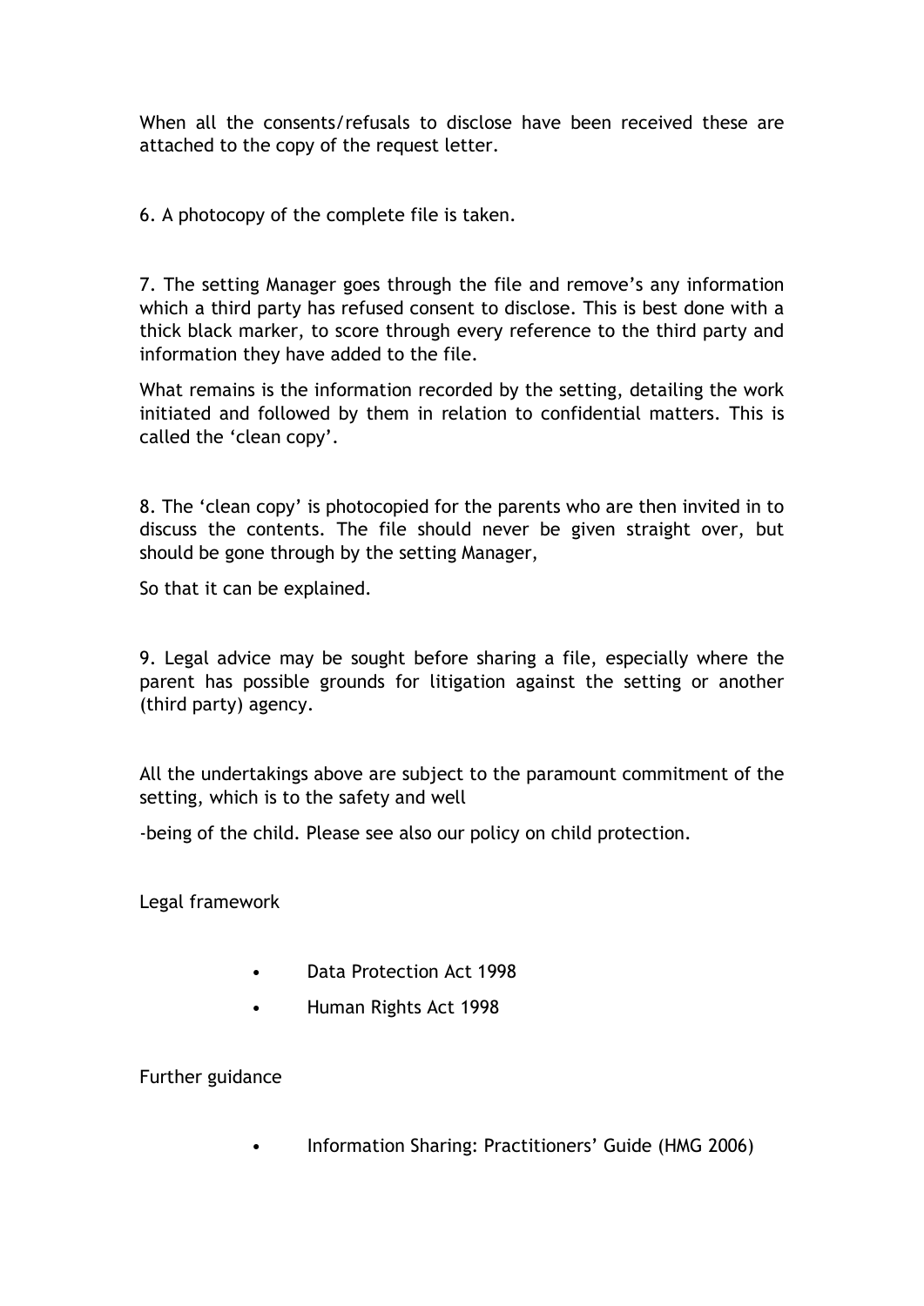When all the consents/refusals to disclose have been received these are attached to the copy of the request letter.

6. A photocopy of the complete file is taken.

7. The setting Manager goes through the file and remove's any information which a third party has refused consent to disclose. This is best done with a thick black marker, to score through every reference to the third party and information they have added to the file.

What remains is the information recorded by the setting, detailing the work initiated and followed by them in relation to confidential matters. This is called the 'clean copy'.

8. The 'clean copy' is photocopied for the parents who are then invited in to discuss the contents. The file should never be given straight over, but should be gone through by the setting Manager,

So that it can be explained.

9. Legal advice may be sought before sharing a file, especially where the parent has possible grounds for litigation against the setting or another (third party) agency.

All the undertakings above are subject to the paramount commitment of the setting, which is to the safety and well

-being of the child. Please see also our policy on child protection.

Legal framework

- Data Protection Act 1998
- Human Rights Act 1998

Further guidance

- Information Sharing: Practitioners' Guide (HMG 2006)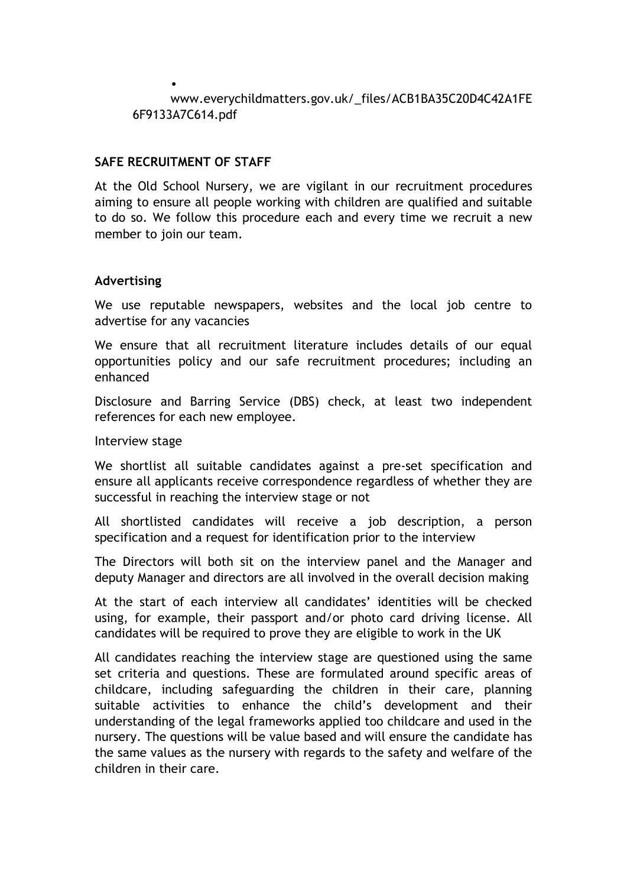- www.everychildmatters.gov.uk/_files/ACB1BA35C20D4C42A1FE6F9133A7C614.pdf

**SAFE RECRUITMENT OF STAFF**

At the Old School Nursery, we are vigilant in our recruitment procedures aiming to ensure all people working with children are qualified and suitable to do so. We follow this procedure each and every time we recruit a new member to join our team.

**Advertising**

We use reputable newspapers, websites and the local job centre to advertise for any vacancies

We ensure that all recruitment literature includes details of our equal opportunities policy and our safe recruitment procedures; including an enhanced

Disclosure and Barring Service (DBS) check, at least two independent references for each new employee.

Interview stage

We shortlist all suitable candidates against a pre-set specification and ensure all applicants receive correspondence regardless of whether they are successful in reaching the interview stage or not

All shortlisted candidates will receive a job description, a person specification and a request for identification prior to the interview

The Directors will both sit on the interview panel and the Manager and deputy Manager and directors are all involved in the overall decision making

At the start of each interview all candidates' identities will be checked using, for example, their passport and/or photo card driving license. All candidates will be required to prove they are eligible to work in the UK

All candidates reaching the interview stage are questioned using the same set criteria and questions. These are formulated around specific areas of childcare, including safeguarding the children in their care, planning suitable activities to enhance the child's development and their understanding of the legal frameworks applied too childcare and used in the nursery. The questions will be value based and will ensure the candidate has the same values as the nursery with regards to the safety and welfare of the children in their care.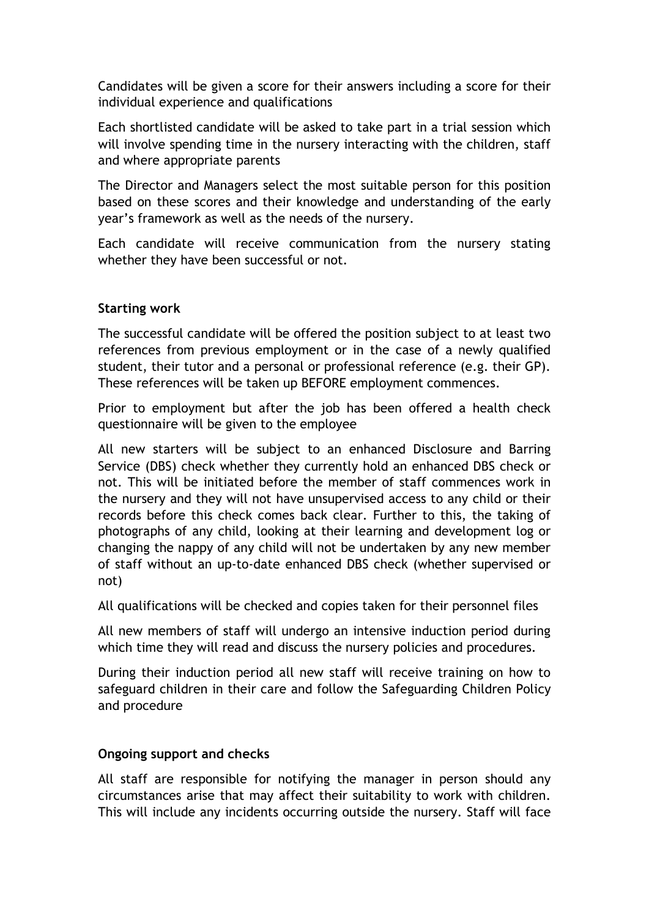Candidates will be given a score for their answers including a score for their individual experience and qualifications

Each shortlisted candidate will be asked to take part in a trial session which will involve spending time in the nursery interacting with the children, staff and where appropriate parents

The Director and Managers select the most suitable person for this position based on these scores and their knowledge and understanding of the early year's framework as well as the needs of the nursery.

Each candidate will receive communication from the nursery stating whether they have been successful or not.

**Starting work**

The successful candidate will be offered the position subject to at least two references from previous employment or in the case of a newly qualified student, their tutor and a personal or professional reference (e.g. their GP). These references will be taken up BEFORE employment commences.

Prior to employment but after the job has been offered a health check questionnaire will be given to the employee

All new starters will be subject to an enhanced Disclosure and Barring Service (DBS) check whether they currently hold an enhanced DBS check or not. This will be initiated before the member of staff commences work in the nursery and they will not have unsupervised access to any child or their records before this check comes back clear. Further to this, the taking of photographs of any child, looking at their learning and development log or changing the nappy of any child will not be undertaken by any new member of staff without an up-to-date enhanced DBS check (whether supervised or not)

All qualifications will be checked and copies taken for their personnel files

All new members of staff will undergo an intensive induction period during which time they will read and discuss the nursery policies and procedures.

During their induction period all new staff will receive training on how to safeguard children in their care and follow the Safeguarding Children Policy and procedure

**Ongoing support and checks**

All staff are responsible for notifying the manager in person should any circumstances arise that may affect their suitability to work with children. This will include any incidents occurring outside the nursery. Staff will face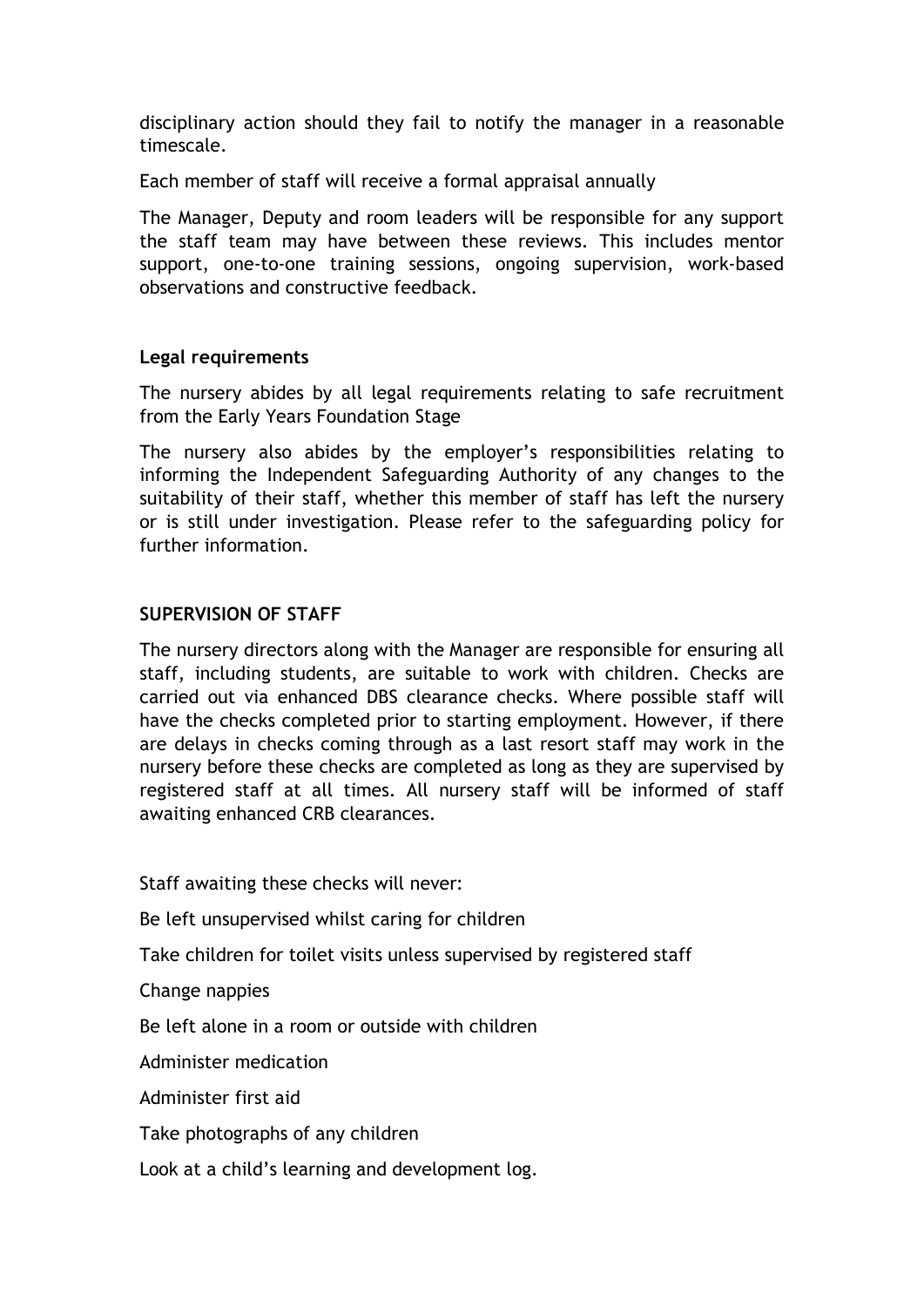disciplinary action should they fail to notify the manager in a reasonable timescale.

Each member of staff will receive a formal appraisal annually

The Manager, Deputy and room leaders will be responsible for any support the staff team may have between these reviews. This includes mentor support, one-to-one training sessions, ongoing supervision, work-based observations and constructive feedback.

**Legal requirements**

The nursery abides by all legal requirements relating to safe recruitment from the Early Years Foundation Stage

The nursery also abides by the employer's responsibilities relating to informing the Independent Safeguarding Authority of any changes to the suitability of their staff, whether this member of staff has left the nursery or is still under investigation. Please refer to the safeguarding policy for further information.

**SUPERVISION OF STAFF**

The nursery directors along with the Manager are responsible for ensuring all staff, including students, are suitable to work with children. Checks are carried out via enhanced DBS clearance checks. Where possible staff will have the checks completed prior to starting employment. However, if there are delays in checks coming through as a last resort staff may work in the nursery before these checks are completed as long as they are supervised by registered staff at all times. All nursery staff will be informed of staff awaiting enhanced CRB clearances.

Staff awaiting these checks will never:

Be left unsupervised whilst caring for children

Take children for toilet visits unless supervised by registered staff

Change nappies

Be left alone in a room or outside with children

Administer medication

Administer first aid

Take photographs of any children

Look at a child's learning and development log.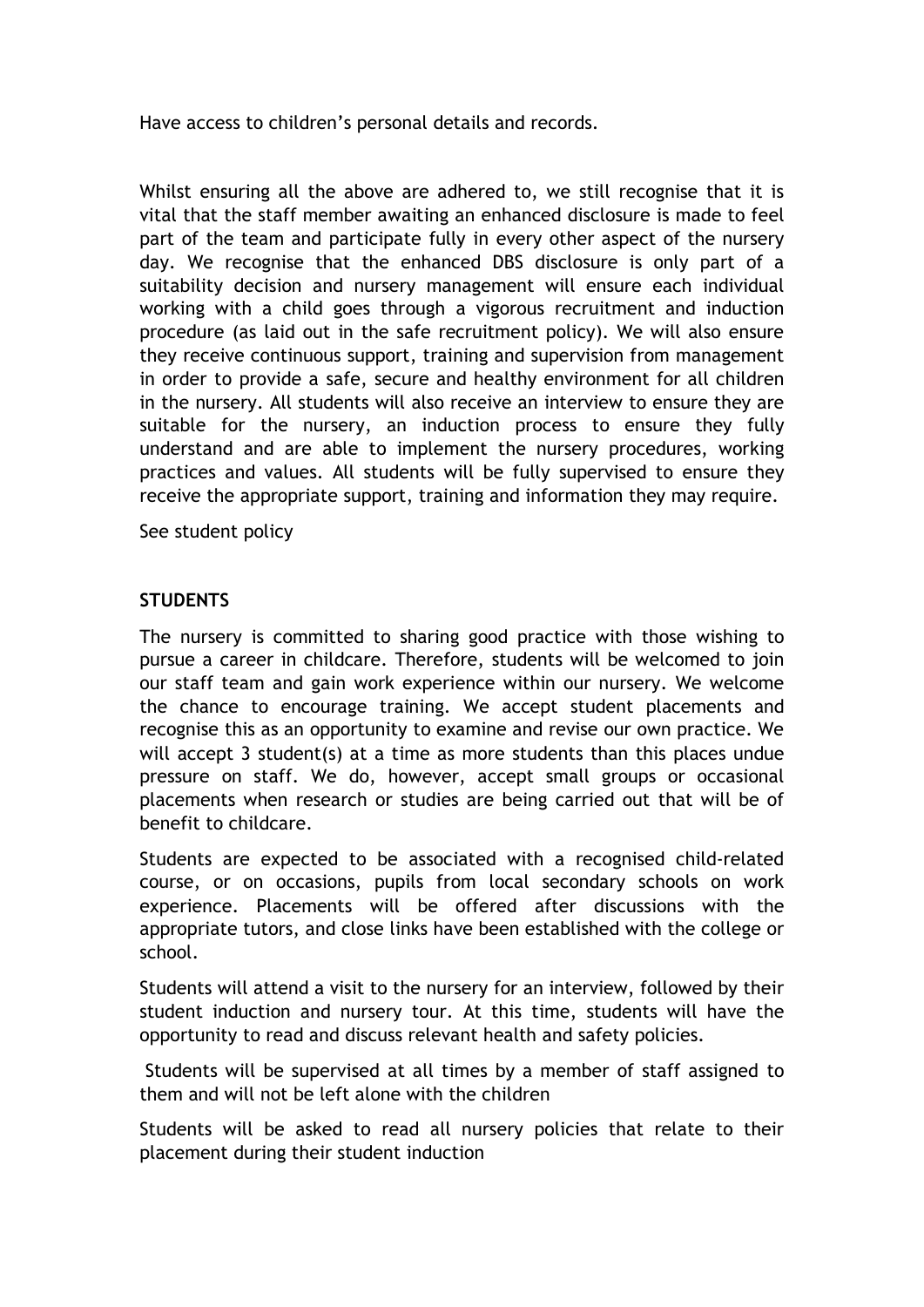Have access to children's personal details and records.

Whilst ensuring all the above are adhered to, we still recognise that it is vital that the staff member awaiting an enhanced disclosure is made to feel part of the team and participate fully in every other aspect of the nursery day. We recognise that the enhanced DBS disclosure is only part of a suitability decision and nursery management will ensure each individual working with a child goes through a vigorous recruitment and induction procedure (as laid out in the safe recruitment policy). We will also ensure they receive continuous support, training and supervision from management in order to provide a safe, secure and healthy environment for all children in the nursery. All students will also receive an interview to ensure they are suitable for the nursery, an induction process to ensure they fully understand and are able to implement the nursery procedures, working practices and values. All students will be fully supervised to ensure they receive the appropriate support, training and information they may require.

See student policy

**STUDENTS**

The nursery is committed to sharing good practice with those wishing to pursue a career in childcare. Therefore, students will be welcomed to join our staff team and gain work experience within our nursery. We welcome the chance to encourage training. We accept student placements and recognise this as an opportunity to examine and revise our own practice. We will accept 3 student(s) at a time as more students than this places undue pressure on staff. We do, however, accept small groups or occasional placements when research or studies are being carried out that will be of benefit to childcare.

Students are expected to be associated with a recognised child-related course, or on occasions, pupils from local secondary schools on work experience. Placements will be offered after discussions with the appropriate tutors, and close links have been established with the college or school.

Students will attend a visit to the nursery for an interview, followed by their student induction and nursery tour. At this time, students will have the opportunity to read and discuss relevant health and safety policies.

Students will be supervised at all times by a member of staff assigned to them and will not be left alone with the children

Students will be asked to read all nursery policies that relate to their placement during their student induction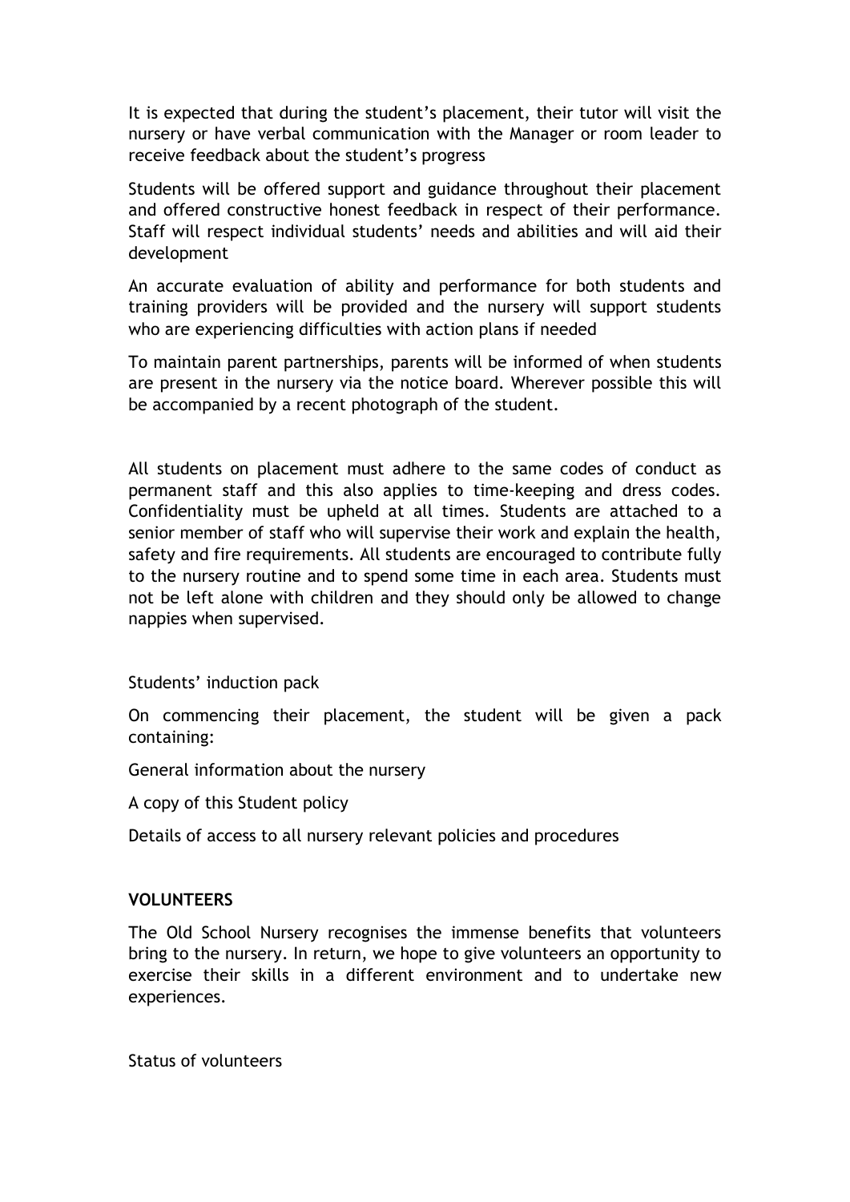It is expected that during the student's placement, their tutor will visit the nursery or have verbal communication with the Manager or room leader to receive feedback about the student's progress

Students will be offered support and guidance throughout their placement and offered constructive honest feedback in respect of their performance. Staff will respect individual students' needs and abilities and will aid their development

An accurate evaluation of ability and performance for both students and training providers will be provided and the nursery will support students who are experiencing difficulties with action plans if needed

To maintain parent partnerships, parents will be informed of when students are present in the nursery via the notice board. Wherever possible this will be accompanied by a recent photograph of the student.

All students on placement must adhere to the same codes of conduct as permanent staff and this also applies to time-keeping and dress codes. Confidentiality must be upheld at all times. Students are attached to a senior member of staff who will supervise their work and explain the health, safety and fire requirements. All students are encouraged to contribute fully to the nursery routine and to spend some time in each area. Students must not be left alone with children and they should only be allowed to change nappies when supervised.

Students' induction pack

On commencing their placement, the student will be given a pack containing:

General information about the nursery

A copy of this Student policy

Details of access to all nursery relevant policies and procedures

**VOLUNTEERS**

The Old School Nursery recognises the immense benefits that volunteers bring to the nursery. In return, we hope to give volunteers an opportunity to exercise their skills in a different environment and to undertake new experiences.

Status of volunteers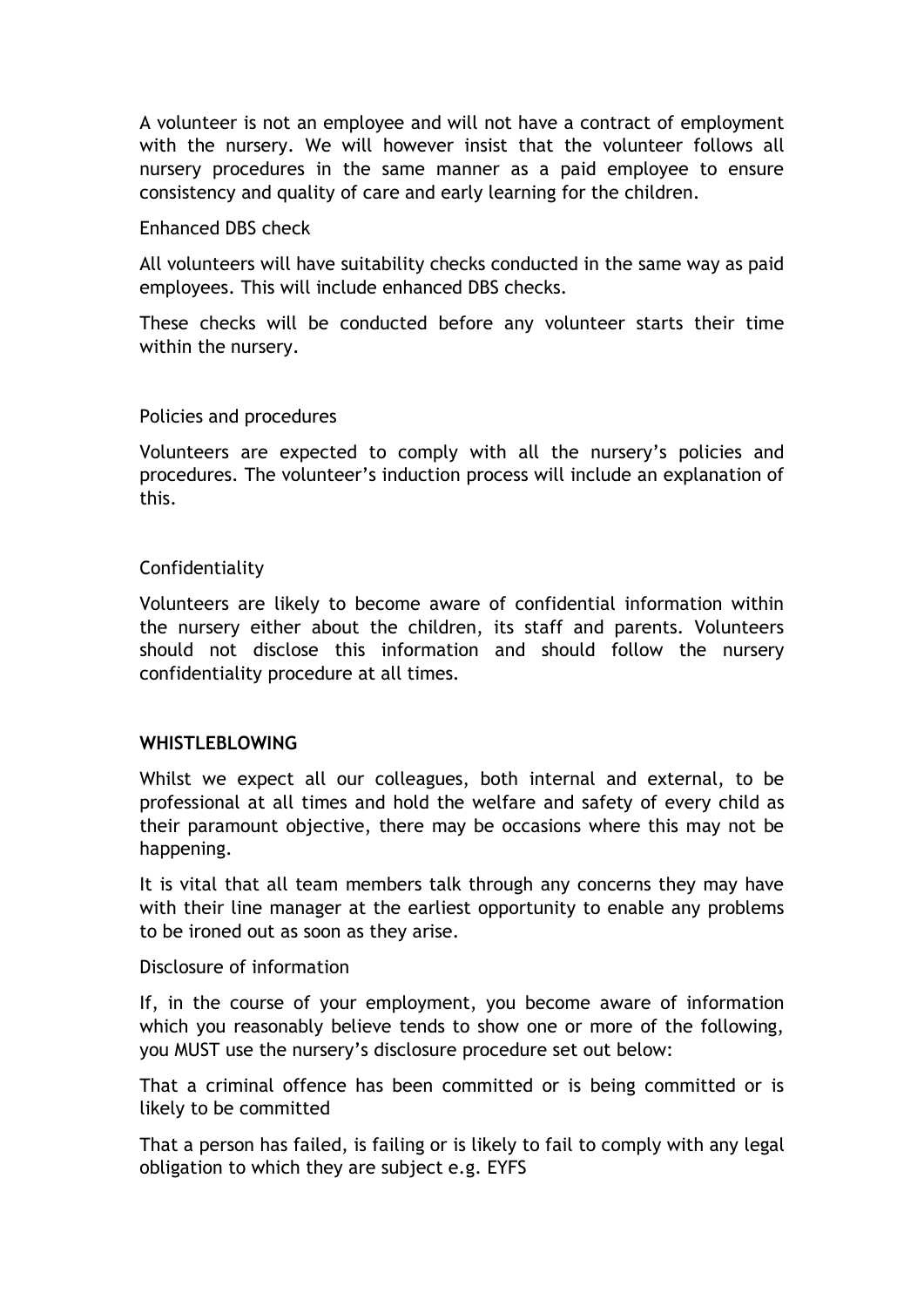A volunteer is not an employee and will not have a contract of employment with the nursery. We will however insist that the volunteer follows all nursery procedures in the same manner as a paid employee to ensure consistency and quality of care and early learning for the children.

Enhanced DBS check

All volunteers will have suitability checks conducted in the same way as paid employees. This will include enhanced DBS checks.

These checks will be conducted before any volunteer starts their time within the nursery.

Policies and procedures

Volunteers are expected to comply with all the nursery's policies and procedures. The volunteer's induction process will include an explanation of this.

Confidentiality

Volunteers are likely to become aware of confidential information within the nursery either about the children, its staff and parents. Volunteers should not disclose this information and should follow the nursery confidentiality procedure at all times.

**WHISTLEBLOWING**

Whilst we expect all our colleagues, both internal and external, to be professional at all times and hold the welfare and safety of every child as their paramount objective, there may be occasions where this may not be happening.

It is vital that all team members talk through any concerns they may have with their line manager at the earliest opportunity to enable any problems to be ironed out as soon as they arise.

Disclosure of information

If, in the course of your employment, you become aware of information which you reasonably believe tends to show one or more of the following, you MUST use the nursery's disclosure procedure set out below:

That a criminal offence has been committed or is being committed or is likely to be committed

That a person has failed, is failing or is likely to fail to comply with any legal obligation to which they are subject e.g. EYFS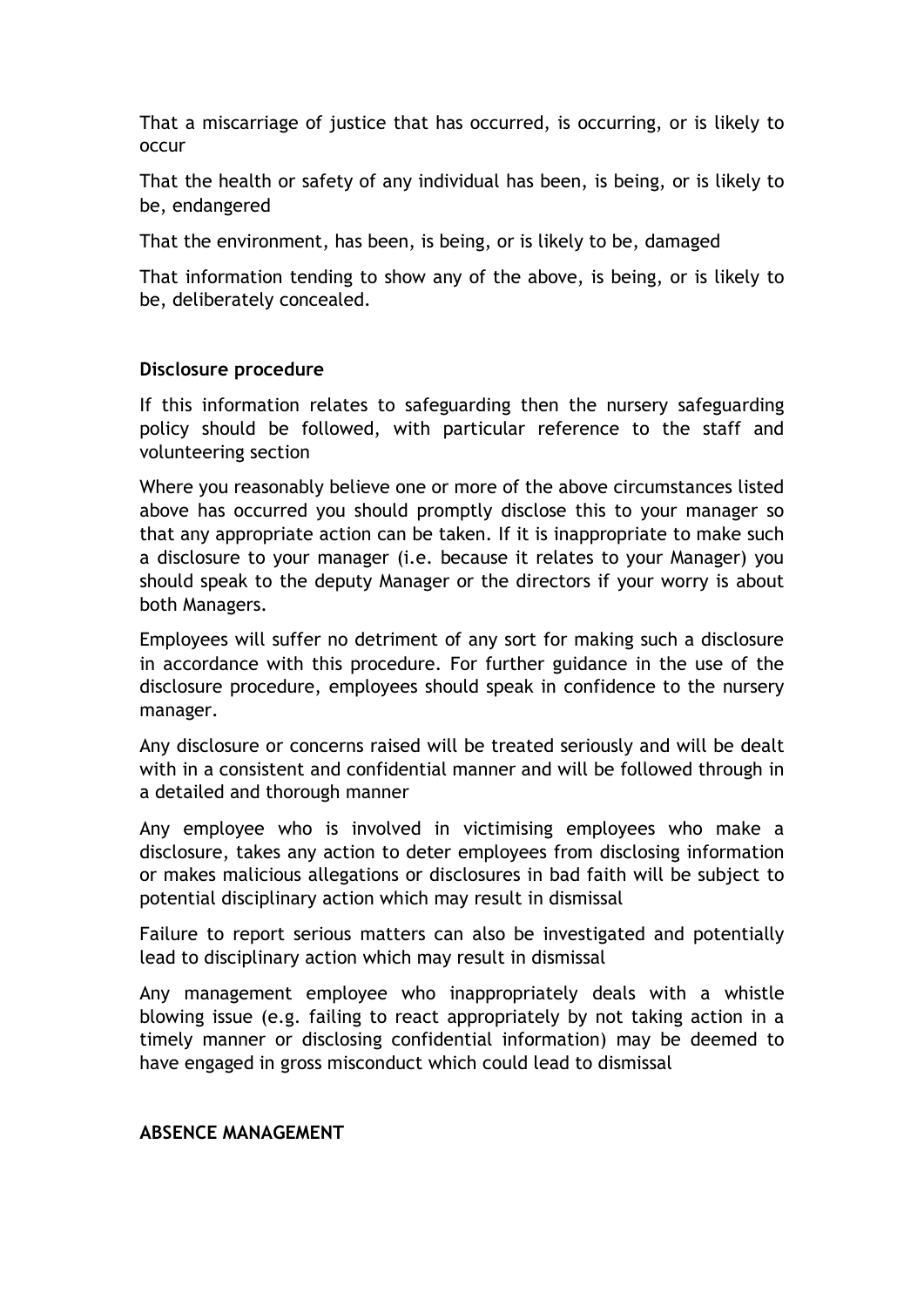That a miscarriage of justice that has occurred, is occurring, or is likely to occur

That the health or safety of any individual has been, is being, or is likely to be, endangered

That the environment, has been, is being, or is likely to be, damaged

That information tending to show any of the above, is being, or is likely to be, deliberately concealed.

**Disclosure procedure**

If this information relates to safeguarding then the nursery safeguarding policy should be followed, with particular reference to the staff and volunteering section

Where you reasonably believe one or more of the above circumstances listed above has occurred you should promptly disclose this to your manager so that any appropriate action can be taken. If it is inappropriate to make such a disclosure to your manager (i.e. because it relates to your Manager) you should speak to the deputy Manager or the directors if your worry is about both Managers.

Employees will suffer no detriment of any sort for making such a disclosure in accordance with this procedure. For further guidance in the use of the disclosure procedure, employees should speak in confidence to the nursery manager.

Any disclosure or concerns raised will be treated seriously and will be dealt with in a consistent and confidential manner and will be followed through in a detailed and thorough manner

Any employee who is involved in victimising employees who make a disclosure, takes any action to deter employees from disclosing information or makes malicious allegations or disclosures in bad faith will be subject to potential disciplinary action which may result in dismissal

Failure to report serious matters can also be investigated and potentially lead to disciplinary action which may result in dismissal

Any management employee who inappropriately deals with a whistle blowing issue (e.g. failing to react appropriately by not taking action in a timely manner or disclosing confidential information) may be deemed to have engaged in gross misconduct which could lead to dismissal

**ABSENCE MANAGEMENT**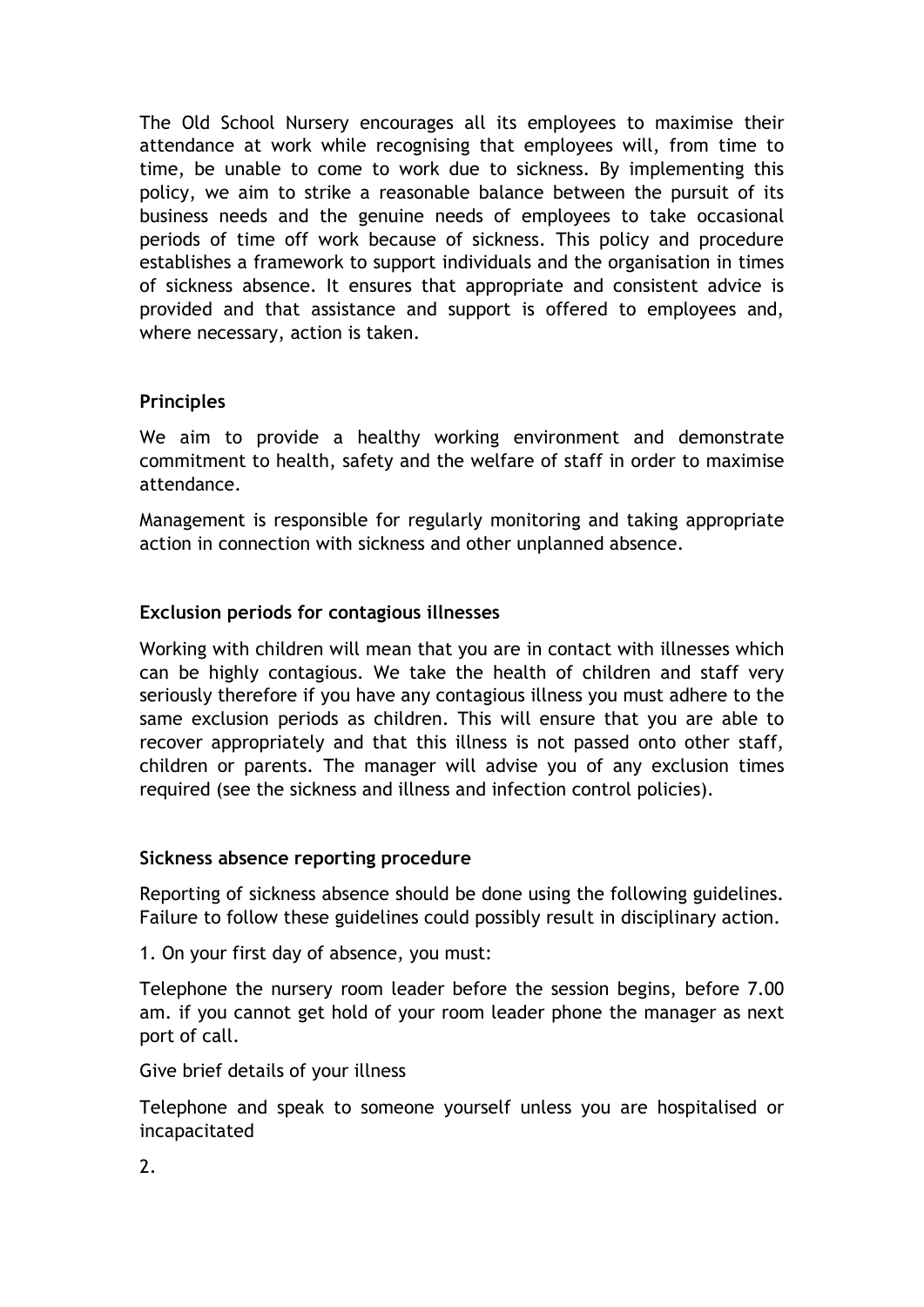The Old School Nursery encourages all its employees to maximise their attendance at work while recognising that employees will, from time to time, be unable to come to work due to sickness. By implementing this policy, we aim to strike a reasonable balance between the pursuit of its business needs and the genuine needs of employees to take occasional periods of time off work because of sickness. This policy and procedure establishes a framework to support individuals and the organisation in times of sickness absence. It ensures that appropriate and consistent advice is provided and that assistance and support is offered to employees and, where necessary, action is taken.

**Principles**

We aim to provide a healthy working environment and demonstrate commitment to health, safety and the welfare of staff in order to maximise attendance.

Management is responsible for regularly monitoring and taking appropriate action in connection with sickness and other unplanned absence.

**Exclusion periods for contagious illnesses**

Working with children will mean that you are in contact with illnesses which can be highly contagious. We take the health of children and staff very seriously therefore if you have any contagious illness you must adhere to the same exclusion periods as children. This will ensure that you are able to recover appropriately and that this illness is not passed onto other staff, children or parents. The manager will advise you of any exclusion times required (see the sickness and illness and infection control policies).

**Sickness absence reporting procedure**

Reporting of sickness absence should be done using the following guidelines. Failure to follow these guidelines could possibly result in disciplinary action.

1. On your first day of absence, you must:

Telephone the nursery room leader before the session begins, before 7.00 am. if you cannot get hold of your room leader phone the manager as next port of call.

Give brief details of your illness

Telephone and speak to someone yourself unless you are hospitalised or incapacitated

2.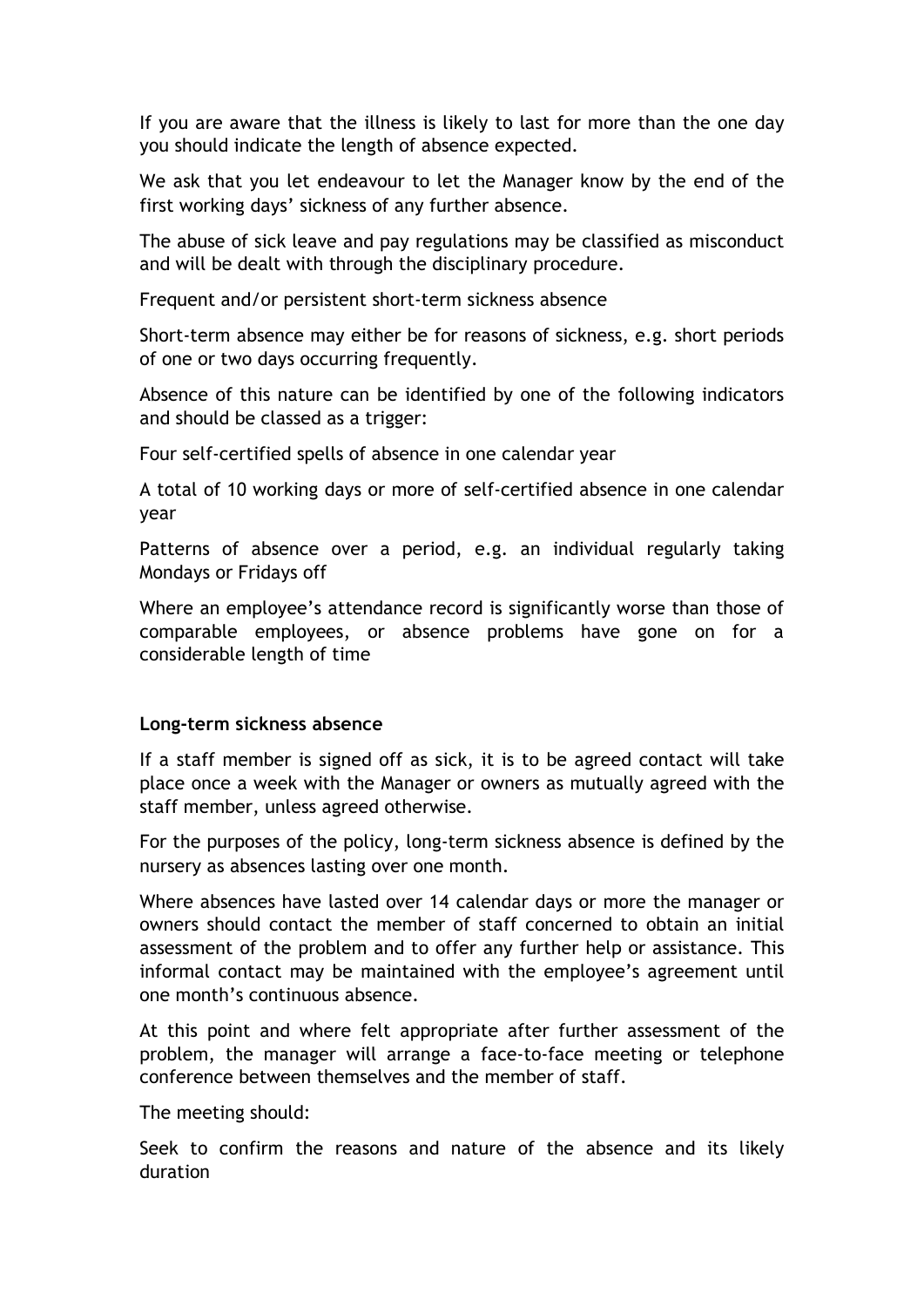If you are aware that the illness is likely to last for more than the one day you should indicate the length of absence expected.

We ask that you let endeavour to let the Manager know by the end of the first working days' sickness of any further absence.

The abuse of sick leave and pay regulations may be classified as misconduct and will be dealt with through the disciplinary procedure.

Frequent and/or persistent short-term sickness absence

Short-term absence may either be for reasons of sickness, e.g. short periods of one or two days occurring frequently.

Absence of this nature can be identified by one of the following indicators and should be classed as a trigger:

Four self-certified spells of absence in one calendar year

A total of 10 working days or more of self-certified absence in one calendar year

Patterns of absence over a period, e.g. an individual regularly taking Mondays or Fridays off

Where an employee's attendance record is significantly worse than those of comparable employees, or absence problems have gone on for a considerable length of time

**Long-term sickness absence**

If a staff member is signed off as sick, it is to be agreed contact will take place once a week with the Manager or owners as mutually agreed with the staff member, unless agreed otherwise.

For the purposes of the policy, long-term sickness absence is defined by the nursery as absences lasting over one month.

Where absences have lasted over 14 calendar days or more the manager or owners should contact the member of staff concerned to obtain an initial assessment of the problem and to offer any further help or assistance. This informal contact may be maintained with the employee's agreement until one month's continuous absence.

At this point and where felt appropriate after further assessment of the problem, the manager will arrange a face-to-face meeting or telephone conference between themselves and the member of staff.

The meeting should:

Seek to confirm the reasons and nature of the absence and its likely duration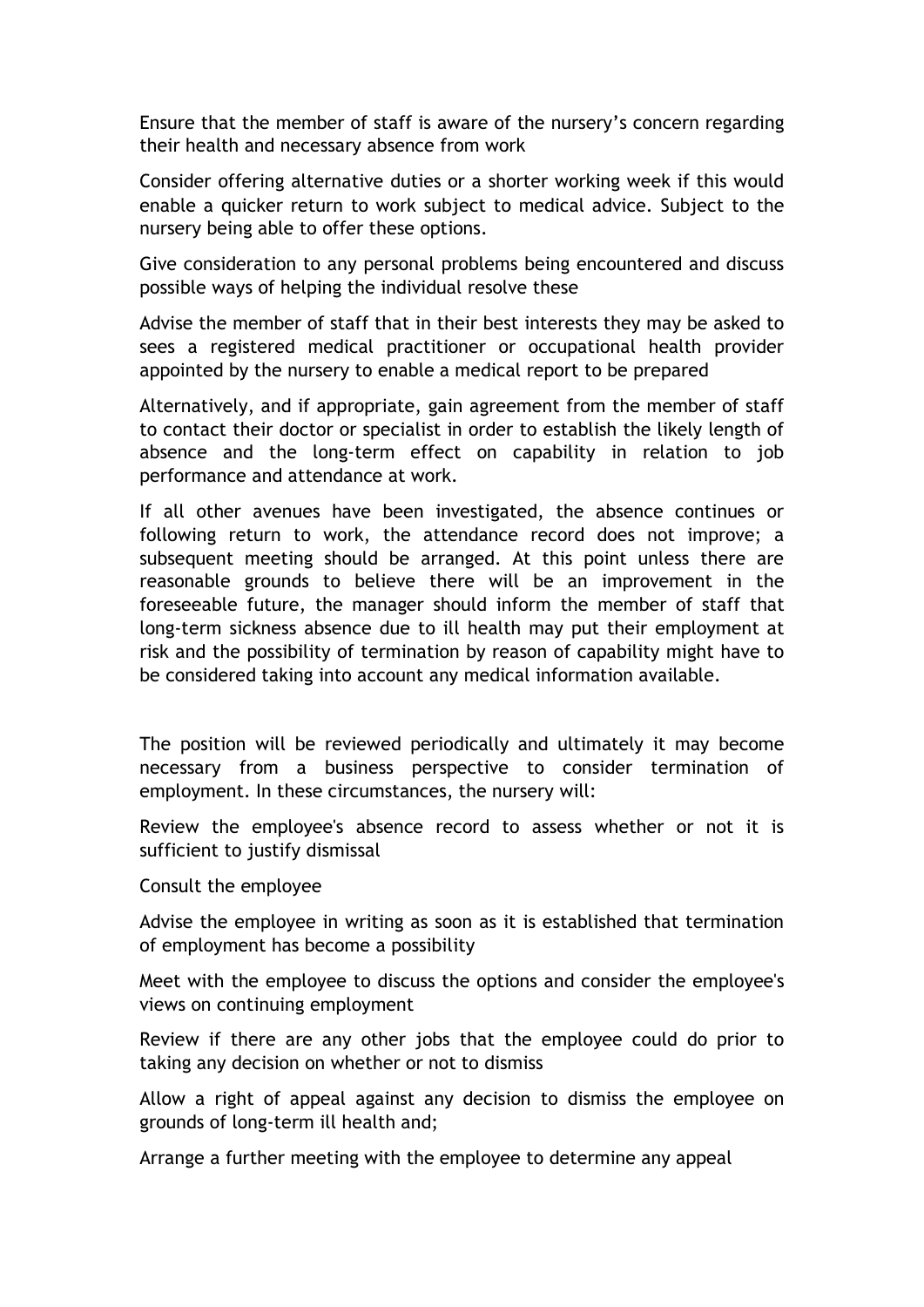Ensure that the member of staff is aware of the nursery's concern regarding their health and necessary absence from work

Consider offering alternative duties or a shorter working week if this would enable a quicker return to work subject to medical advice. Subject to the nursery being able to offer these options.

Give consideration to any personal problems being encountered and discuss possible ways of helping the individual resolve these

Advise the member of staff that in their best interests they may be asked to sees a registered medical practitioner or occupational health provider appointed by the nursery to enable a medical report to be prepared

Alternatively, and if appropriate, gain agreement from the member of staff to contact their doctor or specialist in order to establish the likely length of absence and the long-term effect on capability in relation to job performance and attendance at work.

If all other avenues have been investigated, the absence continues or following return to work, the attendance record does not improve; a subsequent meeting should be arranged. At this point unless there are reasonable grounds to believe there will be an improvement in the foreseeable future, the manager should inform the member of staff that long-term sickness absence due to ill health may put their employment at risk and the possibility of termination by reason of capability might have to be considered taking into account any medical information available.

The position will be reviewed periodically and ultimately it may become necessary from a business perspective to consider termination of employment. In these circumstances, the nursery will:

Review the employee's absence record to assess whether or not it is sufficient to justify dismissal

Consult the employee

Advise the employee in writing as soon as it is established that termination of employment has become a possibility

Meet with the employee to discuss the options and consider the employee's views on continuing employment

Review if there are any other jobs that the employee could do prior to taking any decision on whether or not to dismiss

Allow a right of appeal against any decision to dismiss the employee on grounds of long-term ill health and;

Arrange a further meeting with the employee to determine any appeal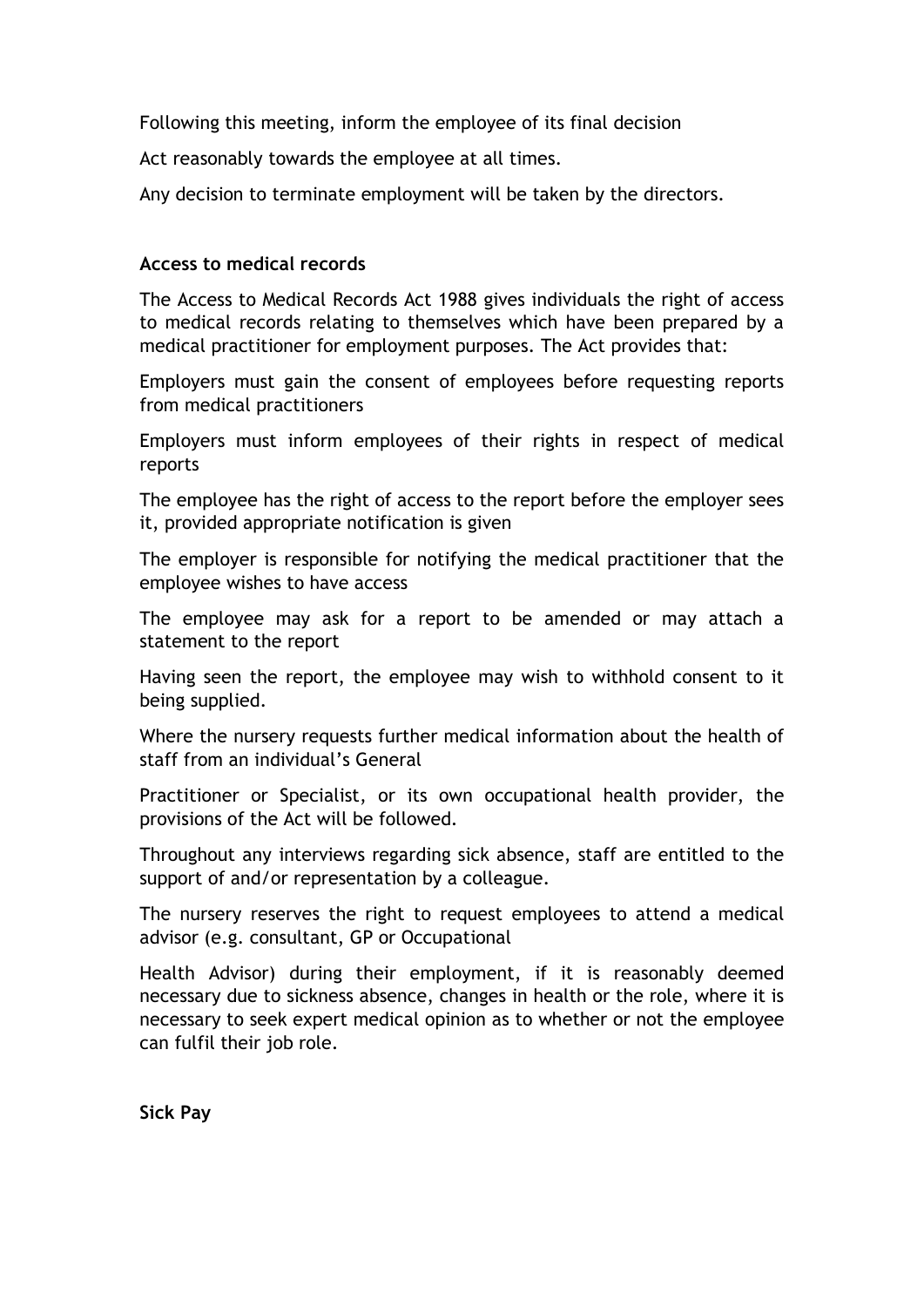Following this meeting, inform the employee of its final decision

Act reasonably towards the employee at all times.

Any decision to terminate employment will be taken by the directors.

**Access to medical records**

The Access to Medical Records Act 1988 gives individuals the right of access to medical records relating to themselves which have been prepared by a medical practitioner for employment purposes. The Act provides that:

Employers must gain the consent of employees before requesting reports from medical practitioners

Employers must inform employees of their rights in respect of medical reports

The employee has the right of access to the report before the employer sees it, provided appropriate notification is given

The employer is responsible for notifying the medical practitioner that the employee wishes to have access

The employee may ask for a report to be amended or may attach a statement to the report

Having seen the report, the employee may wish to withhold consent to it being supplied.

Where the nursery requests further medical information about the health of staff from an individual's General

Practitioner or Specialist, or its own occupational health provider, the provisions of the Act will be followed.

Throughout any interviews regarding sick absence, staff are entitled to the support of and/or representation by a colleague.

The nursery reserves the right to request employees to attend a medical advisor (e.g. consultant, GP or Occupational

Health Advisor) during their employment, if it is reasonably deemed necessary due to sickness absence, changes in health or the role, where it is necessary to seek expert medical opinion as to whether or not the employee can fulfil their job role.

**Sick Pay**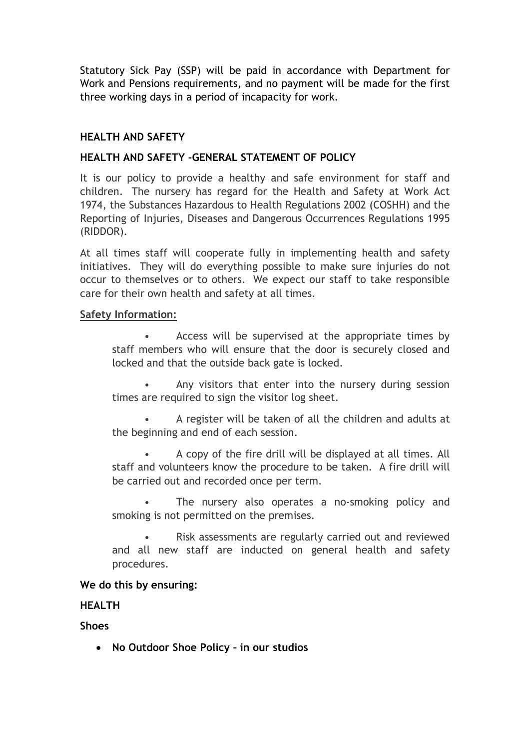Statutory Sick Pay (SSP) will be paid in accordance with Department for Work and Pensions requirements, and no payment will be made for the first three working days in a period of incapacity for work.

**HEALTH AND SAFETY**

**HEALTH AND SAFETY –GENERAL STATEMENT OF POLICY**

It is our policy to provide a healthy and safe environment for staff and children. The nursery has regard for the Health and Safety at Work Act 1974, the Substances Hazardous to Health Regulations 2002 (COSHH) and the Reporting of Injuries, Diseases and Dangerous Occurrences Regulations 1995 (RIDDOR).

At all times staff will cooperate fully in implementing health and safety initiatives. They will do everything possible to make sure injuries do not occur to themselves or to others. We expect our staff to take responsible care for their own health and safety at all times.

**Safety Information:**

- Access will be supervised at the appropriate times by staff members who will ensure that the door is securely closed and locked and that the outside back gate is locked.
- Any visitors that enter into the nursery during session times are required to sign the visitor log sheet.
- A register will be taken of all the children and adults at the beginning and end of each session.
- A copy of the fire drill will be displayed at all times. All staff and volunteers know the procedure to be taken. A fire drill will be carried out and recorded once per term.
- The nursery also operates a no-smoking policy and smoking is not permitted on the premises.
- Risk assessments are regularly carried out and reviewed and all new staff are inducted on general health and safety procedures.

**We do this by ensuring:**

**HEALTH**

**Shoes**

- **No Outdoor Shoe Policy – in our studios**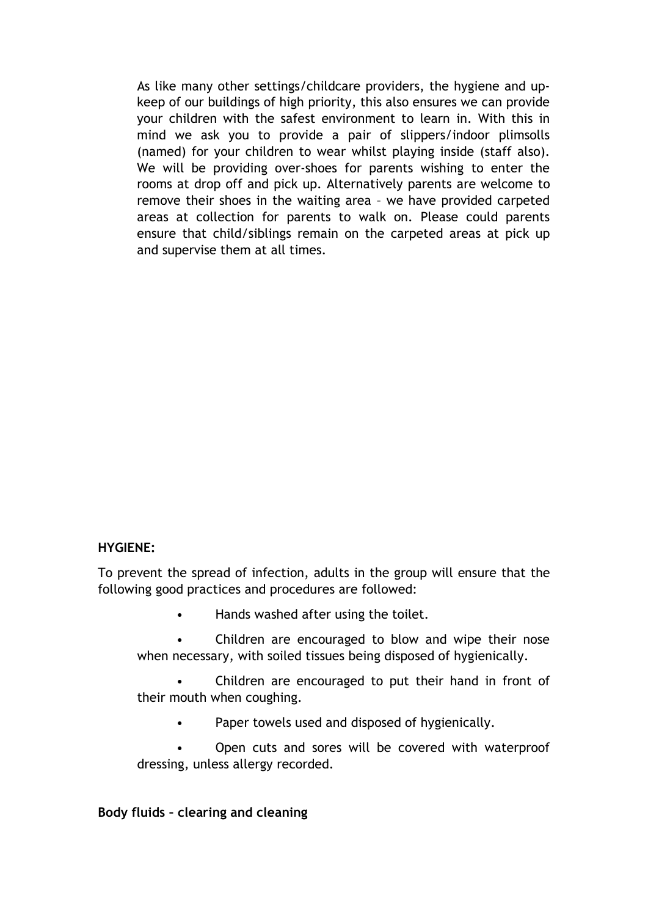As like many other settings/childcare providers, the hygiene and up-keep of our buildings of high priority, this also ensures we can provide your children with the safest environment to learn in. With this in mind we ask you to provide a pair of slippers/indoor plimsolls (named) for your children to wear whilst playing inside (staff also). We will be providing over-shoes for parents wishing to enter the rooms at drop off and pick up. Alternatively parents are welcome to remove their shoes in the waiting area – we have provided carpeted areas at collection for parents to walk on. Please could parents ensure that child/siblings remain on the carpeted areas at pick up and supervise them at all times.

**HYGIENE:**

To prevent the spread of infection, adults in the group will ensure that the following good practices and procedures are followed:

- Hands washed after using the toilet.
- Children are encouraged to blow and wipe their nose when necessary, with soiled tissues being disposed of hygienically.
- Children are encouraged to put their hand in front of their mouth when coughing.
- Paper towels used and disposed of hygienically.
- Open cuts and sores will be covered with waterproof dressing, unless allergy recorded.

**Body fluids – clearing and cleaning**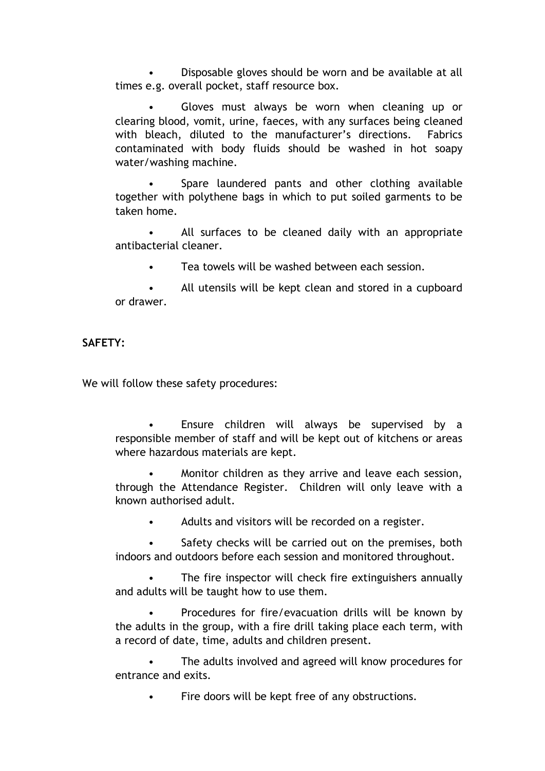- Disposable gloves should be worn and be available at all times e.g. overall pocket, staff resource box.
- Gloves must always be worn when cleaning up or clearing blood, vomit, urine, faeces, with any surfaces being cleaned with bleach, diluted to the manufacturer's directions. Fabrics contaminated with body fluids should be washed in hot soapy water/washing machine.
- Spare laundered pants and other clothing available together with polythene bags in which to put soiled garments to be taken home.
- All surfaces to be cleaned daily with an appropriate antibacterial cleaner.
- Tea towels will be washed between each session.
- All utensils will be kept clean and stored in a cupboard or drawer.

**SAFETY:**

We will follow these safety procedures:

- Ensure children will always be supervised by a responsible member of staff and will be kept out of kitchens or areas where hazardous materials are kept.
- Monitor children as they arrive and leave each session, through the Attendance Register. Children will only leave with a known authorised adult.
- Adults and visitors will be recorded on a register.
- Safety checks will be carried out on the premises, both indoors and outdoors before each session and monitored throughout.
- The fire inspector will check fire extinguishers annually and adults will be taught how to use them.
- Procedures for fire/evacuation drills will be known by the adults in the group, with a fire drill taking place each term, with a record of date, time, adults and children present.
- The adults involved and agreed will know procedures for entrance and exits.
- Fire doors will be kept free of any obstructions.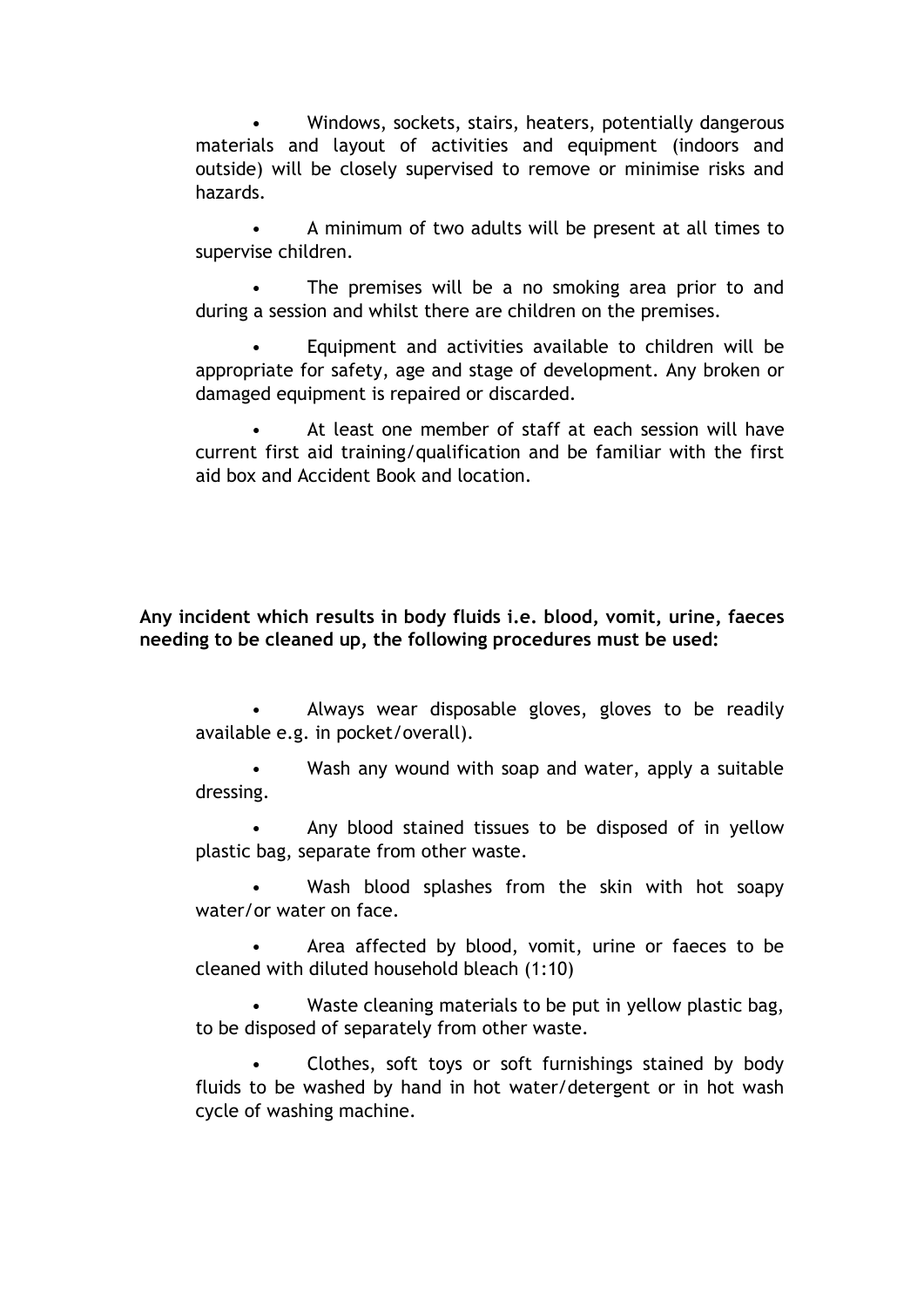- Windows, sockets, stairs, heaters, potentially dangerous materials and layout of activities and equipment (indoors and outside) will be closely supervised to remove or minimise risks and hazards.
- A minimum of two adults will be present at all times to supervise children.
- The premises will be a no smoking area prior to and during a session and whilst there are children on the premises.
- Equipment and activities available to children will be appropriate for safety, age and stage of development. Any broken or damaged equipment is repaired or discarded.
- At least one member of staff at each session will have current first aid training/qualification and be familiar with the first aid box and Accident Book and location.

**Any incident which results in body fluids i.e. blood, vomit, urine, faeces needing to be cleaned up, the following procedures must be used:**

- Always wear disposable gloves, gloves to be readily available e.g. in pocket/overall).
- Wash any wound with soap and water, apply a suitable dressing.
- Any blood stained tissues to be disposed of in yellow plastic bag, separate from other waste.
- Wash blood splashes from the skin with hot soapy water/or water on face.
- Area affected by blood, vomit, urine or faeces to be cleaned with diluted household bleach (1:10)
- Waste cleaning materials to be put in yellow plastic bag, to be disposed of separately from other waste.
- Clothes, soft toys or soft furnishings stained by body fluids to be washed by hand in hot water/detergent or in hot wash cycle of washing machine.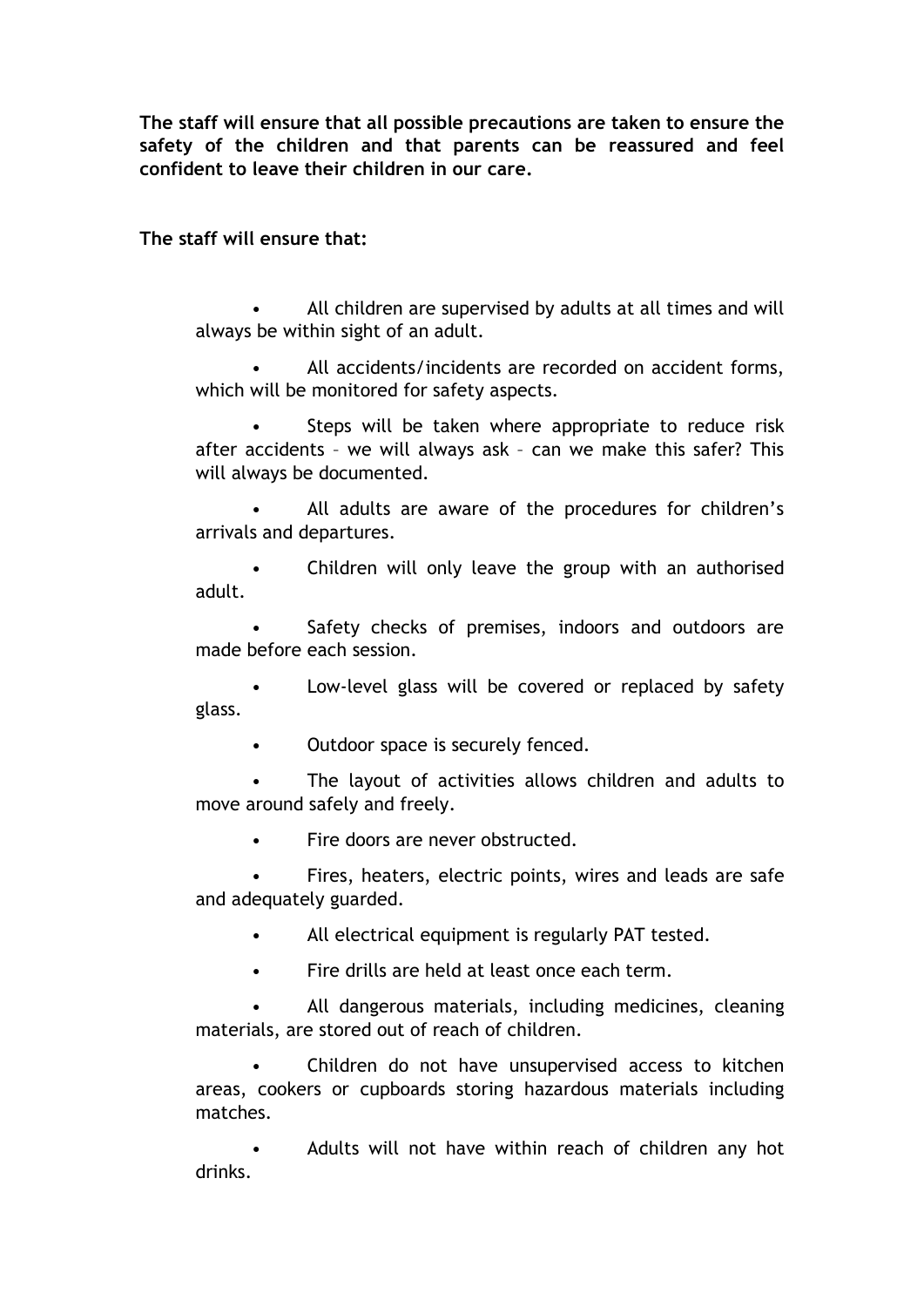**The staff will ensure that all possible precautions are taken to ensure the safety of the children and that parents can be reassured and feel confident to leave their children in our care.**

**The staff will ensure that:**

- All children are supervised by adults at all times and will always be within sight of an adult.
- All accidents/incidents are recorded on accident forms, which will be monitored for safety aspects.
- Steps will be taken where appropriate to reduce risk after accidents – we will always ask – can we make this safer? This will always be documented.
- All adults are aware of the procedures for children's arrivals and departures.
- Children will only leave the group with an authorised adult.
- Safety checks of premises, indoors and outdoors are made before each session.
- Low-level glass will be covered or replaced by safety glass.
- Outdoor space is securely fenced.
- The layout of activities allows children and adults to move around safely and freely.
- Fire doors are never obstructed.
- Fires, heaters, electric points, wires and leads are safe and adequately guarded.
- All electrical equipment is regularly PAT tested.
- Fire drills are held at least once each term.
- All dangerous materials, including medicines, cleaning materials, are stored out of reach of children.
- Children do not have unsupervised access to kitchen areas, cookers or cupboards storing hazardous materials including matches.
- Adults will not have within reach of children any hot drinks.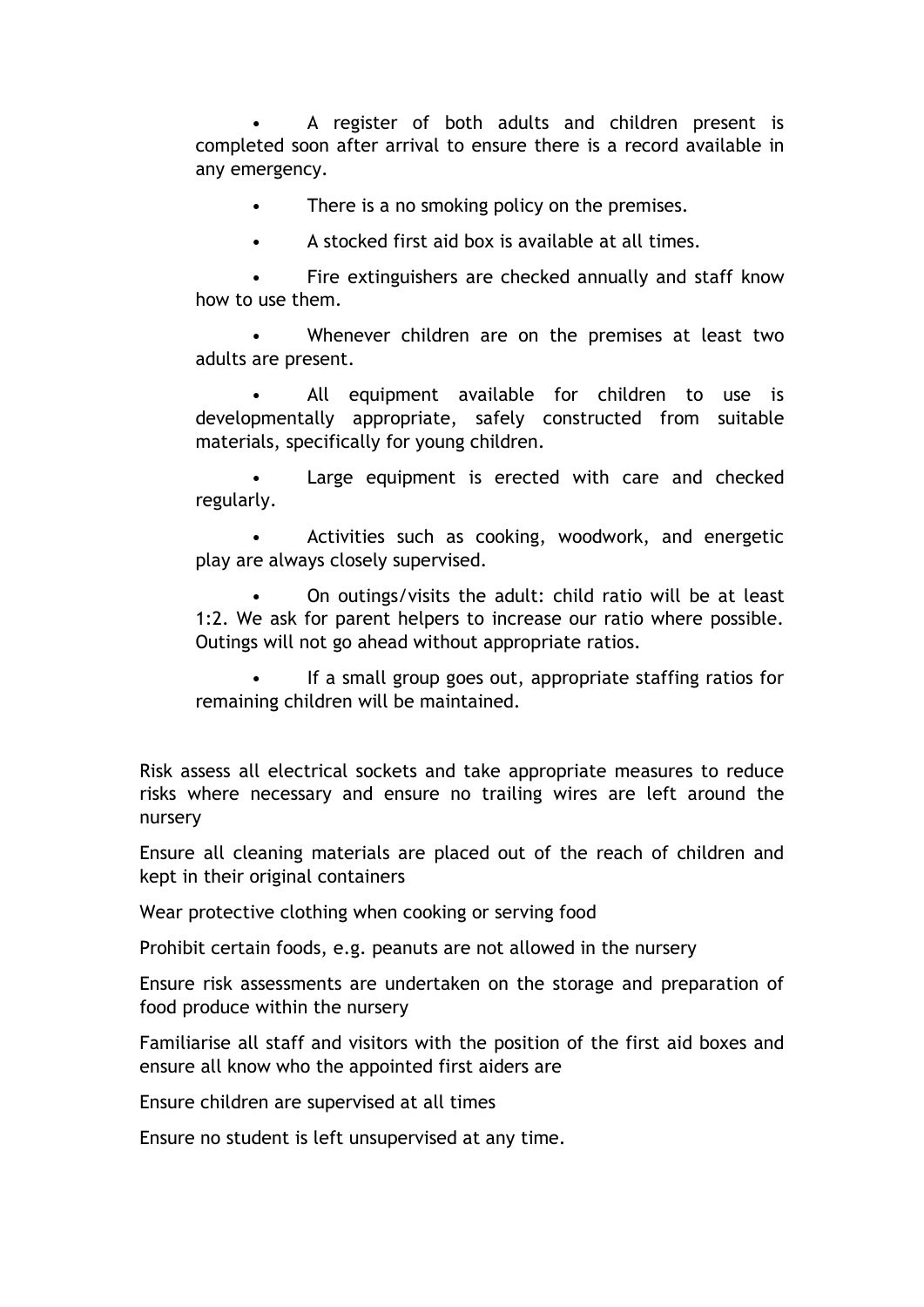- A register of both adults and children present is completed soon after arrival to ensure there is a record available in any emergency.
- There is a no smoking policy on the premises.
- A stocked first aid box is available at all times.
- Fire extinguishers are checked annually and staff know how to use them.
- Whenever children are on the premises at least two adults are present.
- All equipment available for children to use is developmentally appropriate, safely constructed from suitable materials, specifically for young children.
- Large equipment is erected with care and checked regularly.
- Activities such as cooking, woodwork, and energetic play are always closely supervised.
- On outings/visits the adult: child ratio will be at least 1:2. We ask for parent helpers to increase our ratio where possible. Outings will not go ahead without appropriate ratios.
- If a small group goes out, appropriate staffing ratios for remaining children will be maintained.

Risk assess all electrical sockets and take appropriate measures to reduce risks where necessary and ensure no trailing wires are left around the nursery

Ensure all cleaning materials are placed out of the reach of children and kept in their original containers

Wear protective clothing when cooking or serving food

Prohibit certain foods, e.g. peanuts are not allowed in the nursery

Ensure risk assessments are undertaken on the storage and preparation of food produce within the nursery

Familiarise all staff and visitors with the position of the first aid boxes and ensure all know who the appointed first aiders are

Ensure children are supervised at all times

Ensure no student is left unsupervised at any time.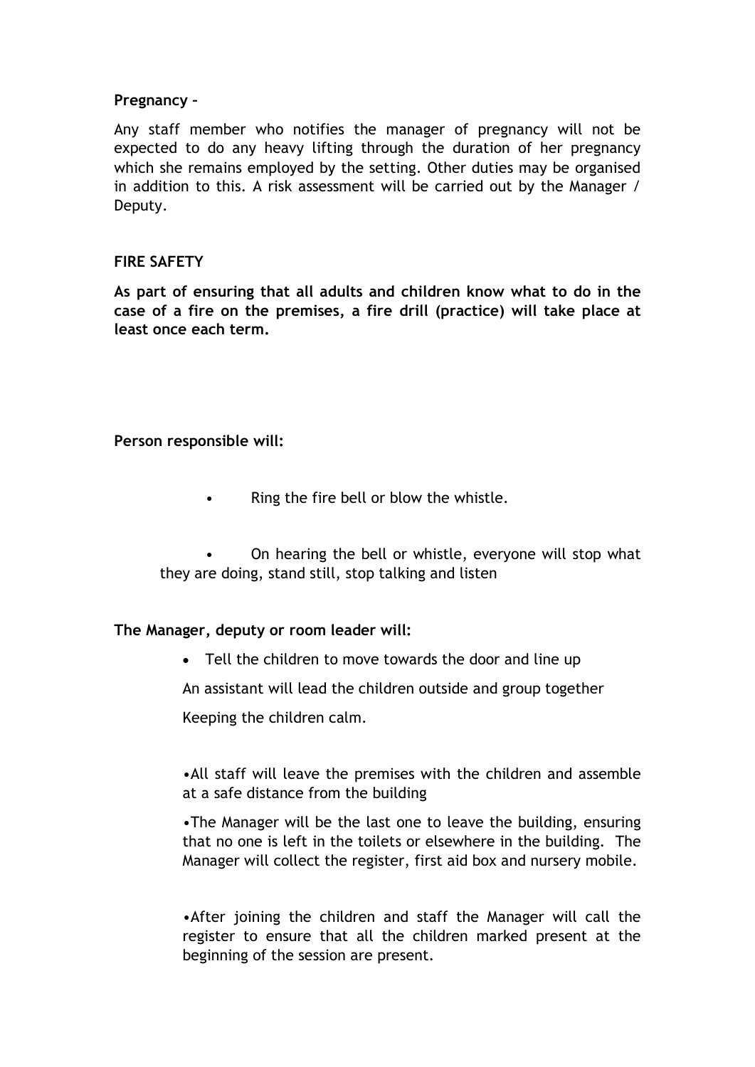**Pregnancy –**

Any staff member who notifies the manager of pregnancy will not be expected to do any heavy lifting through the duration of her pregnancy which she remains employed by the setting. Other duties may be organised in addition to this. A risk assessment will be carried out by the Manager / Deputy.

**FIRE SAFETY**

**As part of ensuring that all adults and children know what to do in the case of a fire on the premises, a fire drill (practice) will take place at least once each term.**

**Person responsible will:**

- Ring the fire bell or blow the whistle.
- On hearing the bell or whistle, everyone will stop what they are doing, stand still, stop talking and listen

**The Manager, deputy or room leader will:**

- Tell the children to move towards the door and line up

An assistant will lead the children outside and group together

Keeping the children calm.

- All staff will leave the premises with the children and assemble at a safe distance from the building
- The Manager will be the last one to leave the building, ensuring that no one is left in the toilets or elsewhere in the building. The Manager will collect the register, first aid box and nursery mobile.
- After joining the children and staff the Manager will call the register to ensure that all the children marked present at the beginning of the session are present.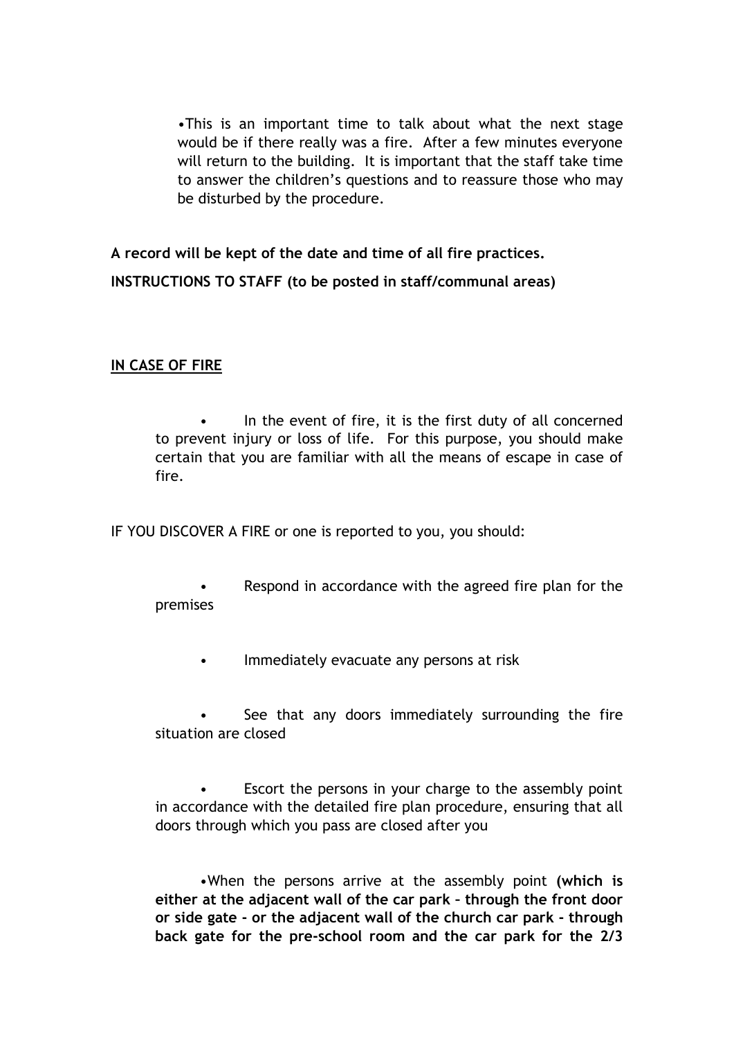- This is an important time to talk about what the next stage would be if there really was a fire. After a few minutes everyone will return to the building. It is important that the staff take time to answer the children's questions and to reassure those who may be disturbed by the procedure.

**A record will be kept of the date and time of all fire practices.**

**INSTRUCTIONS TO STAFF (to be posted in staff/communal areas)**

**<u>IN CASE OF FIRE</u>**

- In the event of fire, it is the first duty of all concerned to prevent injury or loss of life. For this purpose, you should make certain that you are familiar with all the means of escape in case of fire.

IF YOU DISCOVER A FIRE or one is reported to you, you should:

- Respond in accordance with the agreed fire plan for the premises
- Immediately evacuate any persons at risk
- See that any doors immediately surrounding the fire situation are closed
- Escort the persons in your charge to the assembly point in accordance with the detailed fire plan procedure, ensuring that all doors through which you pass are closed after you
- When the persons arrive at the assembly point **(which is either at the adjacent wall of the car park – through the front door or side gate - or the adjacent wall of the church car park - through back gate for the pre-school room and the car park for the 2/3**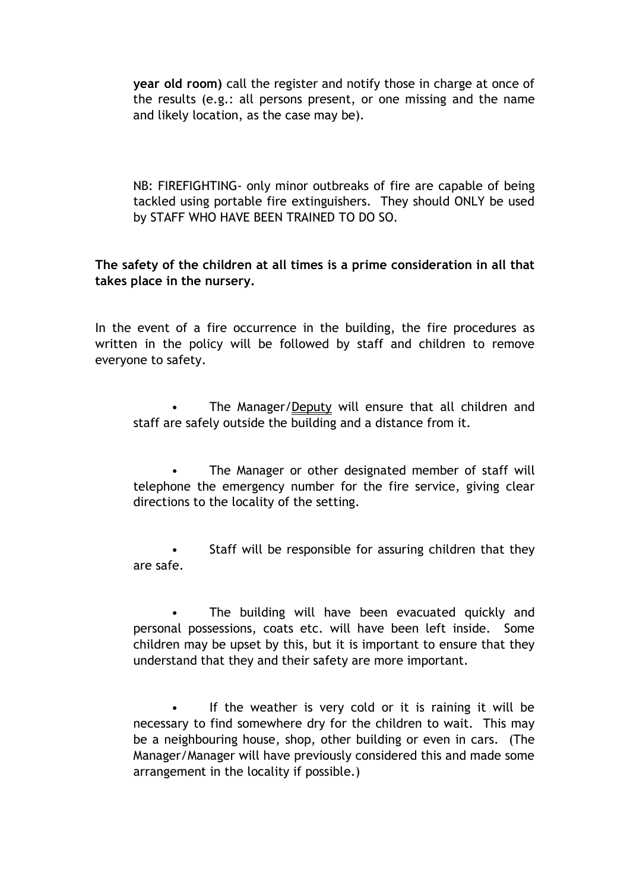**year old room)** call the register and notify those in charge at once of the results (e.g.: all persons present, or one missing and the name and likely location, as the case may be).

NB: FIREFIGHTING- only minor outbreaks of fire are capable of being tackled using portable fire extinguishers. They should ONLY be used by STAFF WHO HAVE BEEN TRAINED TO DO SO.

**The safety of the children at all times is a prime consideration in all that takes place in the nursery.**

In the event of a fire occurrence in the building, the fire procedures as written in the policy will be followed by staff and children to remove everyone to safety.

- The Manager/Deputy will ensure that all children and staff are safely outside the building and a distance from it.
- The Manager or other designated member of staff will telephone the emergency number for the fire service, giving clear directions to the locality of the setting.
- Staff will be responsible for assuring children that they are safe.
- The building will have been evacuated quickly and personal possessions, coats etc. will have been left inside. Some children may be upset by this, but it is important to ensure that they understand that they and their safety are more important.
- If the weather is very cold or it is raining it will be necessary to find somewhere dry for the children to wait. This may be a neighbouring house, shop, other building or even in cars. (The Manager/Manager will have previously considered this and made some arrangement in the locality if possible.)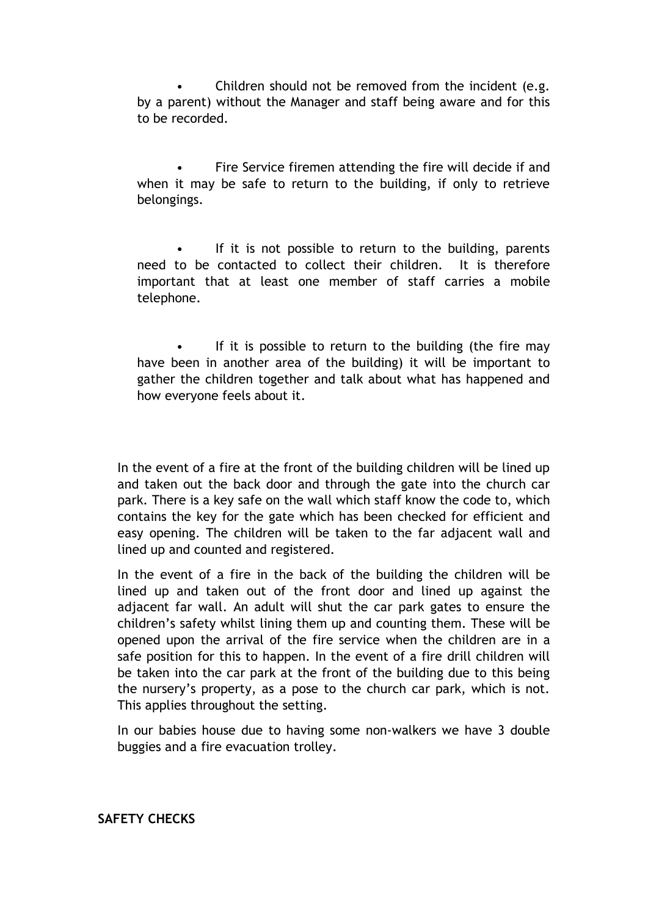- Children should not be removed from the incident (e.g. by a parent) without the Manager and staff being aware and for this to be recorded.

- Fire Service firemen attending the fire will decide if and when it may be safe to return to the building, if only to retrieve belongings.

- If it is not possible to return to the building, parents need to be contacted to collect their children. It is therefore important that at least one member of staff carries a mobile telephone.

- If it is possible to return to the building (the fire may have been in another area of the building) it will be important to gather the children together and talk about what has happened and how everyone feels about it.

In the event of a fire at the front of the building children will be lined up and taken out the back door and through the gate into the church car park. There is a key safe on the wall which staff know the code to, which contains the key for the gate which has been checked for efficient and easy opening. The children will be taken to the far adjacent wall and lined up and counted and registered.

In the event of a fire in the back of the building the children will be lined up and taken out of the front door and lined up against the adjacent far wall. An adult will shut the car park gates to ensure the children's safety whilst lining them up and counting them. These will be opened upon the arrival of the fire service when the children are in a safe position for this to happen. In the event of a fire drill children will be taken into the car park at the front of the building due to this being the nursery's property, as a pose to the church car park, which is not. This applies throughout the setting.

In our babies house due to having some non-walkers we have 3 double buggies and a fire evacuation trolley.

**SAFETY CHECKS**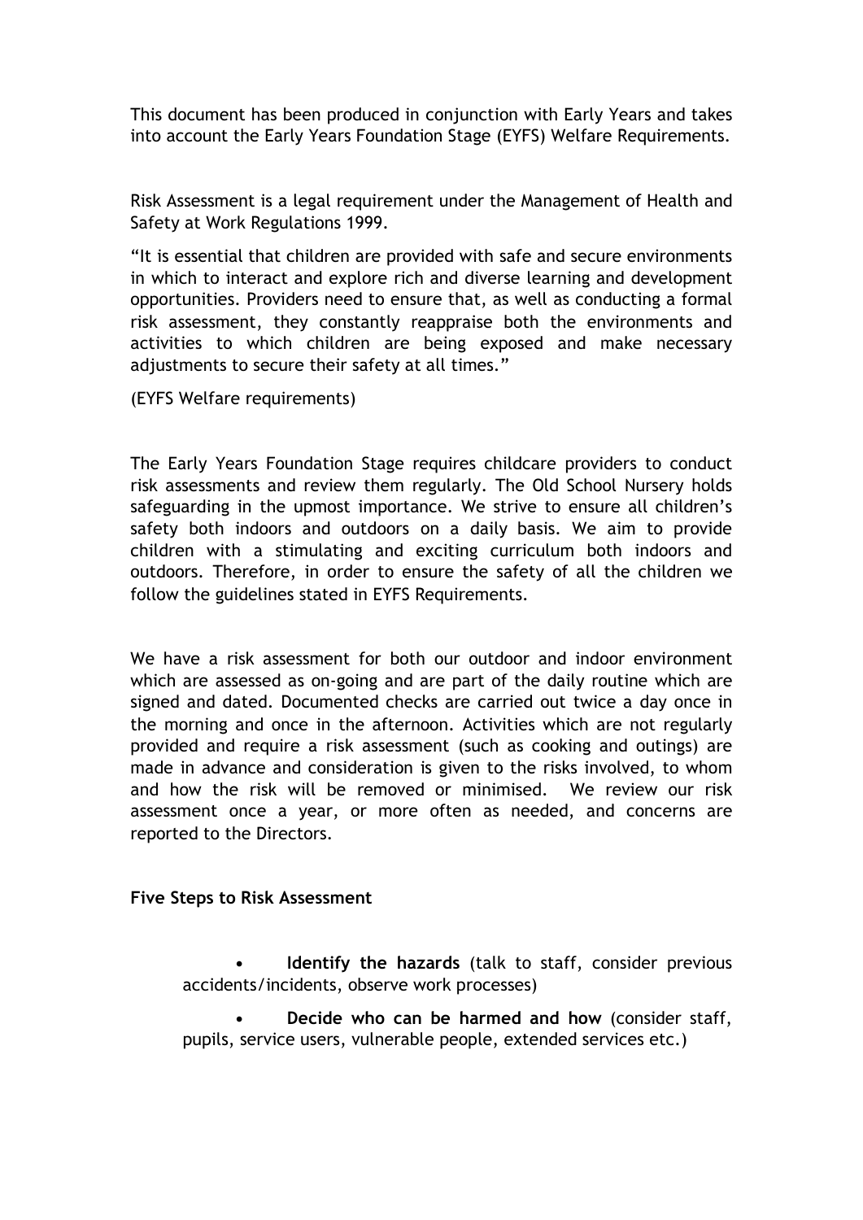This document has been produced in conjunction with Early Years and takes into account the Early Years Foundation Stage (EYFS) Welfare Requirements.

Risk Assessment is a legal requirement under the Management of Health and Safety at Work Regulations 1999.

"It is essential that children are provided with safe and secure environments in which to interact and explore rich and diverse learning and development opportunities. Providers need to ensure that, as well as conducting a formal risk assessment, they constantly reappraise both the environments and activities to which children are being exposed and make necessary adjustments to secure their safety at all times."

(EYFS Welfare requirements)

The Early Years Foundation Stage requires childcare providers to conduct risk assessments and review them regularly. The Old School Nursery holds safeguarding in the upmost importance. We strive to ensure all children's safety both indoors and outdoors on a daily basis. We aim to provide children with a stimulating and exciting curriculum both indoors and outdoors. Therefore, in order to ensure the safety of all the children we follow the guidelines stated in EYFS Requirements.

We have a risk assessment for both our outdoor and indoor environment which are assessed as on-going and are part of the daily routine which are signed and dated. Documented checks are carried out twice a day once in the morning and once in the afternoon. Activities which are not regularly provided and require a risk assessment (such as cooking and outings) are made in advance and consideration is given to the risks involved, to whom and how the risk will be removed or minimised. We review our risk assessment once a year, or more often as needed, and concerns are reported to the Directors.

**Five Steps to Risk Assessment**

- **Identify the hazards** (talk to staff, consider previous accidents/incidents, observe work processes)
- **Decide who can be harmed and how** (consider staff, pupils, service users, vulnerable people, extended services etc.)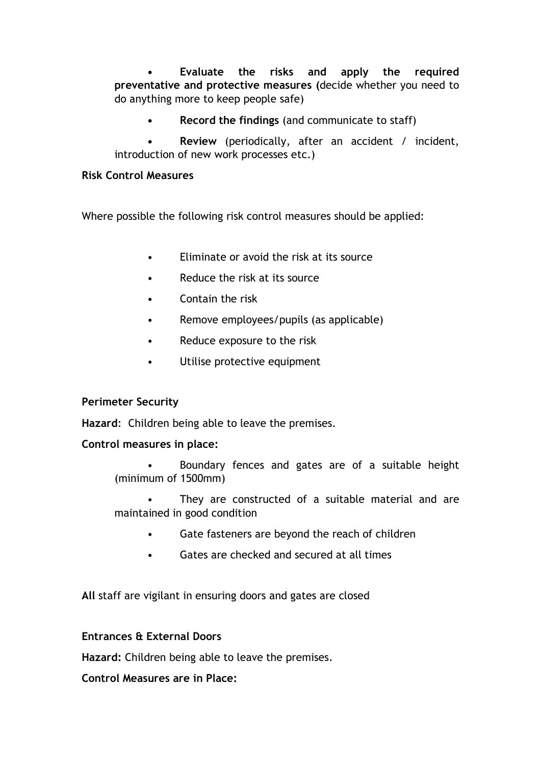- **Evaluate the risks and apply the required preventative and protective measures (**decide whether you need to do anything more to keep people safe)
- **Record the findings** (and communicate to staff)
- **Review** (periodically, after an accident / incident, introduction of new work processes etc.)

**Risk Control Measures**

Where possible the following risk control measures should be applied:

- Eliminate or avoid the risk at its source
- Reduce the risk at its source
- Contain the risk
- Remove employees/pupils (as applicable)
- Reduce exposure to the risk
- Utilise protective equipment

**Perimeter Security**

**Hazard**: Children being able to leave the premises.

**Control measures in place:**

- Boundary fences and gates are of a suitable height (minimum of 1500mm)
- They are constructed of a suitable material and are maintained in good condition
- Gate fasteners are beyond the reach of children
- Gates are checked and secured at all times

**All** staff are vigilant in ensuring doors and gates are closed

**Entrances & External Doors**

**Hazard:** Children being able to leave the premises.

**Control Measures are in Place:**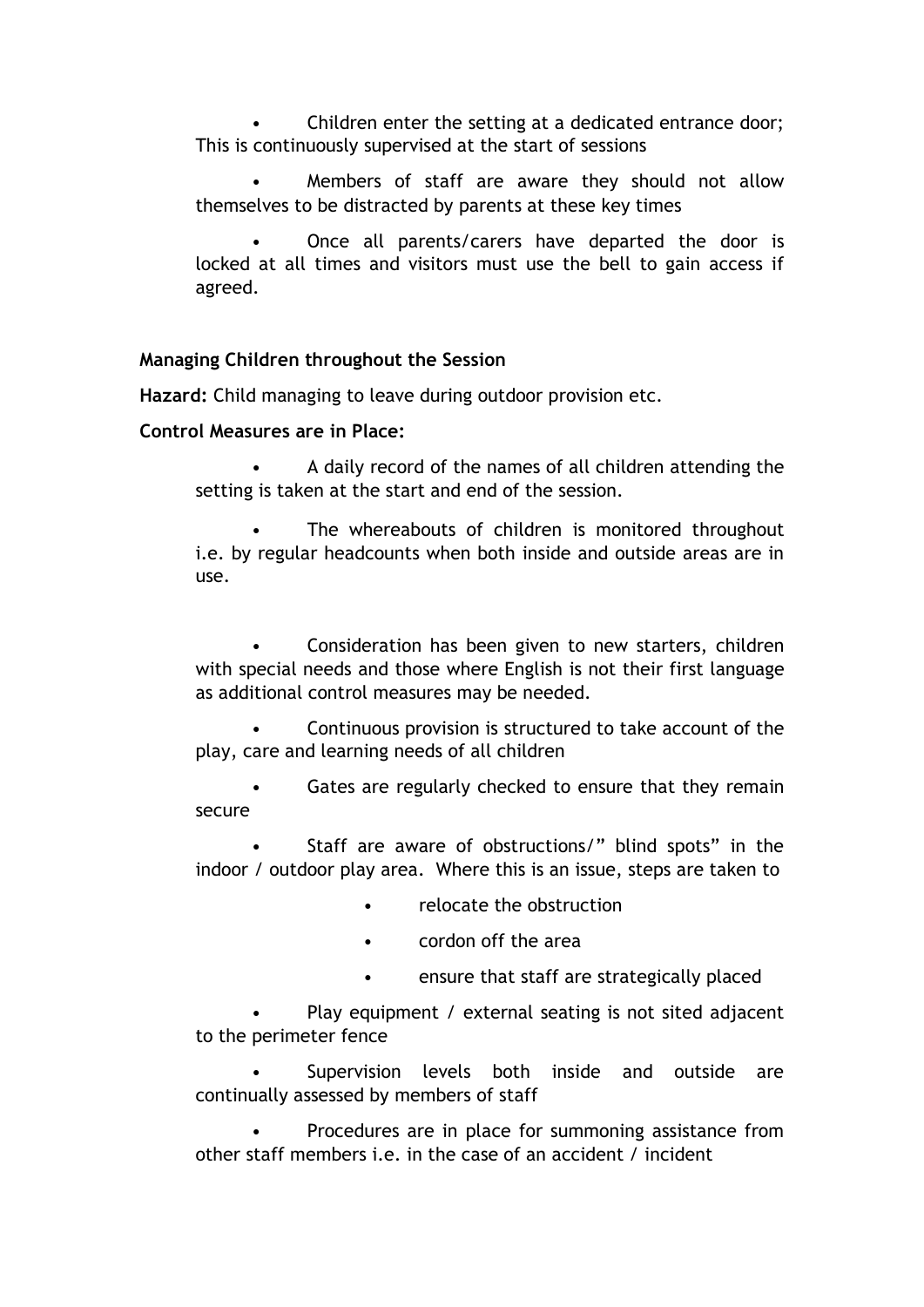- Children enter the setting at a dedicated entrance door; This is continuously supervised at the start of sessions
- Members of staff are aware they should not allow themselves to be distracted by parents at these key times
- Once all parents/carers have departed the door is locked at all times and visitors must use the bell to gain access if agreed.

**Managing Children throughout the Session**

**Hazard:** Child managing to leave during outdoor provision etc.

**Control Measures are in Place:**

- A daily record of the names of all children attending the setting is taken at the start and end of the session.
- The whereabouts of children is monitored throughout i.e. by regular headcounts when both inside and outside areas are in use.
- Consideration has been given to new starters, children with special needs and those where English is not their first language as additional control measures may be needed.
- Continuous provision is structured to take account of the play, care and learning needs of all children
- Gates are regularly checked to ensure that they remain secure
- Staff are aware of obstructions/" blind spots" in the indoor / outdoor play area. Where this is an issue, steps are taken to
    - relocate the obstruction
    - cordon off the area
    - ensure that staff are strategically placed
- Play equipment / external seating is not sited adjacent to the perimeter fence
- Supervision levels both inside and outside are continually assessed by members of staff
- Procedures are in place for summoning assistance from other staff members i.e. in the case of an accident / incident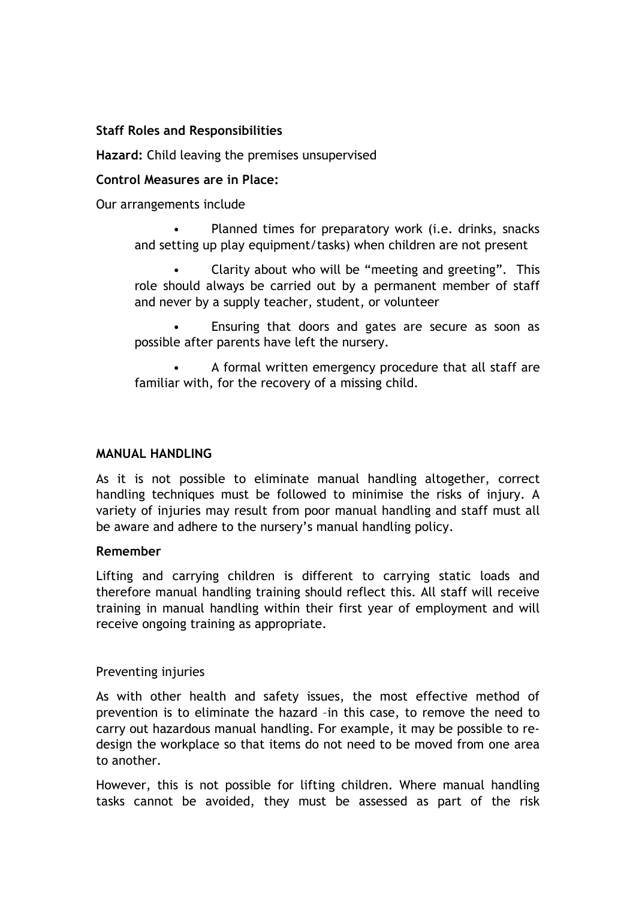**Staff Roles and Responsibilities**

**Hazard:** Child leaving the premises unsupervised

**Control Measures are in Place:**

Our arrangements include

- Planned times for preparatory work (i.e. drinks, snacks and setting up play equipment/tasks) when children are not present
- Clarity about who will be "meeting and greeting". This role should always be carried out by a permanent member of staff and never by a supply teacher, student, or volunteer
- Ensuring that doors and gates are secure as soon as possible after parents have left the nursery.
- A formal written emergency procedure that all staff are familiar with, for the recovery of a missing child.

**MANUAL HANDLING**

As it is not possible to eliminate manual handling altogether, correct handling techniques must be followed to minimise the risks of injury. A variety of injuries may result from poor manual handling and staff must all be aware and adhere to the nursery's manual handling policy.

**Remember**

Lifting and carrying children is different to carrying static loads and therefore manual handling training should reflect this. All staff will receive training in manual handling within their first year of employment and will receive ongoing training as appropriate.

Preventing injuries

As with other health and safety issues, the most effective method of prevention is to eliminate the hazard –in this case, to remove the need to carry out hazardous manual handling. For example, it may be possible to re-design the workplace so that items do not need to be moved from one area to another.

However, this is not possible for lifting children. Where manual handling tasks cannot be avoided, they must be assessed as part of the risk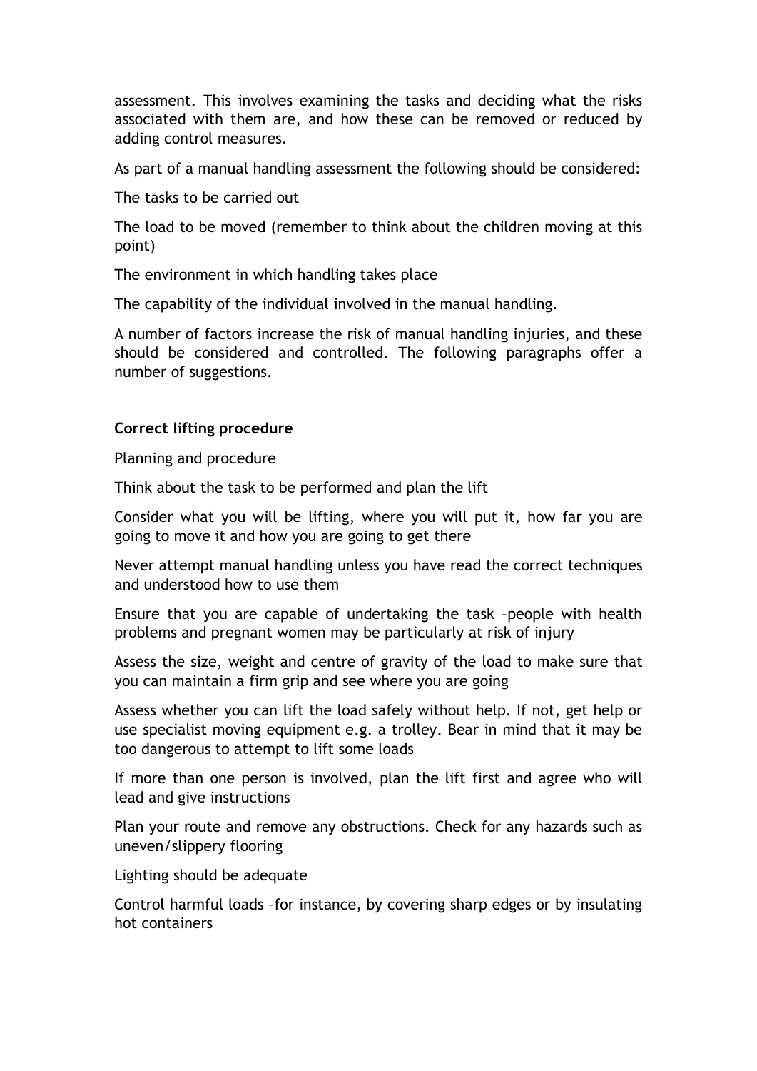assessment. This involves examining the tasks and deciding what the risks associated with them are, and how these can be removed or reduced by adding control measures.

As part of a manual handling assessment the following should be considered:

The tasks to be carried out

The load to be moved (remember to think about the children moving at this point)

The environment in which handling takes place

The capability of the individual involved in the manual handling.

A number of factors increase the risk of manual handling injuries, and these should be considered and controlled. The following paragraphs offer a number of suggestions.

**Correct lifting procedure**

Planning and procedure

Think about the task to be performed and plan the lift

Consider what you will be lifting, where you will put it, how far you are going to move it and how you are going to get there

Never attempt manual handling unless you have read the correct techniques and understood how to use them

Ensure that you are capable of undertaking the task –people with health problems and pregnant women may be particularly at risk of injury

Assess the size, weight and centre of gravity of the load to make sure that you can maintain a firm grip and see where you are going

Assess whether you can lift the load safely without help. If not, get help or use specialist moving equipment e.g. a trolley. Bear in mind that it may be too dangerous to attempt to lift some loads

If more than one person is involved, plan the lift first and agree who will lead and give instructions

Plan your route and remove any obstructions. Check for any hazards such as uneven/slippery flooring

Lighting should be adequate

Control harmful loads –for instance, by covering sharp edges or by insulating hot containers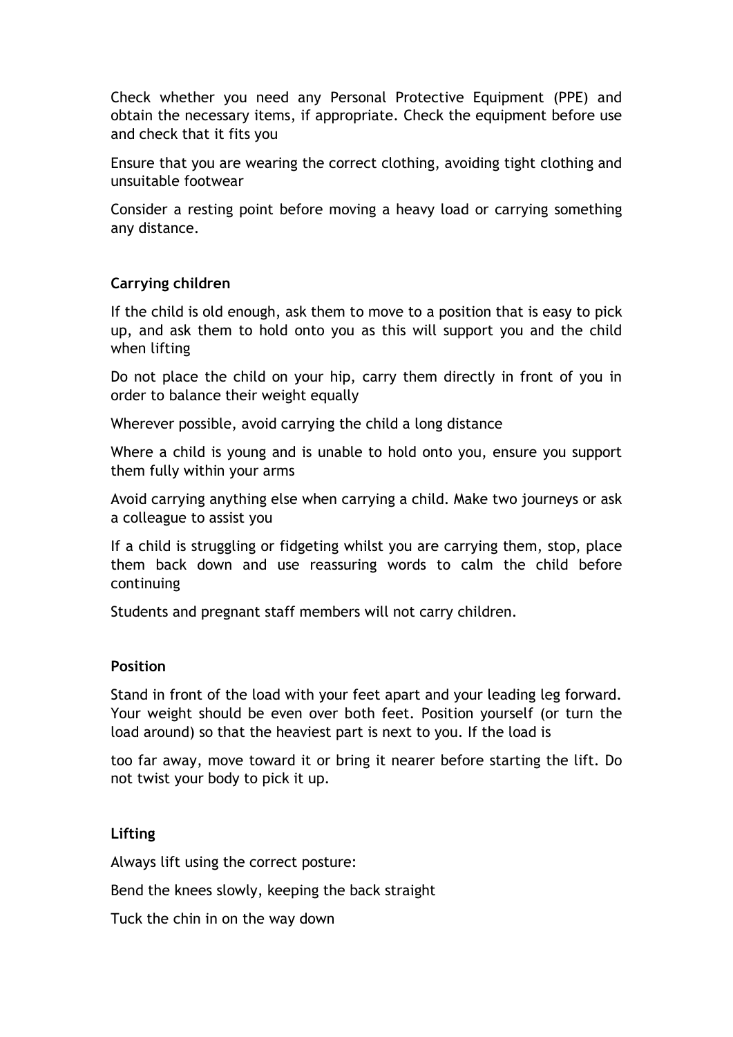Check whether you need any Personal Protective Equipment (PPE) and obtain the necessary items, if appropriate. Check the equipment before use and check that it fits you

Ensure that you are wearing the correct clothing, avoiding tight clothing and unsuitable footwear

Consider a resting point before moving a heavy load or carrying something any distance.

**Carrying children**

If the child is old enough, ask them to move to a position that is easy to pick up, and ask them to hold onto you as this will support you and the child when lifting

Do not place the child on your hip, carry them directly in front of you in order to balance their weight equally

Wherever possible, avoid carrying the child a long distance

Where a child is young and is unable to hold onto you, ensure you support them fully within your arms

Avoid carrying anything else when carrying a child. Make two journeys or ask a colleague to assist you

If a child is struggling or fidgeting whilst you are carrying them, stop, place them back down and use reassuring words to calm the child before continuing

Students and pregnant staff members will not carry children.

**Position**

Stand in front of the load with your feet apart and your leading leg forward. Your weight should be even over both feet. Position yourself (or turn the load around) so that the heaviest part is next to you. If the load is too far away, move toward it or bring it nearer before starting the lift. Do not twist your body to pick it up.

**Lifting**

Always lift using the correct posture:

Bend the knees slowly, keeping the back straight

Tuck the chin in on the way down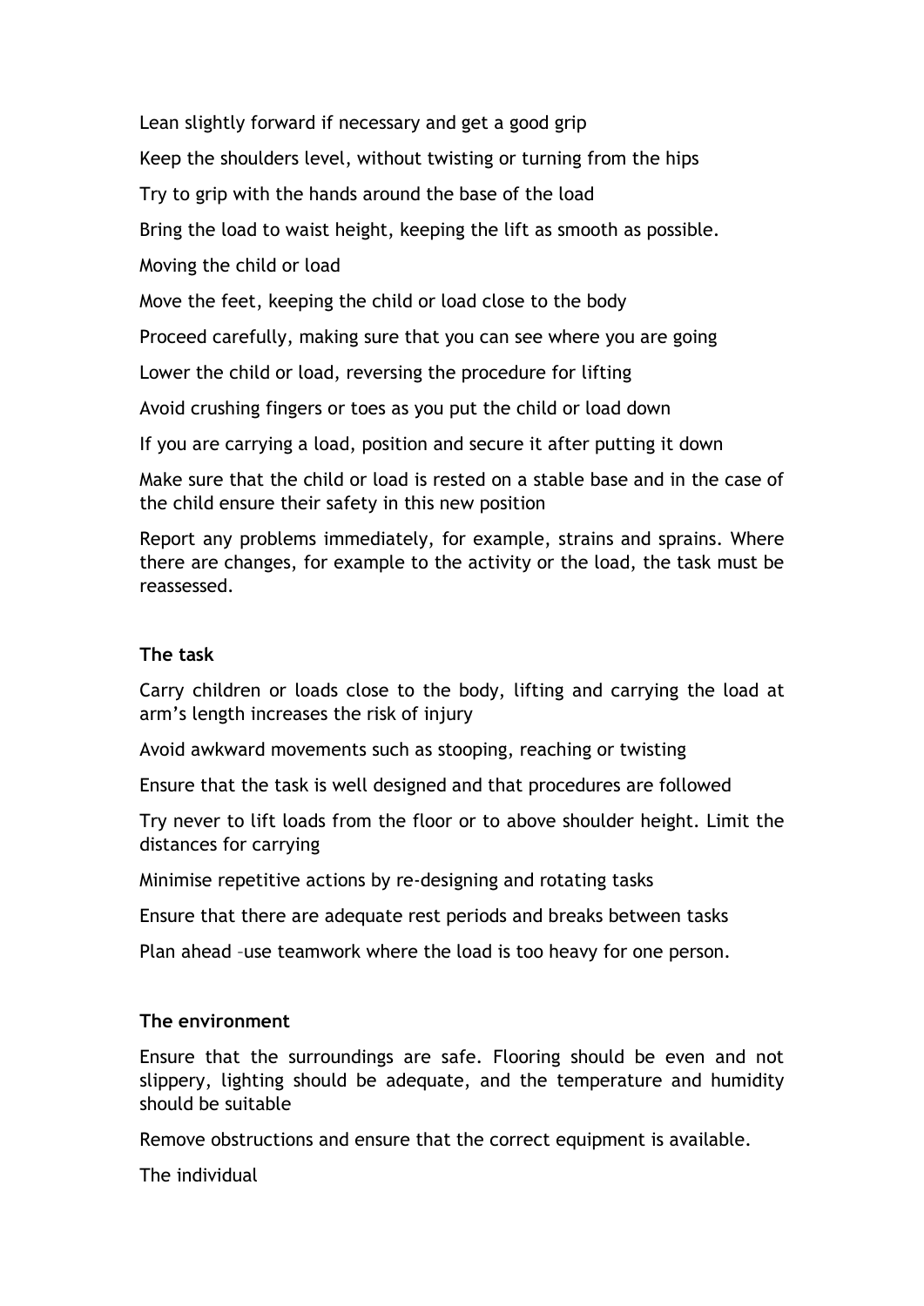Lean slightly forward if necessary and get a good grip

Keep the shoulders level, without twisting or turning from the hips

Try to grip with the hands around the base of the load

Bring the load to waist height, keeping the lift as smooth as possible.

Moving the child or load

Move the feet, keeping the child or load close to the body

Proceed carefully, making sure that you can see where you are going

Lower the child or load, reversing the procedure for lifting

Avoid crushing fingers or toes as you put the child or load down

If you are carrying a load, position and secure it after putting it down

Make sure that the child or load is rested on a stable base and in the case of the child ensure their safety in this new position

Report any problems immediately, for example, strains and sprains. Where there are changes, for example to the activity or the load, the task must be reassessed.

**The task**

Carry children or loads close to the body, lifting and carrying the load at arm's length increases the risk of injury

Avoid awkward movements such as stooping, reaching or twisting

Ensure that the task is well designed and that procedures are followed

Try never to lift loads from the floor or to above shoulder height. Limit the distances for carrying

Minimise repetitive actions by re-designing and rotating tasks

Ensure that there are adequate rest periods and breaks between tasks

Plan ahead –use teamwork where the load is too heavy for one person.

**The environment**

Ensure that the surroundings are safe. Flooring should be even and not slippery, lighting should be adequate, and the temperature and humidity should be suitable

Remove obstructions and ensure that the correct equipment is available.

The individual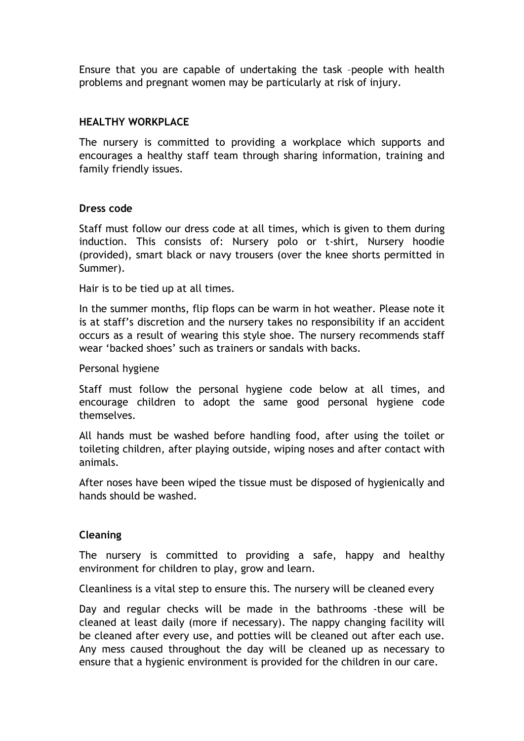Ensure that you are capable of undertaking the task –people with health problems and pregnant women may be particularly at risk of injury.

## HEALTHY WORKPLACE

The nursery is committed to providing a workplace which supports and encourages a healthy staff team through sharing information, training and family friendly issues.

### Dress code

Staff must follow our dress code at all times, which is given to them during induction. This consists of: Nursery polo or t-shirt, Nursery hoodie (provided), smart black or navy trousers (over the knee shorts permitted in Summer).

Hair is to be tied up at all times.

In the summer months, flip flops can be warm in hot weather. Please note it is at staff's discretion and the nursery takes no responsibility if an accident occurs as a result of wearing this style shoe. The nursery recommends staff wear 'backed shoes' such as trainers or sandals with backs.

Personal hygiene

Staff must follow the personal hygiene code below at all times, and encourage children to adopt the same good personal hygiene code themselves.

All hands must be washed before handling food, after using the toilet or toileting children, after playing outside, wiping noses and after contact with animals.

After noses have been wiped the tissue must be disposed of hygienically and hands should be washed.

### Cleaning

The nursery is committed to providing a safe, happy and healthy environment for children to play, grow and learn.

Cleanliness is a vital step to ensure this. The nursery will be cleaned every

Day and regular checks will be made in the bathrooms -these will be cleaned at least daily (more if necessary). The nappy changing facility will be cleaned after every use, and potties will be cleaned out after each use. Any mess caused throughout the day will be cleaned up as necessary to ensure that a hygienic environment is provided for the children in our care.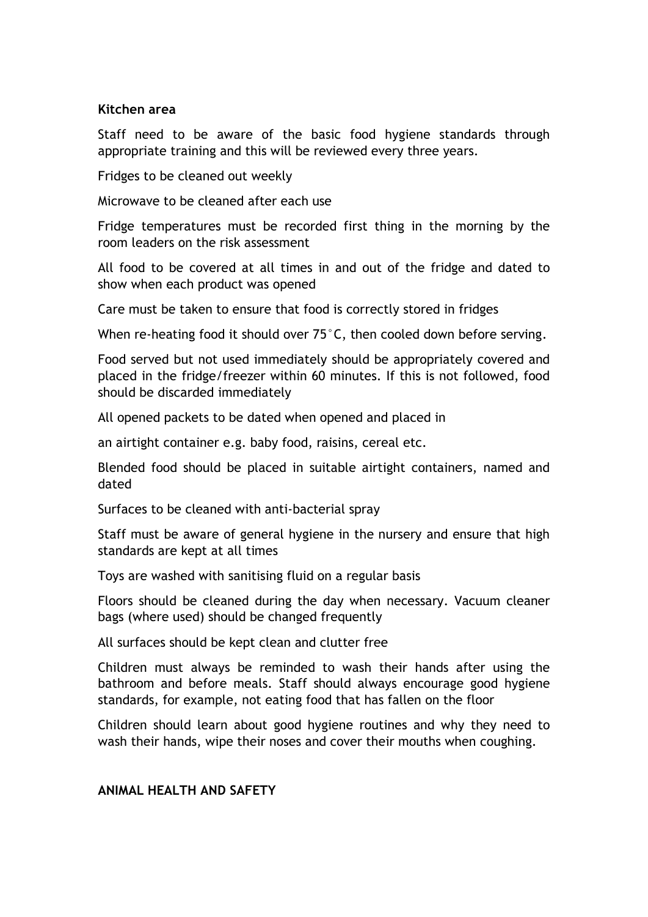**Kitchen area**

Staff need to be aware of the basic food hygiene standards through appropriate training and this will be reviewed every three years.

Fridges to be cleaned out weekly

Microwave to be cleaned after each use

Fridge temperatures must be recorded first thing in the morning by the room leaders on the risk assessment

All food to be covered at all times in and out of the fridge and dated to show when each product was opened

Care must be taken to ensure that food is correctly stored in fridges

When re-heating food it should over 75°C, then cooled down before serving.

Food served but not used immediately should be appropriately covered and placed in the fridge/freezer within 60 minutes. If this is not followed, food should be discarded immediately

All opened packets to be dated when opened and placed in

an airtight container e.g. baby food, raisins, cereal etc.

Blended food should be placed in suitable airtight containers, named and dated

Surfaces to be cleaned with anti-bacterial spray

Staff must be aware of general hygiene in the nursery and ensure that high standards are kept at all times

Toys are washed with sanitising fluid on a regular basis

Floors should be cleaned during the day when necessary. Vacuum cleaner bags (where used) should be changed frequently

All surfaces should be kept clean and clutter free

Children must always be reminded to wash their hands after using the bathroom and before meals. Staff should always encourage good hygiene standards, for example, not eating food that has fallen on the floor

Children should learn about good hygiene routines and why they need to wash their hands, wipe their noses and cover their mouths when coughing.

**ANIMAL HEALTH AND SAFETY**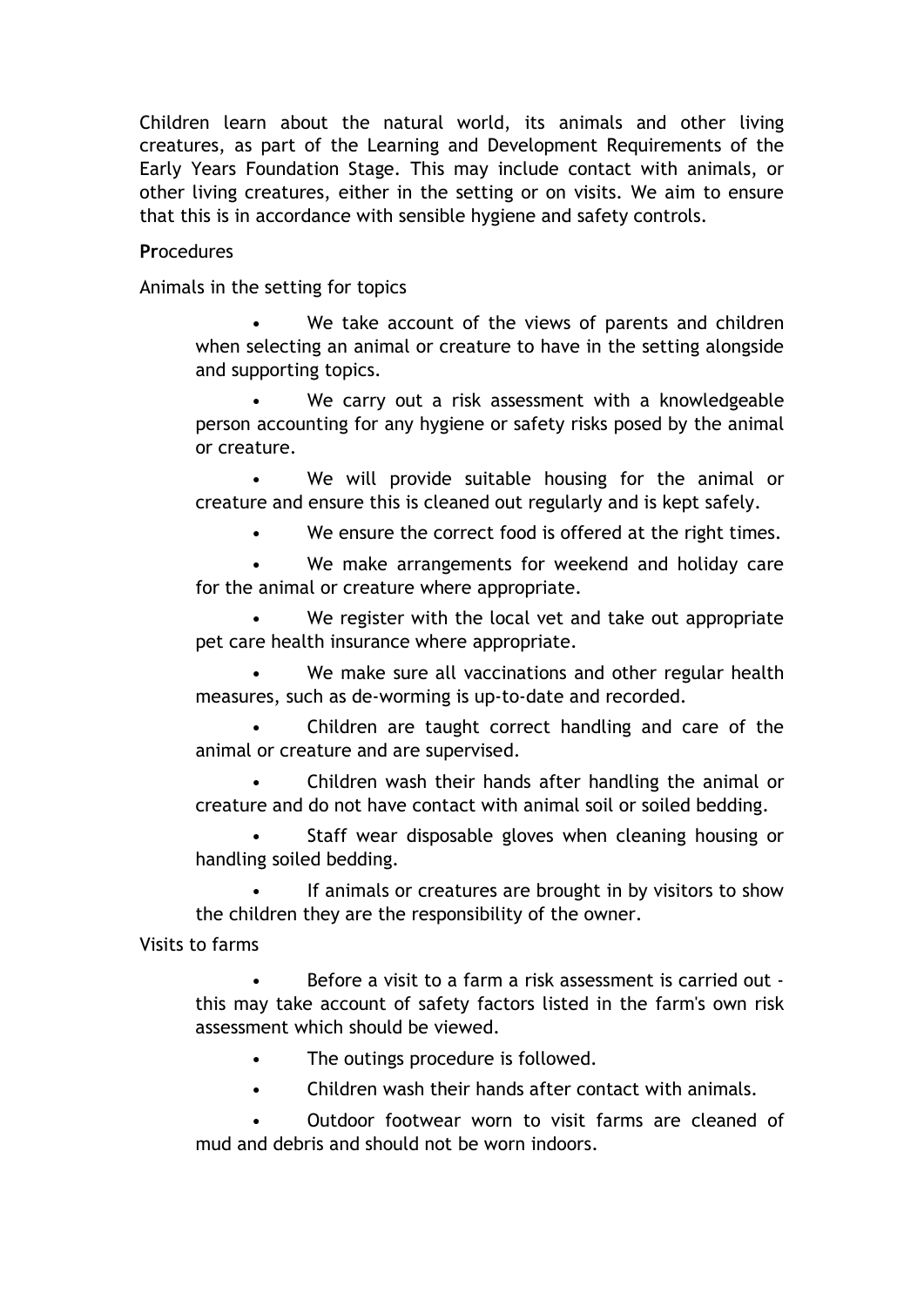Children learn about the natural world, its animals and other living creatures, as part of the Learning and Development Requirements of the Early Years Foundation Stage. This may include contact with animals, or other living creatures, either in the setting or on visits. We aim to ensure that this is in accordance with sensible hygiene and safety controls.

**Pr**ocedures

Animals in the setting for topics

- We take account of the views of parents and children when selecting an animal or creature to have in the setting alongside and supporting topics.
- We carry out a risk assessment with a knowledgeable person accounting for any hygiene or safety risks posed by the animal or creature.
- We will provide suitable housing for the animal or creature and ensure this is cleaned out regularly and is kept safely.
- We ensure the correct food is offered at the right times.
- We make arrangements for weekend and holiday care for the animal or creature where appropriate.
- We register with the local vet and take out appropriate pet care health insurance where appropriate.
- We make sure all vaccinations and other regular health measures, such as de-worming is up-to-date and recorded.
- Children are taught correct handling and care of the animal or creature and are supervised.
- Children wash their hands after handling the animal or creature and do not have contact with animal soil or soiled bedding.
- Staff wear disposable gloves when cleaning housing or handling soiled bedding.
- If animals or creatures are brought in by visitors to show the children they are the responsibility of the owner.

Visits to farms

- Before a visit to a farm a risk assessment is carried out - this may take account of safety factors listed in the farm's own risk assessment which should be viewed.
- The outings procedure is followed.
- Children wash their hands after contact with animals.
- Outdoor footwear worn to visit farms are cleaned of mud and debris and should not be worn indoors.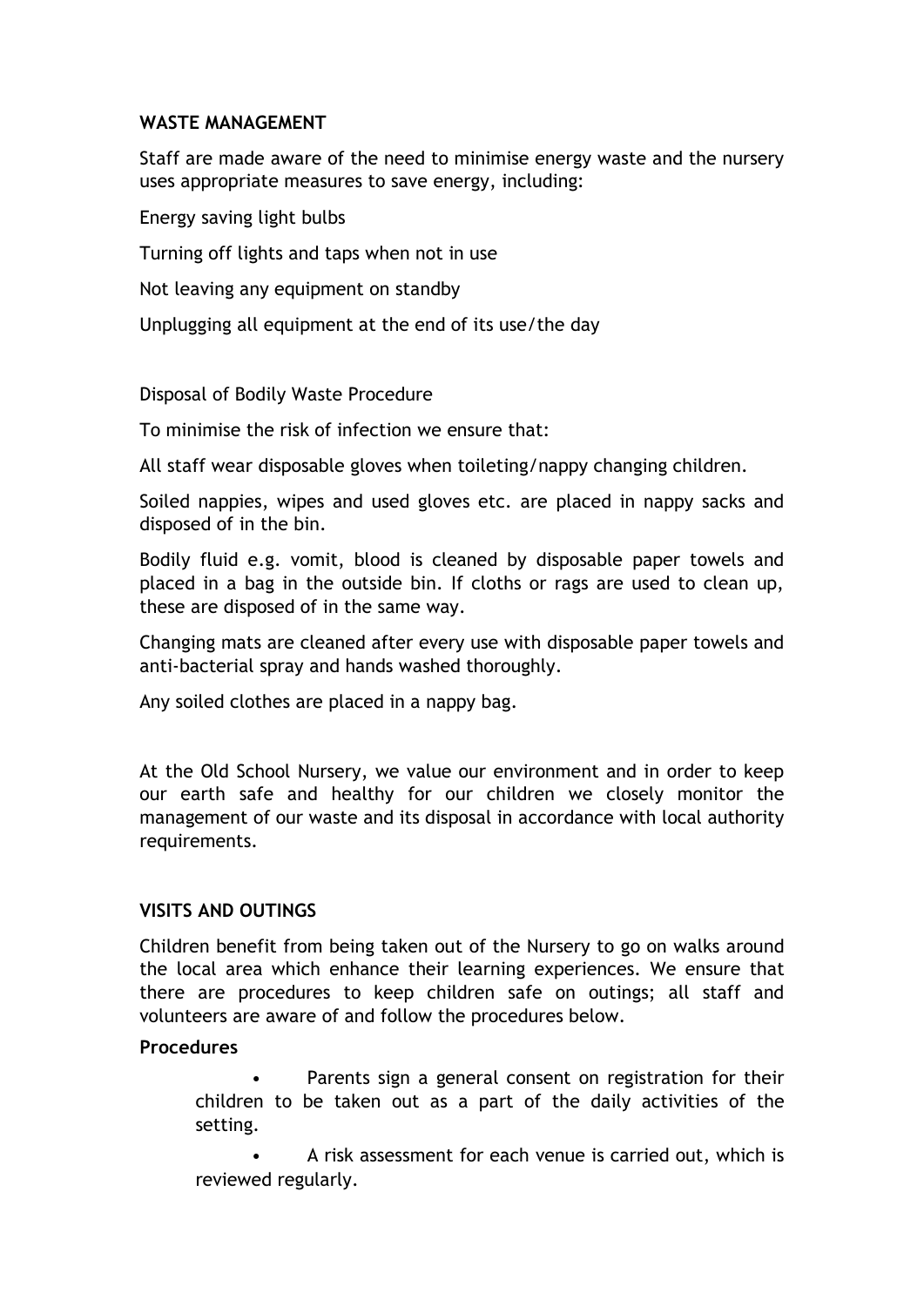**WASTE MANAGEMENT**

Staff are made aware of the need to minimise energy waste and the nursery uses appropriate measures to save energy, including:

Energy saving light bulbs

Turning off lights and taps when not in use

Not leaving any equipment on standby

Unplugging all equipment at the end of its use/the day

Disposal of Bodily Waste Procedure

To minimise the risk of infection we ensure that:

All staff wear disposable gloves when toileting/nappy changing children.

Soiled nappies, wipes and used gloves etc. are placed in nappy sacks and disposed of in the bin.

Bodily fluid e.g. vomit, blood is cleaned by disposable paper towels and placed in a bag in the outside bin. If cloths or rags are used to clean up, these are disposed of in the same way.

Changing mats are cleaned after every use with disposable paper towels and anti-bacterial spray and hands washed thoroughly.

Any soiled clothes are placed in a nappy bag.

At the Old School Nursery, we value our environment and in order to keep our earth safe and healthy for our children we closely monitor the management of our waste and its disposal in accordance with local authority requirements.

**VISITS AND OUTINGS**

Children benefit from being taken out of the Nursery to go on walks around the local area which enhance their learning experiences. We ensure that there are procedures to keep children safe on outings; all staff and volunteers are aware of and follow the procedures below.

**Procedures**

- Parents sign a general consent on registration for their children to be taken out as a part of the daily activities of the setting.
- A risk assessment for each venue is carried out, which is reviewed regularly.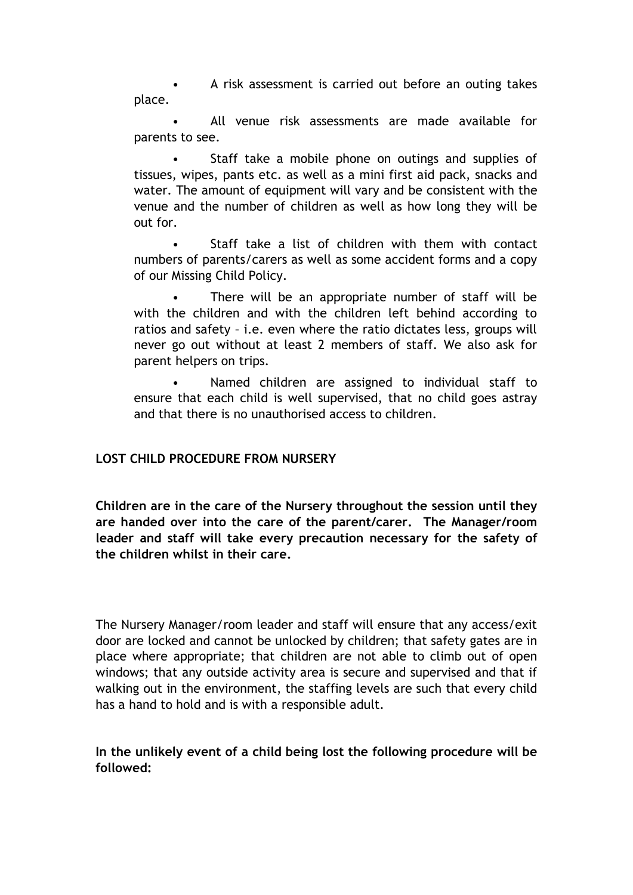- A risk assessment is carried out before an outing takes place.
- All venue risk assessments are made available for parents to see.
- Staff take a mobile phone on outings and supplies of tissues, wipes, pants etc. as well as a mini first aid pack, snacks and water. The amount of equipment will vary and be consistent with the venue and the number of children as well as how long they will be out for.
- Staff take a list of children with them with contact numbers of parents/carers as well as some accident forms and a copy of our Missing Child Policy.
- There will be an appropriate number of staff will be with the children and with the children left behind according to ratios and safety – i.e. even where the ratio dictates less, groups will never go out without at least 2 members of staff. We also ask for parent helpers on trips.
- Named children are assigned to individual staff to ensure that each child is well supervised, that no child goes astray and that there is no unauthorised access to children.

**LOST CHILD PROCEDURE FROM NURSERY**

**Children are in the care of the Nursery throughout the session until they are handed over into the care of the parent/carer. The Manager/room leader and staff will take every precaution necessary for the safety of the children whilst in their care.**

The Nursery Manager/room leader and staff will ensure that any access/exit door are locked and cannot be unlocked by children; that safety gates are in place where appropriate; that children are not able to climb out of open windows; that any outside activity area is secure and supervised and that if walking out in the environment, the staffing levels are such that every child has a hand to hold and is with a responsible adult.

**In the unlikely event of a child being lost the following procedure will be followed:**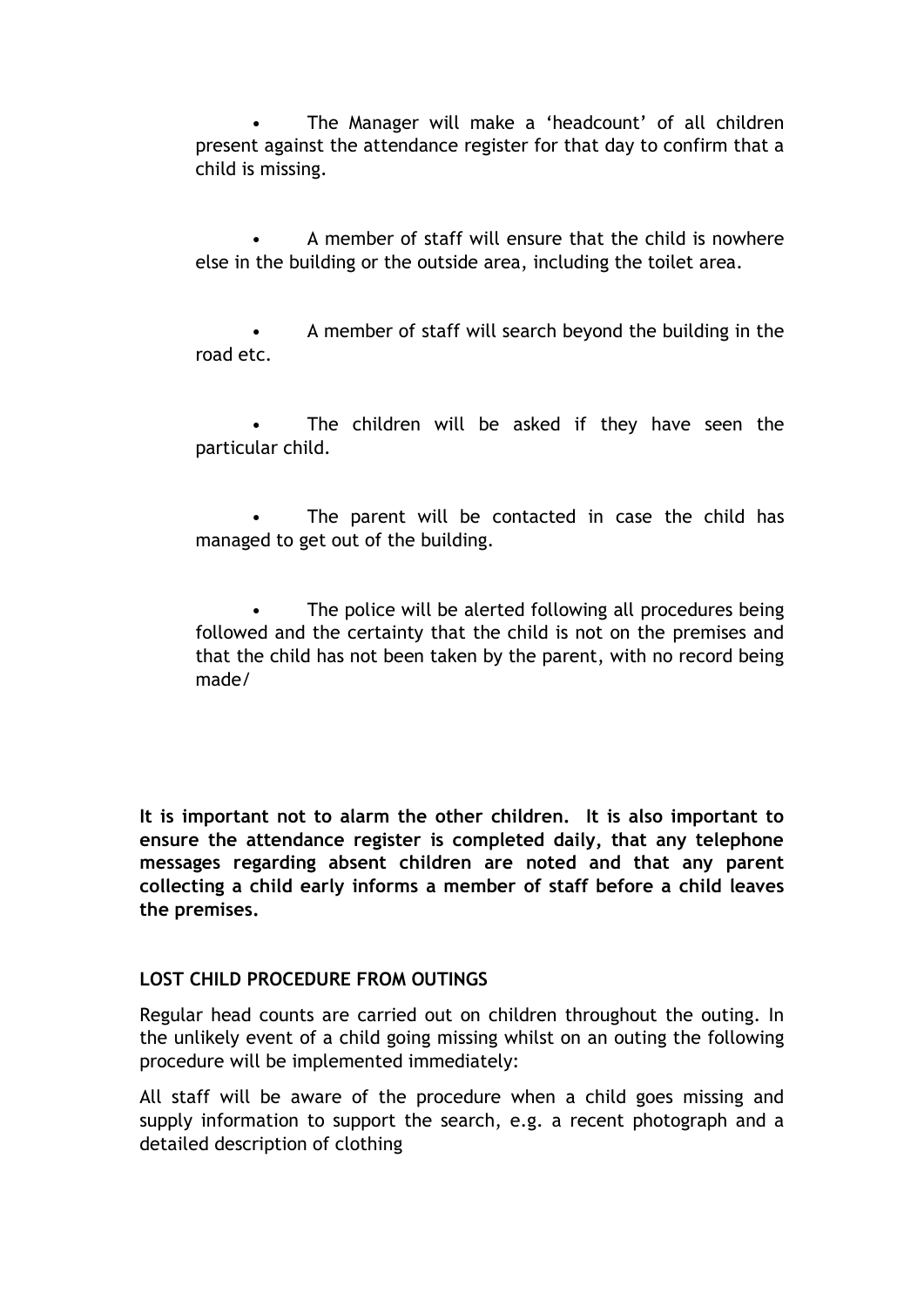- The Manager will make a 'headcount' of all children present against the attendance register for that day to confirm that a child is missing.

- A member of staff will ensure that the child is nowhere else in the building or the outside area, including the toilet area.

- A member of staff will search beyond the building in the road etc.

- The children will be asked if they have seen the particular child.

- The parent will be contacted in case the child has managed to get out of the building.

- The police will be alerted following all procedures being followed and the certainty that the child is not on the premises and that the child has not been taken by the parent, with no record being made/

**It is important not to alarm the other children. It is also important to ensure the attendance register is completed daily, that any telephone messages regarding absent children are noted and that any parent collecting a child early informs a member of staff before a child leaves the premises.**

**LOST CHILD PROCEDURE FROM OUTINGS**

Regular head counts are carried out on children throughout the outing. In the unlikely event of a child going missing whilst on an outing the following procedure will be implemented immediately:

All staff will be aware of the procedure when a child goes missing and supply information to support the search, e.g. a recent photograph and a detailed description of clothing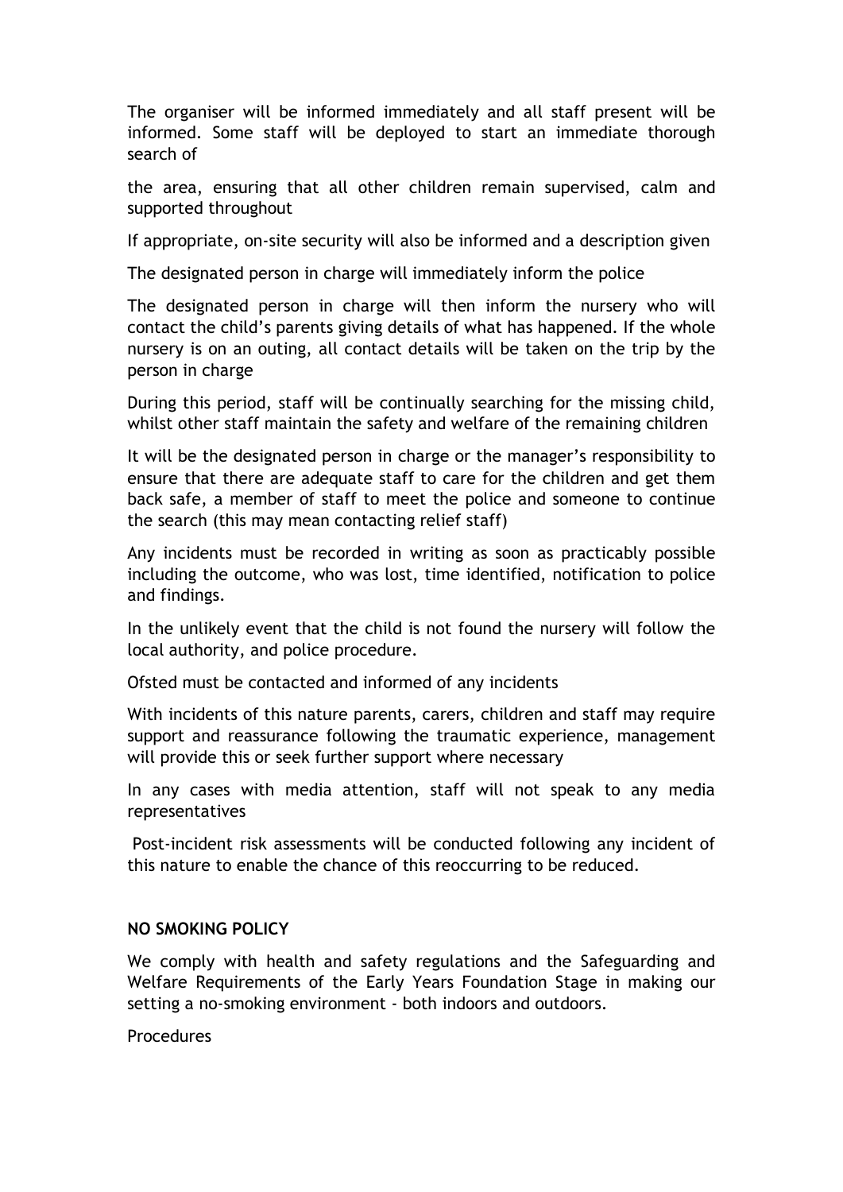The organiser will be informed immediately and all staff present will be informed. Some staff will be deployed to start an immediate thorough search of

the area, ensuring that all other children remain supervised, calm and supported throughout

If appropriate, on-site security will also be informed and a description given

The designated person in charge will immediately inform the police

The designated person in charge will then inform the nursery who will contact the child's parents giving details of what has happened. If the whole nursery is on an outing, all contact details will be taken on the trip by the person in charge

During this period, staff will be continually searching for the missing child, whilst other staff maintain the safety and welfare of the remaining children

It will be the designated person in charge or the manager's responsibility to ensure that there are adequate staff to care for the children and get them back safe, a member of staff to meet the police and someone to continue the search (this may mean contacting relief staff)

Any incidents must be recorded in writing as soon as practicably possible including the outcome, who was lost, time identified, notification to police and findings.

In the unlikely event that the child is not found the nursery will follow the local authority, and police procedure.

Ofsted must be contacted and informed of any incidents

With incidents of this nature parents, carers, children and staff may require support and reassurance following the traumatic experience, management will provide this or seek further support where necessary

In any cases with media attention, staff will not speak to any media representatives

Post-incident risk assessments will be conducted following any incident of this nature to enable the chance of this reoccurring to be reduced.

**NO SMOKING POLICY**

We comply with health and safety regulations and the Safeguarding and Welfare Requirements of the Early Years Foundation Stage in making our setting a no-smoking environment - both indoors and outdoors.

Procedures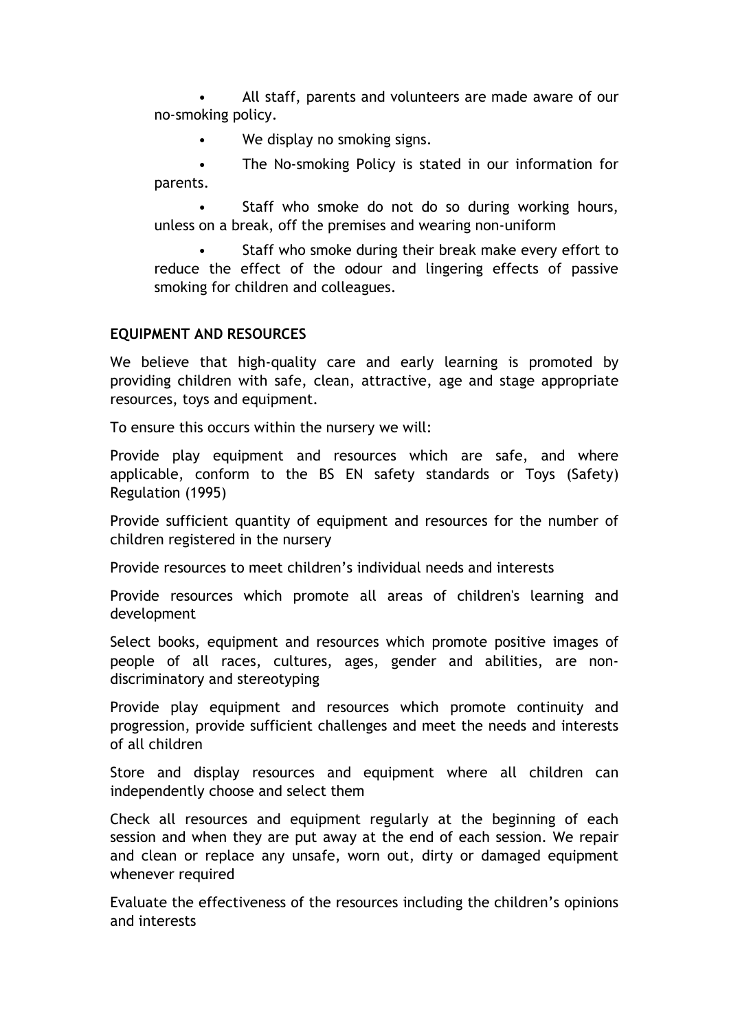- All staff, parents and volunteers are made aware of our no-smoking policy.
- We display no smoking signs.
- The No-smoking Policy is stated in our information for parents.
- Staff who smoke do not do so during working hours, unless on a break, off the premises and wearing non-uniform
- Staff who smoke during their break make every effort to reduce the effect of the odour and lingering effects of passive smoking for children and colleagues.

**EQUIPMENT AND RESOURCES**

We believe that high-quality care and early learning is promoted by providing children with safe, clean, attractive, age and stage appropriate resources, toys and equipment.

To ensure this occurs within the nursery we will:

Provide play equipment and resources which are safe, and where applicable, conform to the BS EN safety standards or Toys (Safety) Regulation (1995)

Provide sufficient quantity of equipment and resources for the number of children registered in the nursery

Provide resources to meet children's individual needs and interests

Provide resources which promote all areas of children's learning and development

Select books, equipment and resources which promote positive images of people of all races, cultures, ages, gender and abilities, are non-discriminatory and stereotyping

Provide play equipment and resources which promote continuity and progression, provide sufficient challenges and meet the needs and interests of all children

Store and display resources and equipment where all children can independently choose and select them

Check all resources and equipment regularly at the beginning of each session and when they are put away at the end of each session. We repair and clean or replace any unsafe, worn out, dirty or damaged equipment whenever required

Evaluate the effectiveness of the resources including the children's opinions and interests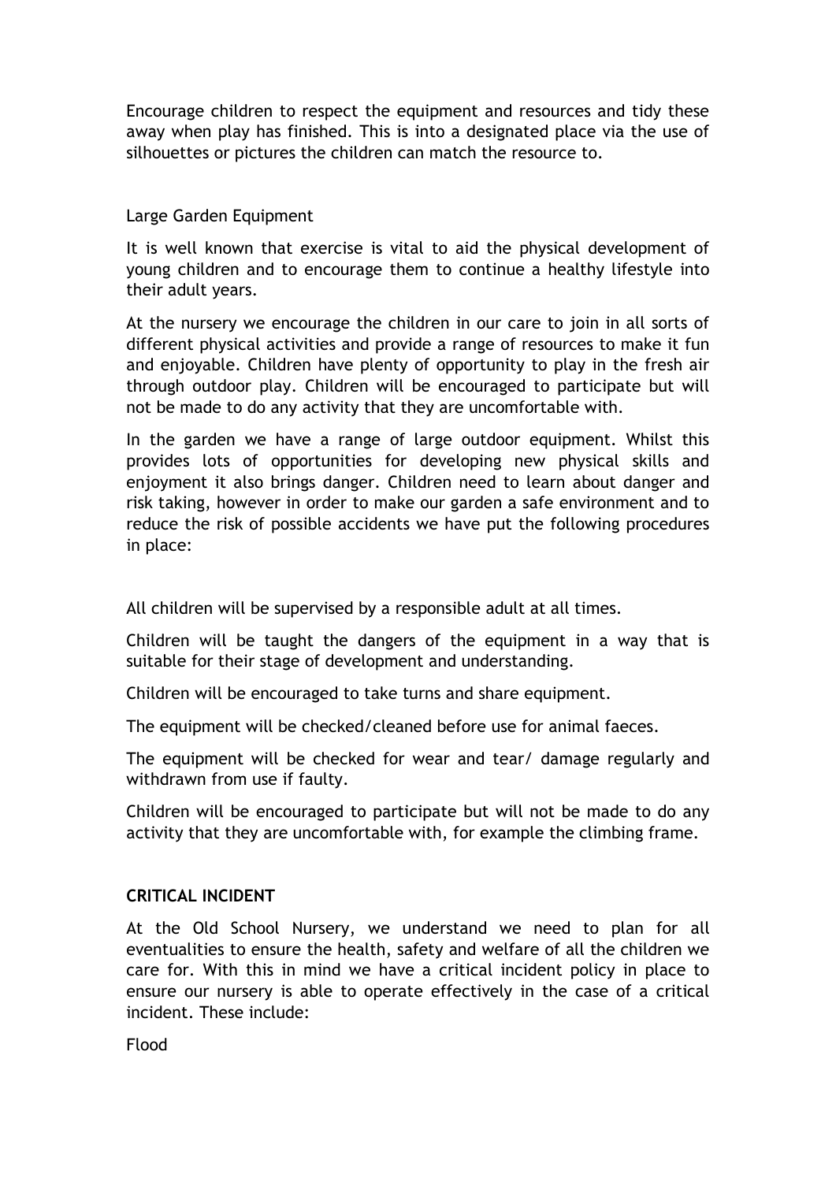Encourage children to respect the equipment and resources and tidy these away when play has finished. This is into a designated place via the use of silhouettes or pictures the children can match the resource to.

Large Garden Equipment

It is well known that exercise is vital to aid the physical development of young children and to encourage them to continue a healthy lifestyle into their adult years.

At the nursery we encourage the children in our care to join in all sorts of different physical activities and provide a range of resources to make it fun and enjoyable. Children have plenty of opportunity to play in the fresh air through outdoor play. Children will be encouraged to participate but will not be made to do any activity that they are uncomfortable with.

In the garden we have a range of large outdoor equipment. Whilst this provides lots of opportunities for developing new physical skills and enjoyment it also brings danger. Children need to learn about danger and risk taking, however in order to make our garden a safe environment and to reduce the risk of possible accidents we have put the following procedures in place:

All children will be supervised by a responsible adult at all times.

Children will be taught the dangers of the equipment in a way that is suitable for their stage of development and understanding.

Children will be encouraged to take turns and share equipment.

The equipment will be checked/cleaned before use for animal faeces.

The equipment will be checked for wear and tear/ damage regularly and withdrawn from use if faulty.

Children will be encouraged to participate but will not be made to do any activity that they are uncomfortable with, for example the climbing frame.

**CRITICAL INCIDENT**

At the Old School Nursery, we understand we need to plan for all eventualities to ensure the health, safety and welfare of all the children we care for. With this in mind we have a critical incident policy in place to ensure our nursery is able to operate effectively in the case of a critical incident. These include:

Flood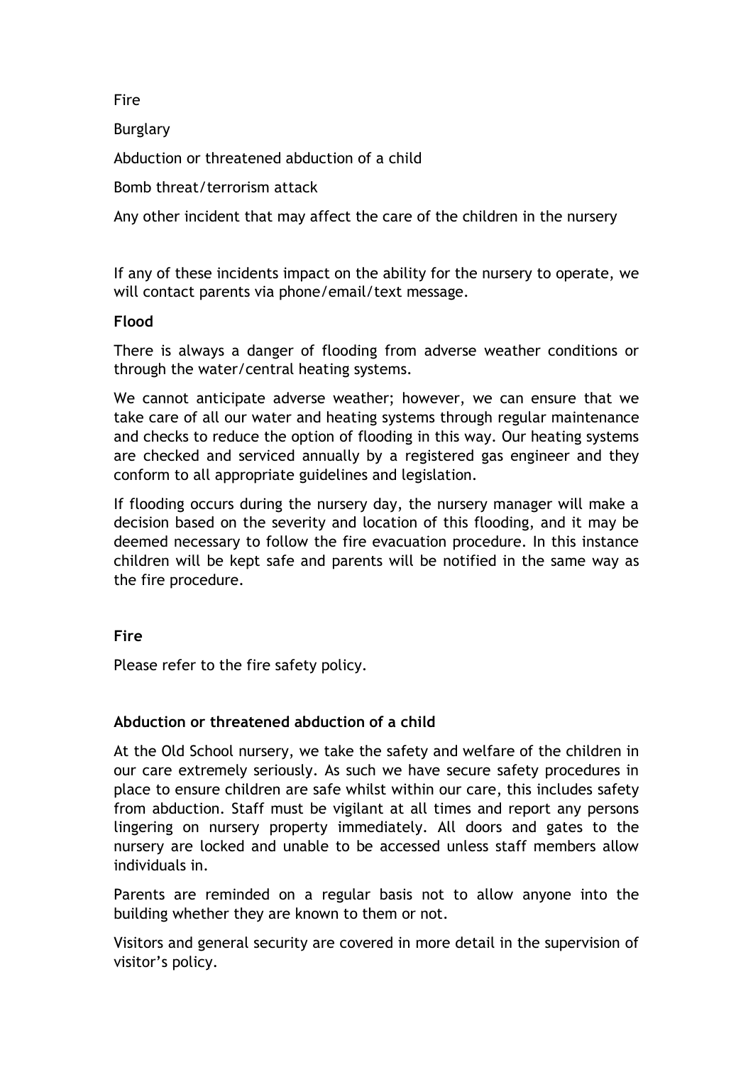Fire

Burglary

Abduction or threatened abduction of a child

Bomb threat/terrorism attack

Any other incident that may affect the care of the children in the nursery

If any of these incidents impact on the ability for the nursery to operate, we will contact parents via phone/email/text message.

**Flood**

There is always a danger of flooding from adverse weather conditions or through the water/central heating systems.

We cannot anticipate adverse weather; however, we can ensure that we take care of all our water and heating systems through regular maintenance and checks to reduce the option of flooding in this way. Our heating systems are checked and serviced annually by a registered gas engineer and they conform to all appropriate guidelines and legislation.

If flooding occurs during the nursery day, the nursery manager will make a decision based on the severity and location of this flooding, and it may be deemed necessary to follow the fire evacuation procedure. In this instance children will be kept safe and parents will be notified in the same way as the fire procedure.

**Fire**

Please refer to the fire safety policy.

**Abduction or threatened abduction of a child**

At the Old School nursery, we take the safety and welfare of the children in our care extremely seriously. As such we have secure safety procedures in place to ensure children are safe whilst within our care, this includes safety from abduction. Staff must be vigilant at all times and report any persons lingering on nursery property immediately. All doors and gates to the nursery are locked and unable to be accessed unless staff members allow individuals in.

Parents are reminded on a regular basis not to allow anyone into the building whether they are known to them or not.

Visitors and general security are covered in more detail in the supervision of visitor's policy.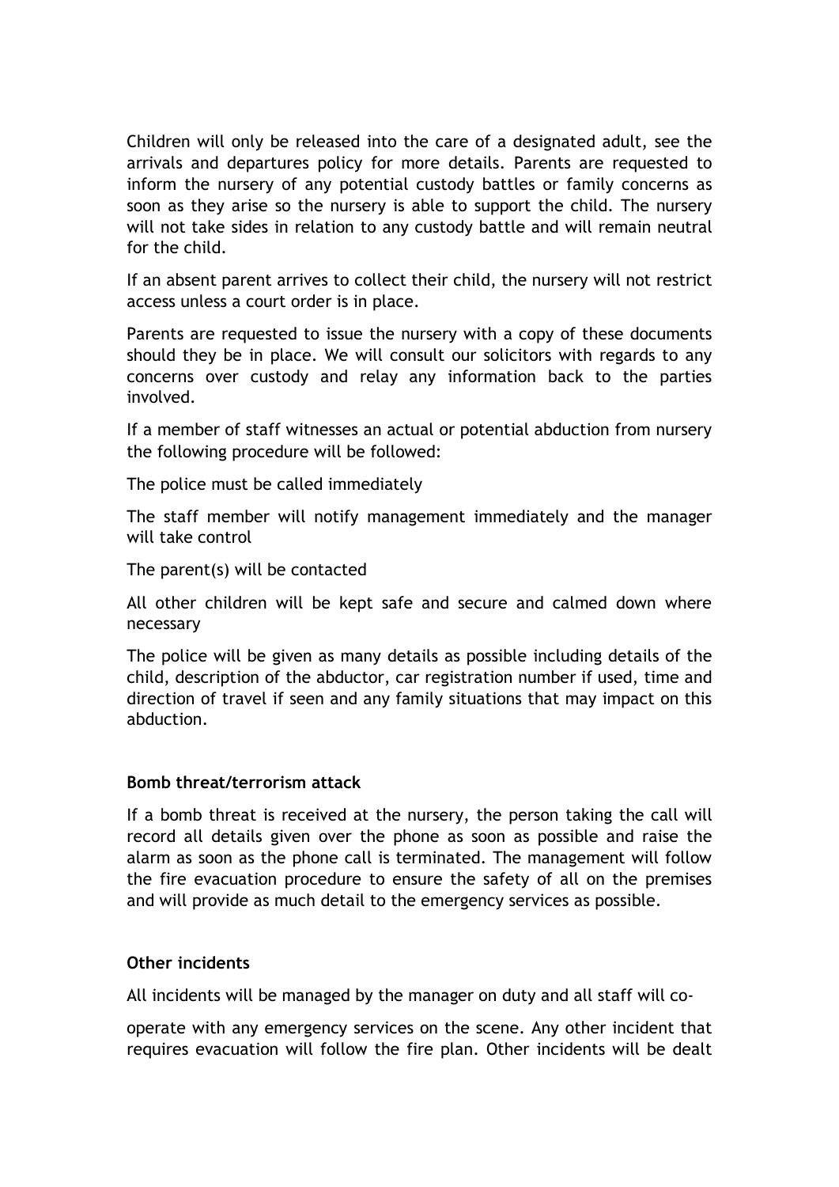Children will only be released into the care of a designated adult, see the arrivals and departures policy for more details. Parents are requested to inform the nursery of any potential custody battles or family concerns as soon as they arise so the nursery is able to support the child. The nursery will not take sides in relation to any custody battle and will remain neutral for the child.

If an absent parent arrives to collect their child, the nursery will not restrict access unless a court order is in place.

Parents are requested to issue the nursery with a copy of these documents should they be in place. We will consult our solicitors with regards to any concerns over custody and relay any information back to the parties involved.

If a member of staff witnesses an actual or potential abduction from nursery the following procedure will be followed:

The police must be called immediately

The staff member will notify management immediately and the manager will take control

The parent(s) will be contacted

All other children will be kept safe and secure and calmed down where necessary

The police will be given as many details as possible including details of the child, description of the abductor, car registration number if used, time and direction of travel if seen and any family situations that may impact on this abduction.

**Bomb threat/terrorism attack**

If a bomb threat is received at the nursery, the person taking the call will record all details given over the phone as soon as possible and raise the alarm as soon as the phone call is terminated. The management will follow the fire evacuation procedure to ensure the safety of all on the premises and will provide as much detail to the emergency services as possible.

**Other incidents**

All incidents will be managed by the manager on duty and all staff will co-operate with any emergency services on the scene. Any other incident that requires evacuation will follow the fire plan. Other incidents will be dealt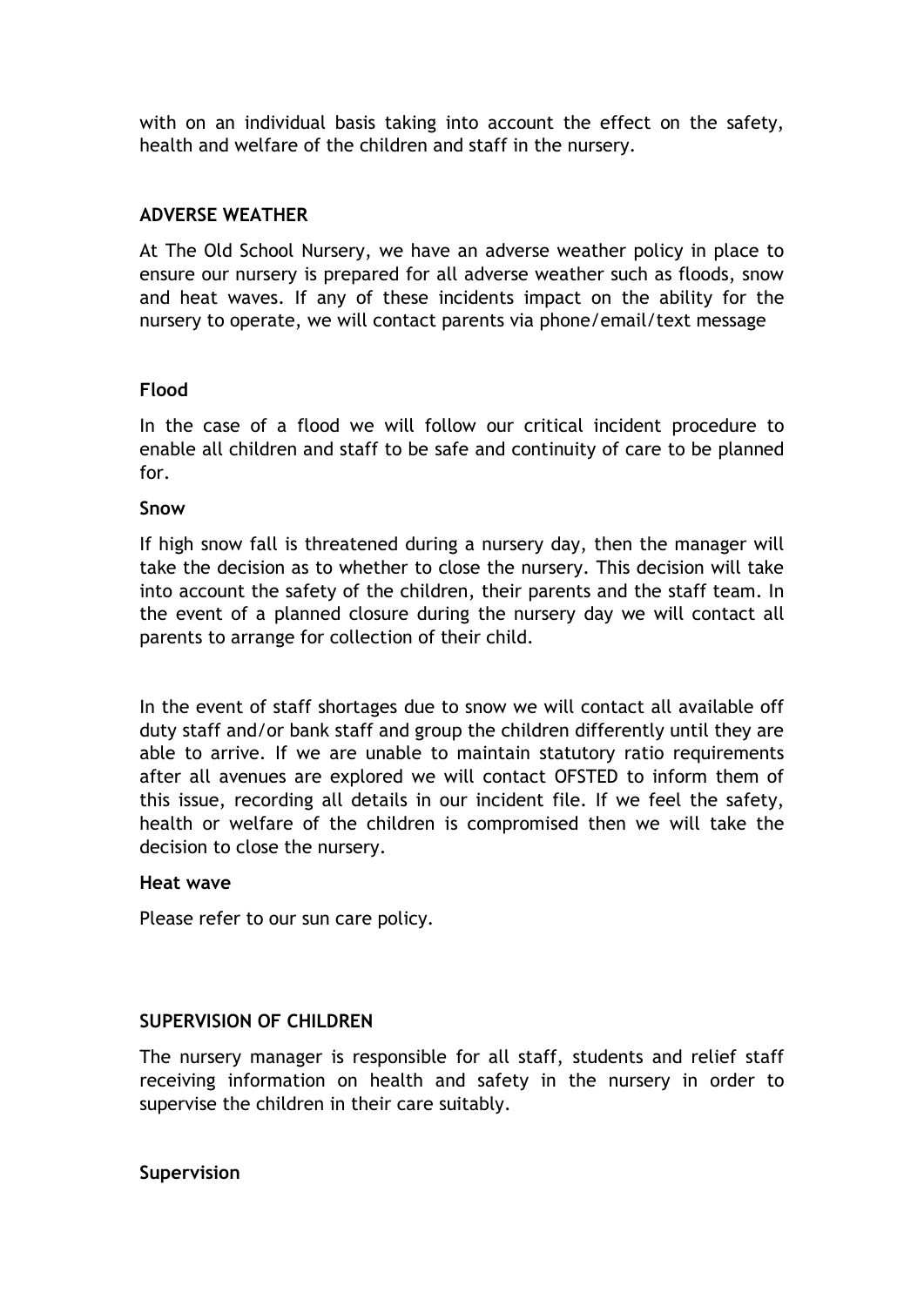with on an individual basis taking into account the effect on the safety, health and welfare of the children and staff in the nursery.

## ADVERSE WEATHER

At The Old School Nursery, we have an adverse weather policy in place to ensure our nursery is prepared for all adverse weather such as floods, snow and heat waves. If any of these incidents impact on the ability for the nursery to operate, we will contact parents via phone/email/text message

### Flood

In the case of a flood we will follow our critical incident procedure to enable all children and staff to be safe and continuity of care to be planned for.

### Snow

If high snow fall is threatened during a nursery day, then the manager will take the decision as to whether to close the nursery. This decision will take into account the safety of the children, their parents and the staff team. In the event of a planned closure during the nursery day we will contact all parents to arrange for collection of their child.

In the event of staff shortages due to snow we will contact all available off duty staff and/or bank staff and group the children differently until they are able to arrive. If we are unable to maintain statutory ratio requirements after all avenues are explored we will contact OFSTED to inform them of this issue, recording all details in our incident file. If we feel the safety, health or welfare of the children is compromised then we will take the decision to close the nursery.

### Heat wave

Please refer to our sun care policy.

## SUPERVISION OF CHILDREN

The nursery manager is responsible for all staff, students and relief staff receiving information on health and safety in the nursery in order to supervise the children in their care suitably.

### Supervision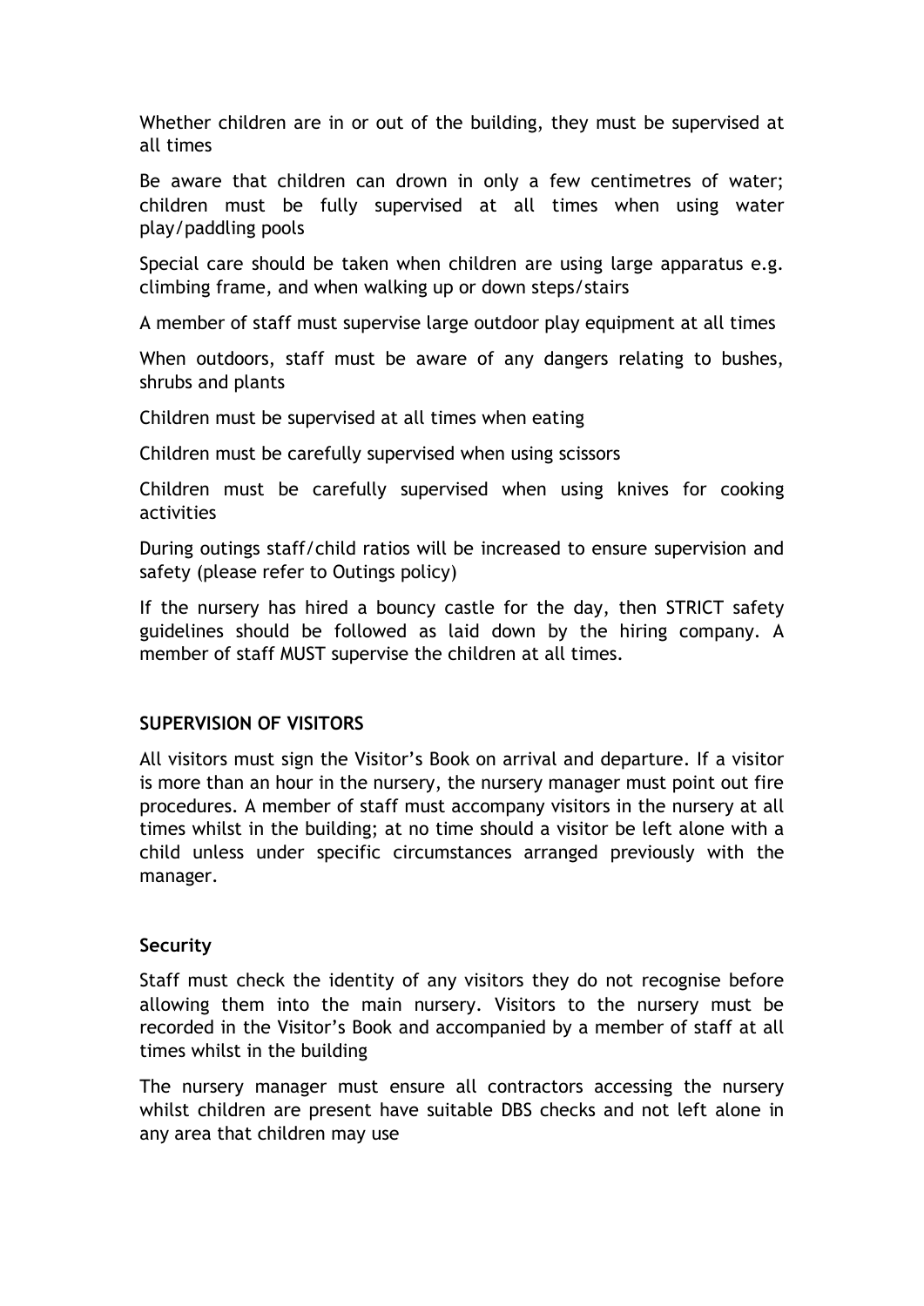Whether children are in or out of the building, they must be supervised at all times

Be aware that children can drown in only a few centimetres of water; children must be fully supervised at all times when using water play/paddling pools

Special care should be taken when children are using large apparatus e.g. climbing frame, and when walking up or down steps/stairs

A member of staff must supervise large outdoor play equipment at all times

When outdoors, staff must be aware of any dangers relating to bushes, shrubs and plants

Children must be supervised at all times when eating

Children must be carefully supervised when using scissors

Children must be carefully supervised when using knives for cooking activities

During outings staff/child ratios will be increased to ensure supervision and safety (please refer to Outings policy)

If the nursery has hired a bouncy castle for the day, then STRICT safety guidelines should be followed as laid down by the hiring company. A member of staff MUST supervise the children at all times.

**SUPERVISION OF VISITORS**

All visitors must sign the Visitor's Book on arrival and departure. If a visitor is more than an hour in the nursery, the nursery manager must point out fire procedures. A member of staff must accompany visitors in the nursery at all times whilst in the building; at no time should a visitor be left alone with a child unless under specific circumstances arranged previously with the manager.

**Security**

Staff must check the identity of any visitors they do not recognise before allowing them into the main nursery. Visitors to the nursery must be recorded in the Visitor's Book and accompanied by a member of staff at all times whilst in the building

The nursery manager must ensure all contractors accessing the nursery whilst children are present have suitable DBS checks and not left alone in any area that children may use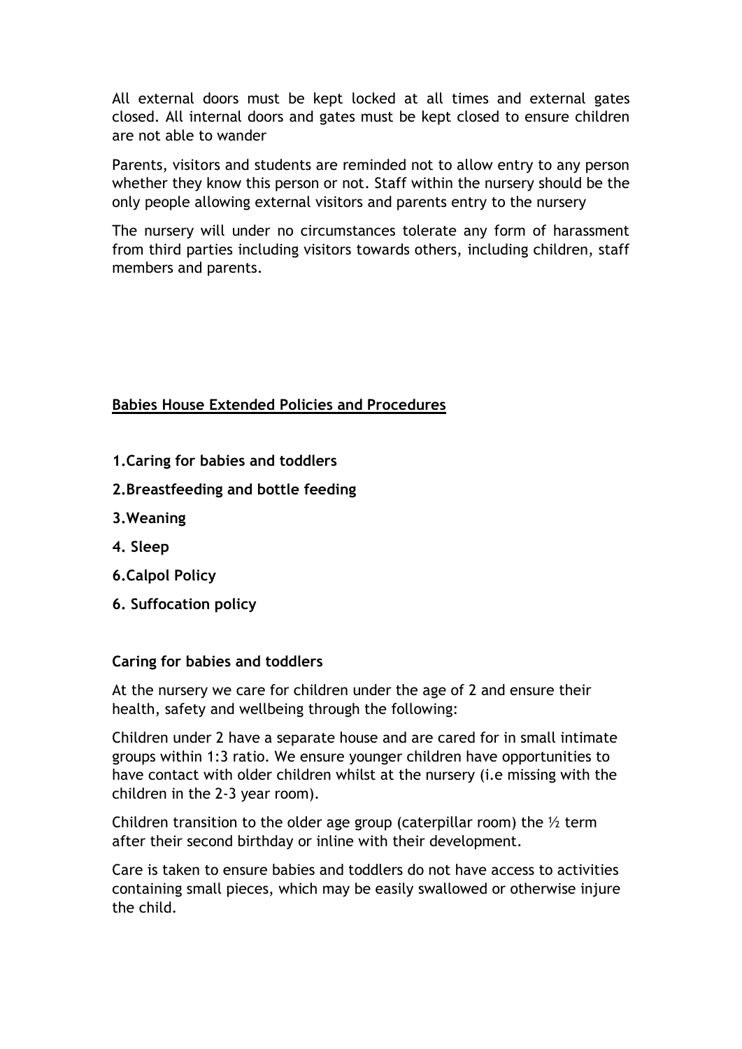All external doors must be kept locked at all times and external gates closed. All internal doors and gates must be kept closed to ensure children are not able to wander

Parents, visitors and students are reminded not to allow entry to any person whether they know this person or not. Staff within the nursery should be the only people allowing external visitors and parents entry to the nursery

The nursery will under no circumstances tolerate any form of harassment from third parties including visitors towards others, including children, staff members and parents.

## Babies House Extended Policies and Procedures

**1.Caring for babies and toddlers**

**2.Breastfeeding and bottle feeding**

**3.Weaning**

**4. Sleep**

**6.Calpol Policy**

**6. Suffocation policy**

### Caring for babies and toddlers

At the nursery we care for children under the age of 2 and ensure their health, safety and wellbeing through the following:

Children under 2 have a separate house and are cared for in small intimate groups within 1:3 ratio. We ensure younger children have opportunities to have contact with older children whilst at the nursery (i.e missing with the children in the 2-3 year room).

Children transition to the older age group (caterpillar room) the ½ term after their second birthday or inline with their development.

Care is taken to ensure babies and toddlers do not have access to activities containing small pieces, which may be easily swallowed or otherwise injure the child.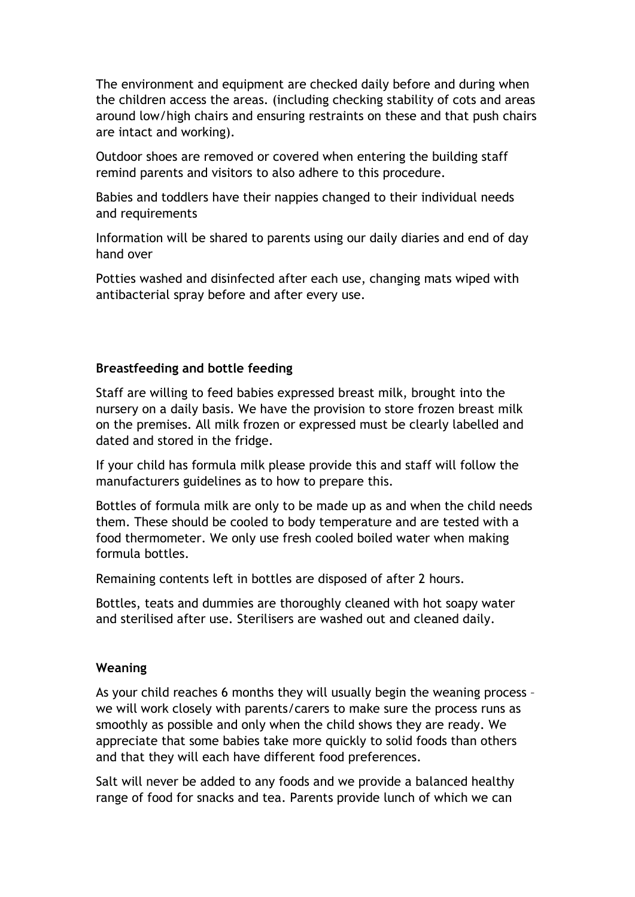The environment and equipment are checked daily before and during when the children access the areas. (including checking stability of cots and areas around low/high chairs and ensuring restraints on these and that push chairs are intact and working).

Outdoor shoes are removed or covered when entering the building staff remind parents and visitors to also adhere to this procedure.

Babies and toddlers have their nappies changed to their individual needs and requirements

Information will be shared to parents using our daily diaries and end of day hand over

Potties washed and disinfected after each use, changing mats wiped with antibacterial spray before and after every use.

**Breastfeeding and bottle feeding**

Staff are willing to feed babies expressed breast milk, brought into the nursery on a daily basis. We have the provision to store frozen breast milk on the premises. All milk frozen or expressed must be clearly labelled and dated and stored in the fridge.

If your child has formula milk please provide this and staff will follow the manufacturers guidelines as to how to prepare this.

Bottles of formula milk are only to be made up as and when the child needs them. These should be cooled to body temperature and are tested with a food thermometer. We only use fresh cooled boiled water when making formula bottles.

Remaining contents left in bottles are disposed of after 2 hours.

Bottles, teats and dummies are thoroughly cleaned with hot soapy water and sterilised after use. Sterilisers are washed out and cleaned daily.

**Weaning**

As your child reaches 6 months they will usually begin the weaning process – we will work closely with parents/carers to make sure the process runs as smoothly as possible and only when the child shows they are ready. We appreciate that some babies take more quickly to solid foods than others and that they will each have different food preferences.

Salt will never be added to any foods and we provide a balanced healthy range of food for snacks and tea. Parents provide lunch of which we can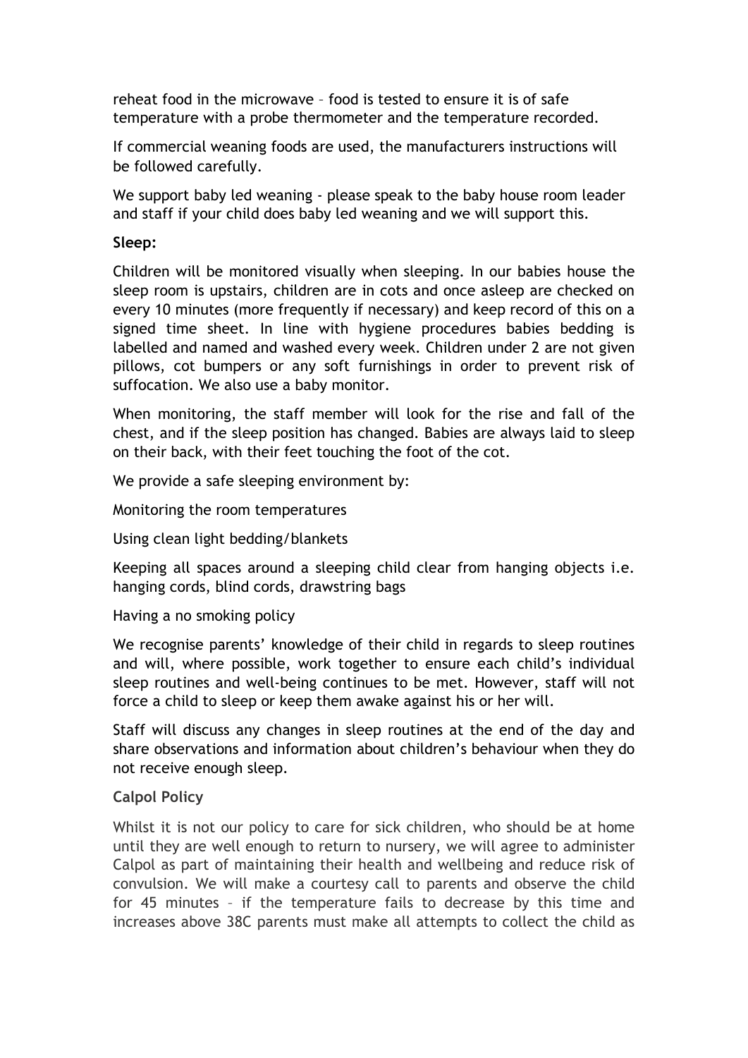reheat food in the microwave – food is tested to ensure it is of safe temperature with a probe thermometer and the temperature recorded.

If commercial weaning foods are used, the manufacturers instructions will be followed carefully.

We support baby led weaning - please speak to the baby house room leader and staff if your child does baby led weaning and we will support this.

**Sleep:**

Children will be monitored visually when sleeping. In our babies house the sleep room is upstairs, children are in cots and once asleep are checked on every 10 minutes (more frequently if necessary) and keep record of this on a signed time sheet. In line with hygiene procedures babies bedding is labelled and named and washed every week. Children under 2 are not given pillows, cot bumpers or any soft furnishings in order to prevent risk of suffocation. We also use a baby monitor.

When monitoring, the staff member will look for the rise and fall of the chest, and if the sleep position has changed. Babies are always laid to sleep on their back, with their feet touching the foot of the cot.

We provide a safe sleeping environment by:

Monitoring the room temperatures

Using clean light bedding/blankets

Keeping all spaces around a sleeping child clear from hanging objects i.e. hanging cords, blind cords, drawstring bags

Having a no smoking policy

We recognise parents' knowledge of their child in regards to sleep routines and will, where possible, work together to ensure each child's individual sleep routines and well-being continues to be met. However, staff will not force a child to sleep or keep them awake against his or her will.

Staff will discuss any changes in sleep routines at the end of the day and share observations and information about children's behaviour when they do not receive enough sleep.

**Calpol Policy**

Whilst it is not our policy to care for sick children, who should be at home until they are well enough to return to nursery, we will agree to administer Calpol as part of maintaining their health and wellbeing and reduce risk of convulsion. We will make a courtesy call to parents and observe the child for 45 minutes – if the temperature fails to decrease by this time and increases above 38C parents must make all attempts to collect the child as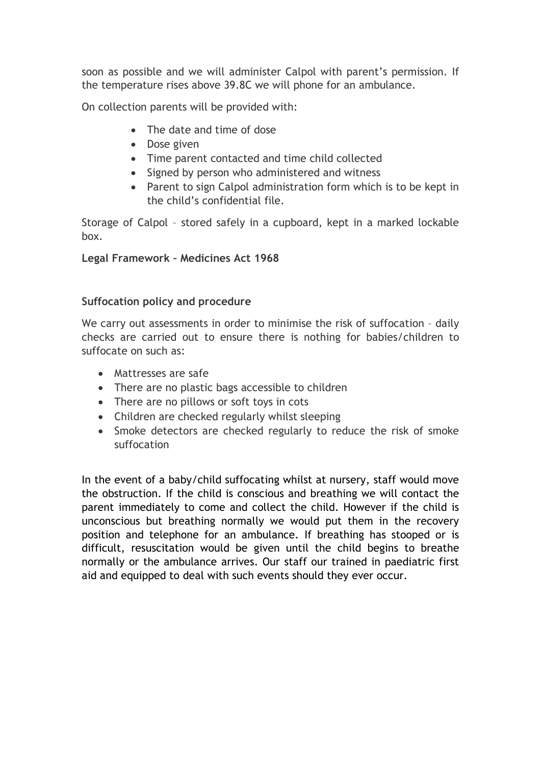soon as possible and we will administer Calpol with parent's permission. If the temperature rises above 39.8C we will phone for an ambulance.

On collection parents will be provided with:

- The date and time of dose
- Dose given
- Time parent contacted and time child collected
- Signed by person who administered and witness
- Parent to sign Calpol administration form which is to be kept in the child's confidential file.

Storage of Calpol – stored safely in a cupboard, kept in a marked lockable box.

**Legal Framework – Medicines Act 1968**

**Suffocation policy and procedure**

We carry out assessments in order to minimise the risk of suffocation – daily checks are carried out to ensure there is nothing for babies/children to suffocate on such as:

- Mattresses are safe
- There are no plastic bags accessible to children
- There are no pillows or soft toys in cots
- Children are checked regularly whilst sleeping
- Smoke detectors are checked regularly to reduce the risk of smoke suffocation

In the event of a baby/child suffocating whilst at nursery, staff would move the obstruction. If the child is conscious and breathing we will contact the parent immediately to come and collect the child. However if the child is unconscious but breathing normally we would put them in the recovery position and telephone for an ambulance. If breathing has stooped or is difficult, resuscitation would be given until the child begins to breathe normally or the ambulance arrives. Our staff our trained in paediatric first aid and equipped to deal with such events should they ever occur.